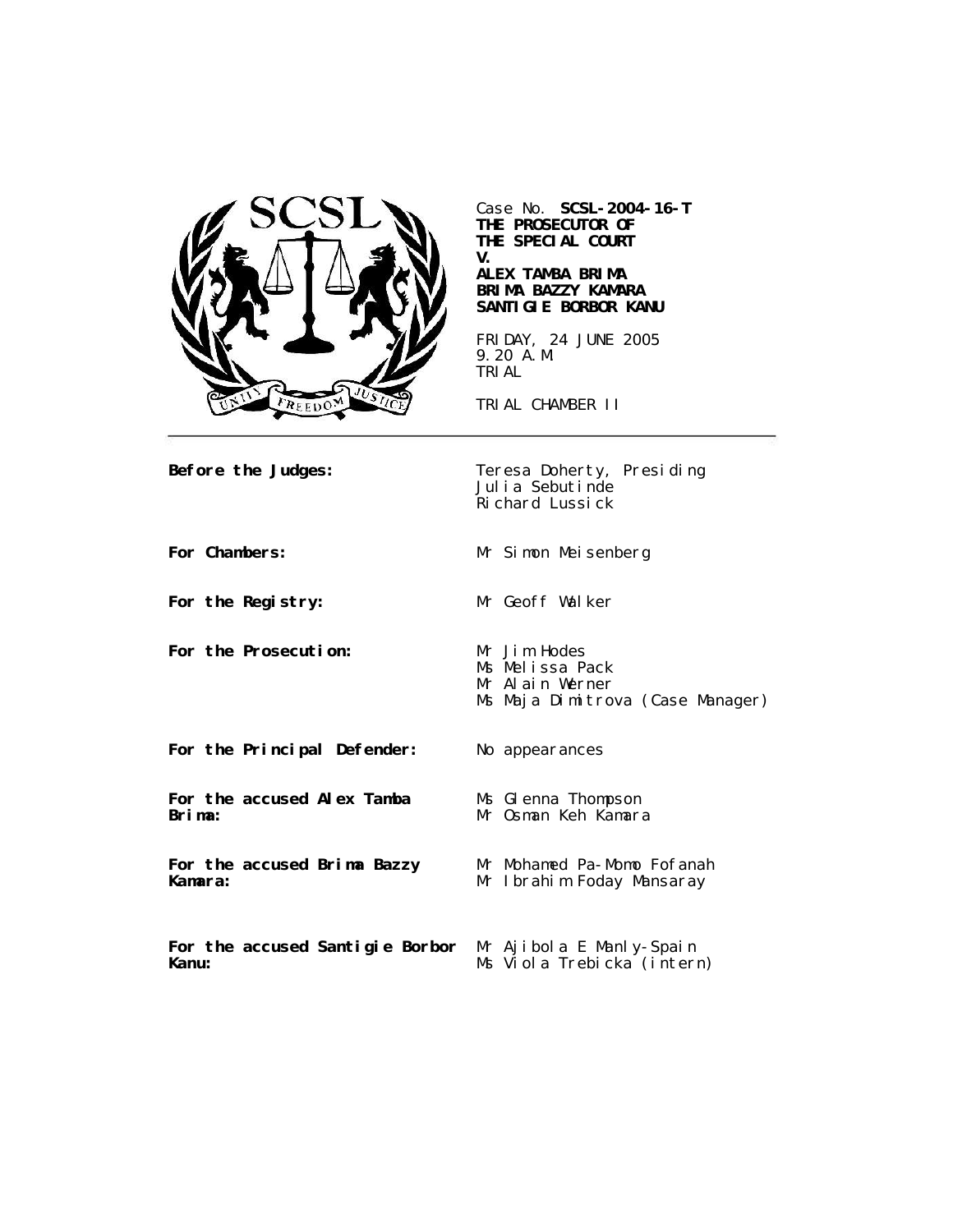Case No. **SCSL-2004-16-T**
**THE PROSECUTOR OF THE SPECIAL COURT**
**V.**
**ALEX TAMBA BRIMA**
**BRIMA BAZZY KAMARA**
**SANTIGIE BORBOR KANU**

FRIDAY, 24 JUNE 2005
9.20 A.M.
TRIAL

TRIAL CHAMBER II

---

| | |
|---|---|
| **Before the Judges:** | Teresa Doherty, Presiding<br>Julia Sebutinde<br>Richard Lussick |
| **For Chambers:** | Mr Simon Meisenberg |
| **For the Registry:** | Mr Geoff Walker |
| **For the Prosecution:** | Mr Jim Hodes<br>Ms Melissa Pack<br>Mr Alain Werner<br>Ms Maja Dimitrova (Case Manager) |
| **For the Principal Defender:** | No appearances |
| **For the accused Alex Tamba Brima:** | Ms Glenna Thompson<br>Mr Osman Keh Kamara |
| **For the accused Brima Bazzy Kamara:** | Mr Mohamed Pa-Momo Fofanah<br>Mr Ibrahim Foday Mansaray |
| **For the accused Santigie Borbor Kanu:** | Mr Ajibola E Manly-Spain<br>Ms Viola Trebicka (intern) |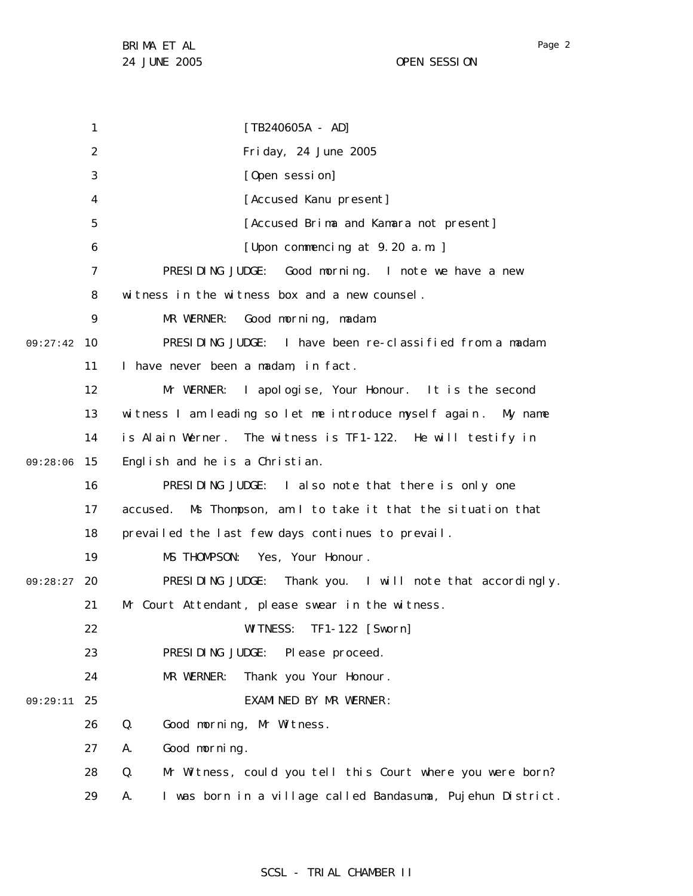[TB240605A - AD]

Friday, 24 June 2005

[Open session]

[Accused Kanu present]

[Accused Brima and Kamara not present]

[Upon commencing at 9.20 a.m.]

PRESIDING JUDGE: Good morning. I note we have a new witness in the witness box and a new counsel.

MR WERNER: Good morning, madam.

PRESIDING JUDGE: I have been re-classified from a madam. I have never been a madam, in fact.

Mr WERNER: I apologise, Your Honour. It is the second witness I am leading so let me introduce myself again. My name is Alain Werner. The witness is TF1-122. He will testify in English and he is a Christian.

PRESIDING JUDGE: I also note that there is only one accused. Ms Thompson, am I to take it that the situation that prevailed the last few days continues to prevail.

MS THOMPSON: Yes, Your Honour.

PRESIDING JUDGE: Thank you. I will note that accordingly. Mr Court Attendant, please swear in the witness.

WITNESS: TF1-122 [Sworn]

PRESIDING JUDGE: Please proceed.

MR WERNER: Thank you Your Honour.

EXAMINED BY MR WERNER:

Q. Good morning, Mr Witness.

A. Good morning.

Q. Mr Witness, could you tell this Court where you were born?

A. I was born in a village called Bandasuma, Pujehun District.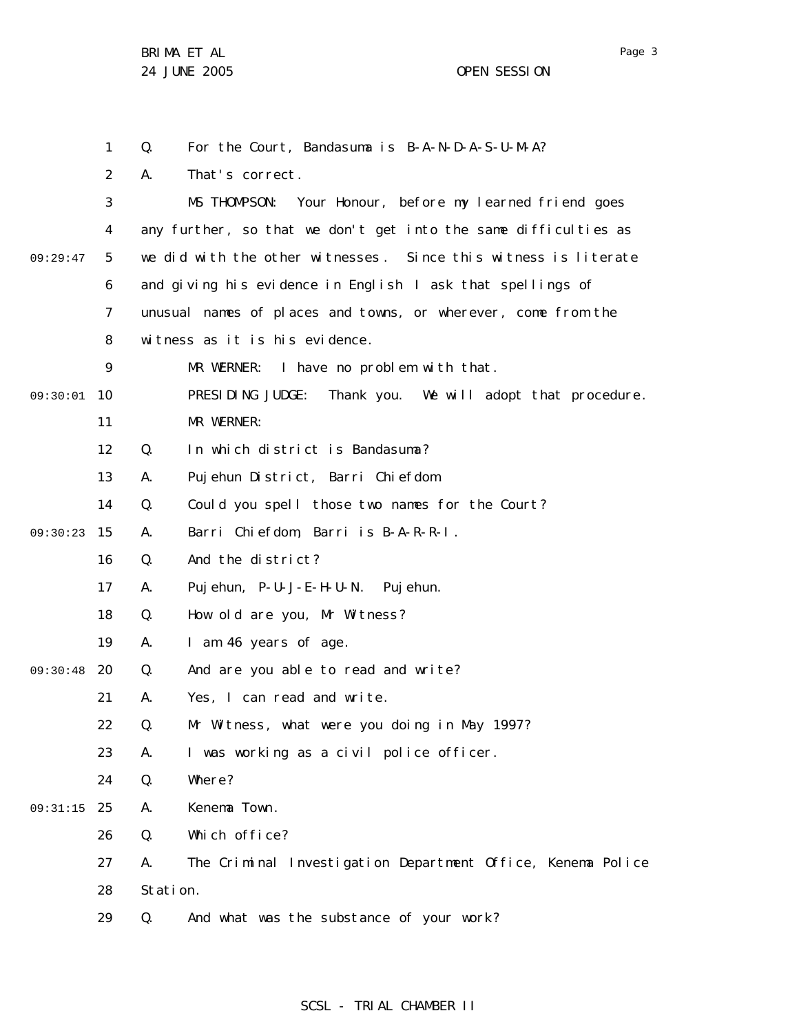Q. For the Court, Bandasuma is B-A-N-D-A-S-U-M-A?

A. That's correct.

MS THOMPSON: Your Honour, before my learned friend goes any further, so that we don't get into the same difficulties as we did with the other witnesses. Since this witness is literate and giving his evidence in English I ask that spellings of unusual names of places and towns, or wherever, come from the witness as it is his evidence.

MR WERNER: I have no problem with that.

PRESIDING JUDGE: Thank you. We will adopt that procedure.

MR WERNER:

Q. In which district is Bandasuma?

A. Pujehun District, Barri Chiefdom.

Q. Could you spell those two names for the Court?

A. Barri Chiefdom, Barri is B-A-R-R-I.

Q. And the district?

A. Pujehun, P-U-J-E-H-U-N. Pujehun.

Q. How old are you, Mr Witness?

A. I am 46 years of age.

Q. And are you able to read and write?

A. Yes, I can read and write.

Q. Mr Witness, what were you doing in May 1997?

A. I was working as a civil police officer.

Q. Where?

A. Kenema Town.

Q. Which office?

A. The Criminal Investigation Department Office, Kenema Police Station.

Q. And what was the substance of your work?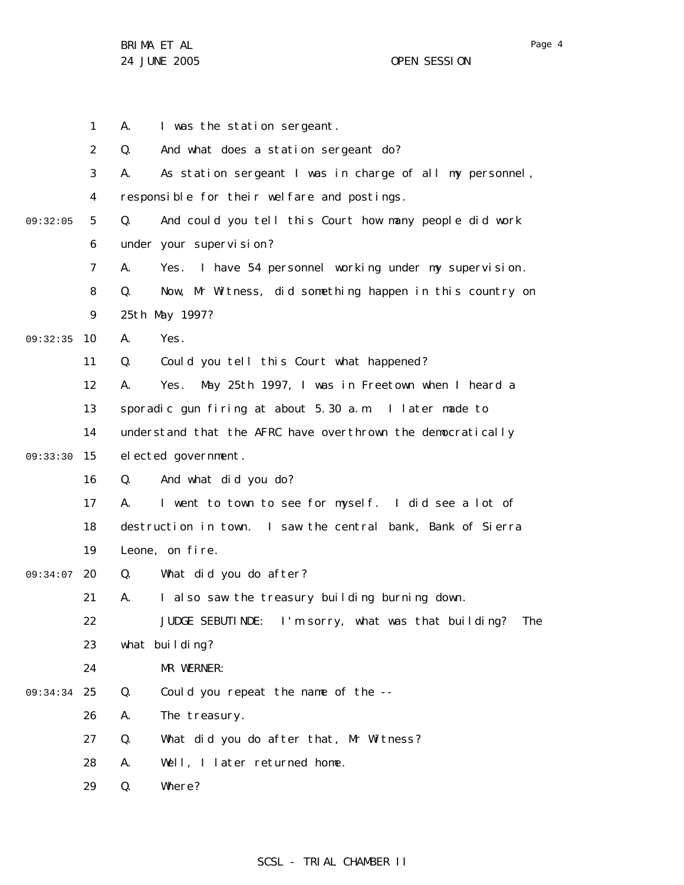A. I was the station sergeant.

Q. And what does a station sergeant do?

A. As station sergeant I was in charge of all my personnel, responsible for their welfare and postings.

Q. And could you tell this Court how many people did work under your supervision?

A. Yes. I have 54 personnel working under my supervision.

Q. Now, Mr Witness, did something happen in this country on 25th May 1997?

A. Yes.

Q. Could you tell this Court what happened?

A. Yes. May 25th 1997, I was in Freetown when I heard a sporadic gun firing at about 5.30 a.m. I later made to understand that the AFRC have overthrown the democratically elected government.

Q. And what did you do?

A. I went to town to see for myself. I did see a lot of destruction in town. I saw the central bank, Bank of Sierra Leone, on fire.

Q. What did you do after?

A. I also saw the treasury building burning down.

JUDGE SEBUTINDE: I'm sorry, what was that building? The what building?

MR WERNER:

Q. Could you repeat the name of the --

A. The treasury.

Q. What did you do after that, Mr Witness?

A. Well, I later returned home.

Q. Where?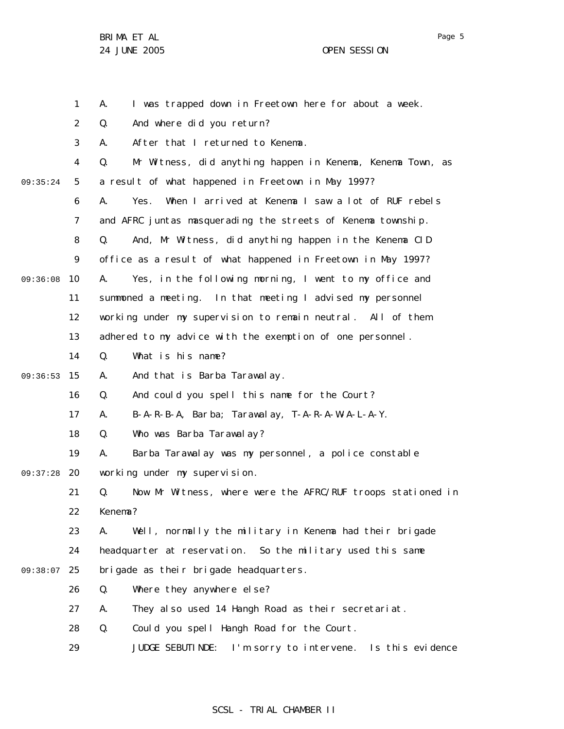A. I was trapped down in Freetown here for about a week.

Q. And where did you return?

A. After that I returned to Kenema.

Q. Mr Witness, did anything happen in Kenema, Kenema Town, as a result of what happened in Freetown in May 1997?

A. Yes. When I arrived at Kenema I saw a lot of RUF rebels and AFRC juntas masquerading the streets of Kenema township.

Q. And, Mr Witness, did anything happen in the Kenema CID office as a result of what happened in Freetown in May 1997?

A. Yes, in the following morning, I went to my office and summoned a meeting. In that meeting I advised my personnel working under my supervision to remain neutral. All of them adhered to my advice with the exemption of one personnel.

Q. What is his name?

A. And that is Barba Tarawalay.

Q. And could you spell this name for the Court?

A. B-A-R-B-A, Barba; Tarawalay, T-A-R-A-W-A-L-A-Y.

Q. Who was Barba Tarawalay?

A. Barba Tarawalay was my personnel, a police constable working under my supervision.

Q. Now Mr Witness, where were the AFRC/RUF troops stationed in Kenema?

A. Well, normally the military in Kenema had their brigade headquarter at reservation. So the military used this same brigade as their brigade headquarters.

Q. Where they anywhere else?

A. They also used 14 Hangh Road as their secretariat.

Q. Could you spell Hangh Road for the Court.

JUDGE SEBUTINDE: I'm sorry to intervene. Is this evidence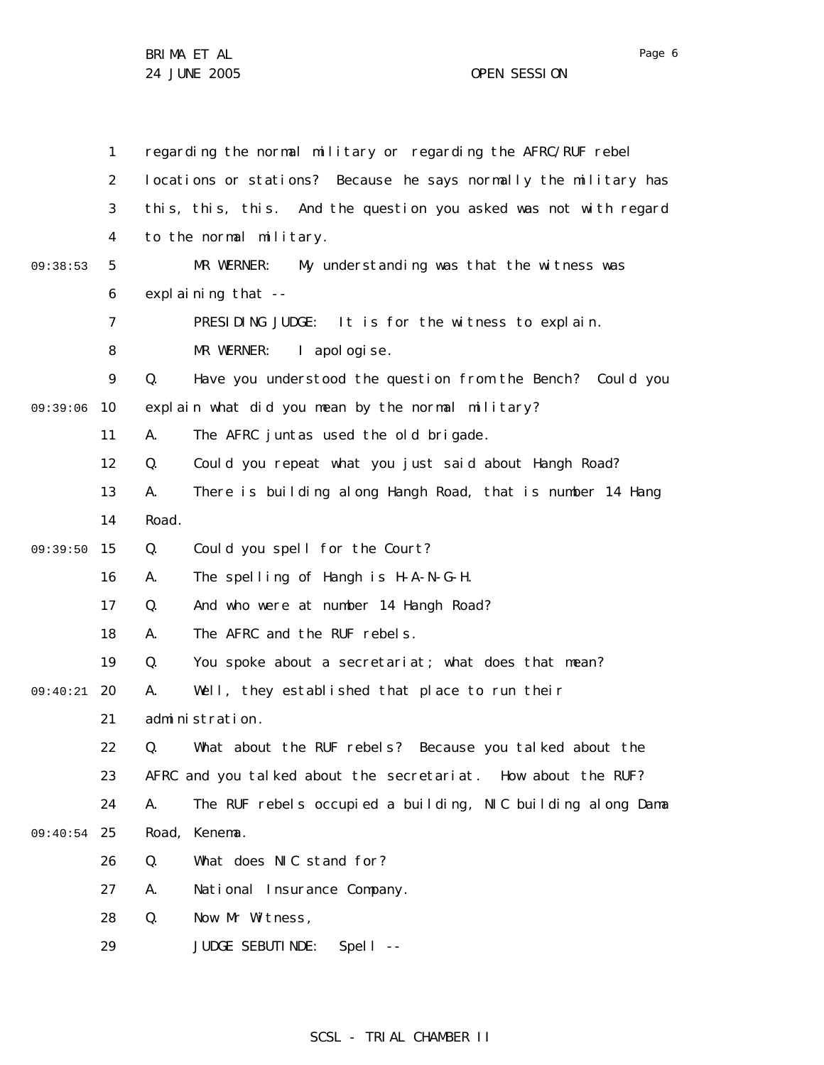regarding the normal military or regarding the AFRC/RUF rebel locations or stations? Because he says normally the military has this, this, this. And the question you asked was not with regard to the normal military.

MR WERNER: My understanding was that the witness was explaining that --

PRESIDING JUDGE: It is for the witness to explain.

MR WERNER: I apologise.

Q. Have you understood the question from the Bench? Could you explain what did you mean by the normal military?

A. The AFRC juntas used the old brigade.

Q. Could you repeat what you just said about Hangh Road?

A. There is building along Hangh Road, that is number 14 Hang Road.

Q. Could you spell for the Court?

A. The spelling of Hangh is H-A-N-G-H.

Q. And who were at number 14 Hangh Road?

A. The AFRC and the RUF rebels.

Q. You spoke about a secretariat; what does that mean?

A. Well, they established that place to run their administration.

Q. What about the RUF rebels? Because you talked about the AFRC and you talked about the secretariat. How about the RUF?

A. The RUF rebels occupied a building, NIC building along Dama Road, Kenema.

Q. What does NIC stand for?

A. National Insurance Company.

Q. Now Mr Witness,

JUDGE SEBUTINDE: Spell --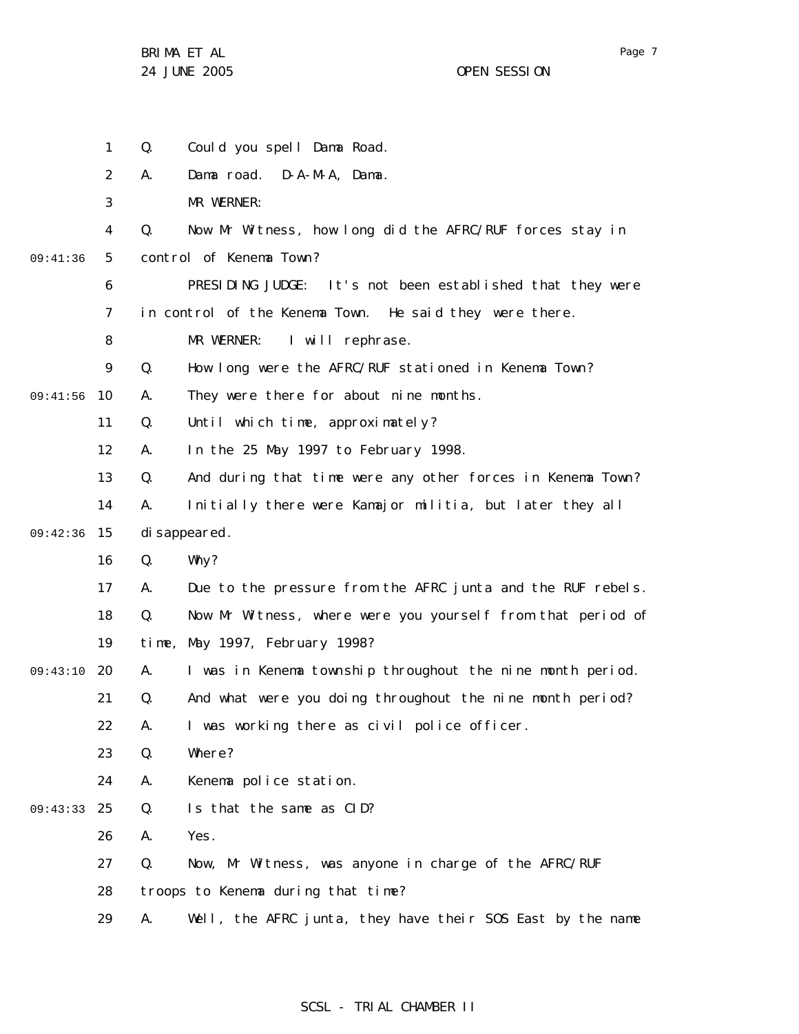Q. Could you spell Dama Road.

A. Dama road. D-A-M-A, Dama.

MR WERNER:

Q. Now Mr Witness, how long did the AFRC/RUF forces stay in control of Kenema Town?

PRESIDING JUDGE: It's not been established that they were in control of the Kenema Town. He said they were there.

MR WERNER: I will rephrase.

Q. How long were the AFRC/RUF stationed in Kenema Town?

A. They were there for about nine months.

Q. Until which time, approximately?

A. In the 25 May 1997 to February 1998.

Q. And during that time were any other forces in Kenema Town?

A. Initially there were Kamajor militia, but later they all disappeared.

Q. Why?

A. Due to the pressure from the AFRC junta and the RUF rebels.

Q. Now Mr Witness, where were you yourself from that period of time, May 1997, February 1998?

A. I was in Kenema township throughout the nine month period.

Q. And what were you doing throughout the nine month period?

A. I was working there as civil police officer.

Q. Where?

A. Kenema police station.

Q. Is that the same as CID?

A. Yes.

Q. Now, Mr Witness, was anyone in charge of the AFRC/RUF troops to Kenema during that time?

A. Well, the AFRC junta, they have their SOS East by the name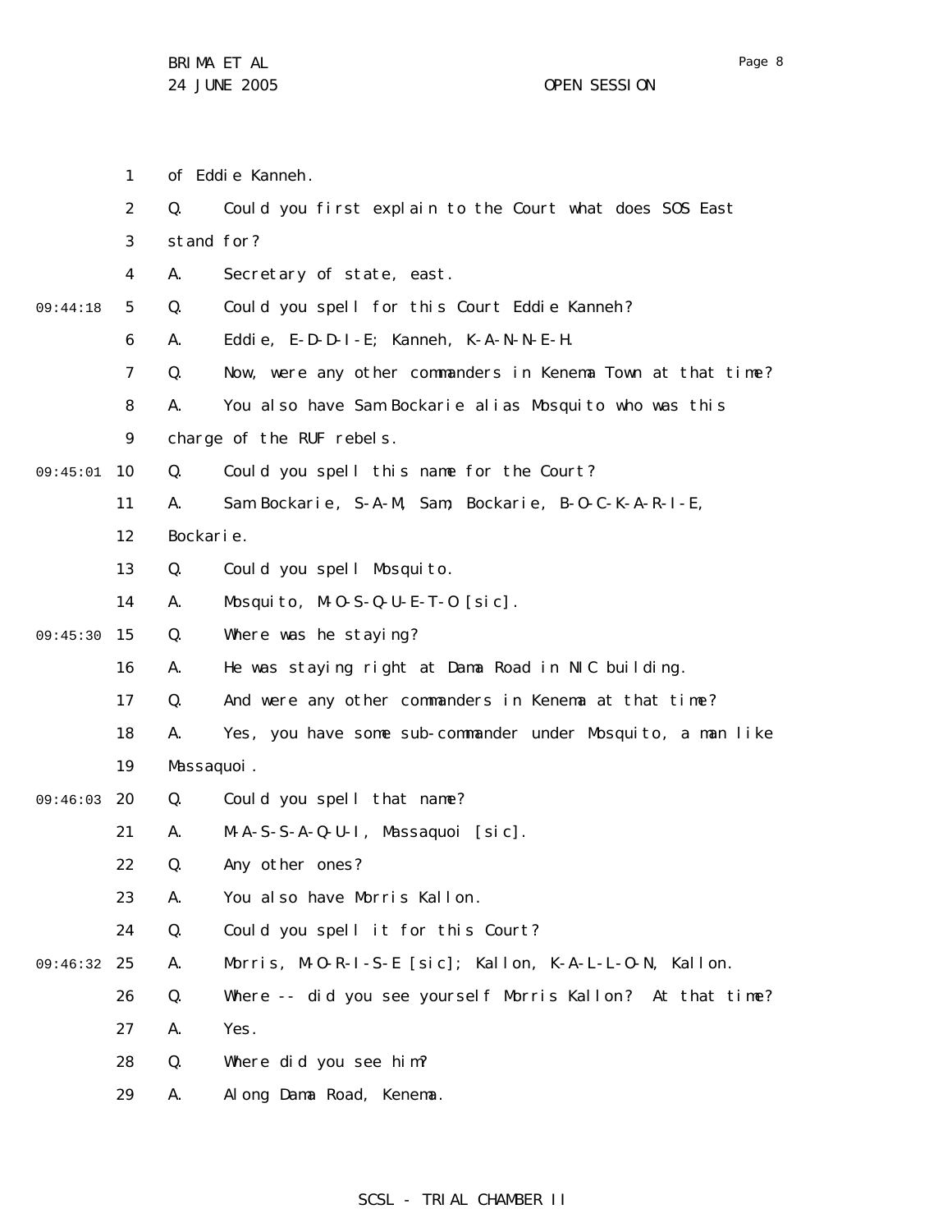1 of Eddie Kanneh.

2 Q. Could you first explain to the Court what does SOS East

3 stand for?

4 A. Secretary of state, east.

09:44:18 5 Q. Could you spell for this Court Eddie Kanneh?

6 A. Eddie, E-D-D-I-E; Kanneh, K-A-N-N-E-H.

7 Q. Now, were any other commanders in Kenema Town at that time?

8 A. You also have Sam Bockarie alias Mosquito who was this

9 charge of the RUF rebels.

09:45:01 10 Q. Could you spell this name for the Court?

11 A. Sam Bockarie, S-A-M, Sam; Bockarie, B-O-C-K-A-R-I-E,

12 Bockarie.

13 Q. Could you spell Mosquito.

14 A. Mosquito, M-O-S-Q-U-E-T-O [sic].

09:45:30 15 Q. Where was he staying?

16 A. He was staying right at Dama Road in NIC building.

17 Q. And were any other commanders in Kenema at that time?

18 A. Yes, you have some sub-commander under Mosquito, a man like

19 Massaquoi.

09:46:03 20 Q. Could you spell that name?

21 A. M-A-S-S-A-Q-U-I, Massaquoi [sic].

22 Q. Any other ones?

23 A. You also have Morris Kallon.

24 Q. Could you spell it for this Court?

09:46:32 25 A. Morris, M-O-R-I-S-E [sic]; Kallon, K-A-L-L-O-N, Kallon.

26 Q. Where -- did you see yourself Morris Kallon? At that time?

27 A. Yes.

28 Q. Where did you see him?

29 A. Along Dama Road, Kenema.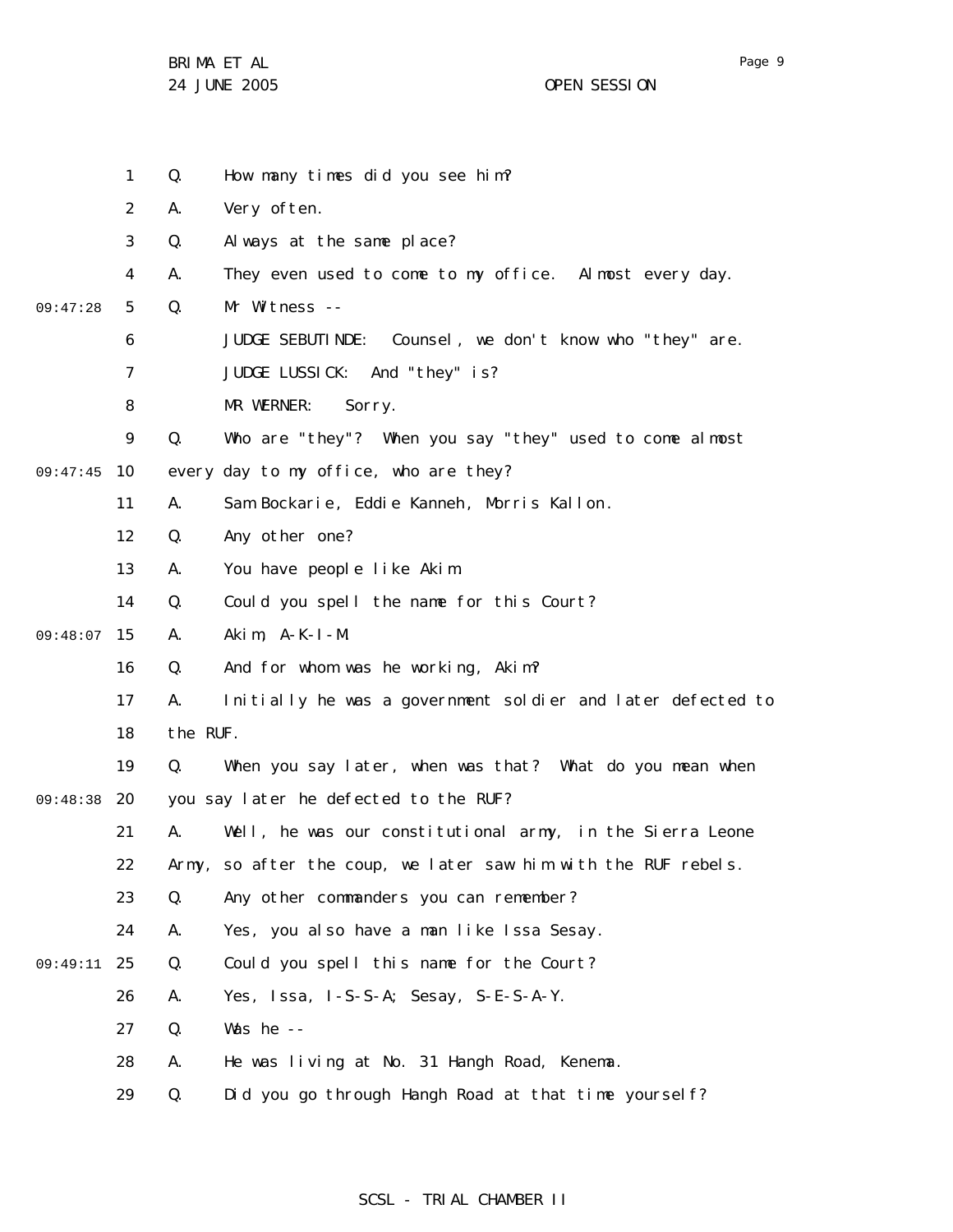Q. How many times did you see him?

A. Very often.

Q. Always at the same place?

A. They even used to come to my office. Almost every day.

Q. Mr Witness --

JUDGE SEBUTINDE: Counsel, we don't know who "they" are.

JUDGE LUSSICK: And "they" is?

MR WERNER: Sorry.

Q. Who are "they"? When you say "they" used to come almost every day to my office, who are they?

A. Sam Bockarie, Eddie Kanneh, Morris Kallon.

Q. Any other one?

A. You have people like Akim.

Q. Could you spell the name for this Court?

A. Akim, A-K-I-M.

Q. And for whom was he working, Akim?

A. Initially he was a government soldier and later defected to the RUF.

Q. When you say later, when was that? What do you mean when you say later he defected to the RUF?

A. Well, he was our constitutional army, in the Sierra Leone Army, so after the coup, we later saw him with the RUF rebels.

Q. Any other commanders you can remember?

A. Yes, you also have a man like Issa Sesay.

Q. Could you spell this name for the Court?

A. Yes, Issa, I-S-S-A; Sesay, S-E-S-A-Y.

Q. Was he --

A. He was living at No. 31 Hangh Road, Kenema.

Q. Did you go through Hangh Road at that time yourself?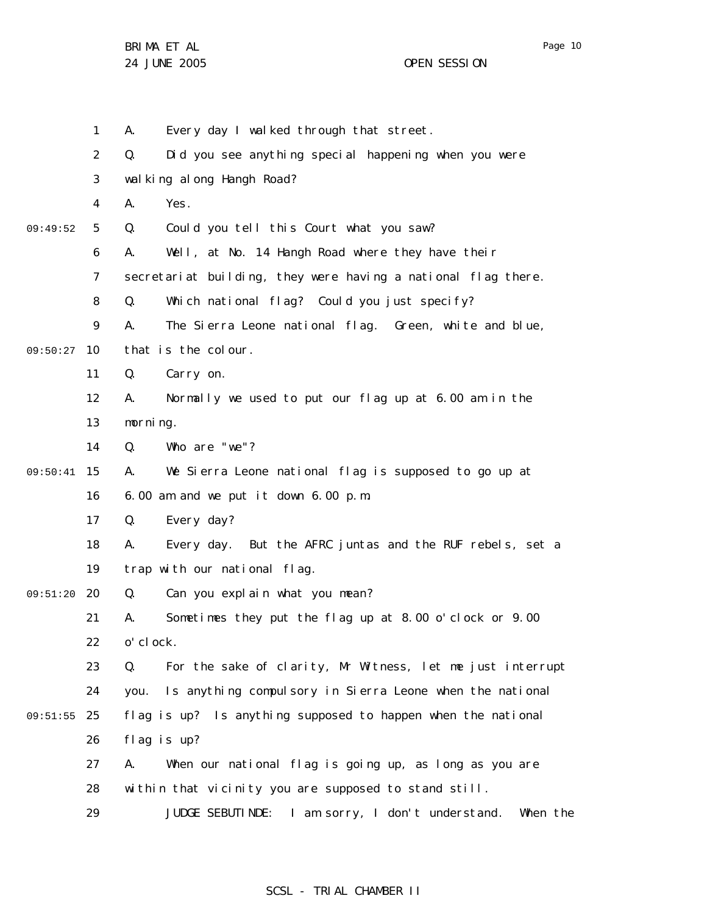A. Every day I walked through that street.

Q. Did you see anything special happening when you were walking along Hangh Road?

A. Yes.

Q. Could you tell this Court what you saw?

A. Well, at No. 14 Hangh Road where they have their secretariat building, they were having a national flag there.

Q. Which national flag? Could you just specify?

A. The Sierra Leone national flag. Green, white and blue, that is the colour.

Q. Carry on.

A. Normally we used to put our flag up at 6.00 am in the morning.

Q. Who are "we"?

A. We Sierra Leone national flag is supposed to go up at 6.00 am and we put it down 6.00 p.m.

Q. Every day?

A. Every day. But the AFRC juntas and the RUF rebels, set a trap with our national flag.

Q. Can you explain what you mean?

A. Sometimes they put the flag up at 8.00 o'clock or 9.00 o'clock.

Q. For the sake of clarity, Mr Witness, let me just interrupt you. Is anything compulsory in Sierra Leone when the national flag is up? Is anything supposed to happen when the national flag is up?

A. When our national flag is going up, as long as you are within that vicinity you are supposed to stand still.

JUDGE SEBUTINDE: I am sorry, I don't understand. When the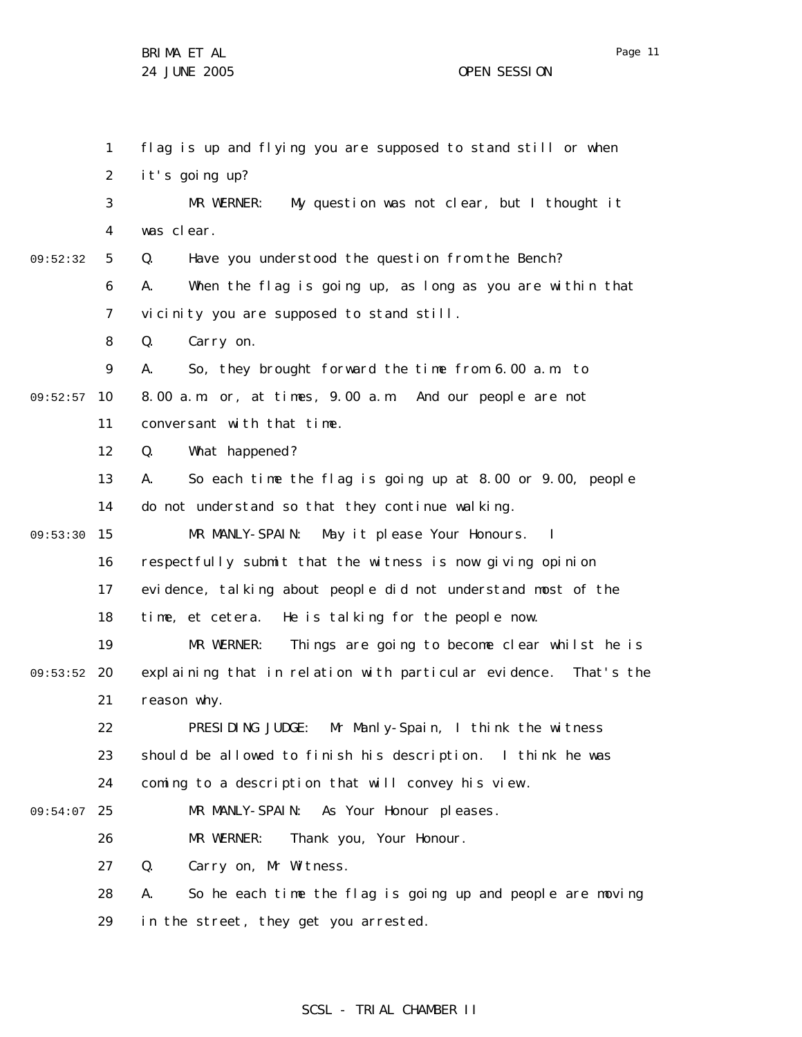flag is up and flying you are supposed to stand still or when it's going up?

MR WERNER: My question was not clear, but I thought it was clear.

Q. Have you understood the question from the Bench?

A. When the flag is going up, as long as you are within that vicinity you are supposed to stand still.

Q. Carry on.

A. So, they brought forward the time from 6.00 a.m. to 8.00 a.m. or, at times, 9.00 a.m. And our people are not conversant with that time.

Q. What happened?

A. So each time the flag is going up at 8.00 or 9.00, people do not understand so that they continue walking.

MR MANLY-SPAIN: May it please Your Honours. I respectfully submit that the witness is now giving opinion evidence, talking about people did not understand most of the time, et cetera. He is talking for the people now.

MR WERNER: Things are going to become clear whilst he is explaining that in relation with particular evidence. That's the reason why.

PRESIDING JUDGE: Mr Manly-Spain, I think the witness should be allowed to finish his description. I think he was coming to a description that will convey his view.

MR MANLY-SPAIN: As Your Honour pleases.

MR WERNER: Thank you, Your Honour.

Q. Carry on, Mr Witness.

A. So he each time the flag is going up and people are moving in the street, they get you arrested.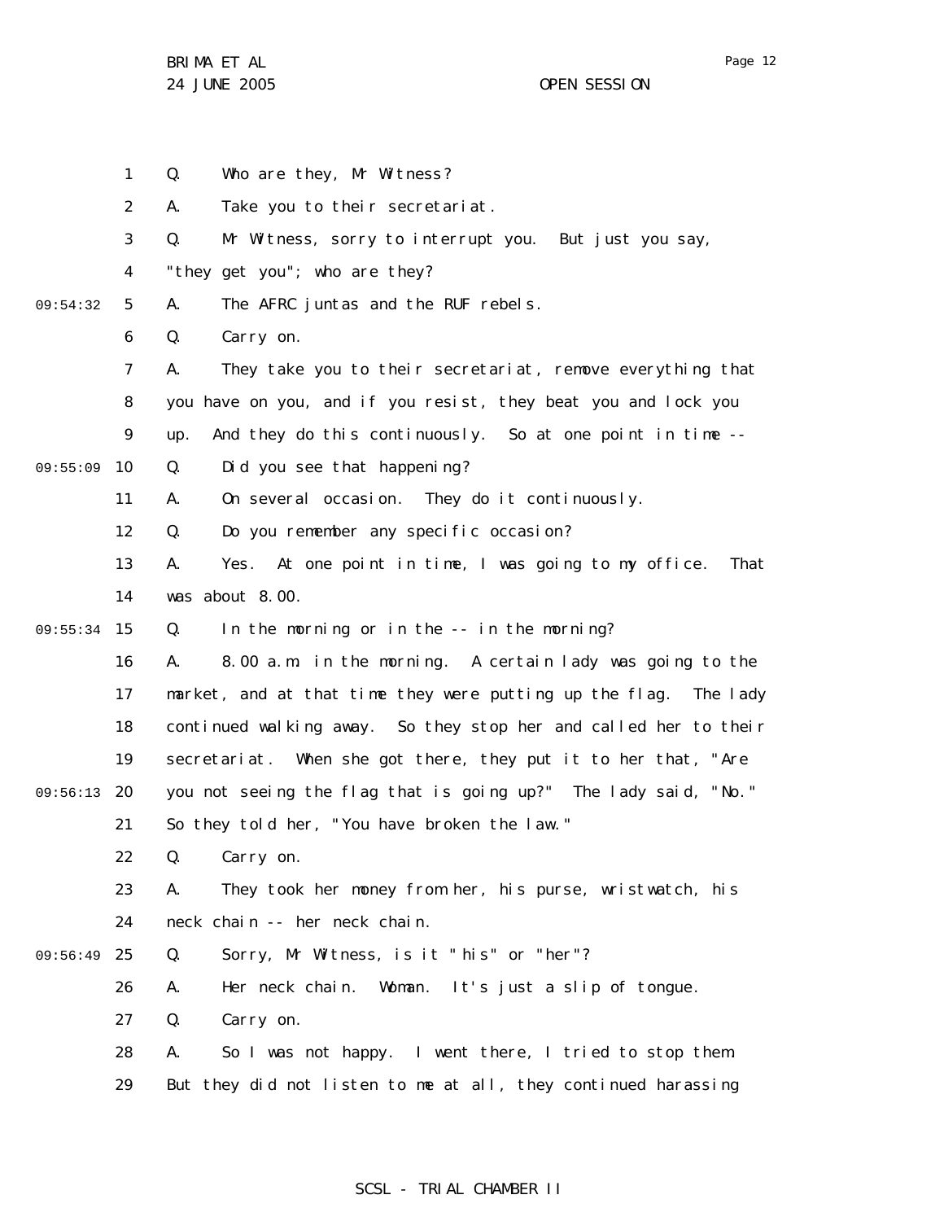Q. Who are they, Mr Witness?

A. Take you to their secretariat.

Q. Mr Witness, sorry to interrupt you. But just you say, "they get you"; who are they?

A. The AFRC juntas and the RUF rebels.

Q. Carry on.

A. They take you to their secretariat, remove everything that you have on you, and if you resist, they beat you and lock you up. And they do this continuously. So at one point in time --

Q. Did you see that happening?

A. On several occasion. They do it continuously.

Q. Do you remember any specific occasion?

A. Yes. At one point in time, I was going to my office. That was about 8.00.

Q. In the morning or in the -- in the morning?

A. 8.00 a.m. in the morning. A certain lady was going to the market, and at that time they were putting up the flag. The lady continued walking away. So they stop her and called her to their secretariat. When she got there, they put it to her that, "Are you not seeing the flag that is going up?" The lady said, "No." So they told her, "You have broken the law."

Q. Carry on.

A. They took her money from her, his purse, wristwatch, his neck chain -- her neck chain.

Q. Sorry, Mr Witness, is it "his" or "her"?

A. Her neck chain. Woman. It's just a slip of tongue.

Q. Carry on.

A. So I was not happy. I went there, I tried to stop them. But they did not listen to me at all, they continued harassing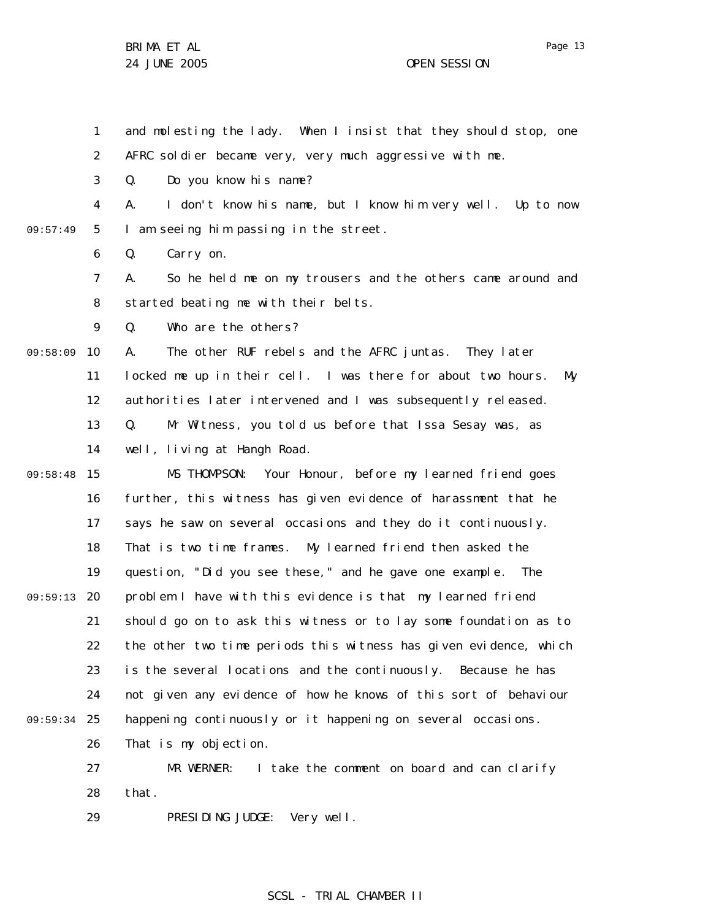and molesting the lady. When I insist that they should stop, one AFRC soldier became very, very much aggressive with me.

Q. Do you know his name?

A. I don't know his name, but I know him very well. Up to now I am seeing him passing in the street.

Q. Carry on.

A. So he held me on my trousers and the others came around and started beating me with their belts.

Q. Who are the others?

A. The other RUF rebels and the AFRC juntas. They later locked me up in their cell. I was there for about two hours. My authorities later intervened and I was subsequently released.

Q. Mr Witness, you told us before that Issa Sesay was, as well, living at Hangh Road.

MS THOMPSON: Your Honour, before my learned friend goes further, this witness has given evidence of harassment that he says he saw on several occasions and they do it continuously. That is two time frames. My learned friend then asked the question, "Did you see these," and he gave one example. The problem I have with this evidence is that my learned friend should go on to ask this witness or to lay some foundation as to the other two time periods this witness has given evidence, which is the several locations and the continuously. Because he has not given any evidence of how he knows of this sort of behaviour happening continuously or it happening on several occasions. That is my objection.

MR WERNER: I take the comment on board and can clarify that.

PRESIDING JUDGE: Very well.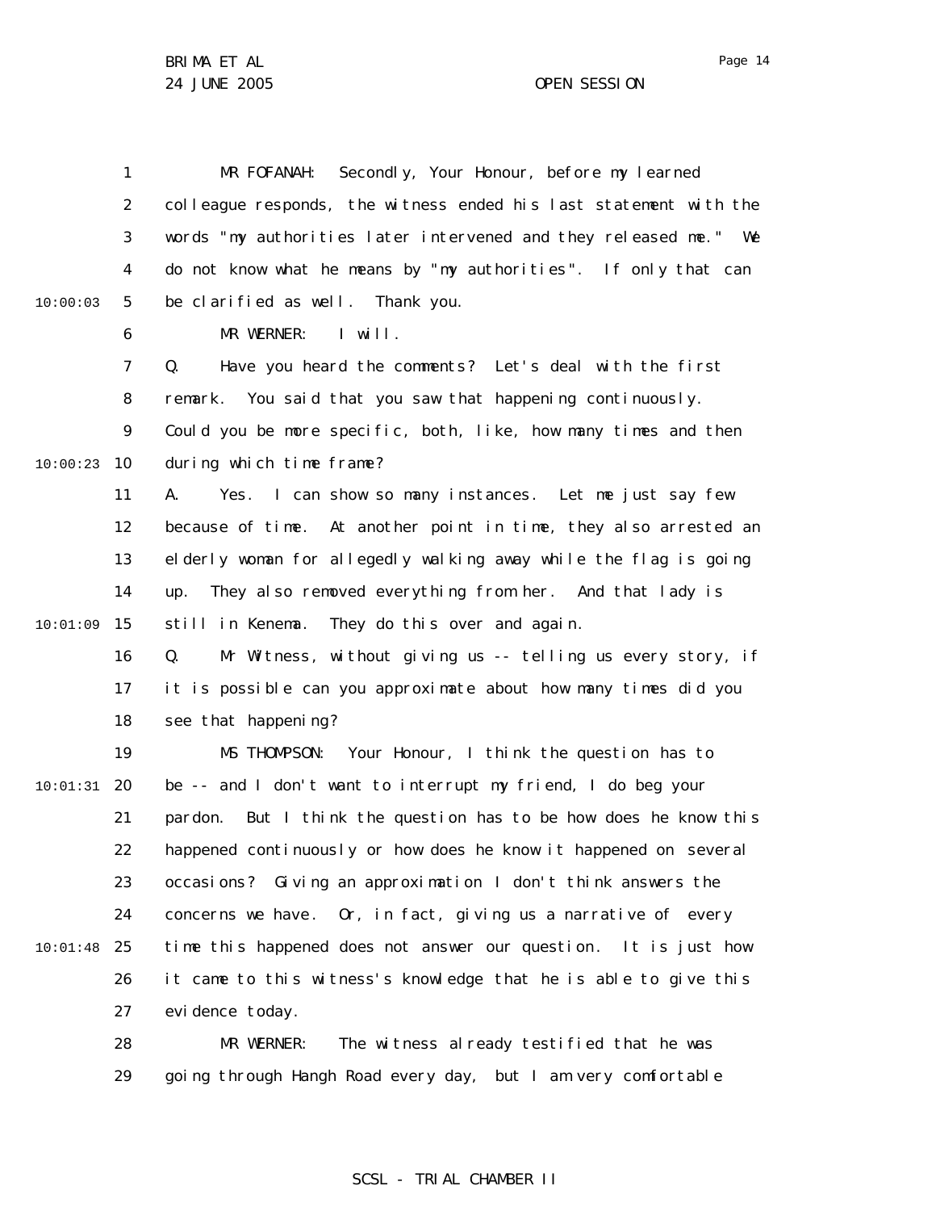MR FOFANAH: Secondly, Your Honour, before my learned colleague responds, the witness ended his last statement with the words "my authorities later intervened and they released me." We do not know what he means by "my authorities". If only that can be clarified as well. Thank you.

MR WERNER: I will.

Q. Have you heard the comments? Let's deal with the first remark. You said that you saw that happening continuously. Could you be more specific, both, like, how many times and then during which time frame?

A. Yes. I can show so many instances. Let me just say few because of time. At another point in time, they also arrested an elderly woman for allegedly walking away while the flag is going up. They also removed everything from her. And that lady is still in Kenema. They do this over and again.

Q. Mr Witness, without giving us -- telling us every story, if it is possible can you approximate about how many times did you see that happening?

MS THOMPSON: Your Honour, I think the question has to be -- and I don't want to interrupt my friend, I do beg your pardon. But I think the question has to be how does he know this happened continuously or how does he know it happened on several occasions? Giving an approximation I don't think answers the concerns we have. Or, in fact, giving us a narrative of every time this happened does not answer our question. It is just how it came to this witness's knowledge that he is able to give this evidence today.

MR WERNER: The witness already testified that he was going through Hangh Road every day, but I am very comfortable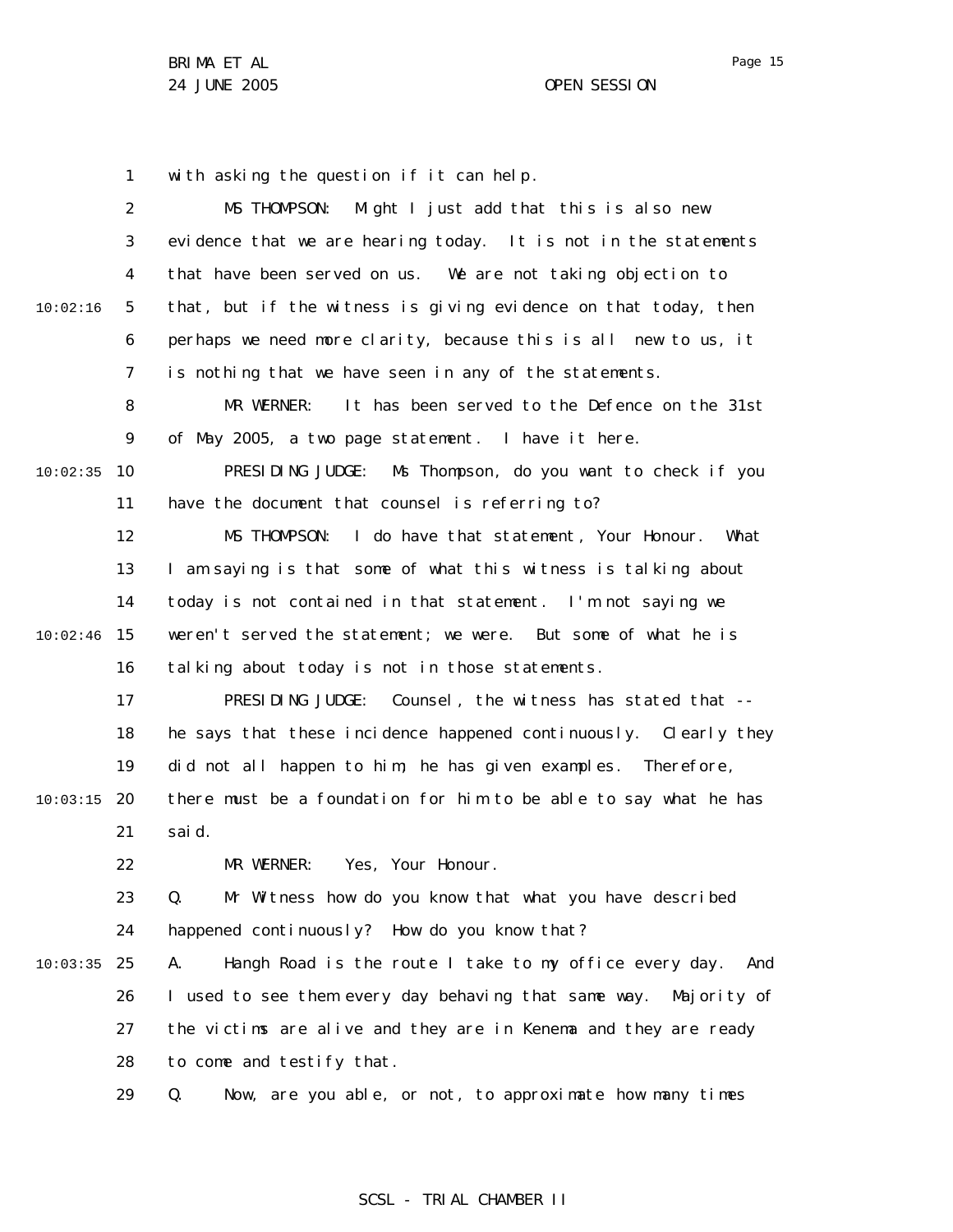with asking the question if it can help.

MS THOMPSON: Might I just add that this is also new evidence that we are hearing today. It is not in the statements that have been served on us. We are not taking objection to that, but if the witness is giving evidence on that today, then perhaps we need more clarity, because this is all new to us, it is nothing that we have seen in any of the statements.

MR WERNER: It has been served to the Defence on the 31st of May 2005, a two page statement. I have it here.

PRESIDING JUDGE: Ms Thompson, do you want to check if you have the document that counsel is referring to?

MS THOMPSON: I do have that statement, Your Honour. What I am saying is that some of what this witness is talking about today is not contained in that statement. I'm not saying we weren't served the statement; we were. But some of what he is talking about today is not in those statements.

PRESIDING JUDGE: Counsel, the witness has stated that -- he says that these incidence happened continuously. Clearly they did not all happen to him; he has given examples. Therefore, there must be a foundation for him to be able to say what he has said.

MR WERNER: Yes, Your Honour.

Q. Mr Witness how do you know that what you have described happened continuously? How do you know that?

A. Hangh Road is the route I take to my office every day. And I used to see them every day behaving that same way. Majority of the victims are alive and they are in Kenema and they are ready to come and testify that.

Q. Now, are you able, or not, to approximate how many times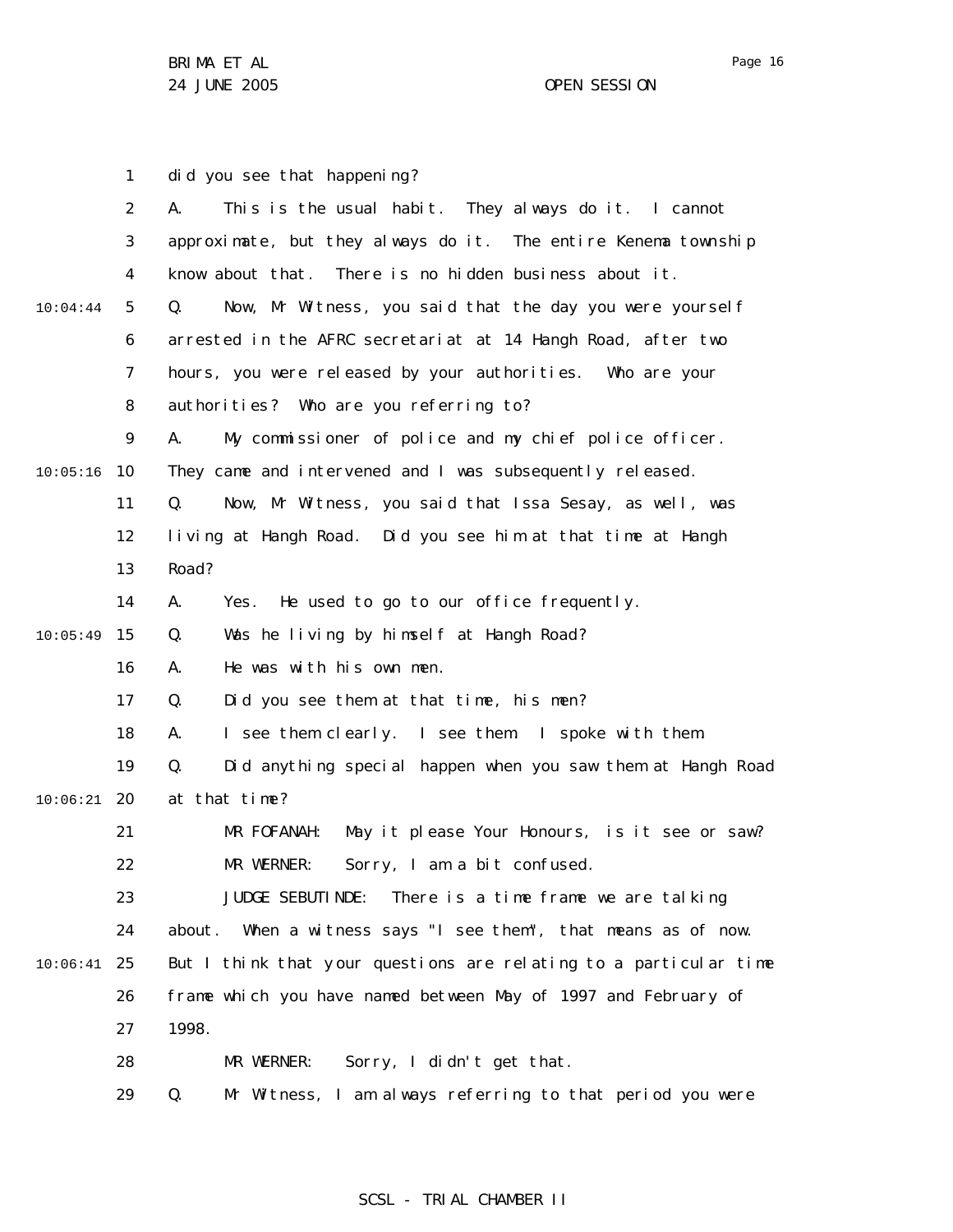did you see that happening?

A. This is the usual habit. They always do it. I cannot approximate, but they always do it. The entire Kenema township know about that. There is no hidden business about it.

Q. Now, Mr Witness, you said that the day you were yourself arrested in the AFRC secretariat at 14 Hangh Road, after two hours, you were released by your authorities. Who are your authorities? Who are you referring to?

A. My commissioner of police and my chief police officer. They came and intervened and I was subsequently released.

Q. Now, Mr Witness, you said that Issa Sesay, as well, was living at Hangh Road. Did you see him at that time at Hangh Road?

A. Yes. He used to go to our office frequently.

Q. Was he living by himself at Hangh Road?

A. He was with his own men.

Q. Did you see them at that time, his men?

A. I see them clearly. I see them. I spoke with them.

Q. Did anything special happen when you saw them at Hangh Road at that time?

MR FOFANAH: May it please Your Honours, is it see or saw?

MR WERNER: Sorry, I am a bit confused.

JUDGE SEBUTINDE: There is a time frame we are talking about. When a witness says "I see them", that means as of now. But I think that your questions are relating to a particular time frame which you have named between May of 1997 and February of 1998.

MR WERNER: Sorry, I didn't get that.

Q. Mr Witness, I am always referring to that period you were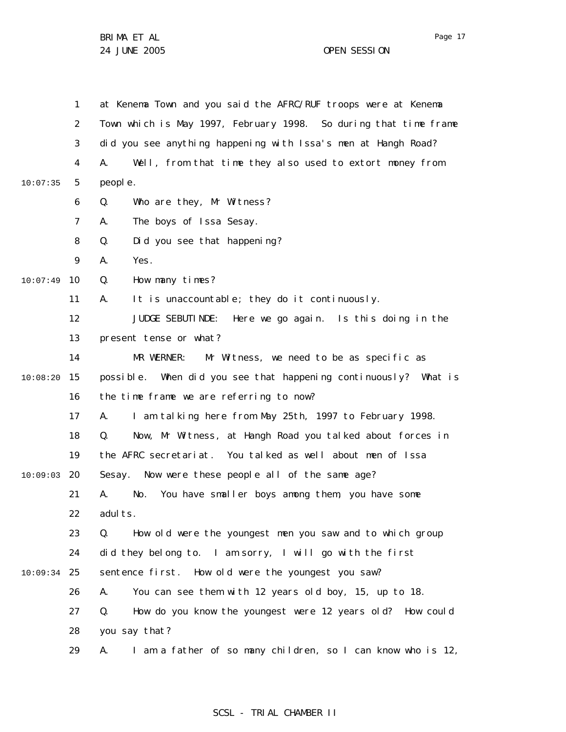at Kenema Town and you said the AFRC/RUF troops were at Kenema Town which is May 1997, February 1998. So during that time frame did you see anything happening with Issa's men at Hangh Road?

A. Well, from that time they also used to extort money from people.

Q. Who are they, Mr Witness?

A. The boys of Issa Sesay.

Q. Did you see that happening?

A. Yes.

Q. How many times?

A. It is unaccountable; they do it continuously.

JUDGE SEBUTINDE: Here we go again. Is this doing in the present tense or what?

MR WERNER: Mr Witness, we need to be as specific as possible. When did you see that happening continuously? What is the time frame we are referring to now?

A. I am talking here from May 25th, 1997 to February 1998.

Q. Now, Mr Witness, at Hangh Road you talked about forces in the AFRC secretariat. You talked as well about men of Issa Sesay. Now were these people all of the same age?

A. No. You have smaller boys among them, you have some adults.

Q. How old were the youngest men you saw and to which group did they belong to. I am sorry, I will go with the first sentence first. How old were the youngest you saw?

A. You can see them with 12 years old boy, 15, up to 18.

Q. How do you know the youngest were 12 years old? How could you say that?

A. I am a father of so many children, so I can know who is 12,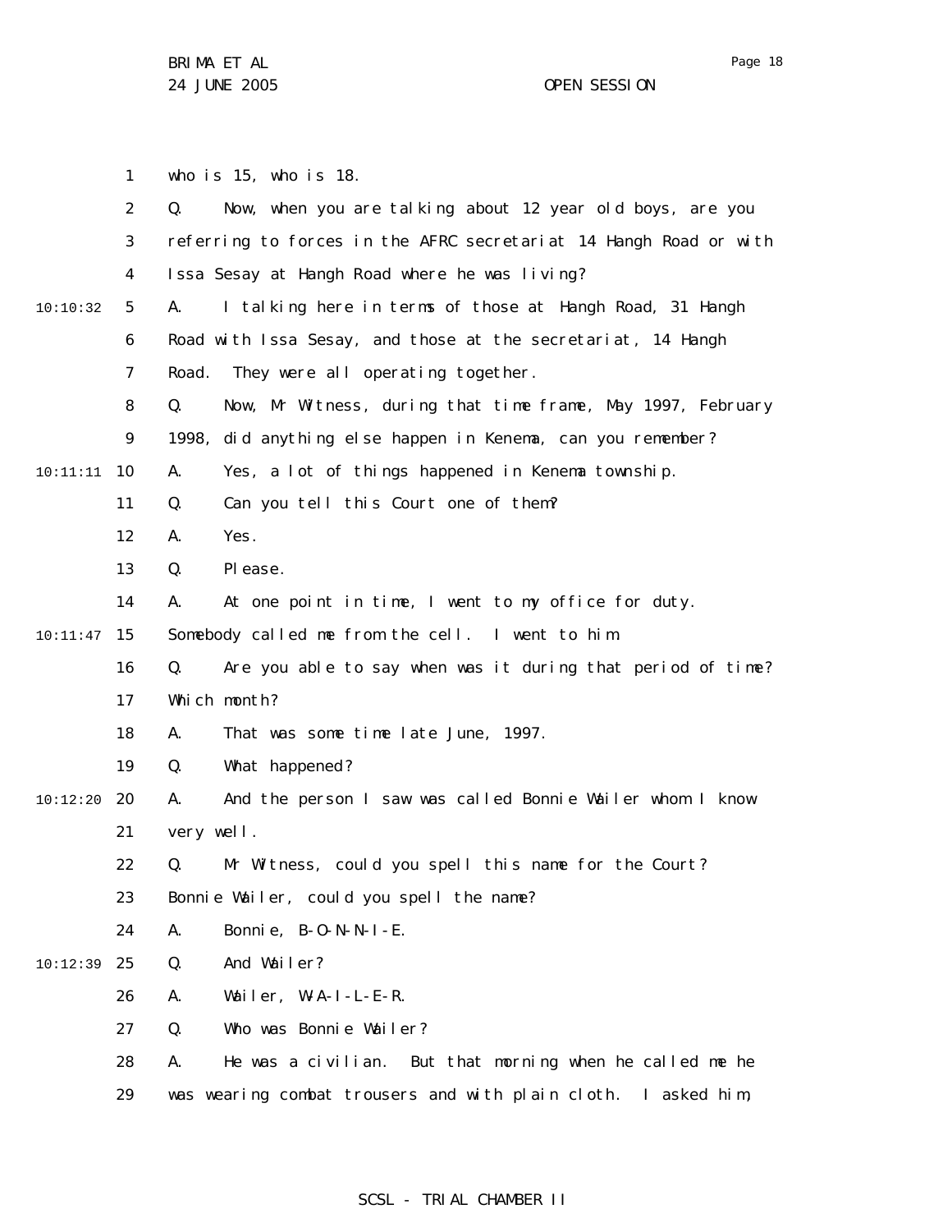who is 15, who is 18.

Q. Now, when you are talking about 12 year old boys, are you referring to forces in the AFRC secretariat 14 Hangh Road or with Issa Sesay at Hangh Road where he was living?

A. I talking here in terms of those at Hangh Road, 31 Hangh Road with Issa Sesay, and those at the secretariat, 14 Hangh Road. They were all operating together.

Q. Now, Mr Witness, during that time frame, May 1997, February 1998, did anything else happen in Kenema, can you remember?

A. Yes, a lot of things happened in Kenema township.

Q. Can you tell this Court one of them?

A. Yes.

Q. Please.

A. At one point in time, I went to my office for duty. Somebody called me from the cell. I went to him.

Q. Are you able to say when was it during that period of time? Which month?

A. That was some time late June, 1997.

Q. What happened?

A. And the person I saw was called Bonnie Wailer whom I know very well.

Q. Mr Witness, could you spell this name for the Court? Bonnie Wailer, could you spell the name?

A. Bonnie, B-O-N-N-I-E.

Q. And Wailer?

A. Wailer, W-A-I-L-E-R.

Q. Who was Bonnie Wailer?

A. He was a civilian. But that morning when he called me he was wearing combat trousers and with plain cloth. I asked him,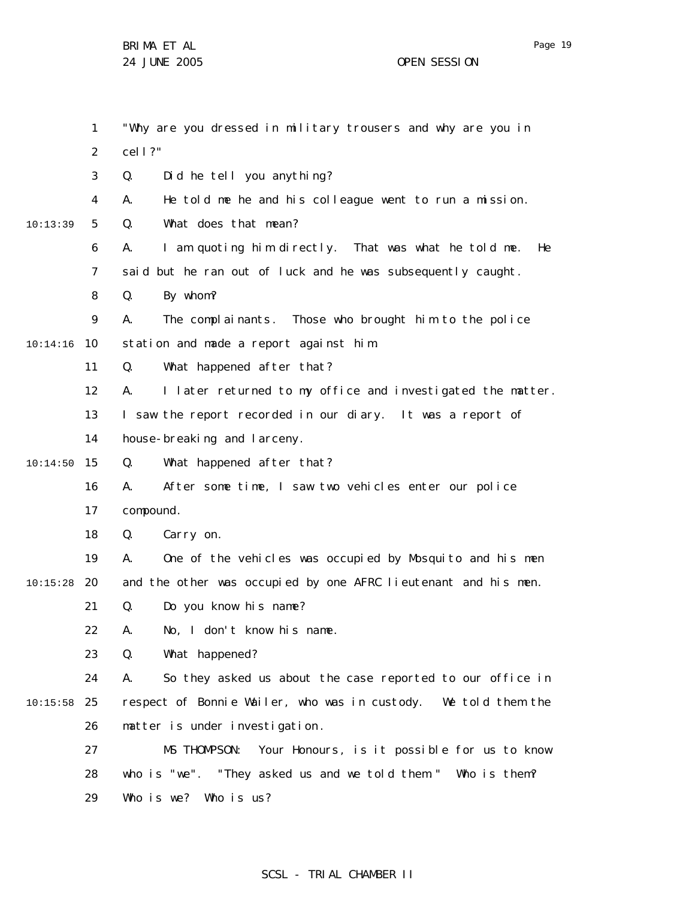"Why are you dressed in military trousers and why are you in cell?"

Q. Did he tell you anything?

A. He told me he and his colleague went to run a mission.

Q. What does that mean?

A. I am quoting him directly. That was what he told me. He said but he ran out of luck and he was subsequently caught.

Q. By whom?

A. The complainants. Those who brought him to the police station and made a report against him.

Q. What happened after that?

A. I later returned to my office and investigated the matter. I saw the report recorded in our diary. It was a report of house-breaking and larceny.

Q. What happened after that?

A. After some time, I saw two vehicles enter our police compound.

Q. Carry on.

A. One of the vehicles was occupied by Mosquito and his men and the other was occupied by one AFRC lieutenant and his men.

Q. Do you know his name?

A. No, I don't know his name.

Q. What happened?

A. So they asked us about the case reported to our office in respect of Bonnie Wailer, who was in custody. We told them the matter is under investigation.

MS THOMPSON: Your Honours, is it possible for us to know who is "we". "They asked us and we told them." Who is them? Who is we? Who is us?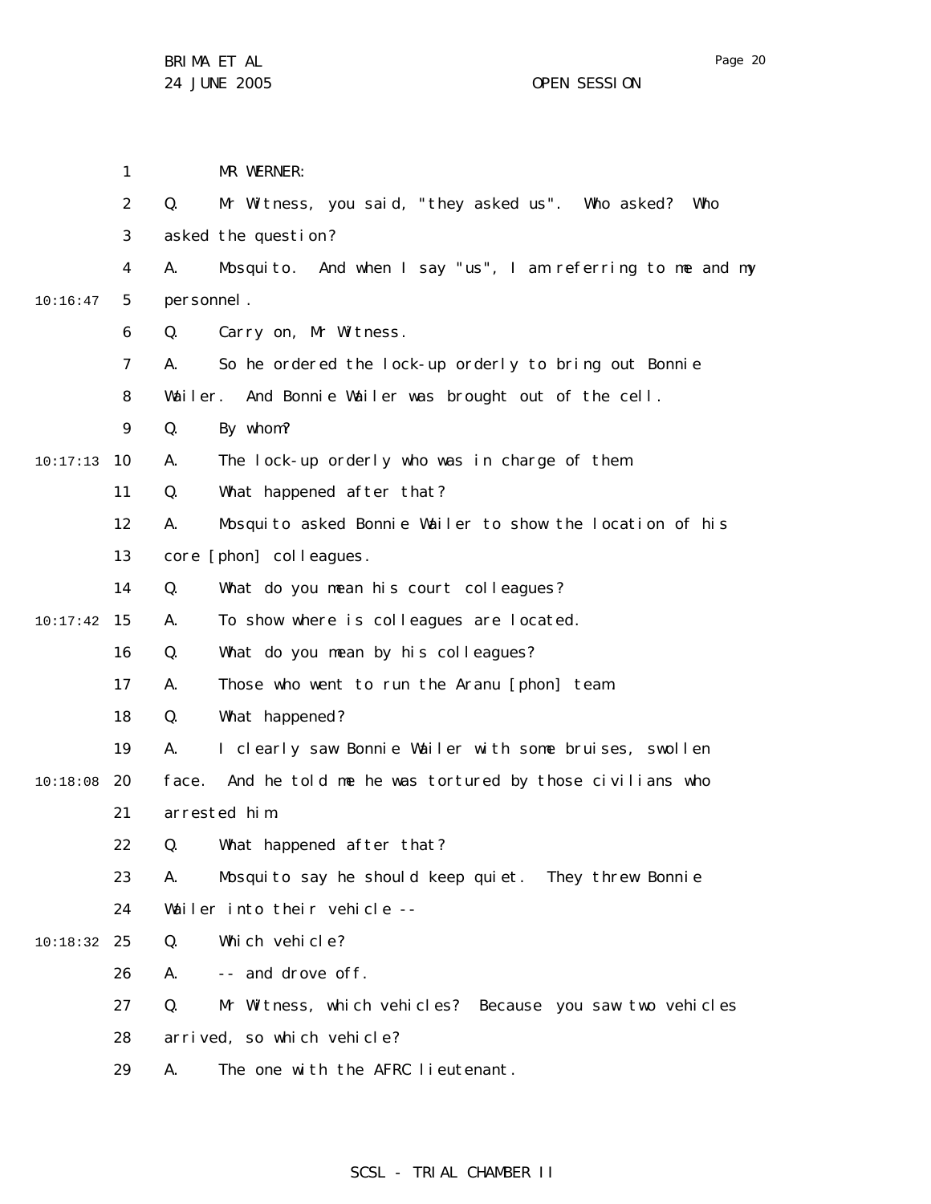MR WERNER:

Q. Mr Witness, you said, "they asked us". Who asked? Who asked the question?

A. Mosquito. And when I say "us", I am referring to me and my personnel.

Q. Carry on, Mr Witness.

A. So he ordered the lock-up orderly to bring out Bonnie Wailer. And Bonnie Wailer was brought out of the cell.

Q. By whom?

A. The lock-up orderly who was in charge of them.

Q. What happened after that?

A. Mosquito asked Bonnie Wailer to show the location of his core [phon] colleagues.

Q. What do you mean his court colleagues?

A. To show where is colleagues are located.

Q. What do you mean by his colleagues?

A. Those who went to run the Aranu [phon] team.

Q. What happened?

A. I clearly saw Bonnie Wailer with some bruises, swollen face. And he told me he was tortured by those civilians who arrested him.

Q. What happened after that?

A. Mosquito say he should keep quiet. They threw Bonnie Wailer into their vehicle --

Q. Which vehicle?

A. -- and drove off.

Q. Mr Witness, which vehicles? Because you saw two vehicles arrived, so which vehicle?

A. The one with the AFRC lieutenant.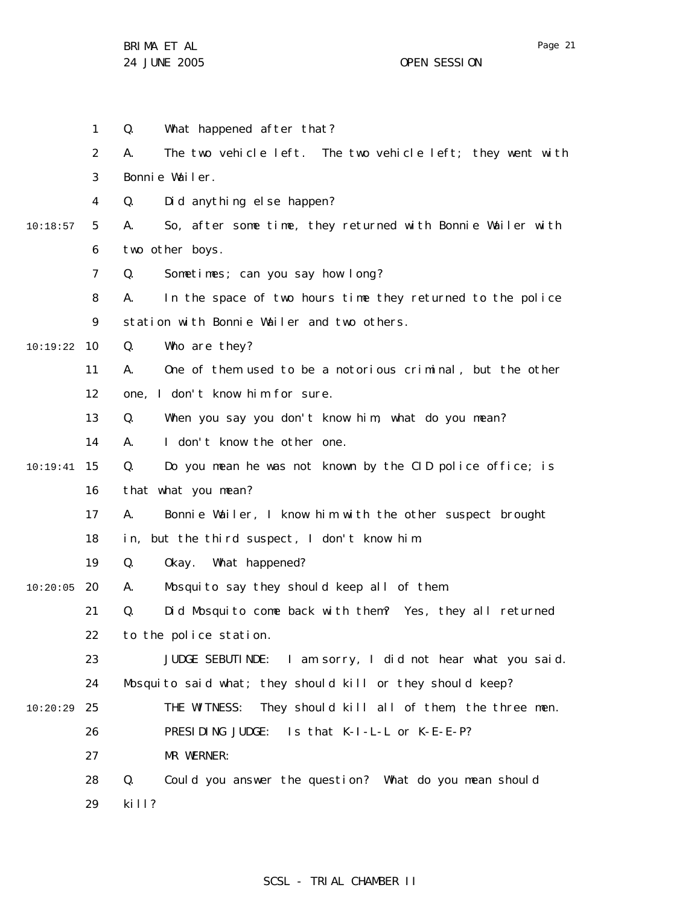Q. What happened after that?

A. The two vehicle left. The two vehicle left; they went with Bonnie Wailer.

Q. Did anything else happen?

A. So, after some time, they returned with Bonnie Wailer with two other boys.

Q. Sometimes; can you say how long?

A. In the space of two hours time they returned to the police station with Bonnie Wailer and two others.

Q. Who are they?

A. One of them used to be a notorious criminal, but the other one, I don't know him for sure.

Q. When you say you don't know him, what do you mean?

A. I don't know the other one.

Q. Do you mean he was not known by the CID police office; is that what you mean?

A. Bonnie Wailer, I know him with the other suspect brought in, but the third suspect, I don't know him.

Q. Okay. What happened?

A. Mosquito say they should keep all of them.

Q. Did Mosquito come back with them? Yes, they all returned to the police station.

JUDGE SEBUTINDE: I am sorry, I did not hear what you said. Mosquito said what; they should kill or they should keep?

THE WITNESS: They should kill all of them, the three men.

PRESIDING JUDGE: Is that K-I-L-L or K-E-E-P?

MR WERNER:

Q. Could you answer the question? What do you mean should kill?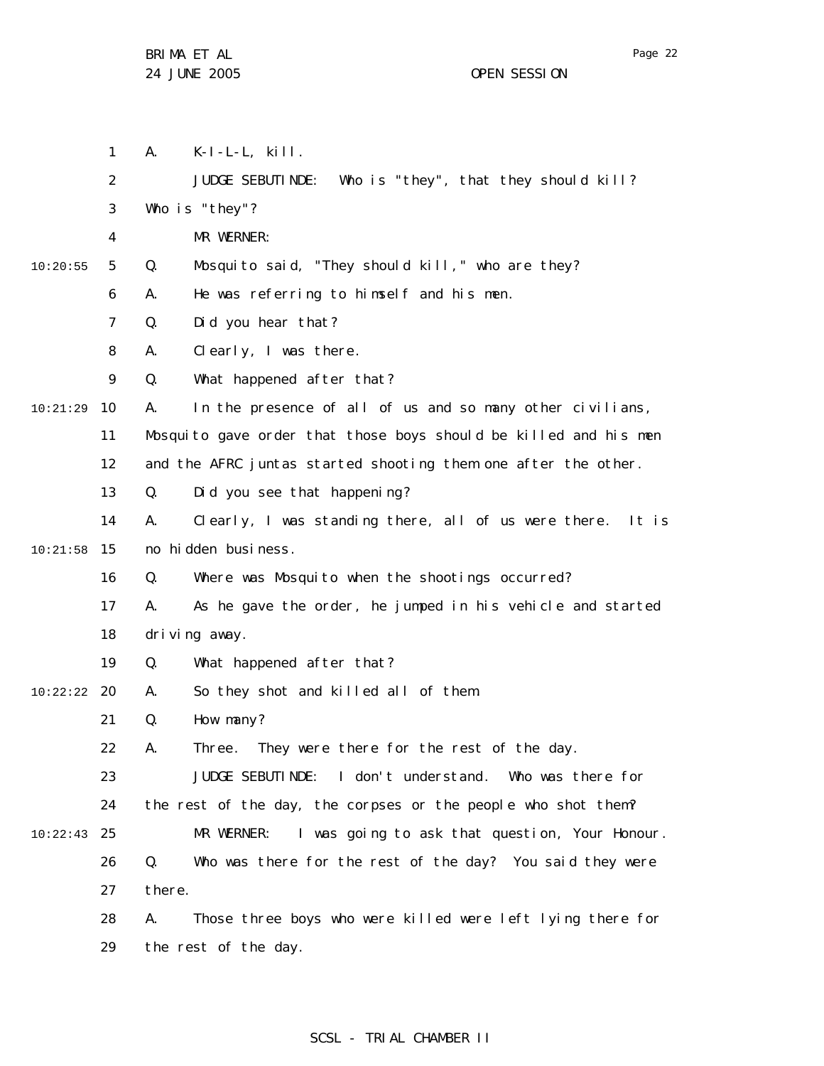A. K-I-L-L, kill.

JUDGE SEBUTINDE: Who is "they", that they should kill? Who is "they"?

MR WERNER:

Q. Mosquito said, "They should kill," who are they?

A. He was referring to himself and his men.

Q. Did you hear that?

A. Clearly, I was there.

Q. What happened after that?

A. In the presence of all of us and so many other civilians, Mosquito gave order that those boys should be killed and his men and the AFRC juntas started shooting them one after the other.

Q. Did you see that happening?

A. Clearly, I was standing there, all of us were there. It is no hidden business.

Q. Where was Mosquito when the shootings occurred?

A. As he gave the order, he jumped in his vehicle and started driving away.

Q. What happened after that?

A. So they shot and killed all of them.

Q. How many?

A. Three. They were there for the rest of the day.

JUDGE SEBUTINDE: I don't understand. Who was there for the rest of the day, the corpses or the people who shot them?

MR WERNER: I was going to ask that question, Your Honour.

Q. Who was there for the rest of the day? You said they were there.

A. Those three boys who were killed were left lying there for the rest of the day.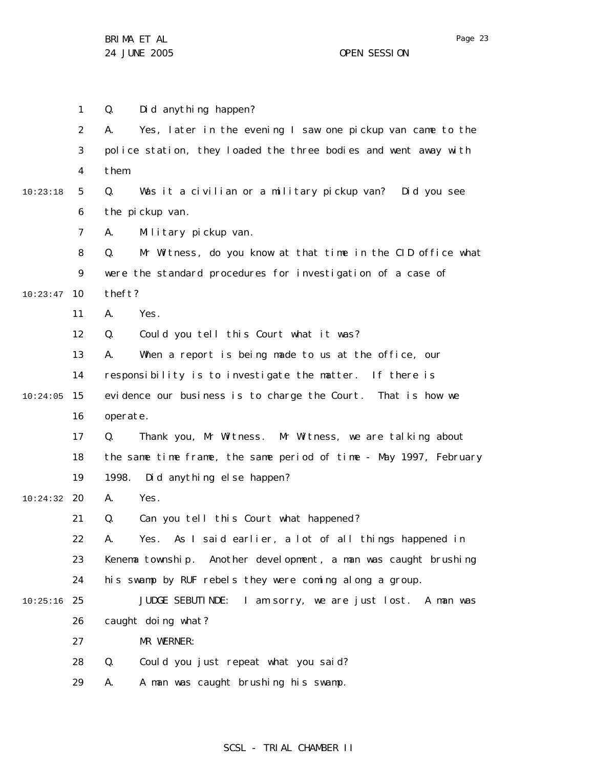Q. Did anything happen?

A. Yes, later in the evening I saw one pickup van came to the police station, they loaded the three bodies and went away with them.

Q. Was it a civilian or a military pickup van? Did you see the pickup van.

A. Military pickup van.

Q. Mr Witness, do you know at that time in the CID office what were the standard procedures for investigation of a case of theft?

A. Yes.

Q. Could you tell this Court what it was?

A. When a report is being made to us at the office, our responsibility is to investigate the matter. If there is evidence our business is to charge the Court. That is how we operate.

Q. Thank you, Mr Witness. Mr Witness, we are talking about the same time frame, the same period of time - May 1997, February 1998. Did anything else happen?

A. Yes.

Q. Can you tell this Court what happened?

A. Yes. As I said earlier, a lot of all things happened in Kenema township. Another development, a man was caught brushing his swamp by RUF rebels they were coming along a group.

JUDGE SEBUTINDE: I am sorry, we are just lost. A man was caught doing what?

MR WERNER:

Q. Could you just repeat what you said?

A. A man was caught brushing his swamp.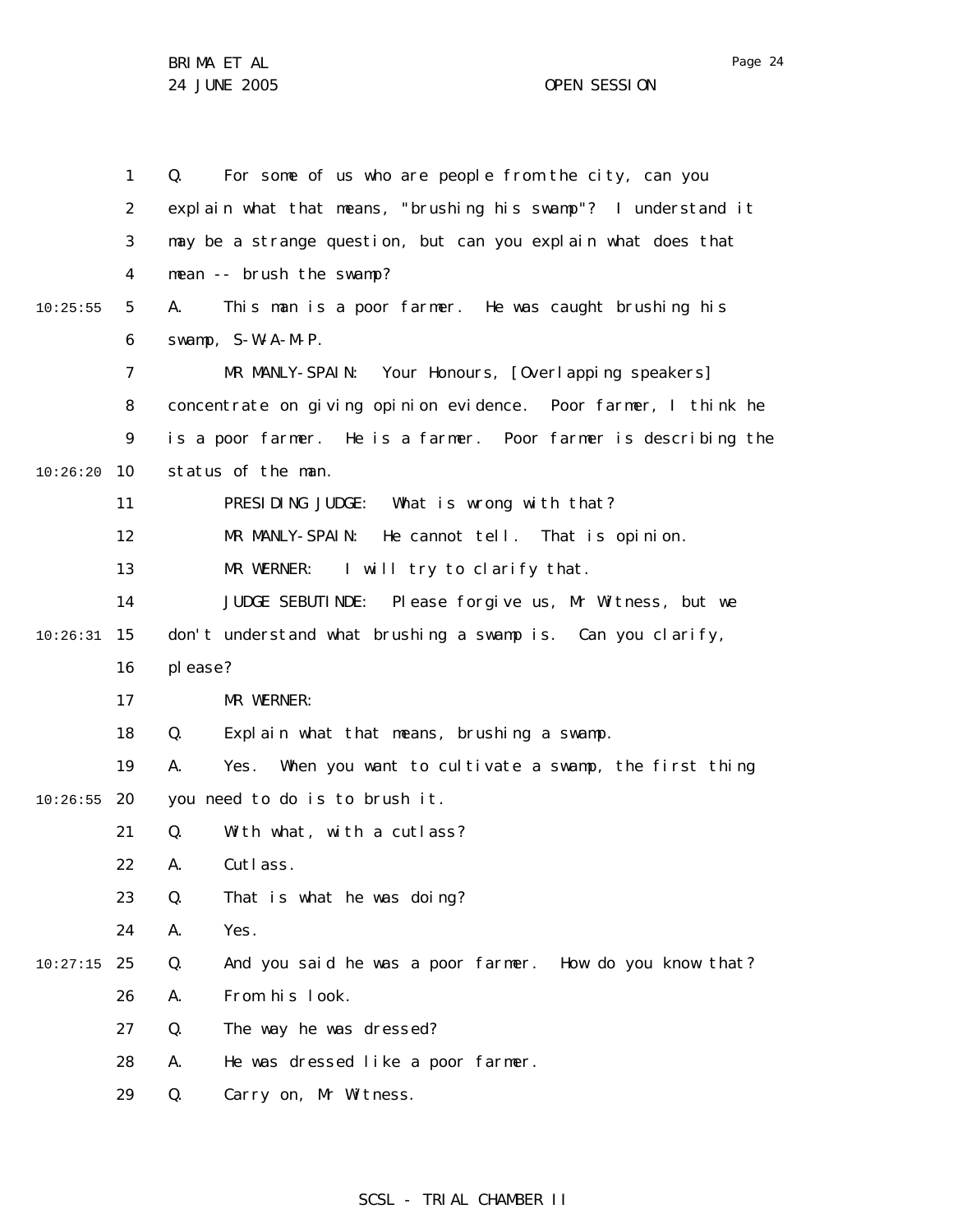Q. For some of us who are people from the city, can you explain what that means, "brushing his swamp"? I understand it may be a strange question, but can you explain what does that mean -- brush the swamp?

A. This man is a poor farmer. He was caught brushing his swamp, S-W-A-M-P.

MR MANLY-SPAIN: Your Honours, [Overlapping speakers] concentrate on giving opinion evidence. Poor farmer, I think he is a poor farmer. He is a farmer. Poor farmer is describing the status of the man.

PRESIDING JUDGE: What is wrong with that?

MR MANLY-SPAIN: He cannot tell. That is opinion.

MR WERNER: I will try to clarify that.

JUDGE SEBUTINDE: Please forgive us, Mr Witness, but we don't understand what brushing a swamp is. Can you clarify, please?

MR WERNER:

Q. Explain what that means, brushing a swamp.

A. Yes. When you want to cultivate a swamp, the first thing you need to do is to brush it.

Q. With what, with a cutlass?

A. Cutlass.

Q. That is what he was doing?

A. Yes.

Q. And you said he was a poor farmer. How do you know that?

A. From his look.

Q. The way he was dressed?

A. He was dressed like a poor farmer.

Q. Carry on, Mr Witness.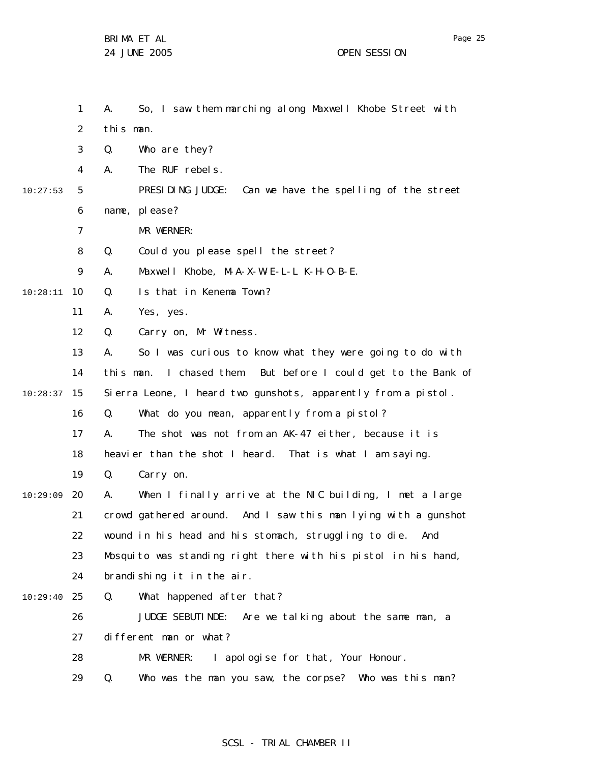A. So, I saw them marching along Maxwell Khobe Street with this man.

Q. Who are they?

A. The RUF rebels.

PRESIDING JUDGE: Can we have the spelling of the street name, please?

MR WERNER:

Q. Could you please spell the street?

A. Maxwell Khobe, M-A-X-W-E-L-L K-H-O-B-E.

Q. Is that in Kenema Town?

A. Yes, yes.

Q. Carry on, Mr Witness.

A. So I was curious to know what they were going to do with this man. I chased them. But before I could get to the Bank of Sierra Leone, I heard two gunshots, apparently from a pistol.

Q. What do you mean, apparently from a pistol?

A. The shot was not from an AK-47 either, because it is heavier than the shot I heard. That is what I am saying.

Q. Carry on.

A. When I finally arrive at the NIC building, I met a large crowd gathered around. And I saw this man lying with a gunshot wound in his head and his stomach, struggling to die. And Mosquito was standing right there with his pistol in his hand, brandishing it in the air.

Q. What happened after that?

JUDGE SEBUTINDE: Are we talking about the same man, a different man or what?

MR WERNER: I apologise for that, Your Honour.

Q. Who was the man you saw, the corpse? Who was this man?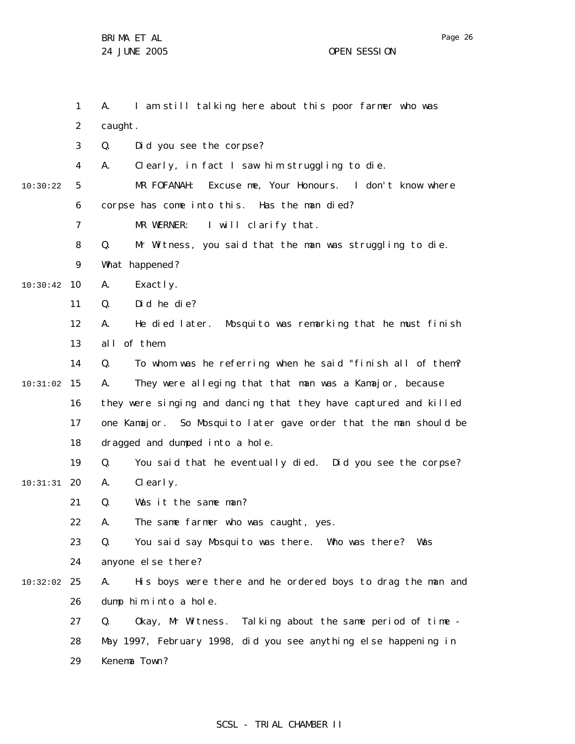A. I am still talking here about this poor farmer who was caught.

Q. Did you see the corpse?

A. Clearly, in fact I saw him struggling to die.

MR FOFANAH: Excuse me, Your Honours. I don't know where corpse has come into this. Has the man died?

MR WERNER: I will clarify that.

Q. Mr Witness, you said that the man was struggling to die. What happened?

A. Exactly.

Q. Did he die?

A. He died later. Mosquito was remarking that he must finish all of them.

Q. To whom was he referring when he said "finish all of them?

A. They were alleging that that man was a Kamajor, because they were singing and dancing that they have captured and killed one Kamajor. So Mosquito later gave order that the man should be dragged and dumped into a hole.

Q. You said that he eventually died. Did you see the corpse?

A. Clearly.

Q. Was it the same man?

A. The same farmer who was caught, yes.

Q. You said say Mosquito was there. Who was there? Was anyone else there?

A. His boys were there and he ordered boys to drag the man and dump him into a hole.

Q. Okay, Mr Witness. Talking about the same period of time - May 1997, February 1998, did you see anything else happening in Kenema Town?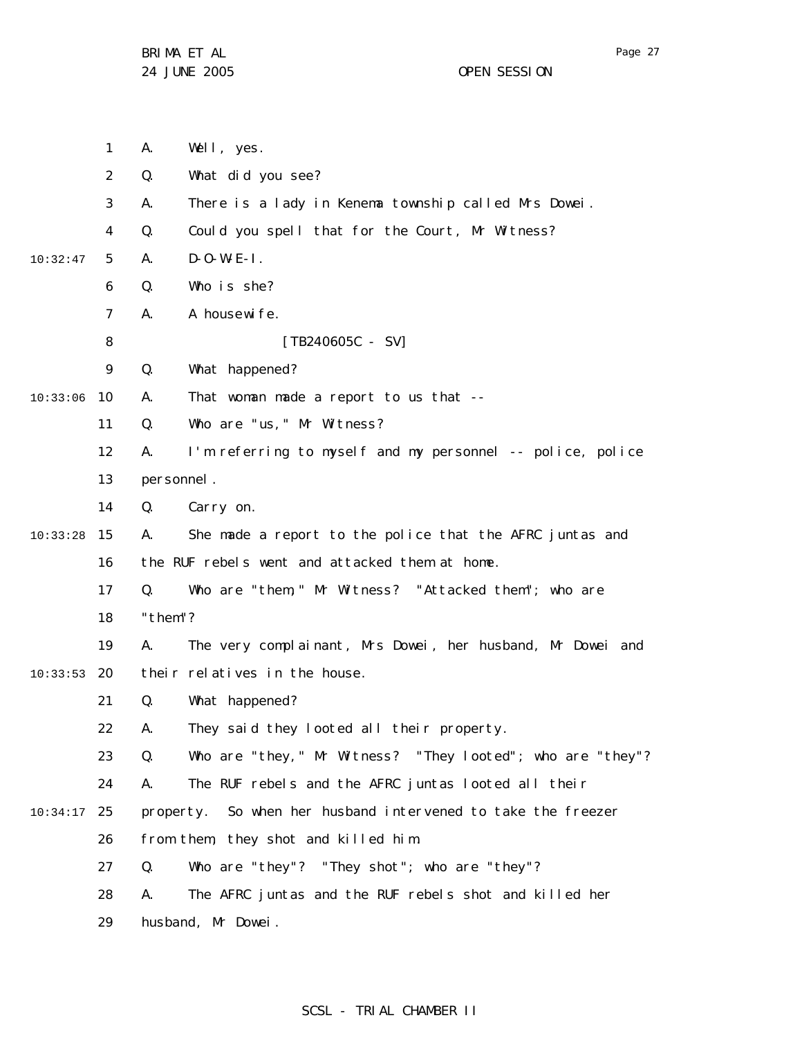1 A. Well, yes.

2 Q. What did you see?

3 A. There is a lady in Kenema township called Mrs Dowei.

4 Q. Could you spell that for the Court, Mr Witness?

10:32:47 5 A. D-O-W-E-I.

6 Q. Who is she?

7 A. A housewife.

8 [TB240605C - SV]

9 Q. What happened?

10:33:06 10 A. That woman made a report to us that --

11 Q. Who are "us," Mr Witness?

12 A. I'm referring to myself and my personnel -- police, police

13 personnel.

14 Q. Carry on.

10:33:28 15 A. She made a report to the police that the AFRC juntas and

16 the RUF rebels went and attacked them at home.

17 Q. Who are "them," Mr Witness? "Attacked them"; who are

18 "them"?

19 A. The very complainant, Mrs Dowei, her husband, Mr Dowei and

10:33:53 20 their relatives in the house.

21 Q. What happened?

22 A. They said they looted all their property.

23 Q. Who are "they," Mr Witness? "They looted"; who are "they"?

24 A. The RUF rebels and the AFRC juntas looted all their

10:34:17 25 property. So when her husband intervened to take the freezer

26 from them, they shot and killed him.

27 Q. Who are "they"? "They shot"; who are "they"?

28 A. The AFRC juntas and the RUF rebels shot and killed her

29 husband, Mr Dowei.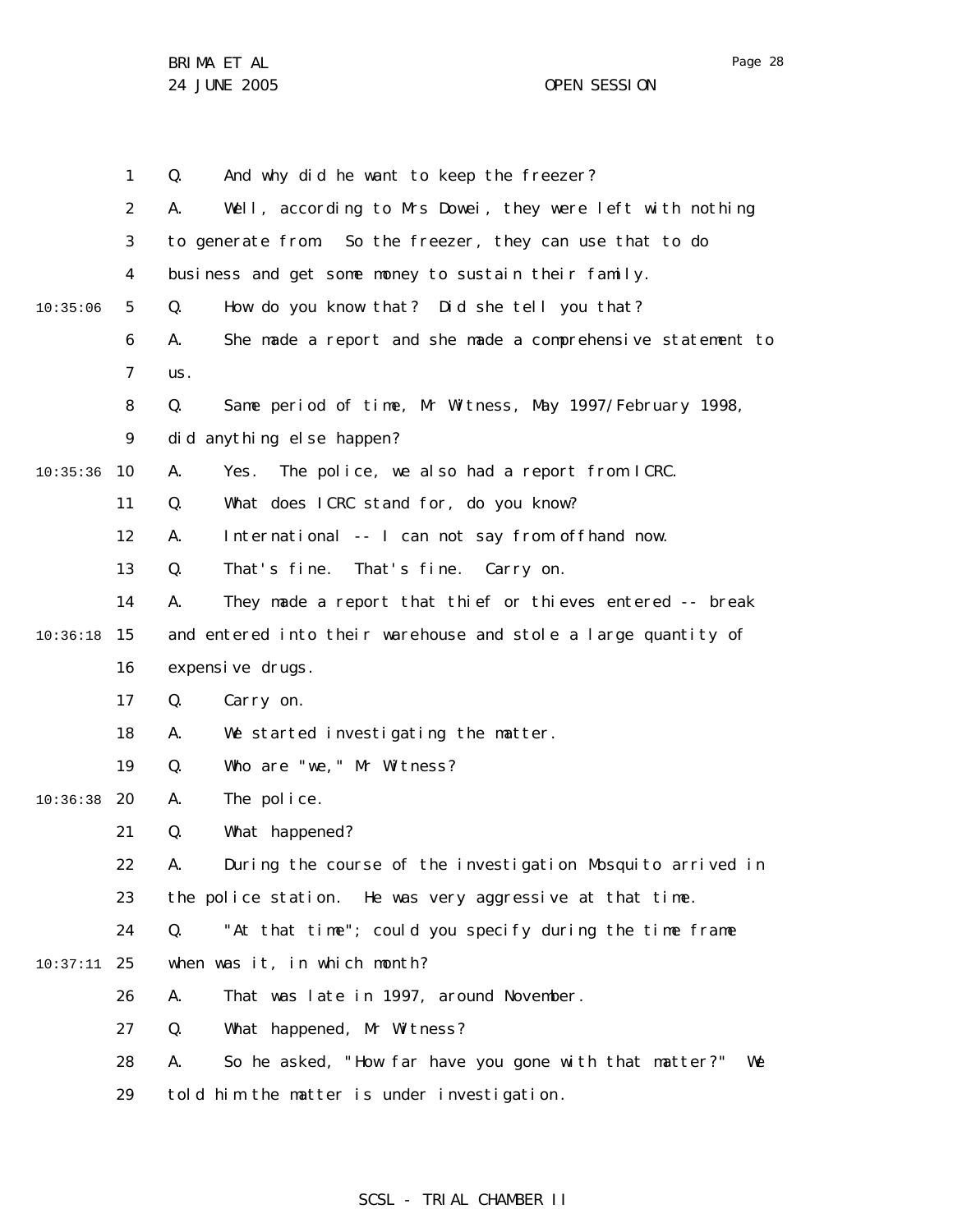Q. And why did he want to keep the freezer?

A. Well, according to Mrs Dowei, they were left with nothing to generate from. So the freezer, they can use that to do business and get some money to sustain their family.

Q. How do you know that? Did she tell you that?

A. She made a report and she made a comprehensive statement to us.

Q. Same period of time, Mr Witness, May 1997/February 1998, did anything else happen?

A. Yes. The police, we also had a report from ICRC.

Q. What does ICRC stand for, do you know?

A. International -- I can not say from offhand now.

Q. That's fine. That's fine. Carry on.

A. They made a report that thief or thieves entered -- break and entered into their warehouse and stole a large quantity of expensive drugs.

Q. Carry on.

A. We started investigating the matter.

Q. Who are "we," Mr Witness?

A. The police.

Q. What happened?

A. During the course of the investigation Mosquito arrived in the police station. He was very aggressive at that time.

Q. "At that time"; could you specify during the time frame when was it, in which month?

A. That was late in 1997, around November.

Q. What happened, Mr Witness?

A. So he asked, "How far have you gone with that matter?" We told him the matter is under investigation.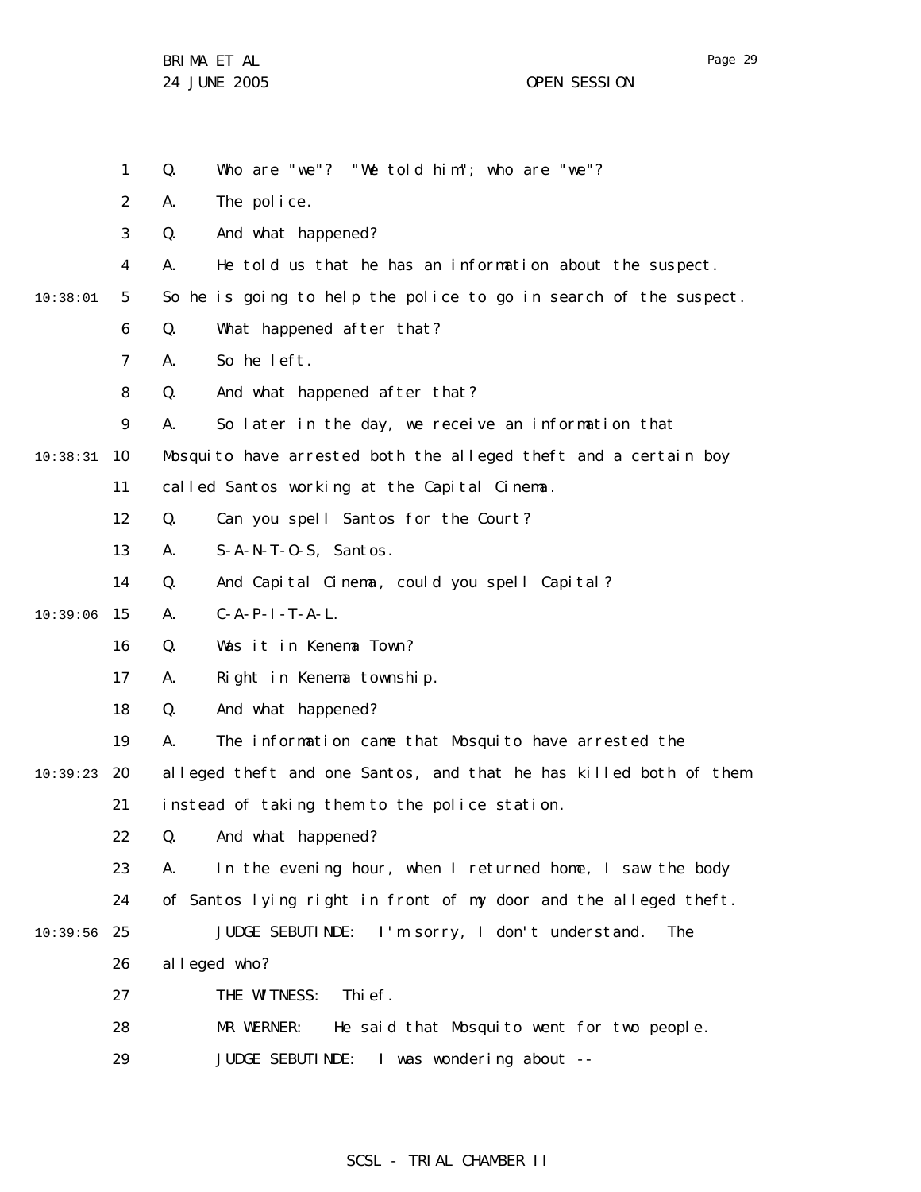Q. Who are "we"? "We told him"; who are "we"?

A. The police.

Q. And what happened?

A. He told us that he has an information about the suspect. So he is going to help the police to go in search of the suspect.

Q. What happened after that?

A. So he left.

Q. And what happened after that?

A. So later in the day, we receive an information that Mosquito have arrested both the alleged theft and a certain boy called Santos working at the Capital Cinema.

Q. Can you spell Santos for the Court?

A. S-A-N-T-O-S, Santos.

Q. And Capital Cinema, could you spell Capital?

A. C-A-P-I-T-A-L.

Q. Was it in Kenema Town?

A. Right in Kenema township.

Q. And what happened?

A. The information came that Mosquito have arrested the alleged theft and one Santos, and that he has killed both of them instead of taking them to the police station.

Q. And what happened?

A. In the evening hour, when I returned home, I saw the body of Santos lying right in front of my door and the alleged theft.

JUDGE SEBUTINDE: I'm sorry, I don't understand. The alleged who?

THE WITNESS: Thief.

MR WERNER: He said that Mosquito went for two people.

JUDGE SEBUTINDE: I was wondering about --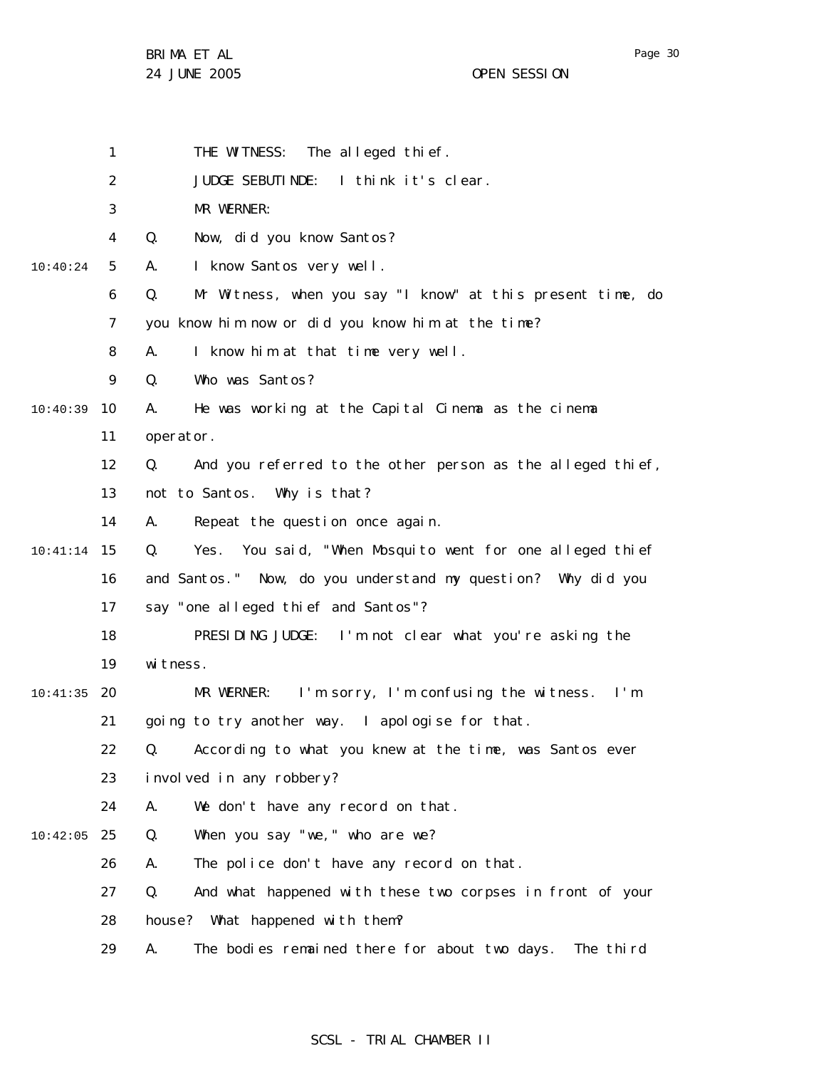THE WITNESS: The alleged thief.

JUDGE SEBUTINDE: I think it's clear.

MR WERNER:

Q. Now, did you know Santos?

A. I know Santos very well.

Q. Mr Witness, when you say "I know" at this present time, do you know him now or did you know him at the time?

A. I know him at that time very well.

Q. Who was Santos?

A. He was working at the Capital Cinema as the cinema operator.

Q. And you referred to the other person as the alleged thief, not to Santos. Why is that?

A. Repeat the question once again.

Q. Yes. You said, "When Mosquito went for one alleged thief and Santos." Now, do you understand my question? Why did you say "one alleged thief and Santos"?

PRESIDING JUDGE: I'm not clear what you're asking the witness.

MR WERNER: I'm sorry, I'm confusing the witness. I'm going to try another way. I apologise for that.

Q. According to what you knew at the time, was Santos ever involved in any robbery?

A. We don't have any record on that.

Q. When you say "we," who are we?

A. The police don't have any record on that.

Q. And what happened with these two corpses in front of your house? What happened with them?

A. The bodies remained there for about two days. The third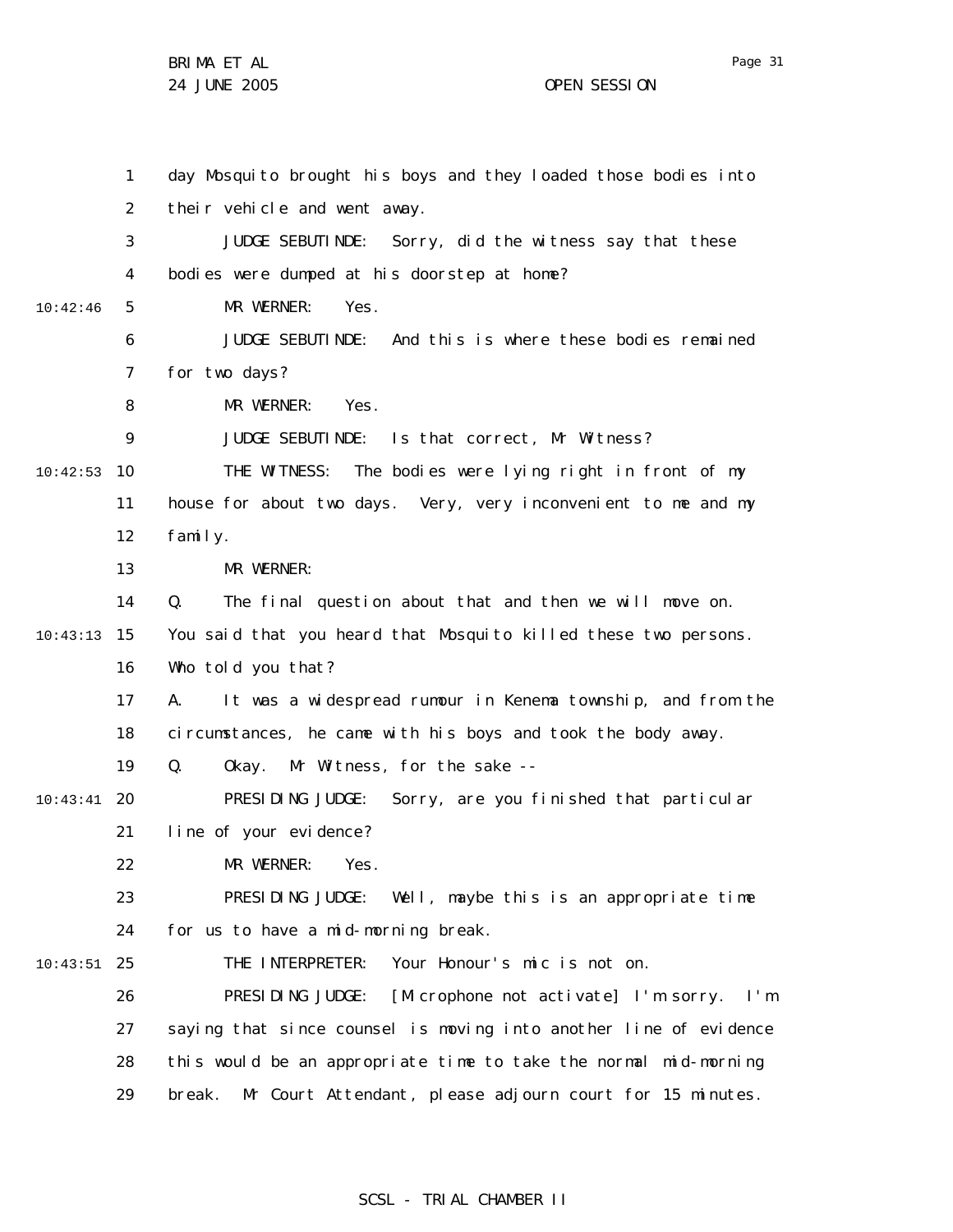day Mosquito brought his boys and they loaded those bodies into their vehicle and went away.

JUDGE SEBUTINDE: Sorry, did the witness say that these bodies were dumped at his doorstep at home?

MR WERNER: Yes.

JUDGE SEBUTINDE: And this is where these bodies remained for two days?

MR WERNER: Yes.

JUDGE SEBUTINDE: Is that correct, Mr Witness?

THE WITNESS: The bodies were lying right in front of my house for about two days. Very, very inconvenient to me and my family.

MR WERNER:

Q. The final question about that and then we will move on. You said that you heard that Mosquito killed these two persons. Who told you that?

A. It was a widespread rumour in Kenema township, and from the circumstances, he came with his boys and took the body away.

Q. Okay. Mr Witness, for the sake --

PRESIDING JUDGE: Sorry, are you finished that particular line of your evidence?

MR WERNER: Yes.

PRESIDING JUDGE: Well, maybe this is an appropriate time for us to have a mid-morning break.

THE INTERPRETER: Your Honour's mic is not on.

PRESIDING JUDGE: [Microphone not activate] I'm sorry. I'm saying that since counsel is moving into another line of evidence this would be an appropriate time to take the normal mid-morning break. Mr Court Attendant, please adjourn court for 15 minutes.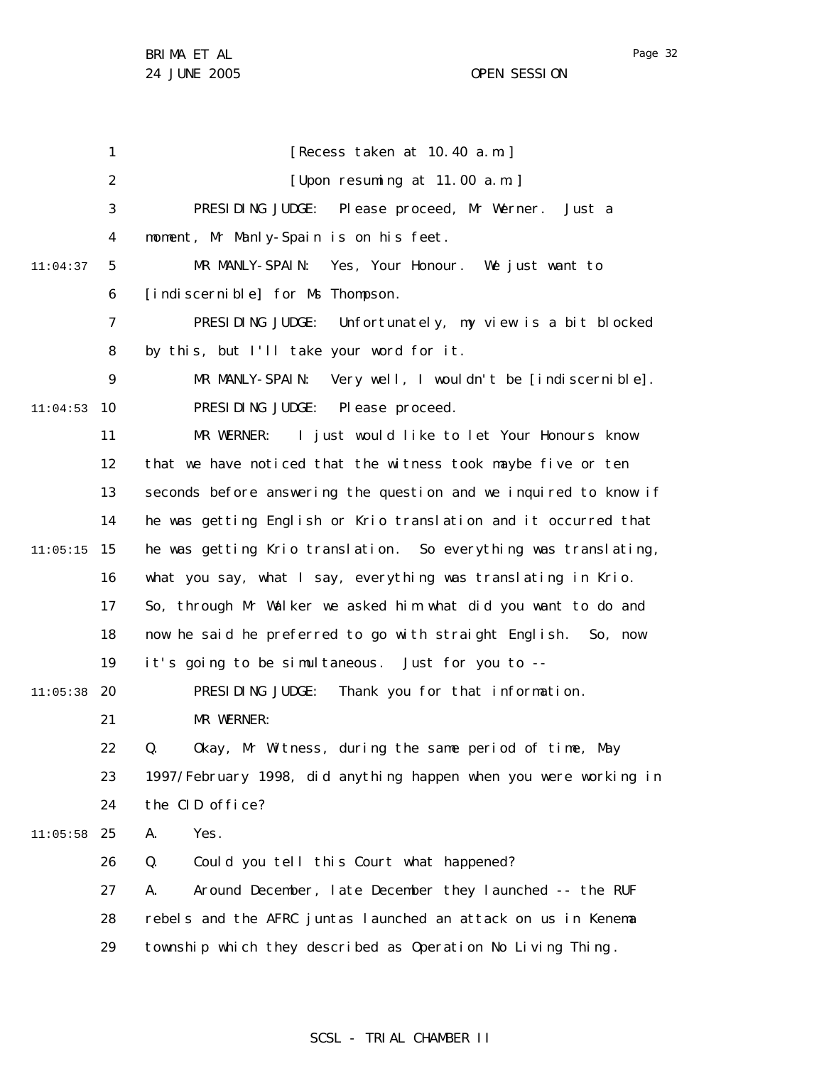[Recess taken at 10.40 a.m.]

[Upon resuming at 11.00 a.m.]

PRESIDING JUDGE: Please proceed, Mr Werner. Just a moment, Mr Manly-Spain is on his feet.

MR MANLY-SPAIN: Yes, Your Honour. We just want to [indiscernible] for Ms Thompson.

PRESIDING JUDGE: Unfortunately, my view is a bit blocked by this, but I'll take your word for it.

MR MANLY-SPAIN: Very well, I wouldn't be [indiscernible].

PRESIDING JUDGE: Please proceed.

MR WERNER: I just would like to let Your Honours know that we have noticed that the witness took maybe five or ten seconds before answering the question and we inquired to know if he was getting English or Krio translation and it occurred that he was getting Krio translation. So everything was translating, what you say, what I say, everything was translating in Krio. So, through Mr Walker we asked him what did you want to do and now he said he preferred to go with straight English. So, now it's going to be simultaneous. Just for you to --

PRESIDING JUDGE: Thank you for that information.

MR WERNER:

Q. Okay, Mr Witness, during the same period of time, May 1997/February 1998, did anything happen when you were working in the CID office?

A. Yes.

Q. Could you tell this Court what happened?

A. Around December, late December they launched -- the RUF rebels and the AFRC juntas launched an attack on us in Kenema township which they described as Operation No Living Thing.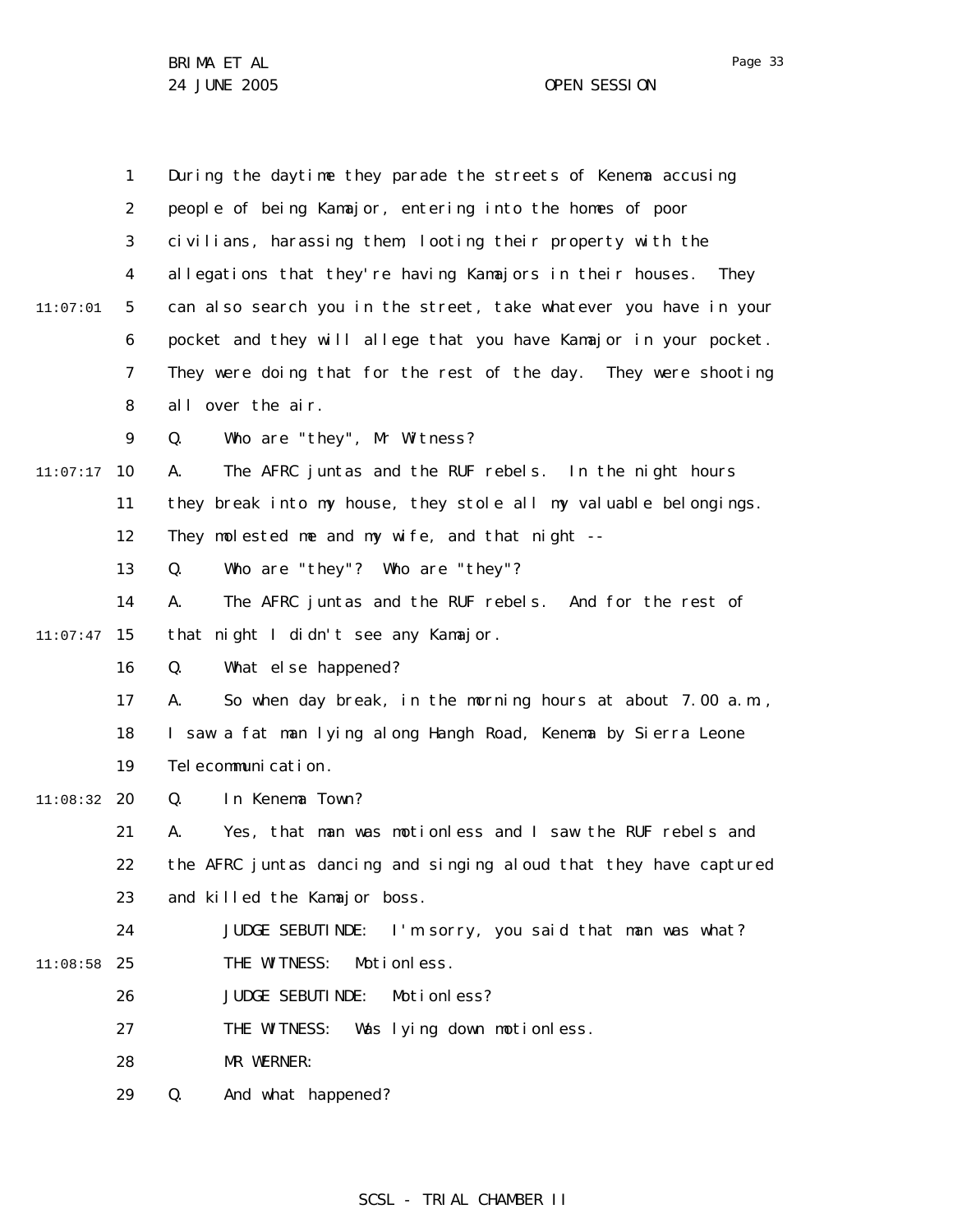During the daytime they parade the streets of Kenema accusing people of being Kamajor, entering into the homes of poor civilians, harassing them, looting their property with the allegations that they're having Kamajors in their houses. They can also search you in the street, take whatever you have in your pocket and they will allege that you have Kamajor in your pocket. They were doing that for the rest of the day. They were shooting all over the air.

Q. Who are "they", Mr Witness?

A. The AFRC juntas and the RUF rebels. In the night hours they break into my house, they stole all my valuable belongings. They molested me and my wife, and that night --

Q. Who are "they"? Who are "they"?

A. The AFRC juntas and the RUF rebels. And for the rest of that night I didn't see any Kamajor.

Q. What else happened?

A. So when day break, in the morning hours at about 7.00 a.m., I saw a fat man lying along Hangh Road, Kenema by Sierra Leone Telecommunication.

Q. In Kenema Town?

A. Yes, that man was motionless and I saw the RUF rebels and the AFRC juntas dancing and singing aloud that they have captured and killed the Kamajor boss.

JUDGE SEBUTINDE: I'm sorry, you said that man was what?

THE WITNESS: Motionless.

JUDGE SEBUTINDE: Motionless?

THE WITNESS: Was lying down motionless.

MR WERNER:

Q. And what happened?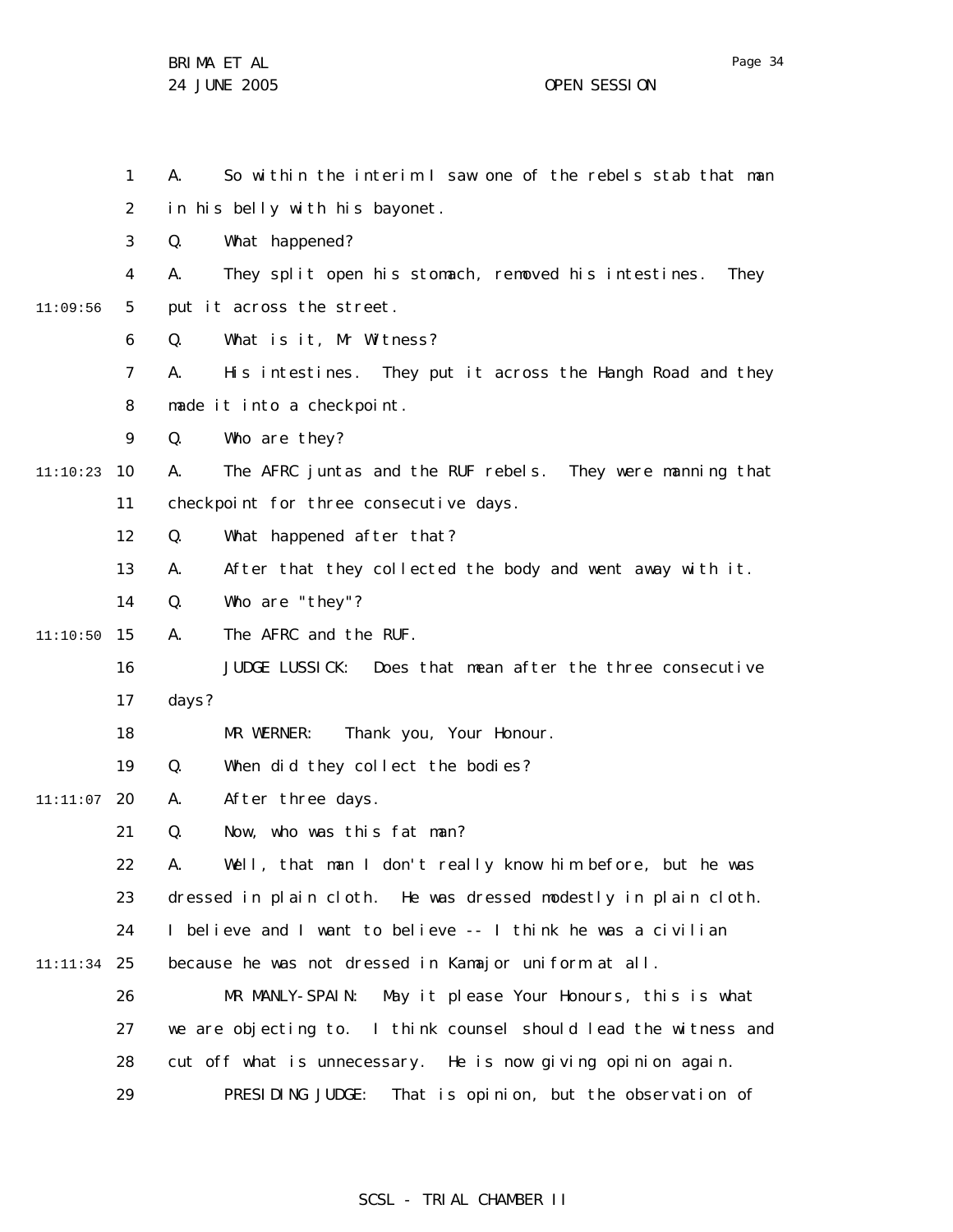A. So within the interim I saw one of the rebels stab that man in his belly with his bayonet.

Q. What happened?

A. They split open his stomach, removed his intestines. They put it across the street.

Q. What is it, Mr Witness?

A. His intestines. They put it across the Hangh Road and they made it into a checkpoint.

Q. Who are they?

A. The AFRC juntas and the RUF rebels. They were manning that checkpoint for three consecutive days.

Q. What happened after that?

A. After that they collected the body and went away with it.

Q. Who are "they"?

A. The AFRC and the RUF.

JUDGE LUSSICK: Does that mean after the three consecutive days?

MR WERNER: Thank you, Your Honour.

Q. When did they collect the bodies?

A. After three days.

Q. Now, who was this fat man?

A. Well, that man I don't really know him before, but he was dressed in plain cloth. He was dressed modestly in plain cloth. I believe and I want to believe -- I think he was a civilian because he was not dressed in Kamajor uniform at all.

MR MANLY-SPAIN: May it please Your Honours, this is what we are objecting to. I think counsel should lead the witness and cut off what is unnecessary. He is now giving opinion again.

PRESIDING JUDGE: That is opinion, but the observation of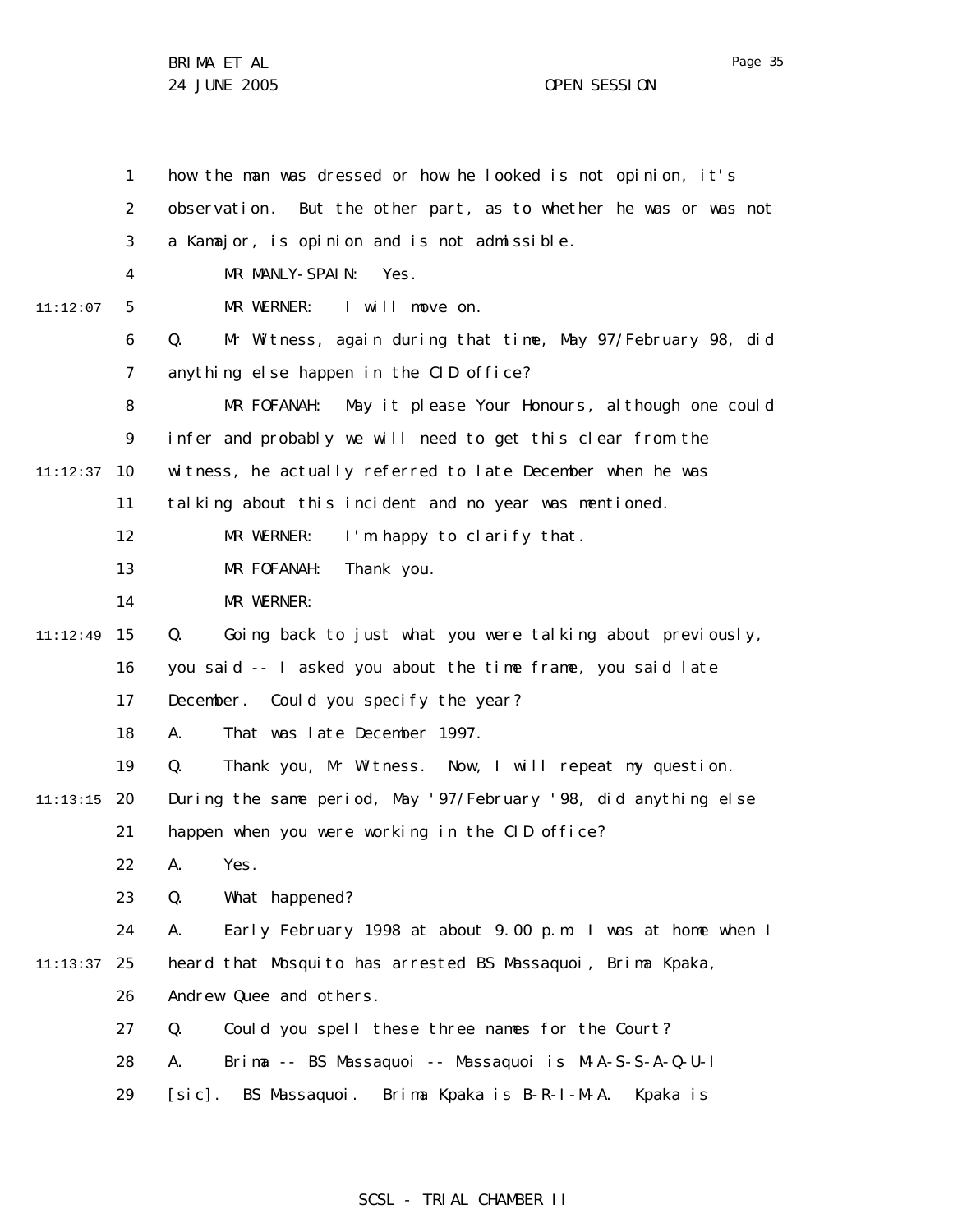how the man was dressed or how he looked is not opinion, it's observation. But the other part, as to whether he was or was not a Kamajor, is opinion and is not admissible.

MR MANLY-SPAIN: Yes.

MR WERNER: I will move on.

Q. Mr Witness, again during that time, May 97/February 98, did anything else happen in the CID office?

MR FOFANAH: May it please Your Honours, although one could infer and probably we will need to get this clear from the witness, he actually referred to late December when he was talking about this incident and no year was mentioned.

MR WERNER: I'm happy to clarify that.

MR FOFANAH: Thank you.

MR WERNER:

Q. Going back to just what you were talking about previously, you said -- I asked you about the time frame, you said late December. Could you specify the year?

A. That was late December 1997.

Q. Thank you, Mr Witness. Now, I will repeat my question. During the same period, May '97/February '98, did anything else happen when you were working in the CID office?

A. Yes.

Q. What happened?

A. Early February 1998 at about 9.00 p.m. I was at home when I heard that Mosquito has arrested BS Massaquoi, Brima Kpaka, Andrew Quee and others.

Q. Could you spell these three names for the Court?

A. Brima -- BS Massaquoi -- Massaquoi is M-A-S-S-A-Q-U-I [sic]. BS Massaquoi. Brima Kpaka is B-R-I-M-A. Kpaka is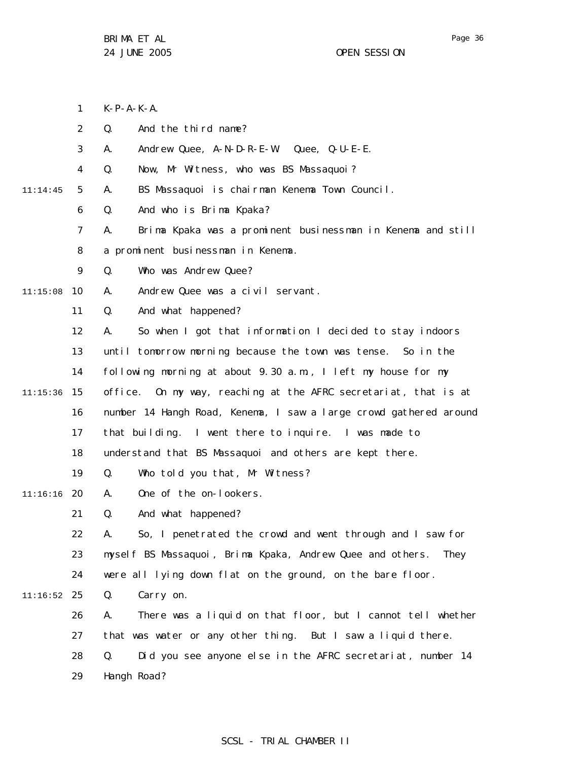K-P-A-K-A.

Q. And the third name?

A. Andrew Quee, A-N-D-R-E-W Quee, Q-U-E-E.

Q. Now, Mr Witness, who was BS Massaquoi?

A. BS Massaquoi is chairman Kenema Town Council.

Q. And who is Brima Kpaka?

A. Brima Kpaka was a prominent businessman in Kenema and still a prominent businessman in Kenema.

Q. Who was Andrew Quee?

A. Andrew Quee was a civil servant.

Q. And what happened?

A. So when I got that information I decided to stay indoors until tomorrow morning because the town was tense. So in the following morning at about 9.30 a.m., I left my house for my office. On my way, reaching at the AFRC secretariat, that is at number 14 Hangh Road, Kenema, I saw a large crowd gathered around that building. I went there to inquire. I was made to understand that BS Massaquoi and others are kept there.

Q. Who told you that, Mr Witness?

A. One of the on-lookers.

Q. And what happened?

A. So, I penetrated the crowd and went through and I saw for myself BS Massaquoi, Brima Kpaka, Andrew Quee and others. They were all lying down flat on the ground, on the bare floor.

Q. Carry on.

A. There was a liquid on that floor, but I cannot tell whether that was water or any other thing. But I saw a liquid there.

Q. Did you see anyone else in the AFRC secretariat, number 14 Hangh Road?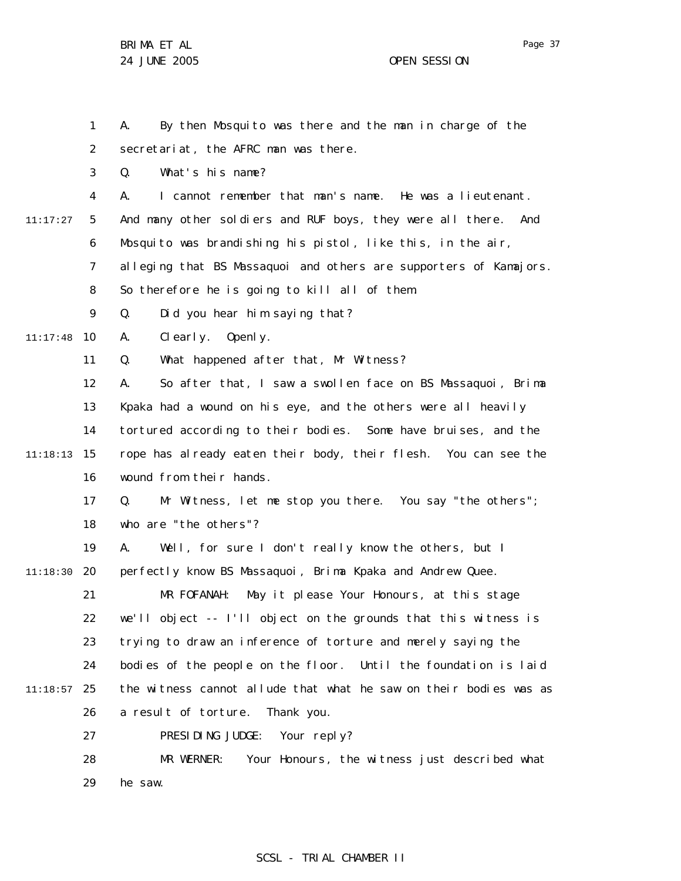A. By then Mosquito was there and the man in charge of the secretariat, the AFRC man was there.

Q. What's his name?

A. I cannot remember that man's name. He was a lieutenant. And many other soldiers and RUF boys, they were all there. And Mosquito was brandishing his pistol, like this, in the air, alleging that BS Massaquoi and others are supporters of Kamajors. So therefore he is going to kill all of them.

Q. Did you hear him saying that?

A. Clearly. Openly.

Q. What happened after that, Mr Witness?

A. So after that, I saw a swollen face on BS Massaquoi, Brima Kpaka had a wound on his eye, and the others were all heavily tortured according to their bodies. Some have bruises, and the rope has already eaten their body, their flesh. You can see the wound from their hands.

Q. Mr Witness, let me stop you there. You say "the others"; who are "the others"?

A. Well, for sure I don't really know the others, but I perfectly know BS Massaquoi, Brima Kpaka and Andrew Quee.

MR FOFANAH: May it please Your Honours, at this stage we'll object -- I'll object on the grounds that this witness is trying to draw an inference of torture and merely saying the bodies of the people on the floor. Until the foundation is laid the witness cannot allude that what he saw on their bodies was as a result of torture. Thank you.

PRESIDING JUDGE: Your reply?

MR WERNER: Your Honours, the witness just described what he saw.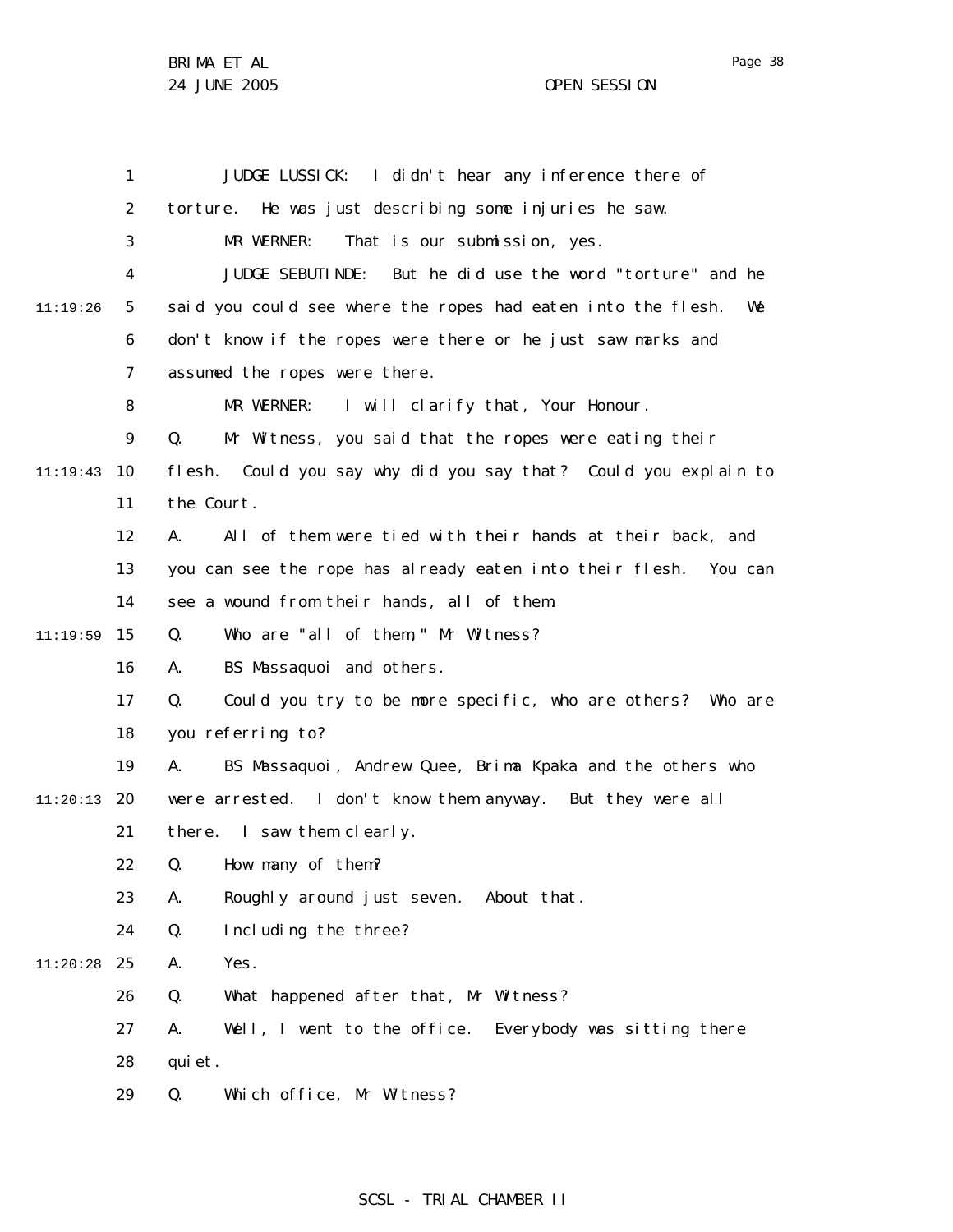JUDGE LUSSICK: I didn't hear any inference there of torture. He was just describing some injuries he saw.

MR WERNER: That is our submission, yes.

JUDGE SEBUTINDE: But he did use the word "torture" and he said you could see where the ropes had eaten into the flesh. We don't know if the ropes were there or he just saw marks and assumed the ropes were there.

MR WERNER: I will clarify that, Your Honour.

Q. Mr Witness, you said that the ropes were eating their flesh. Could you say why did you say that? Could you explain to the Court.

A. All of them were tied with their hands at their back, and you can see the rope has already eaten into their flesh. You can see a wound from their hands, all of them.

Q. Who are "all of them," Mr Witness?

A. BS Massaquoi and others.

Q. Could you try to be more specific, who are others? Who are you referring to?

A. BS Massaquoi, Andrew Quee, Brima Kpaka and the others who were arrested. I don't know them anyway. But they were all there. I saw them clearly.

Q. How many of them?

A. Roughly around just seven. About that.

Q. Including the three?

A. Yes.

Q. What happened after that, Mr Witness?

A. Well, I went to the office. Everybody was sitting there quiet.

Q. Which office, Mr Witness?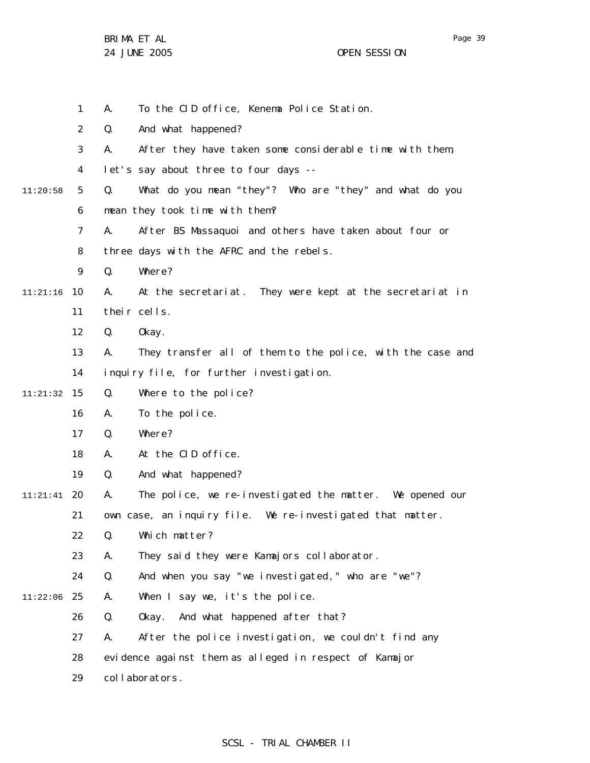A. To the CID office, Kenema Police Station.

Q. And what happened?

A. After they have taken some considerable time with them, let's say about three to four days --

Q. What do you mean "they"? Who are "they" and what do you mean they took time with them?

A. After BS Massaquoi and others have taken about four or three days with the AFRC and the rebels.

Q. Where?

A. At the secretariat. They were kept at the secretariat in their cells.

Q. Okay.

A. They transfer all of them to the police, with the case and inquiry file, for further investigation.

Q. Where to the police?

A. To the police.

Q. Where?

A. At the CID office.

Q. And what happened?

A. The police, we re-investigated the matter. We opened our own case, an inquiry file. We re-investigated that matter.

Q. Which matter?

A. They said they were Kamajors collaborator.

Q. And when you say "we investigated," who are "we"?

A. When I say we, it's the police.

Q. Okay. And what happened after that?

A. After the police investigation, we couldn't find any evidence against them as alleged in respect of Kamajor collaborators.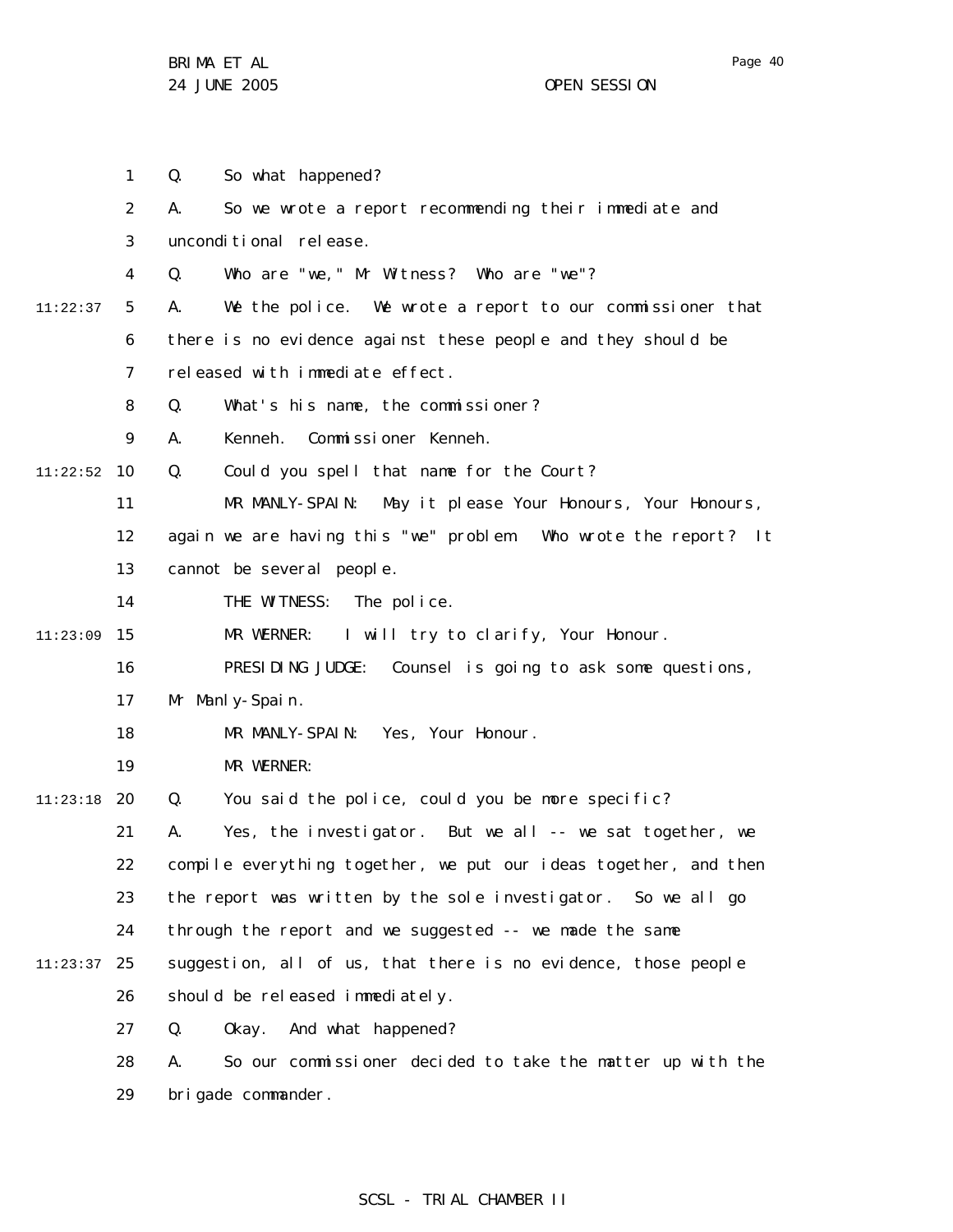Q. So what happened?

A. So we wrote a report recommending their immediate and unconditional release.

Q. Who are "we," Mr Witness? Who are "we"?

A. We the police. We wrote a report to our commissioner that there is no evidence against these people and they should be released with immediate effect.

Q. What's his name, the commissioner?

A. Kenneh. Commissioner Kenneh.

Q. Could you spell that name for the Court?

MR MANLY-SPAIN: May it please Your Honours, Your Honours, again we are having this "we" problem. Who wrote the report? It cannot be several people.

THE WITNESS: The police.

MR WERNER: I will try to clarify, Your Honour.

PRESIDING JUDGE: Counsel is going to ask some questions, Mr Manly-Spain.

MR MANLY-SPAIN: Yes, Your Honour.

MR WERNER:

Q. You said the police, could you be more specific?

A. Yes, the investigator. But we all -- we sat together, we compile everything together, we put our ideas together, and then the report was written by the sole investigator. So we all go through the report and we suggested -- we made the same suggestion, all of us, that there is no evidence, those people should be released immediately.

Q. Okay. And what happened?

A. So our commissioner decided to take the matter up with the brigade commander.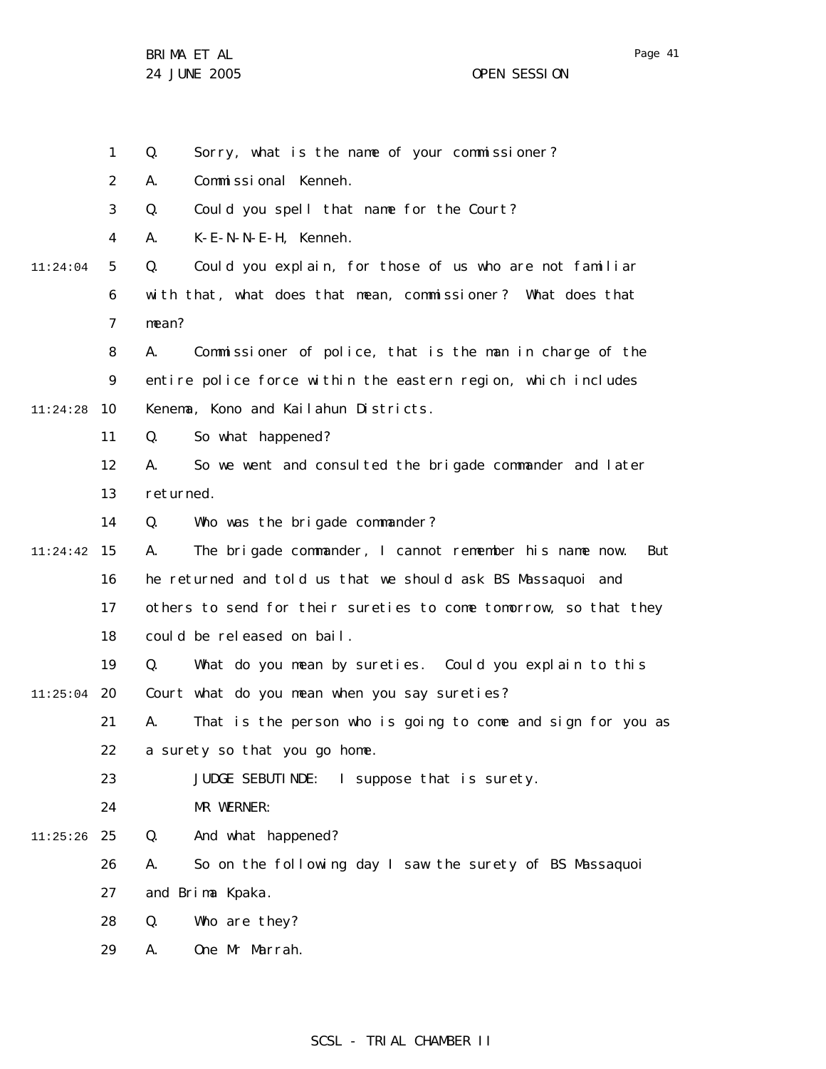Q. Sorry, what is the name of your commissioner?

A. Commissional Kenneh.

Q. Could you spell that name for the Court?

A. K-E-N-N-E-H, Kenneh.

Q. Could you explain, for those of us who are not familiar with that, what does that mean, commissioner? What does that mean?

A. Commissioner of police, that is the man in charge of the entire police force within the eastern region, which includes Kenema, Kono and Kailahun Districts.

Q. So what happened?

A. So we went and consulted the brigade commander and later returned.

Q. Who was the brigade commander?

A. The brigade commander, I cannot remember his name now. But he returned and told us that we should ask BS Massaquoi and others to send for their sureties to come tomorrow, so that they could be released on bail.

Q. What do you mean by sureties. Could you explain to this Court what do you mean when you say sureties?

A. That is the person who is going to come and sign for you as a surety so that you go home.

JUDGE SEBUTINDE: I suppose that is surety.

MR WERNER:

Q. And what happened?

A. So on the following day I saw the surety of BS Massaquoi and Brima Kpaka.

Q. Who are they?

A. One Mr Marrah.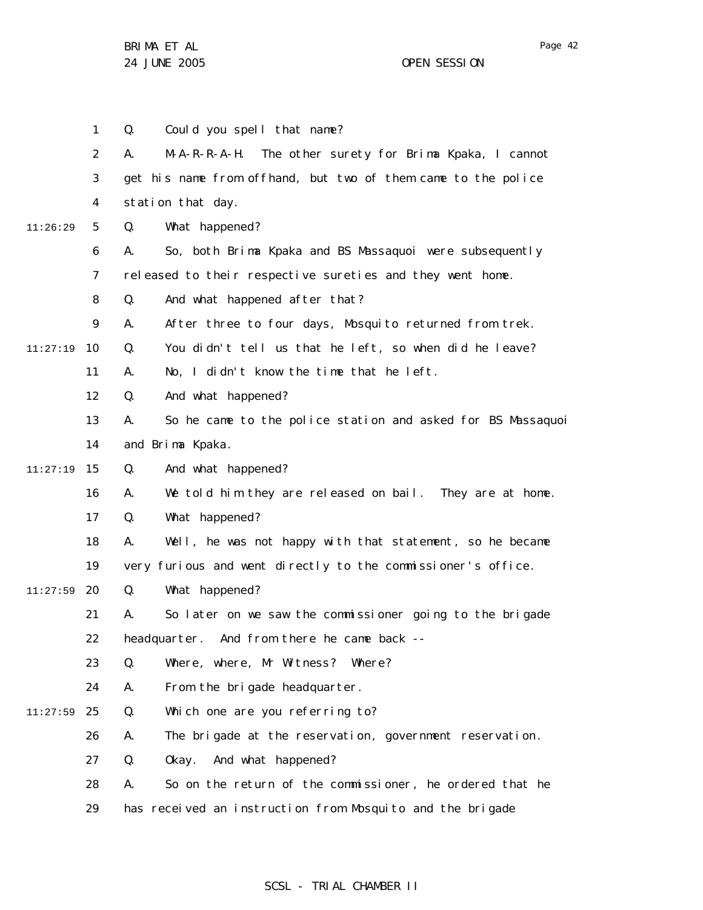Q. Could you spell that name?

A. M-A-R-R-A-H. The other surety for Brima Kpaka, I cannot get his name from offhand, but two of them came to the police station that day.

Q. What happened?

A. So, both Brima Kpaka and BS Massaquoi were subsequently released to their respective sureties and they went home.

Q. And what happened after that?

A. After three to four days, Mosquito returned from trek.

Q. You didn't tell us that he left, so when did he leave?

A. No, I didn't know the time that he left.

Q. And what happened?

A. So he came to the police station and asked for BS Massaquoi and Brima Kpaka.

Q. And what happened?

A. We told him they are released on bail. They are at home.

Q. What happened?

A. Well, he was not happy with that statement, so he became very furious and went directly to the commissioner's office.

Q. What happened?

A. So later on we saw the commissioner going to the brigade headquarter. And from there he came back --

Q. Where, where, Mr Witness? Where?

A. From the brigade headquarter.

Q. Which one are you referring to?

A. The brigade at the reservation, government reservation.

Q. Okay. And what happened?

A. So on the return of the commissioner, he ordered that he has received an instruction from Mosquito and the brigade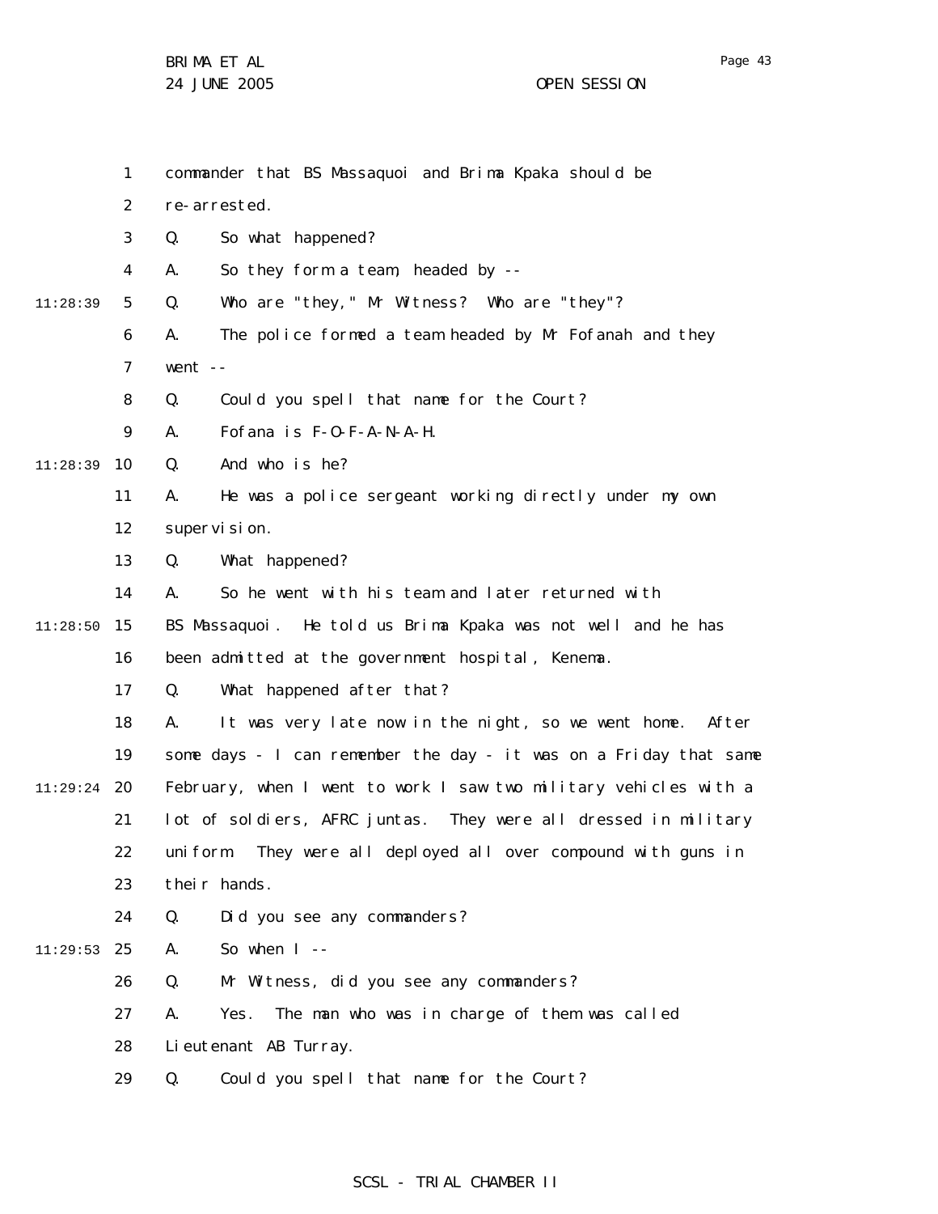commander that BS Massaquoi and Brima Kpaka should be re-arrested.

Q. So what happened?

A. So they form a team, headed by --

Q. Who are "they," Mr Witness? Who are "they"?

A. The police formed a team headed by Mr Fofanah and they went --

Q. Could you spell that name for the Court?

A. Fofana is F-O-F-A-N-A-H.

Q. And who is he?

A. He was a police sergeant working directly under my own supervision.

Q. What happened?

A. So he went with his team and later returned with BS Massaquoi. He told us Brima Kpaka was not well and he has been admitted at the government hospital, Kenema.

Q. What happened after that?

A. It was very late now in the night, so we went home. After some days - I can remember the day - it was on a Friday that same February, when I went to work I saw two military vehicles with a lot of soldiers, AFRC juntas. They were all dressed in military uniform. They were all deployed all over compound with guns in their hands.

Q. Did you see any commanders?

A. So when I --

Q. Mr Witness, did you see any commanders?

A. Yes. The man who was in charge of them was called Lieutenant AB Turray.

Q. Could you spell that name for the Court?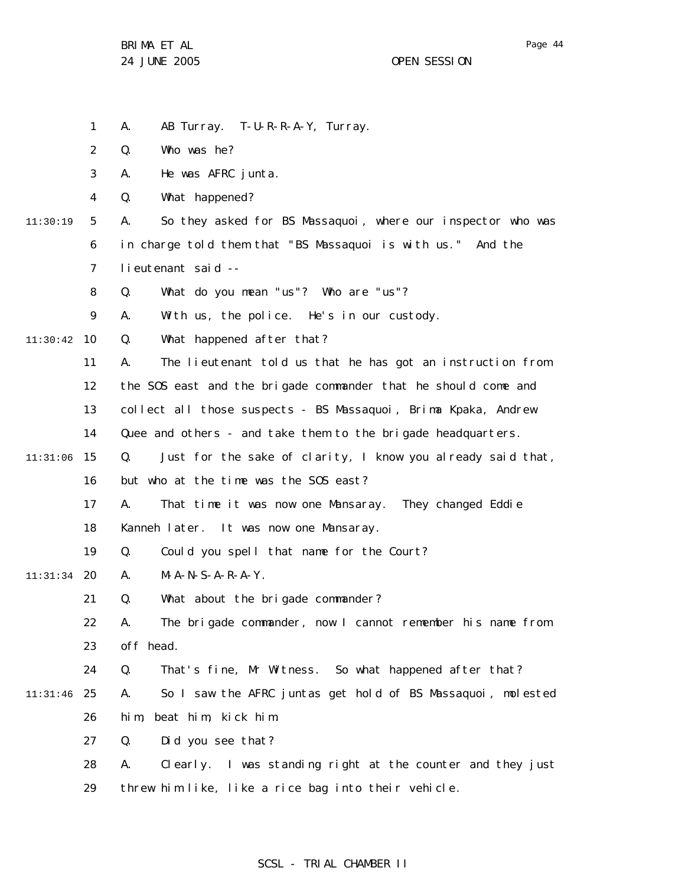A. AB Turray. T-U-R-R-A-Y, Turray.

Q. Who was he?

A. He was AFRC junta.

Q. What happened?

11:30:19 A. So they asked for BS Massaquoi, where our inspector who was in charge told them that "BS Massaquoi is with us." And the lieutenant said --

Q. What do you mean "us"? Who are "us"?

A. With us, the police. He's in our custody.

11:30:42 Q. What happened after that?

A. The lieutenant told us that he has got an instruction from the SOS east and the brigade commander that he should come and collect all those suspects - BS Massaquoi, Brima Kpaka, Andrew Quee and others - and take them to the brigade headquarters.

11:31:06 Q. Just for the sake of clarity, I know you already said that, but who at the time was the SOS east?

A. That time it was now one Mansaray. They changed Eddie Kanneh later. It was now one Mansaray.

Q. Could you spell that name for the Court?

11:31:34 A. M-A-N-S-A-R-A-Y.

Q. What about the brigade commander?

A. The brigade commander, now I cannot remember his name from off head.

Q. That's fine, Mr Witness. So what happened after that?

11:31:46 A. So I saw the AFRC juntas get hold of BS Massaquoi, molested him, beat him, kick him.

Q. Did you see that?

A. Clearly. I was standing right at the counter and they just threw him like, like a rice bag into their vehicle.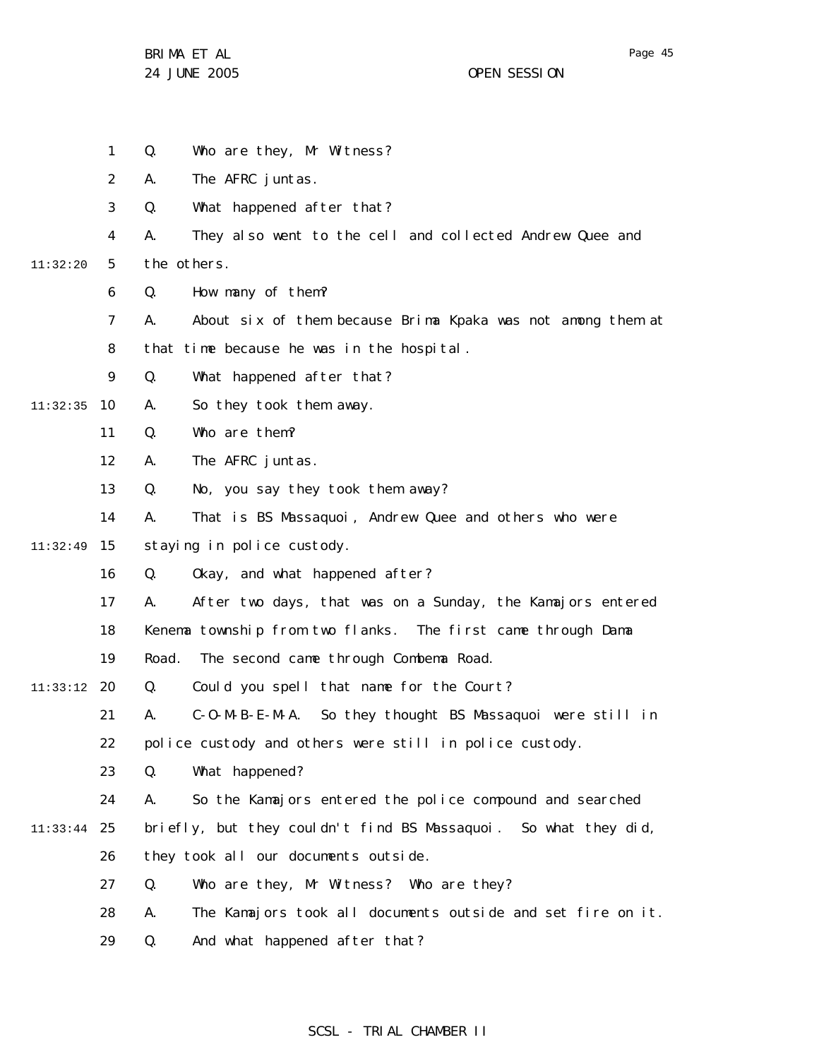Q. Who are they, Mr Witness?

A. The AFRC juntas.

Q. What happened after that?

A. They also went to the cell and collected Andrew Quee and the others.

Q. How many of them?

A. About six of them because Brima Kpaka was not among them at that time because he was in the hospital.

Q. What happened after that?

A. So they took them away.

Q. Who are them?

A. The AFRC juntas.

Q. No, you say they took them away?

A. That is BS Massaquoi, Andrew Quee and others who were staying in police custody.

Q. Okay, and what happened after?

A. After two days, that was on a Sunday, the Kamajors entered Kenema township from two flanks. The first came through Dama Road. The second came through Combema Road.

Q. Could you spell that name for the Court?

A. C-O-M-B-E-M-A. So they thought BS Massaquoi were still in police custody and others were still in police custody.

Q. What happened?

A. So the Kamajors entered the police compound and searched briefly, but they couldn't find BS Massaquoi. So what they did, they took all our documents outside.

Q. Who are they, Mr Witness? Who are they?

A. The Kamajors took all documents outside and set fire on it.

Q. And what happened after that?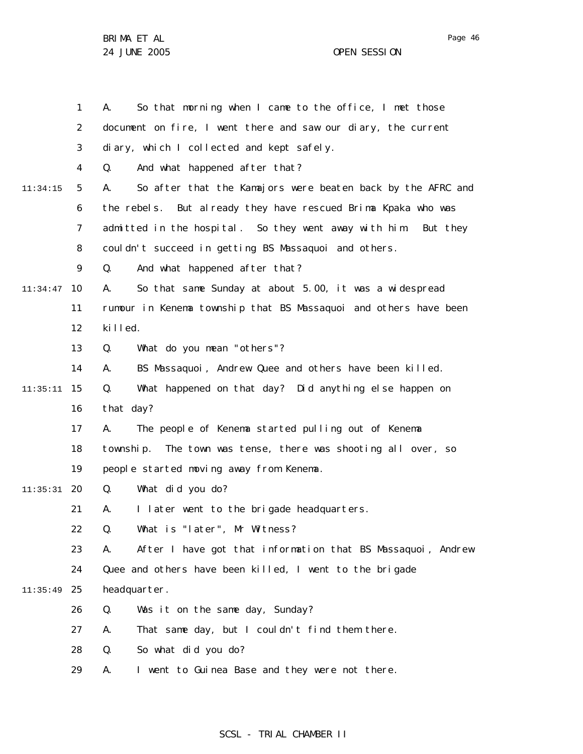1 A. So that morning when I came to the office, I met those
2 document on fire, I went there and saw our diary, the current
3 diary, which I collected and kept safely.
4 Q. And what happened after that?
11:34:15 5 A. So after that the Kamajors were beaten back by the AFRC and
6 the rebels. But already they have rescued Brima Kpaka who was
7 admitted in the hospital. So they went away with him. But they
8 couldn't succeed in getting BS Massaquoi and others.
9 Q. And what happened after that?
11:34:47 10 A. So that same Sunday at about 5.00, it was a widespread
11 rumour in Kenema township that BS Massaquoi and others have been
12 killed.
13 Q. What do you mean "others"?
14 A. BS Massaquoi, Andrew Quee and others have been killed.
11:35:11 15 Q. What happened on that day? Did anything else happen on
16 that day?
17 A. The people of Kenema started pulling out of Kenema
18 township. The town was tense, there was shooting all over, so
19 people started moving away from Kenema.
11:35:31 20 Q. What did you do?
21 A. I later went to the brigade headquarters.
22 Q. What is "later", Mr Witness?
23 A. After I have got that information that BS Massaquoi, Andrew
24 Quee and others have been killed, I went to the brigade
11:35:49 25 headquarter.
26 Q. Was it on the same day, Sunday?
27 A. That same day, but I couldn't find them there.
28 Q. So what did you do?
29 A. I went to Guinea Base and they were not there.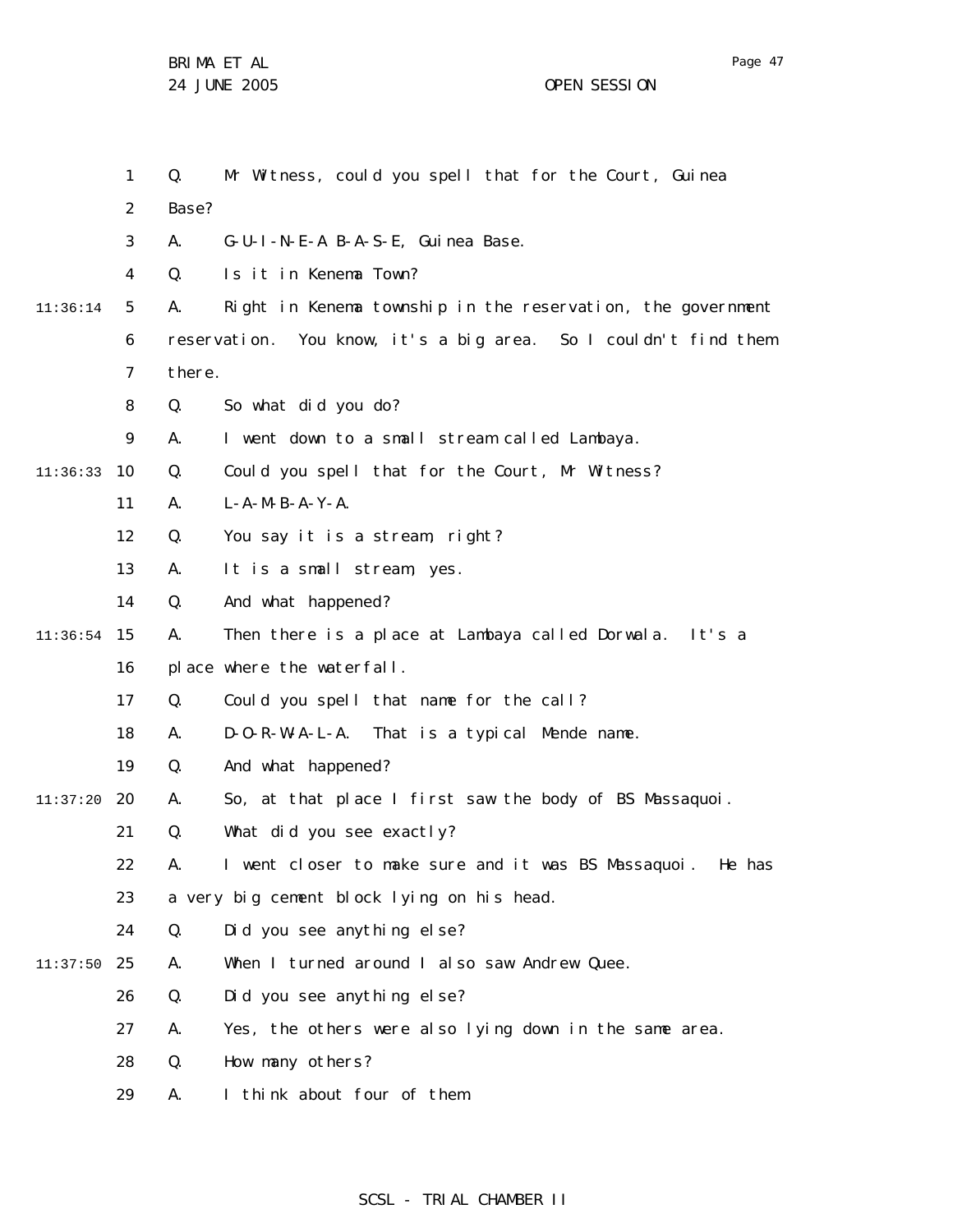1 Q. Mr Witness, could you spell that for the Court, Guinea
2 Base?
3 A. G-U-I-N-E-A B-A-S-E, Guinea Base.
4 Q. Is it in Kenema Town?
11:36:14 5 A. Right in Kenema township in the reservation, the government
6 reservation. You know, it's a big area. So I couldn't find them
7 there.
8 Q. So what did you do?
9 A. I went down to a small stream called Lambaya.
11:36:33 10 Q. Could you spell that for the Court, Mr Witness?
11 A. L-A-M-B-A-Y-A.
12 Q. You say it is a stream, right?
13 A. It is a small stream, yes.
14 Q. And what happened?
11:36:54 15 A. Then there is a place at Lambaya called Dorwala. It's a
16 place where the waterfall.
17 Q. Could you spell that name for the call?
18 A. D-O-R-W-A-L-A. That is a typical Mende name.
19 Q. And what happened?
11:37:20 20 A. So, at that place I first saw the body of BS Massaquoi.
21 Q. What did you see exactly?
22 A. I went closer to make sure and it was BS Massaquoi. He has
23 a very big cement block lying on his head.
24 Q. Did you see anything else?
11:37:50 25 A. When I turned around I also saw Andrew Quee.
26 Q. Did you see anything else?
27 A. Yes, the others were also lying down in the same area.
28 Q. How many others?
29 A. I think about four of them.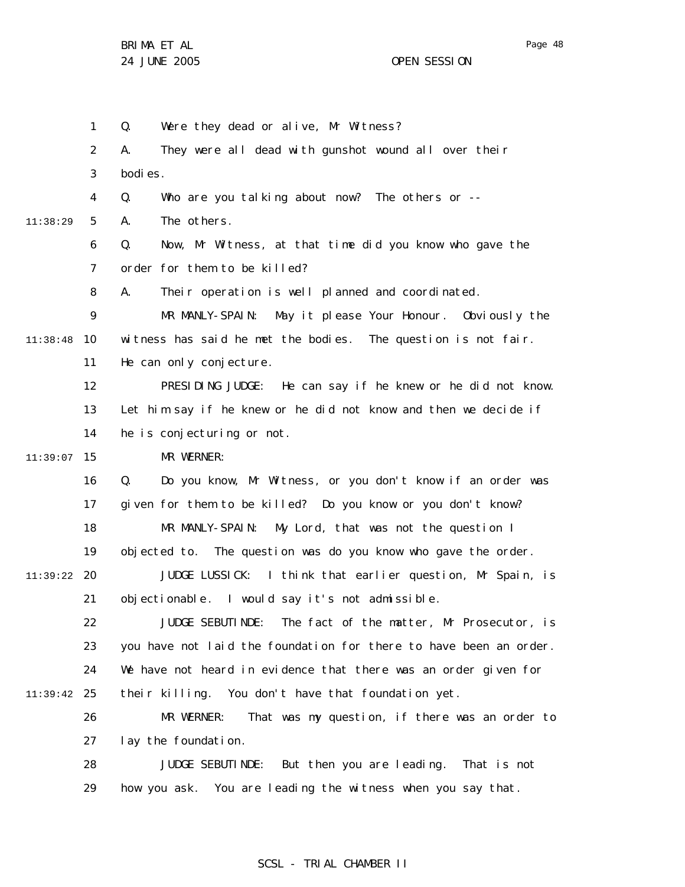Q. Were they dead or alive, Mr Witness?

A. They were all dead with gunshot wound all over their bodies.

Q. Who are you talking about now? The others or --

A. The others.

Q. Now, Mr Witness, at that time did you know who gave the order for them to be killed?

A. Their operation is well planned and coordinated.

MR MANLY-SPAIN: May it please Your Honour. Obviously the witness has said he met the bodies. The question is not fair. He can only conjecture.

PRESIDING JUDGE: He can say if he knew or he did not know. Let him say if he knew or he did not know and then we decide if he is conjecturing or not.

MR WERNER:

Q. Do you know, Mr Witness, or you don't know if an order was given for them to be killed? Do you know or you don't know?

MR MANLY-SPAIN: My Lord, that was not the question I objected to. The question was do you know who gave the order.

JUDGE LUSSICK: I think that earlier question, Mr Spain, is objectionable. I would say it's not admissible.

JUDGE SEBUTINDE: The fact of the matter, Mr Prosecutor, is you have not laid the foundation for there to have been an order. We have not heard in evidence that there was an order given for their killing. You don't have that foundation yet.

MR WERNER: That was my question, if there was an order to lay the foundation.

JUDGE SEBUTINDE: But then you are leading. That is not how you ask. You are leading the witness when you say that.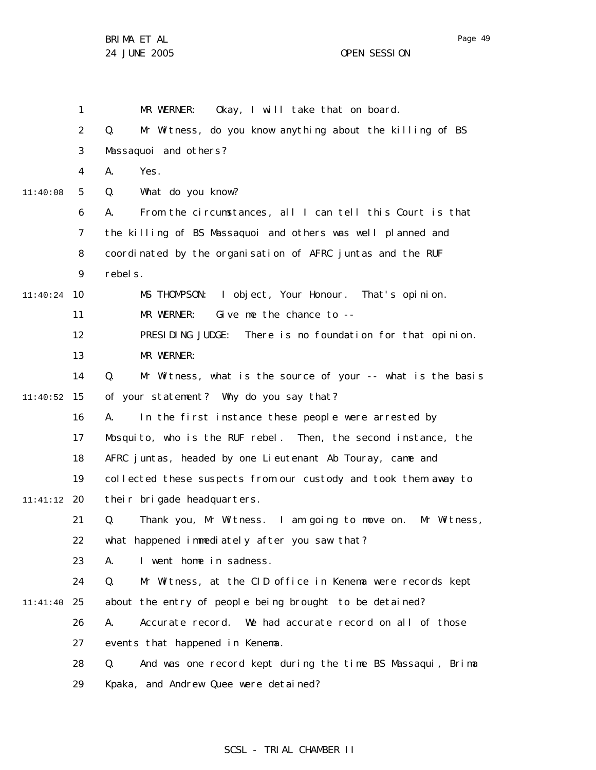MR WERNER: Okay, I will take that on board.

Q. Mr Witness, do you know anything about the killing of BS Massaquoi and others?

A. Yes.

Q. What do you know?

A. From the circumstances, all I can tell this Court is that the killing of BS Massaquoi and others was well planned and coordinated by the organisation of AFRC juntas and the RUF rebels.

MS THOMPSON: I object, Your Honour. That's opinion.

MR WERNER: Give me the chance to --

PRESIDING JUDGE: There is no foundation for that opinion.

MR WERNER:

Q. Mr Witness, what is the source of your -- what is the basis of your statement? Why do you say that?

A. In the first instance these people were arrested by Mosquito, who is the RUF rebel. Then, the second instance, the AFRC juntas, headed by one Lieutenant Ab Touray, came and collected these suspects from our custody and took them away to their brigade headquarters.

Q. Thank you, Mr Witness. I am going to move on. Mr Witness, what happened immediately after you saw that?

A. I went home in sadness.

Q. Mr Witness, at the CID office in Kenema were records kept about the entry of people being brought to be detained?

A. Accurate record. We had accurate record on all of those events that happened in Kenema.

Q. And was one record kept during the time BS Massaqui, Brima Kpaka, and Andrew Quee were detained?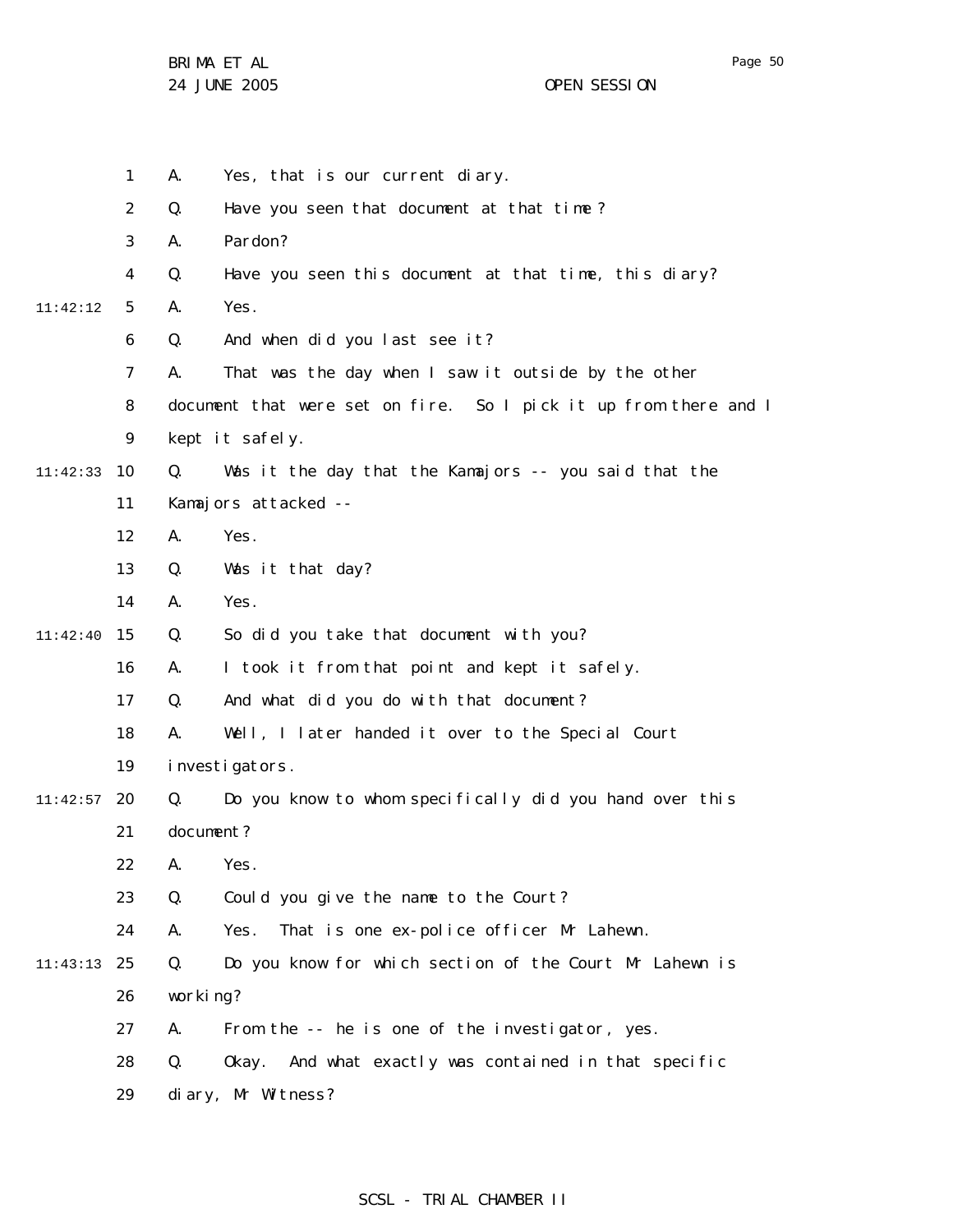A. Yes, that is our current diary.

Q. Have you seen that document at that time?

A. Pardon?

Q. Have you seen this document at that time, this diary?

A. Yes.

Q. And when did you last see it?

A. That was the day when I saw it outside by the other document that were set on fire. So I pick it up from there and I kept it safely.

Q. Was it the day that the Kamajors -- you said that the Kamajors attacked --

A. Yes.

Q. Was it that day?

A. Yes.

Q. So did you take that document with you?

A. I took it from that point and kept it safely.

Q. And what did you do with that document?

A. Well, I later handed it over to the Special Court investigators.

Q. Do you know to whom specifically did you hand over this document?

A. Yes.

Q. Could you give the name to the Court?

A. Yes. That is one ex-police officer Mr Lahewn.

Q. Do you know for which section of the Court Mr Lahewn is working?

A. From the -- he is one of the investigator, yes.

Q. Okay. And what exactly was contained in that specific diary, Mr Witness?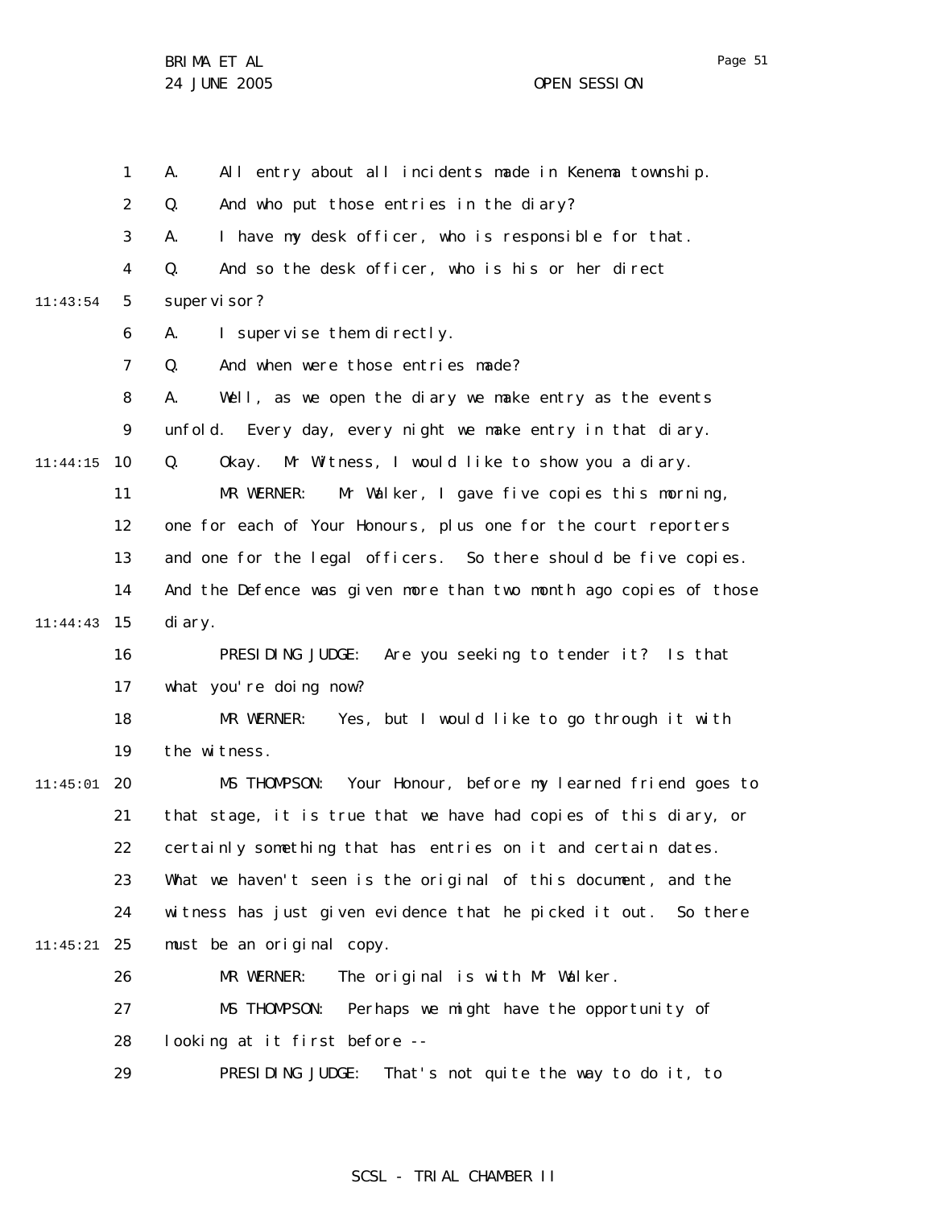A. All entry about all incidents made in Kenema township.

Q. And who put those entries in the diary?

A. I have my desk officer, who is responsible for that.

Q. And so the desk officer, who is his or her direct supervisor?

A. I supervise them directly.

Q. And when were those entries made?

A. Well, as we open the diary we make entry as the events unfold. Every day, every night we make entry in that diary.

Q. Okay. Mr Witness, I would like to show you a diary.

MR WERNER: Mr Walker, I gave five copies this morning, one for each of Your Honours, plus one for the court reporters and one for the legal officers. So there should be five copies. And the Defence was given more than two month ago copies of those diary.

PRESIDING JUDGE: Are you seeking to tender it? Is that what you're doing now?

MR WERNER: Yes, but I would like to go through it with the witness.

MS THOMPSON: Your Honour, before my learned friend goes to that stage, it is true that we have had copies of this diary, or certainly something that has entries on it and certain dates. What we haven't seen is the original of this document, and the witness has just given evidence that he picked it out. So there must be an original copy.

MR WERNER: The original is with Mr Walker.

MS THOMPSON: Perhaps we might have the opportunity of looking at it first before --

PRESIDING JUDGE: That's not quite the way to do it, to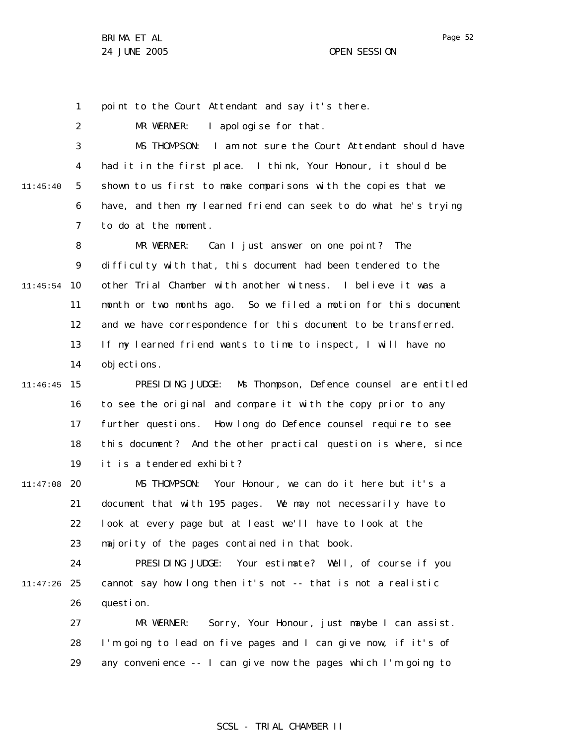point to the Court Attendant and say it's there.

MR WERNER: I apologise for that.

MS THOMPSON: I am not sure the Court Attendant should have had it in the first place. I think, Your Honour, it should be shown to us first to make comparisons with the copies that we have, and then my learned friend can seek to do what he's trying to do at the moment.

MR WERNER: Can I just answer on one point? The difficulty with that, this document had been tendered to the other Trial Chamber with another witness. I believe it was a month or two months ago. So we filed a motion for this document and we have correspondence for this document to be transferred. If my learned friend wants to time to inspect, I will have no objections.

PRESIDING JUDGE: Ms Thompson, Defence counsel are entitled to see the original and compare it with the copy prior to any further questions. How long do Defence counsel require to see this document? And the other practical question is where, since it is a tendered exhibit?

MS THOMPSON: Your Honour, we can do it here but it's a document that with 195 pages. We may not necessarily have to look at every page but at least we'll have to look at the majority of the pages contained in that book.

PRESIDING JUDGE: Your estimate? Well, of course if you cannot say how long then it's not -- that is not a realistic question.

MR WERNER: Sorry, Your Honour, just maybe I can assist. I'm going to lead on five pages and I can give now, if it's of any convenience -- I can give now the pages which I'm going to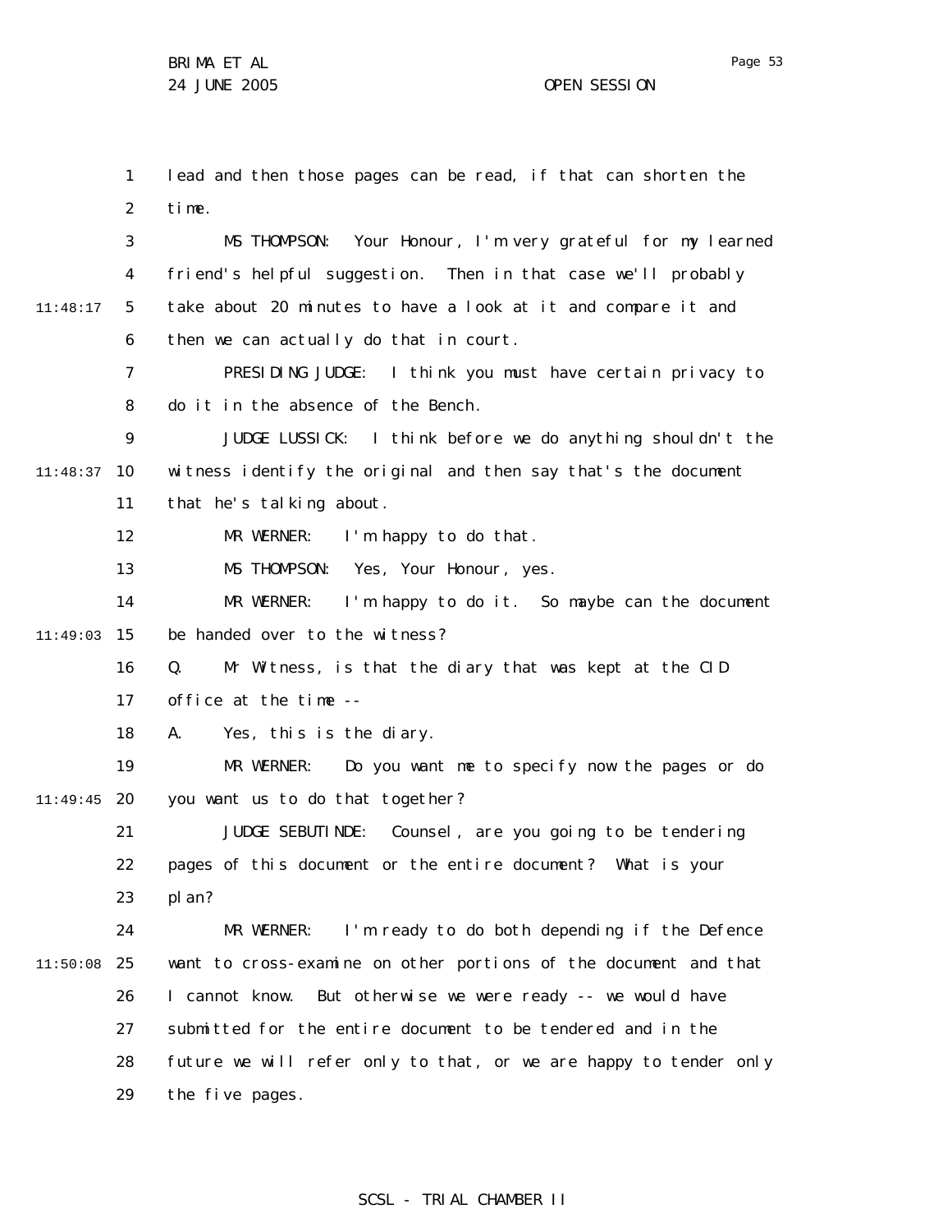lead and then those pages can be read, if that can shorten the time.

MS THOMPSON: Your Honour, I'm very grateful for my learned friend's helpful suggestion. Then in that case we'll probably take about 20 minutes to have a look at it and compare it and then we can actually do that in court.

PRESIDING JUDGE: I think you must have certain privacy to do it in the absence of the Bench.

JUDGE LUSSICK: I think before we do anything shouldn't the witness identify the original and then say that's the document that he's talking about.

MR WERNER: I'm happy to do that.

MS THOMPSON: Yes, Your Honour, yes.

MR WERNER: I'm happy to do it. So maybe can the document be handed over to the witness?

Q. Mr Witness, is that the diary that was kept at the CID office at the time --

A. Yes, this is the diary.

MR WERNER: Do you want me to specify now the pages or do you want us to do that together?

JUDGE SEBUTINDE: Counsel, are you going to be tendering pages of this document or the entire document? What is your plan?

MR WERNER: I'm ready to do both depending if the Defence want to cross-examine on other portions of the document and that I cannot know. But otherwise we were ready -- we would have submitted for the entire document to be tendered and in the future we will refer only to that, or we are happy to tender only the five pages.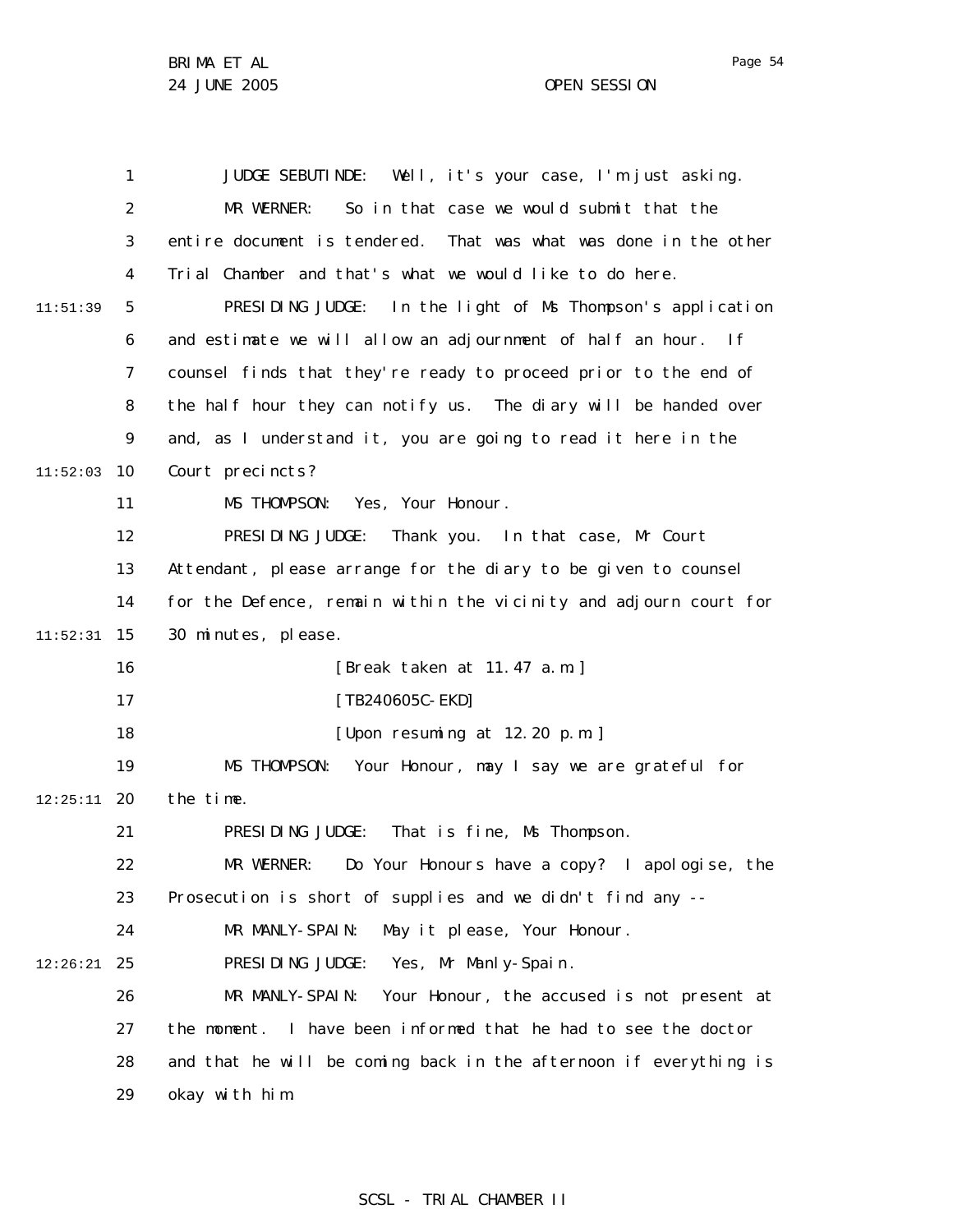JUDGE SEBUTINDE: Well, it's your case, I'm just asking.

MR WERNER: So in that case we would submit that the entire document is tendered. That was what was done in the other Trial Chamber and that's what we would like to do here.

PRESIDING JUDGE: In the light of Ms Thompson's application and estimate we will allow an adjournment of half an hour. If counsel finds that they're ready to proceed prior to the end of the half hour they can notify us. The diary will be handed over and, as I understand it, you are going to read it here in the Court precincts?

MS THOMPSON: Yes, Your Honour.

PRESIDING JUDGE: Thank you. In that case, Mr Court Attendant, please arrange for the diary to be given to counsel for the Defence, remain within the vicinity and adjourn court for 30 minutes, please.

[Break taken at 11.47 a.m.]

[TB240605C-EKD]

[Upon resuming at 12.20 p.m.]

MS THOMPSON: Your Honour, may I say we are grateful for the time.

PRESIDING JUDGE: That is fine, Ms Thompson.

MR WERNER: Do Your Honours have a copy? I apologise, the Prosecution is short of supplies and we didn't find any --

MR MANLY-SPAIN: May it please, Your Honour.

PRESIDING JUDGE: Yes, Mr Manly-Spain.

MR MANLY-SPAIN: Your Honour, the accused is not present at the moment. I have been informed that he had to see the doctor and that he will be coming back in the afternoon if everything is okay with him.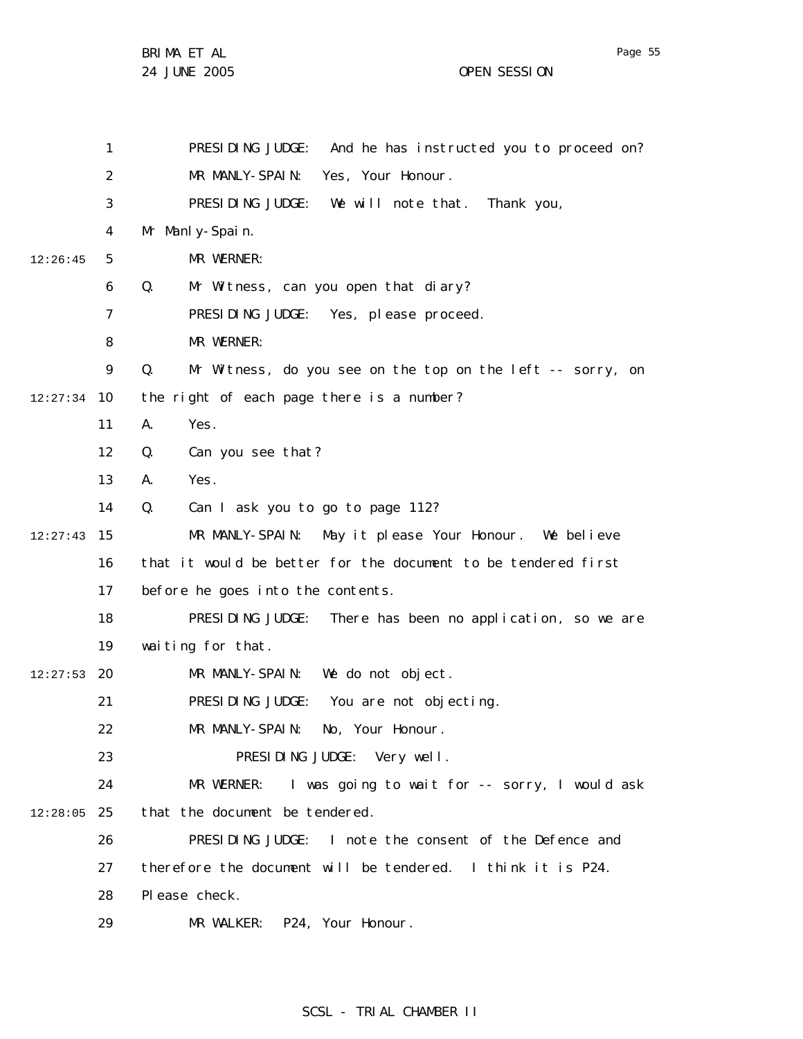PRESIDING JUDGE: And he has instructed you to proceed on?

MR MANLY-SPAIN: Yes, Your Honour.

PRESIDING JUDGE: We will note that. Thank you, Mr Manly-Spain.

MR WERNER:

Q. Mr Witness, can you open that diary?

PRESIDING JUDGE: Yes, please proceed.

MR WERNER:

Q. Mr Witness, do you see on the top on the left -- sorry, on the right of each page there is a number?

A. Yes.

Q. Can you see that?

A. Yes.

Q. Can I ask you to go to page 112?

MR MANLY-SPAIN: May it please Your Honour. We believe that it would be better for the document to be tendered first before he goes into the contents.

PRESIDING JUDGE: There has been no application, so we are waiting for that.

MR MANLY-SPAIN: We do not object.

PRESIDING JUDGE: You are not objecting.

MR MANLY-SPAIN: No, Your Honour.

PRESIDING JUDGE: Very well.

MR WERNER: I was going to wait for -- sorry, I would ask that the document be tendered.

PRESIDING JUDGE: I note the consent of the Defence and therefore the document will be tendered. I think it is P24. Please check.

MR WALKER: P24, Your Honour.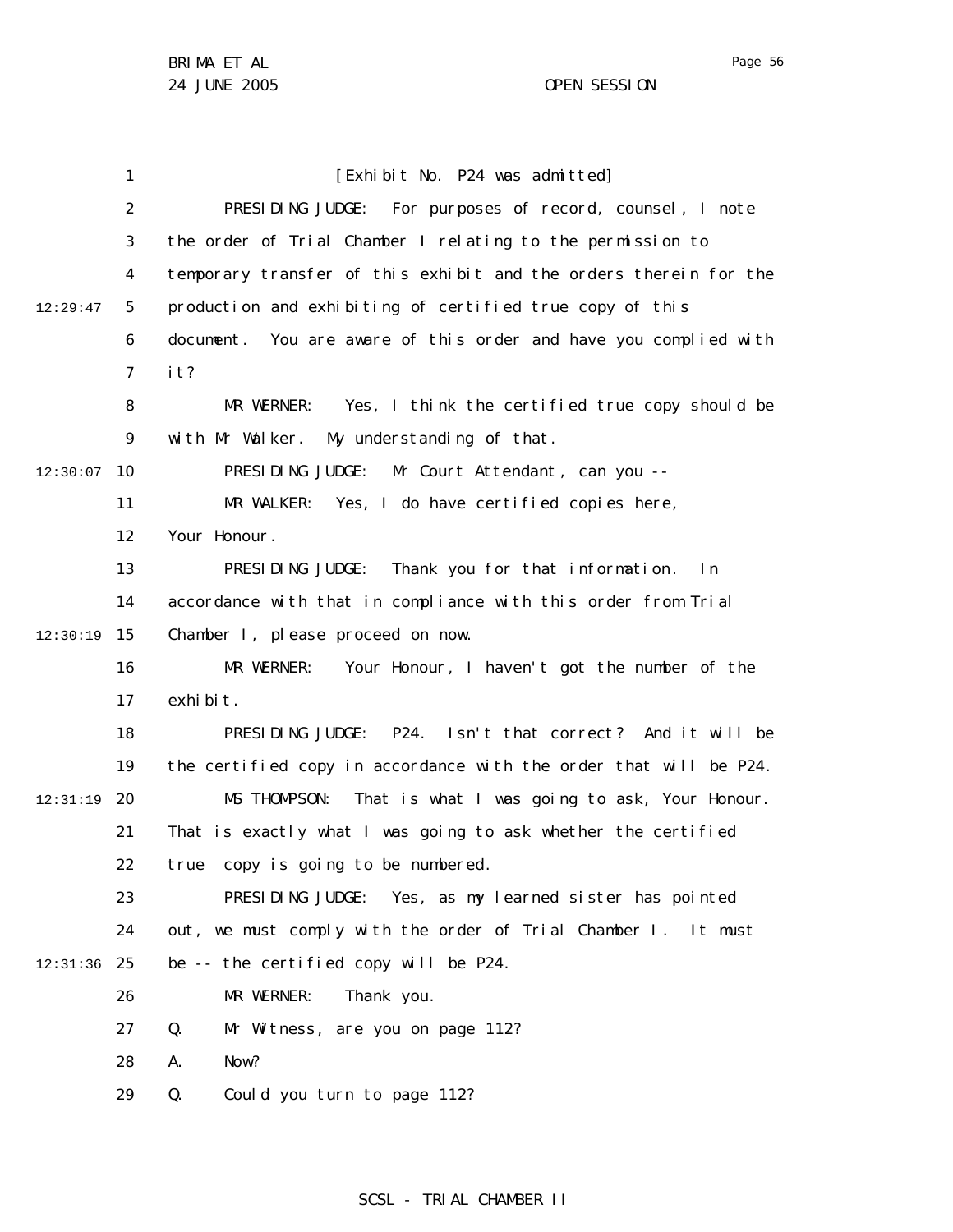[Exhibit No. P24 was admitted]

PRESIDING JUDGE: For purposes of record, counsel, I note the order of Trial Chamber I relating to the permission to temporary transfer of this exhibit and the orders therein for the production and exhibiting of certified true copy of this document. You are aware of this order and have you complied with it?

MR WERNER: Yes, I think the certified true copy should be with Mr Walker. My understanding of that.

PRESIDING JUDGE: Mr Court Attendant, can you --

MR WALKER: Yes, I do have certified copies here, Your Honour.

PRESIDING JUDGE: Thank you for that information. In accordance with that in compliance with this order from Trial Chamber I, please proceed on now.

MR WERNER: Your Honour, I haven't got the number of the exhibit.

PRESIDING JUDGE: P24. Isn't that correct? And it will be the certified copy in accordance with the order that will be P24.

MS THOMPSON: That is what I was going to ask, Your Honour. That is exactly what I was going to ask whether the certified true copy is going to be numbered.

PRESIDING JUDGE: Yes, as my learned sister has pointed out, we must comply with the order of Trial Chamber I. It must be -- the certified copy will be P24.

MR WERNER: Thank you.

Q. Mr Witness, are you on page 112?

A. Now?

Q. Could you turn to page 112?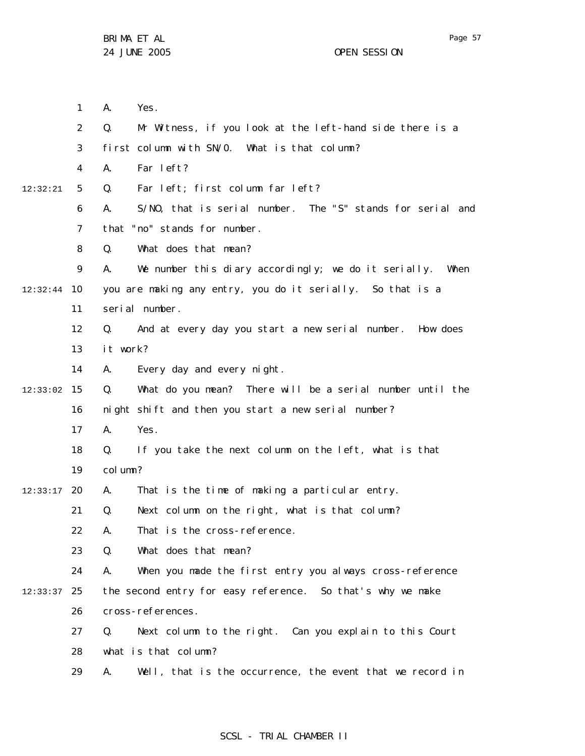1 A. Yes.

2 Q. Mr Witness, if you look at the left-hand side there is a

3 first column with SN/0. What is that column?

4 A. Far left?

12:32:21 5 Q. Far left; first column far left?

6 A. S/NO, that is serial number. The "S" stands for serial and

7 that "no" stands for number.

8 Q. What does that mean?

9 A. We number this diary accordingly; we do it serially. When

12:32:44 10 you are making any entry, you do it serially. So that is a

11 serial number.

12 Q. And at every day you start a new serial number. How does

13 it work?

14 A. Every day and every night.

12:33:02 15 Q. What do you mean? There will be a serial number until the

16 night shift and then you start a new serial number?

17 A. Yes.

18 Q. If you take the next column on the left, what is that

19 column?

12:33:17 20 A. That is the time of making a particular entry.

21 Q. Next column on the right, what is that column?

22 A. That is the cross-reference.

23 Q. What does that mean?

24 A. When you made the first entry you always cross-reference

12:33:37 25 the second entry for easy reference. So that's why we make

26 cross-references.

27 Q. Next column to the right. Can you explain to this Court

28 what is that column?

29 A. Well, that is the occurrence, the event that we record in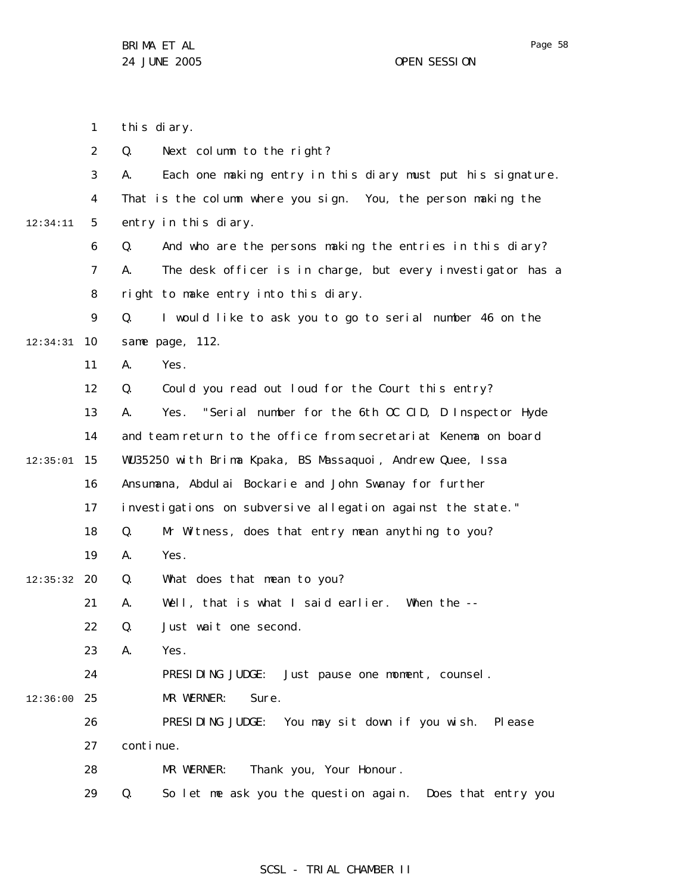this diary.

Q. Next column to the right?

A. Each one making entry in this diary must put his signature. That is the column where you sign. You, the person making the entry in this diary.

Q. And who are the persons making the entries in this diary?

A. The desk officer is in charge, but every investigator has a right to make entry into this diary.

Q. I would like to ask you to go to serial number 46 on the same page, 112.

A. Yes.

Q. Could you read out loud for the Court this entry?

A. Yes. "Serial number for the 6th OC CID, D Inspector Hyde and team return to the office from secretariat Kenema on board WU35250 with Brima Kpaka, BS Massaquoi, Andrew Quee, Issa Ansumana, Abdulai Bockarie and John Swanay for further investigations on subversive allegation against the state."

Q. Mr Witness, does that entry mean anything to you?

A. Yes.

Q. What does that mean to you?

A. Well, that is what I said earlier. When the --

Q. Just wait one second.

A. Yes.

PRESIDING JUDGE: Just pause one moment, counsel.

MR WERNER: Sure.

PRESIDING JUDGE: You may sit down if you wish. Please continue.

MR WERNER: Thank you, Your Honour.

Q. So let me ask you the question again. Does that entry you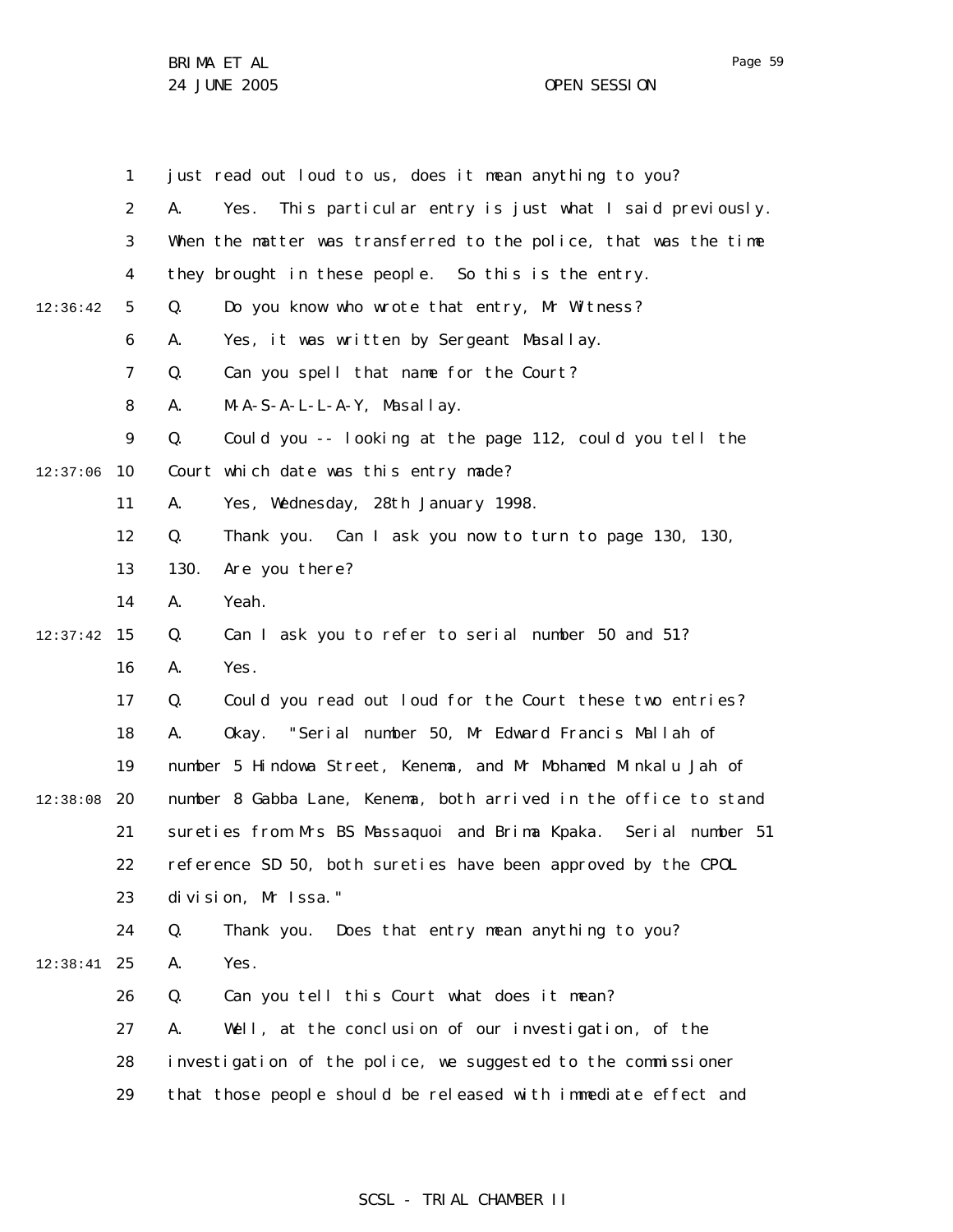1 just read out loud to us, does it mean anything to you?

2 A. Yes. This particular entry is just what I said previously.

3 When the matter was transferred to the police, that was the time

4 they brought in these people. So this is the entry.

12:36:42 5 Q. Do you know who wrote that entry, Mr Witness?

6 A. Yes, it was written by Sergeant Masallay.

7 Q. Can you spell that name for the Court?

8 A. M-A-S-A-L-L-A-Y, Masallay.

9 Q. Could you -- looking at the page 112, could you tell the

12:37:06 10 Court which date was this entry made?

11 A. Yes, Wednesday, 28th January 1998.

12 Q. Thank you. Can I ask you now to turn to page 130, 130,

13 130. Are you there?

14 A. Yeah.

12:37:42 15 Q. Can I ask you to refer to serial number 50 and 51?

16 A. Yes.

17 Q. Could you read out loud for the Court these two entries?

18 A. Okay. "Serial number 50, Mr Edward Francis Mallah of

19 number 5 Hindowa Street, Kenema, and Mr Mohamed Minkalu Jah of

12:38:08 20 number 8 Gabba Lane, Kenema, both arrived in the office to stand

21 sureties from Mrs BS Massaquoi and Brima Kpaka. Serial number 51

22 reference SD 50, both sureties have been approved by the CPOL

23 division, Mr Issa."

24 Q. Thank you. Does that entry mean anything to you?

12:38:41 25 A. Yes.

26 Q. Can you tell this Court what does it mean?

27 A. Well, at the conclusion of our investigation, of the

28 investigation of the police, we suggested to the commissioner

29 that those people should be released with immediate effect and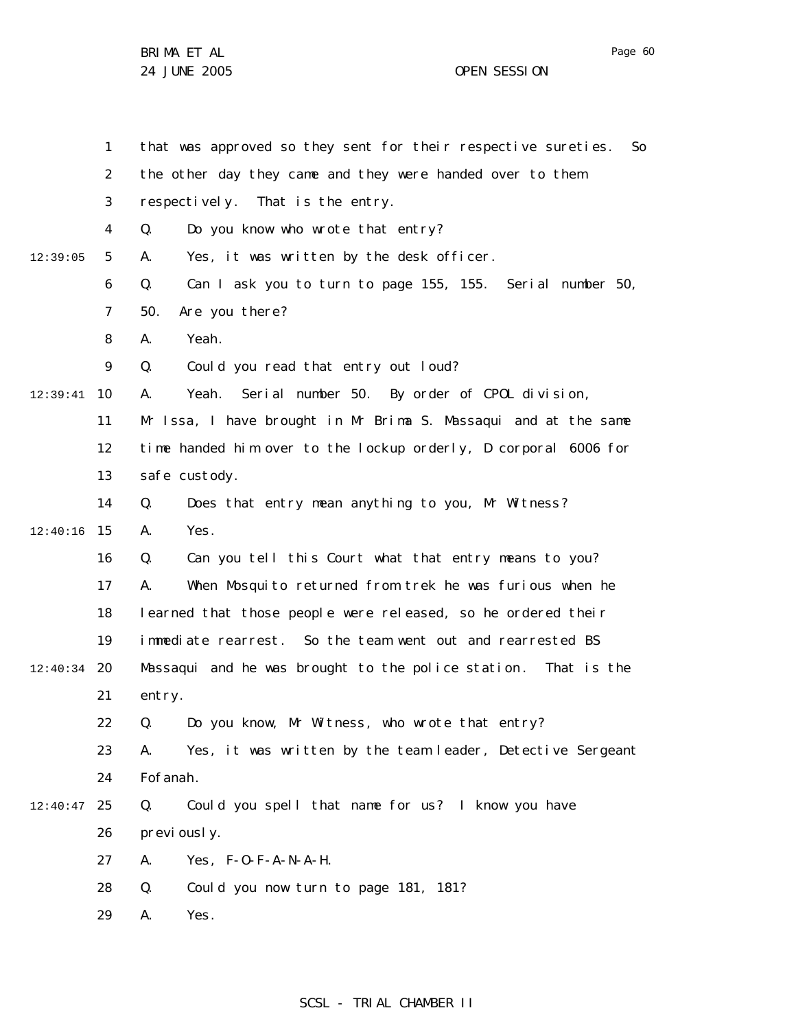that was approved so they sent for their respective sureties. So the other day they came and they were handed over to them respectively. That is the entry.

Q. Do you know who wrote that entry?

A. Yes, it was written by the desk officer.

Q. Can I ask you to turn to page 155, 155. Serial number 50, 50. Are you there?

A. Yeah.

Q. Could you read that entry out loud?

A. Yeah. Serial number 50. By order of CPOL division, Mr Issa, I have brought in Mr Brima S. Massaqui and at the same time handed him over to the lockup orderly, D corporal 6006 for safe custody.

Q. Does that entry mean anything to you, Mr Witness?

A. Yes.

Q. Can you tell this Court what that entry means to you?

A. When Mosquito returned from trek he was furious when he learned that those people were released, so he ordered their immediate rearrest. So the team went out and rearrested BS Massaqui and he was brought to the police station. That is the entry.

Q. Do you know, Mr Witness, who wrote that entry?

A. Yes, it was written by the team leader, Detective Sergeant Fofanah.

Q. Could you spell that name for us? I know you have previously.

A. Yes, F-O-F-A-N-A-H.

Q. Could you now turn to page 181, 181?

A. Yes.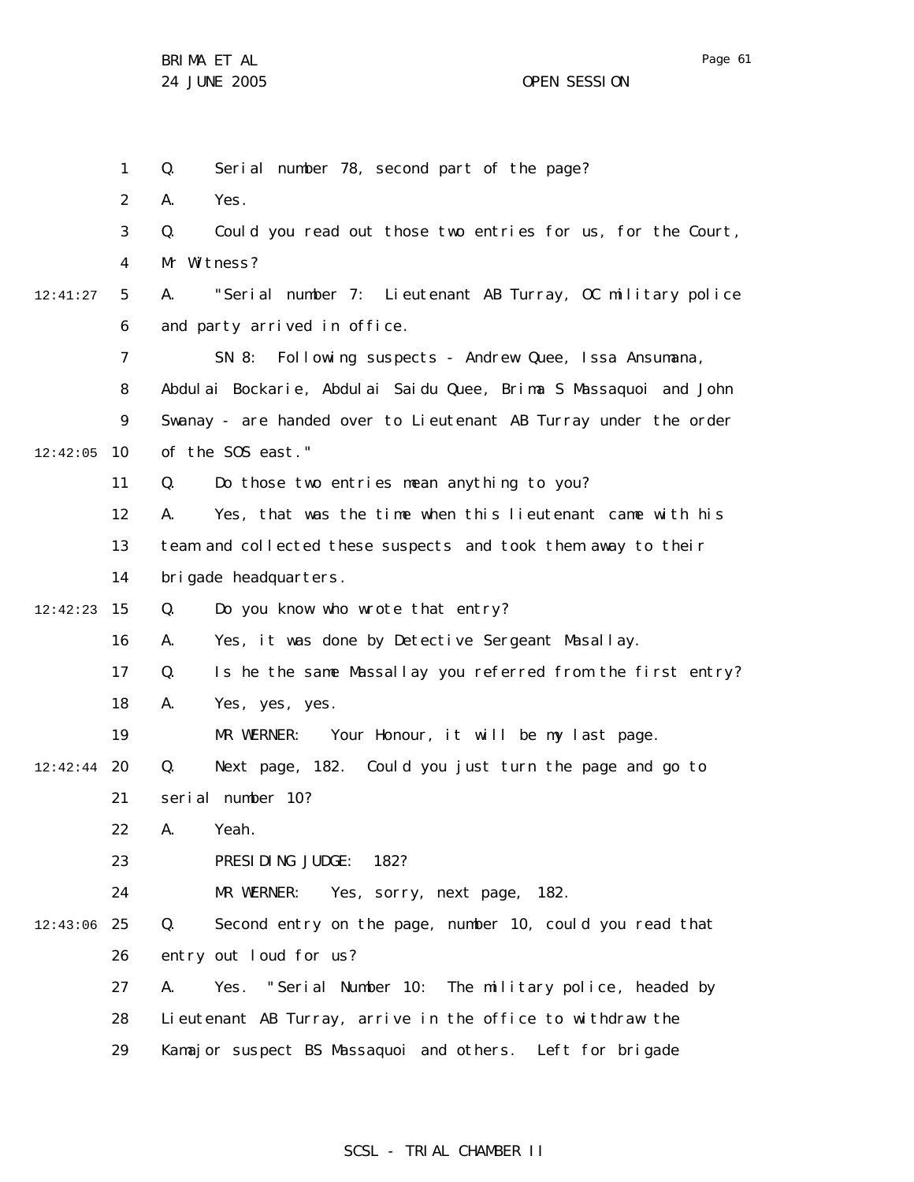Q. Serial number 78, second part of the page?

A. Yes.

Q. Could you read out those two entries for us, for the Court, Mr Witness?

A. "Serial number 7: Lieutenant AB Turray, OC military police and party arrived in office.

SN 8: Following suspects - Andrew Quee, Issa Ansumana, Abdulai Bockarie, Abdulai Saidu Quee, Brima S Massaquoi and John Swanay - are handed over to Lieutenant AB Turray under the order of the SOS east."

Q. Do those two entries mean anything to you?

A. Yes, that was the time when this lieutenant came with his team and collected these suspects and took them away to their brigade headquarters.

Q. Do you know who wrote that entry?

A. Yes, it was done by Detective Sergeant Masallay.

Q. Is he the same Massallay you referred from the first entry?

A. Yes, yes, yes.

MR WERNER: Your Honour, it will be my last page.

Q. Next page, 182. Could you just turn the page and go to serial number 10?

A. Yeah.

PRESIDING JUDGE: 182?

MR WERNER: Yes, sorry, next page, 182.

Q. Second entry on the page, number 10, could you read that entry out loud for us?

A. Yes. "Serial Number 10: The military police, headed by Lieutenant AB Turray, arrive in the office to withdraw the Kamajor suspect BS Massaquoi and others. Left for brigade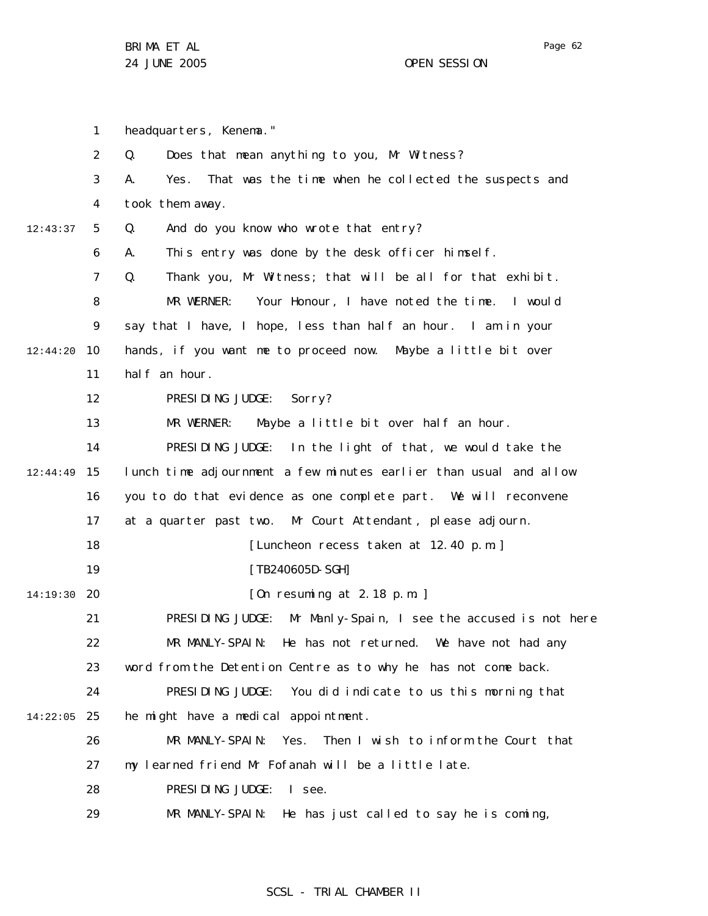headquarters, Kenema."

Q. Does that mean anything to you, Mr Witness?

A. Yes. That was the time when he collected the suspects and took them away.

Q. And do you know who wrote that entry?

A. This entry was done by the desk officer himself.

Q. Thank you, Mr Witness; that will be all for that exhibit.

MR WERNER: Your Honour, I have noted the time. I would say that I have, I hope, less than half an hour. I am in your hands, if you want me to proceed now. Maybe a little bit over half an hour.

PRESIDING JUDGE: Sorry?

MR WERNER: Maybe a little bit over half an hour.

PRESIDING JUDGE: In the light of that, we would take the lunch time adjournment a few minutes earlier than usual and allow you to do that evidence as one complete part. We will reconvene at a quarter past two. Mr Court Attendant, please adjourn.

[Luncheon recess taken at 12.40 p.m.]

[TB240605D-SGH]

[On resuming at 2.18 p.m.]

PRESIDING JUDGE: Mr Manly-Spain, I see the accused is not here

MR MANLY-SPAIN: He has not returned. We have not had any word from the Detention Centre as to why he has not come back.

PRESIDING JUDGE: You did indicate to us this morning that he might have a medical appointment.

MR MANLY-SPAIN: Yes. Then I wish to inform the Court that my learned friend Mr Fofanah will be a little late.

PRESIDING JUDGE: I see.

MR MANLY-SPAIN: He has just called to say he is coming,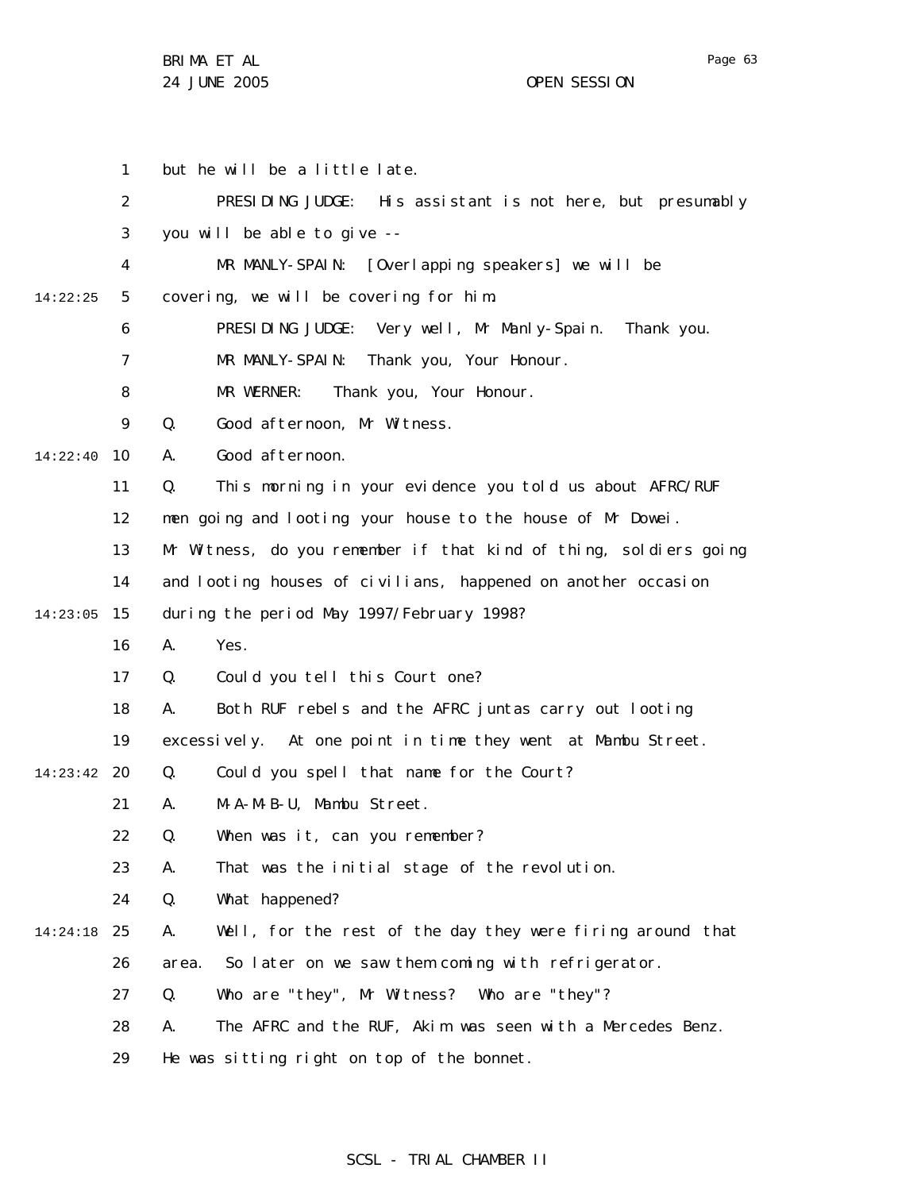but he will be a little late.

PRESIDING JUDGE: His assistant is not here, but presumably you will be able to give --

MR MANLY-SPAIN: [Overlapping speakers] we will be covering, we will be covering for him.

PRESIDING JUDGE: Very well, Mr Manly-Spain. Thank you.

MR MANLY-SPAIN: Thank you, Your Honour.

MR WERNER: Thank you, Your Honour.

Q. Good afternoon, Mr Witness.

A. Good afternoon.

Q. This morning in your evidence you told us about AFRC/RUF men going and looting your house to the house of Mr Dowei. Mr Witness, do you remember if that kind of thing, soldiers going and looting houses of civilians, happened on another occasion during the period May 1997/February 1998?

A. Yes.

Q. Could you tell this Court one?

A. Both RUF rebels and the AFRC juntas carry out looting excessively. At one point in time they went at Mambu Street.

Q. Could you spell that name for the Court?

A. M-A-M-B-U, Mambu Street.

Q. When was it, can you remember?

A. That was the initial stage of the revolution.

Q. What happened?

A. Well, for the rest of the day they were firing around that area. So later on we saw them coming with refrigerator.

Q. Who are "they", Mr Witness? Who are "they"?

A. The AFRC and the RUF, Akim was seen with a Mercedes Benz. He was sitting right on top of the bonnet.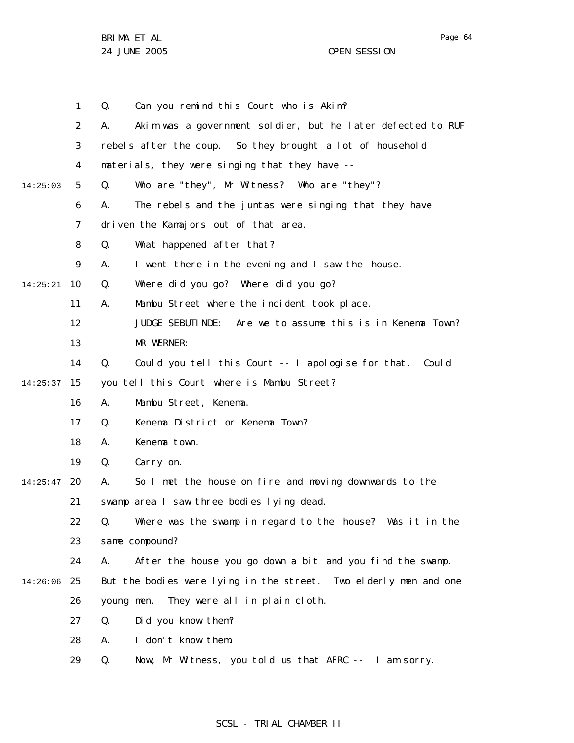Q. Can you remind this Court who is Akim?

A. Akim was a government soldier, but he later defected to RUF rebels after the coup. So they brought a lot of household materials, they were singing that they have --

Q. Who are "they", Mr Witness? Who are "they"?

A. The rebels and the juntas were singing that they have driven the Kamajors out of that area.

Q. What happened after that?

A. I went there in the evening and I saw the house.

Q. Where did you go? Where did you go?

A. Mambu Street where the incident took place.

JUDGE SEBUTINDE: Are we to assume this is in Kenema Town?

MR WERNER:

Q. Could you tell this Court -- I apologise for that. Could you tell this Court where is Mambu Street?

A. Mambu Street, Kenema.

Q. Kenema District or Kenema Town?

A. Kenema town.

Q. Carry on.

A. So I met the house on fire and moving downwards to the swamp area I saw three bodies lying dead.

Q. Where was the swamp in regard to the house? Was it in the same compound?

A. After the house you go down a bit and you find the swamp. But the bodies were lying in the street. Two elderly men and one young men. They were all in plain cloth.

Q. Did you know them?

A. I don't know them.

Q. Now, Mr Witness, you told us that AFRC -- I am sorry.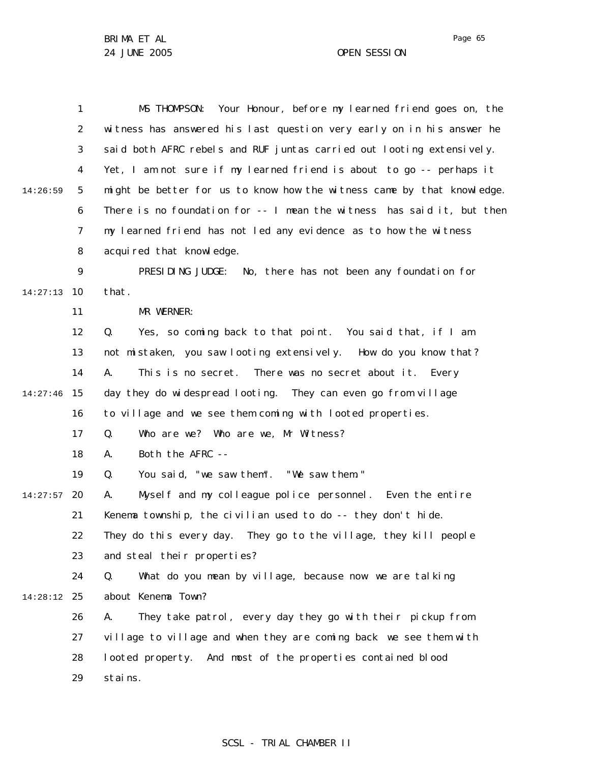MS THOMPSON: Your Honour, before my learned friend goes on, the witness has answered his last question very early on in his answer he said both AFRC rebels and RUF juntas carried out looting extensively. Yet, I am not sure if my learned friend is about to go -- perhaps it might be better for us to know how the witness came by that knowledge. There is no foundation for -- I mean the witness has said it, but then my learned friend has not led any evidence as to how the witness acquired that knowledge.

PRESIDING JUDGE: No, there has not been any foundation for that.

MR WERNER:

Q. Yes, so coming back to that point. You said that, if I am not mistaken, you saw looting extensively. How do you know that?

A. This is no secret. There was no secret about it. Every day they do widespread looting. They can even go from village to village and we see them coming with looted properties.

Q. Who are we? Who are we, Mr Witness?

A. Both the AFRC --

Q. You said, "we saw them". "We saw them."

A. Myself and my colleague police personnel. Even the entire Kenema township, the civilian used to do -- they don't hide. They do this every day. They go to the village, they kill people and steal their properties?

Q. What do you mean by village, because now we are talking about Kenema Town?

A. They take patrol, every day they go with their pickup from village to village and when they are coming back we see them with looted property. And most of the properties contained blood stains.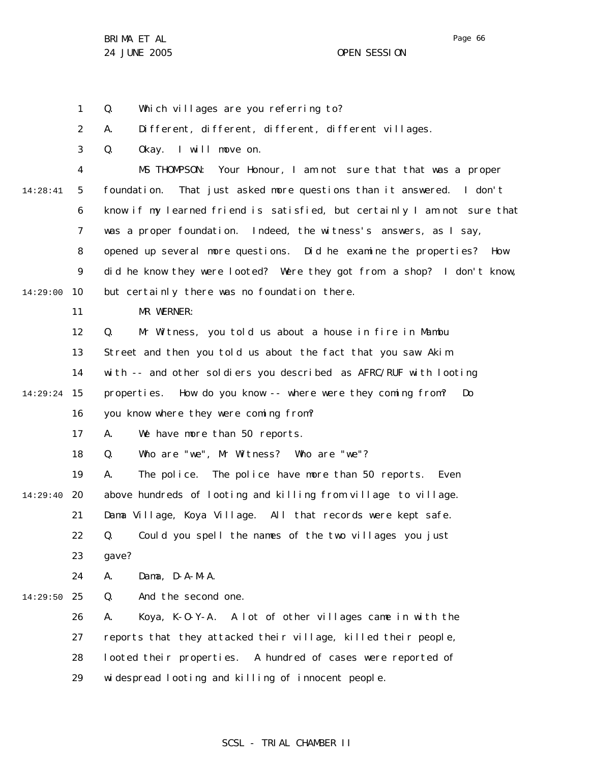Q. Which villages are you referring to?

A. Different, different, different, different villages.

Q. Okay. I will move on.

MS THOMPSON: Your Honour, I am not sure that that was a proper foundation. That just asked more questions than it answered. I don't know if my learned friend is satisfied, but certainly I am not sure that was a proper foundation. Indeed, the witness's answers, as I say, opened up several more questions. Did he examine the properties? How did he know they were looted? Were they got from a shop? I don't know, but certainly there was no foundation there.

MR WERNER:

Q. Mr Witness, you told us about a house in fire in Mambu Street and then you told us about the fact that you saw Akim with -- and other soldiers you described as AFRC/RUF with looting properties. How do you know -- where were they coming from? Do you know where they were coming from?

A. We have more than 50 reports.

Q. Who are "we", Mr Witness? Who are "we"?

A. The police. The police have more than 50 reports. Even above hundreds of looting and killing from village to village. Dama Village, Koya Village. All that records were kept safe.

Q. Could you spell the names of the two villages you just gave?

A. Dama, D-A-M-A.

Q. And the second one.

A. Koya, K-O-Y-A. A lot of other villages came in with the reports that they attacked their village, killed their people, looted their properties. A hundred of cases were reported of widespread looting and killing of innocent people.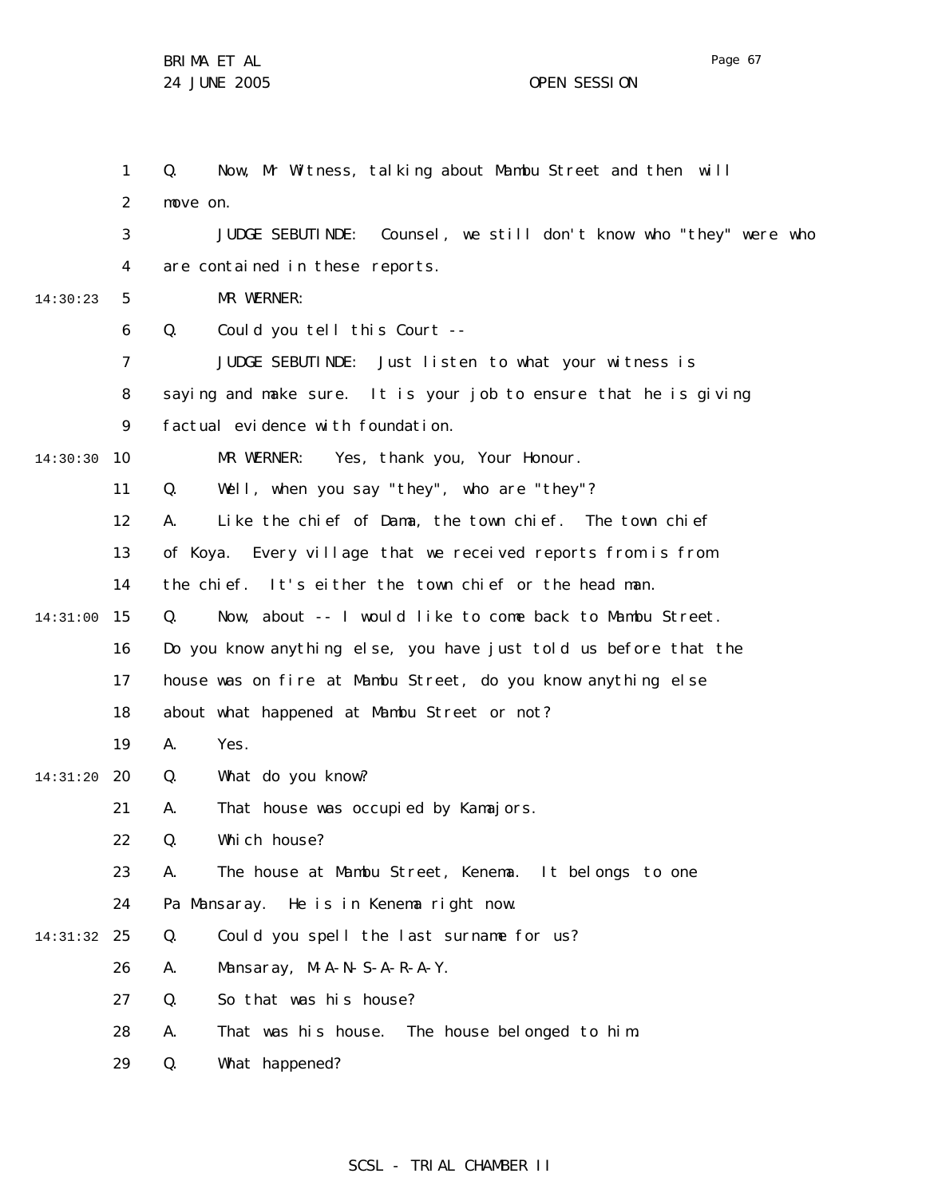Q. Now, Mr Witness, talking about Mambu Street and then will move on.

JUDGE SEBUTINDE: Counsel, we still don't know who "they" were who are contained in these reports.

MR WERNER:

Q. Could you tell this Court --

JUDGE SEBUTINDE: Just listen to what your witness is saying and make sure. It is your job to ensure that he is giving factual evidence with foundation.

MR WERNER: Yes, thank you, Your Honour.

Q. Well, when you say "they", who are "they"?

A. Like the chief of Dama, the town chief. The town chief of Koya. Every village that we received reports from is from the chief. It's either the town chief or the head man.

Q. Now, about -- I would like to come back to Mambu Street. Do you know anything else, you have just told us before that the house was on fire at Mambu Street, do you know anything else about what happened at Mambu Street or not?

A. Yes.

Q. What do you know?

A. That house was occupied by Kamajors.

Q. Which house?

A. The house at Mambu Street, Kenema. It belongs to one Pa Mansaray. He is in Kenema right now.

Q. Could you spell the last surname for us?

A. Mansaray, M-A-N-S-A-R-A-Y.

Q. So that was his house?

A. That was his house. The house belonged to him.

Q. What happened?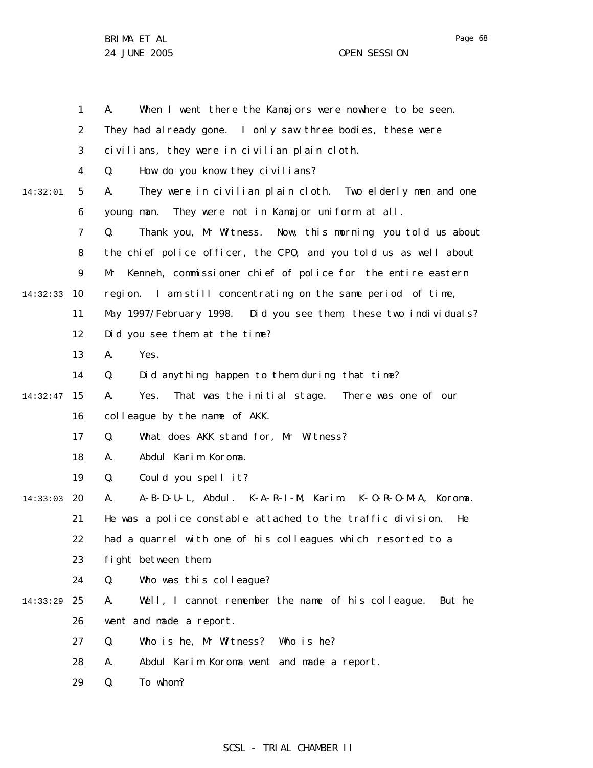A. When I went there the Kamajors were nowhere to be seen. They had already gone. I only saw three bodies, these were civilians, they were in civilian plain cloth.

Q. How do you know they civilians?

A. They were in civilian plain cloth. Two elderly men and one young man. They were not in Kamajor uniform at all.

Q. Thank you, Mr Witness. Now, this morning you told us about the chief police officer, the CPO, and you told us as well about Mr Kenneh, commissioner chief of police for the entire eastern region. I am still concentrating on the same period of time, May 1997/February 1998. Did you see them, these two individuals? Did you see them at the time?

A. Yes.

Q. Did anything happen to them during that time?

A. Yes. That was the initial stage. There was one of our colleague by the name of AKK.

Q. What does AKK stand for, Mr Witness?

A. Abdul Karim Koroma.

Q. Could you spell it?

A. A-B-D-U-L, Abdul. K-A-R-I-M, Karim. K-O-R-O-M-A, Koroma. He was a police constable attached to the traffic division. He had a quarrel with one of his colleagues which resorted to a fight between them.

Q. Who was this colleague?

A. Well, I cannot remember the name of his colleague. But he went and made a report.

Q. Who is he, Mr Witness? Who is he?

A. Abdul Karim Koroma went and made a report.

Q. To whom?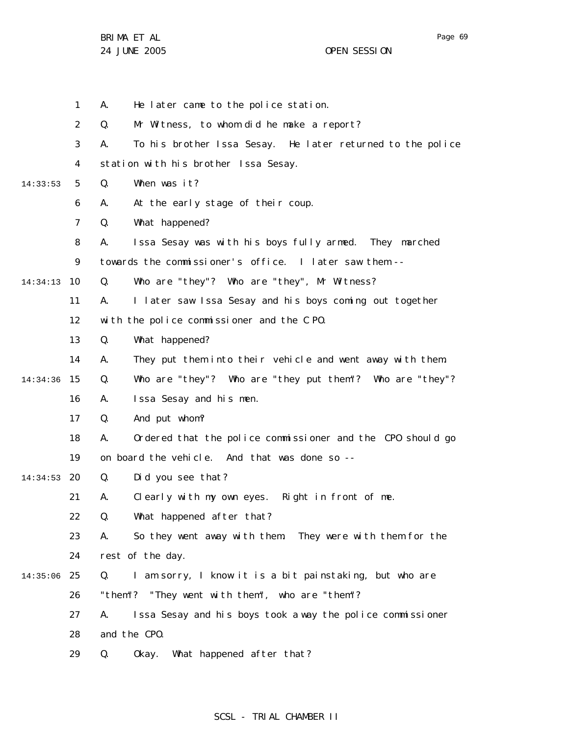A. He later came to the police station.

Q. Mr Witness, to whom did he make a report?

A. To his brother Issa Sesay. He later returned to the police station with his brother Issa Sesay.

Q. When was it?

A. At the early stage of their coup.

Q. What happened?

A. Issa Sesay was with his boys fully armed. They marched towards the commissioner's office. I later saw them --

Q. Who are "they"? Who are "they", Mr Witness?

A. I later saw Issa Sesay and his boys coming out together with the police commissioner and the CPO.

Q. What happened?

A. They put them into their vehicle and went away with them.

Q. Who are "they"? Who are "they put them"? Who are "they"?

A. Issa Sesay and his men.

Q. And put whom?

A. Ordered that the police commissioner and the CPO should go on board the vehicle. And that was done so --

Q. Did you see that?

A. Clearly with my own eyes. Right in front of me.

Q. What happened after that?

A. So they went away with them. They were with them for the rest of the day.

Q. I am sorry, I know it is a bit painstaking, but who are "them"? "They went with them", who are "them"?

A. Issa Sesay and his boys took a way the police commissioner and the CPO.

Q. Okay. What happened after that?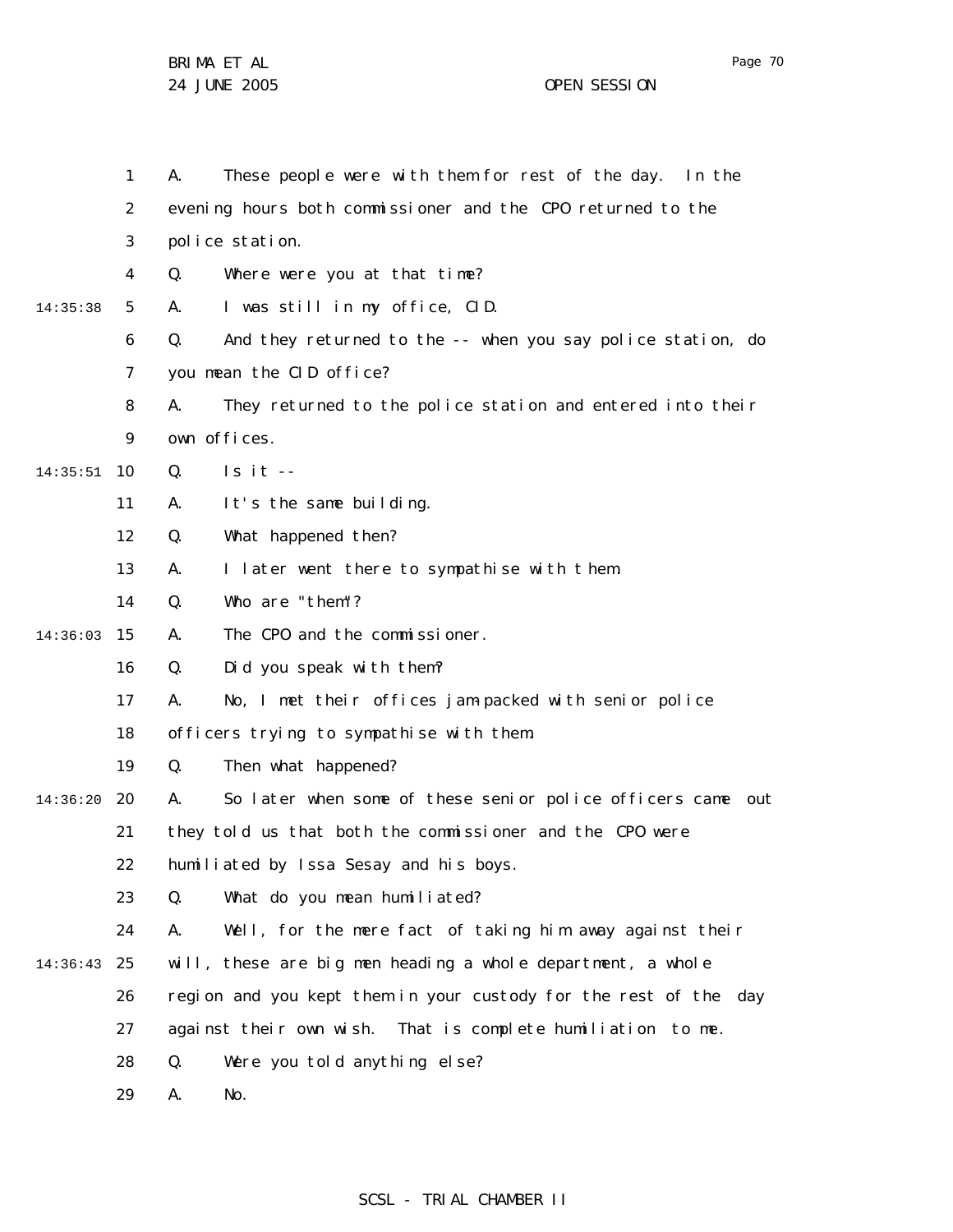1 A. These people were with them for rest of the day. In the
2 evening hours both commissioner and the CPO returned to the
3 police station.
4 Q. Where were you at that time?
14:35:38 5 A. I was still in my office, CID.
6 Q. And they returned to the -- when you say police station, do
7 you mean the CID office?
8 A. They returned to the police station and entered into their
9 own offices.
14:35:51 10 Q. Is it --
11 A. It's the same building.
12 Q. What happened then?
13 A. I later went there to sympathise with them.
14 Q. Who are "them"?
14:36:03 15 A. The CPO and the commissioner.
16 Q. Did you speak with them?
17 A. No, I met their offices jam-packed with senior police
18 officers trying to sympathise with them.
19 Q. Then what happened?
14:36:20 20 A. So later when some of these senior police officers came out
21 they told us that both the commissioner and the CPO were
22 humiliated by Issa Sesay and his boys.
23 Q. What do you mean humiliated?
24 A. Well, for the mere fact of taking him away against their
14:36:43 25 will, these are big men heading a whole department, a whole
26 region and you kept them in your custody for the rest of the day
27 against their own wish. That is complete humiliation to me.
28 Q. Were you told anything else?
29 A. No.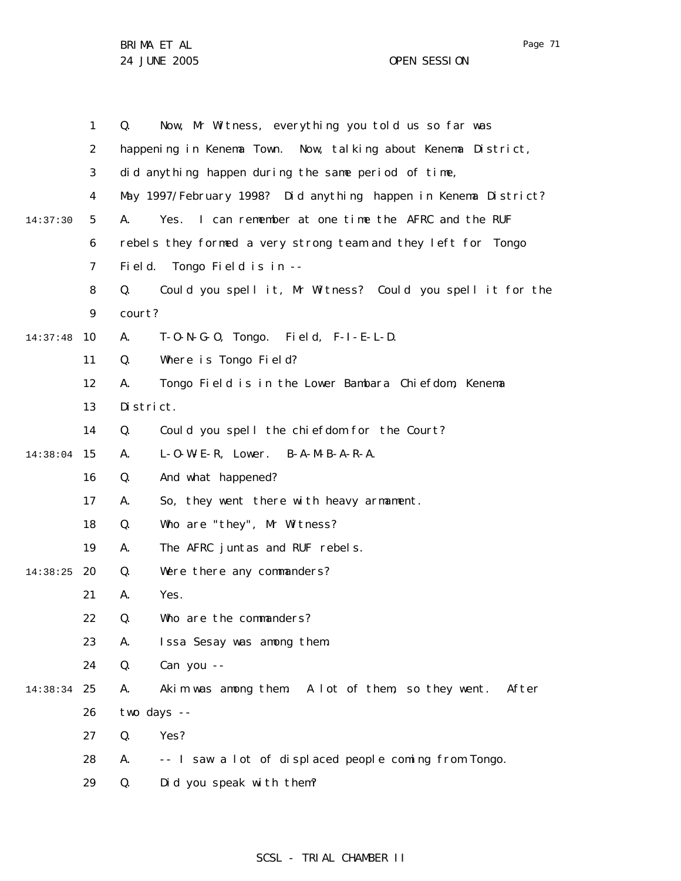1 Q. Now, Mr Witness, everything you told us so far was
2 happening in Kenema Town. Now, talking about Kenema District,
3 did anything happen during the same period of time,
4 May 1997/February 1998? Did anything happen in Kenema District?
14:37:30 5 A. Yes. I can remember at one time the AFRC and the RUF
6 rebels they formed a very strong team and they left for Tongo
7 Field. Tongo Field is in --
8 Q. Could you spell it, Mr Witness? Could you spell it for the
9 court?
14:37:48 10 A. T-O-N-G-O, Tongo. Field, F-I-E-L-D.
11 Q. Where is Tongo Field?
12 A. Tongo Field is in the Lower Bambara Chiefdom, Kenema
13 District.
14 Q. Could you spell the chiefdom for the Court?
14:38:04 15 A. L-O-W-E-R, Lower. B-A-M-B-A-R-A.
16 Q. And what happened?
17 A. So, they went there with heavy armament.
18 Q. Who are "they", Mr Witness?
19 A. The AFRC juntas and RUF rebels.
14:38:25 20 Q. Were there any commanders?
21 A. Yes.
22 Q. Who are the commanders?
23 A. Issa Sesay was among them.
24 Q. Can you --
14:38:34 25 A. Akim was among them. A lot of them, so they went. After
26 two days --
27 Q. Yes?
28 A. -- I saw a lot of displaced people coming from Tongo.
29 Q. Did you speak with them?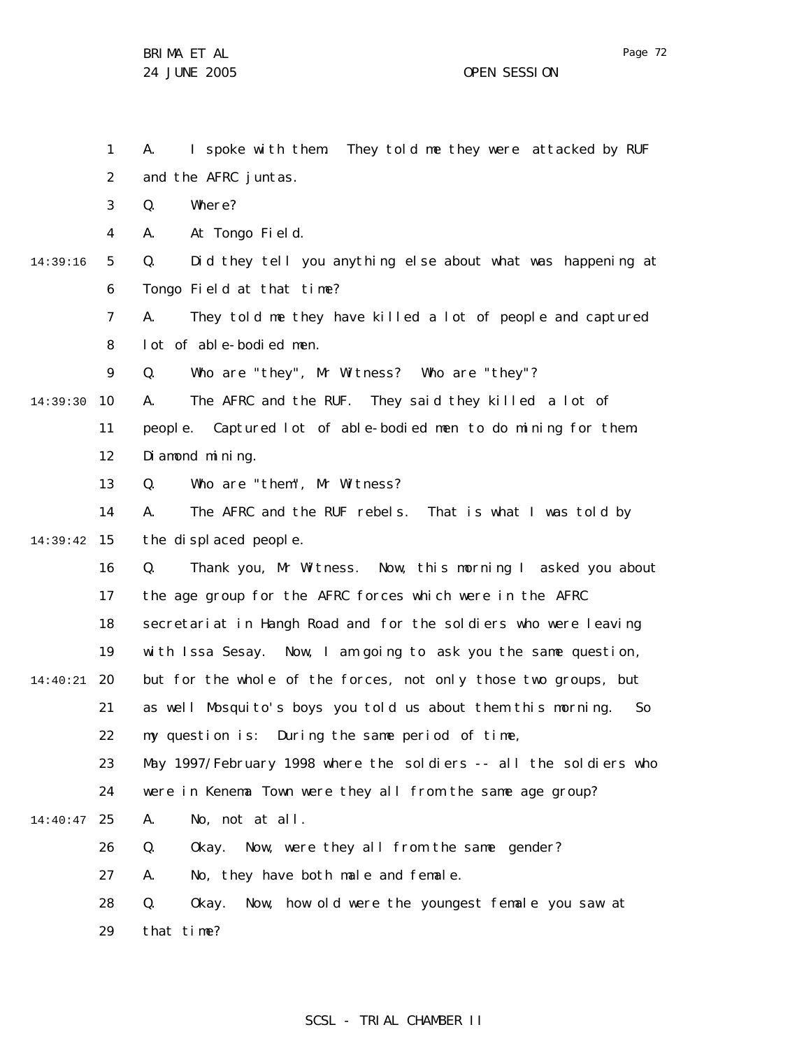1 A. I spoke with them. They told me they were attacked by RUF
2 and the AFRC juntas.
3 Q. Where?
4 A. At Tongo Field.
14:39:16 5 Q. Did they tell you anything else about what was happening at
6 Tongo Field at that time?
7 A. They told me they have killed a lot of people and captured
8 lot of able-bodied men.
9 Q. Who are "they", Mr Witness? Who are "they"?
14:39:30 10 A. The AFRC and the RUF. They said they killed a lot of
11 people. Captured lot of able-bodied men to do mining for them.
12 Diamond mining.
13 Q. Who are "them", Mr Witness?
14 A. The AFRC and the RUF rebels. That is what I was told by
14:39:42 15 the displaced people.
16 Q. Thank you, Mr Witness. Now, this morning I asked you about
17 the age group for the AFRC forces which were in the AFRC
18 secretariat in Hangh Road and for the soldiers who were leaving
19 with Issa Sesay. Now, I am going to ask you the same question,
14:40:21 20 but for the whole of the forces, not only those two groups, but
21 as well Mosquito's boys you told us about them this morning. So
22 my question is: During the same period of time,
23 May 1997/February 1998 where the soldiers -- all the soldiers who
24 were in Kenema Town were they all from the same age group?
14:40:47 25 A. No, not at all.
26 Q. Okay. Now, were they all from the same gender?
27 A. No, they have both male and female.
28 Q. Okay. Now, how old were the youngest female you saw at
29 that time?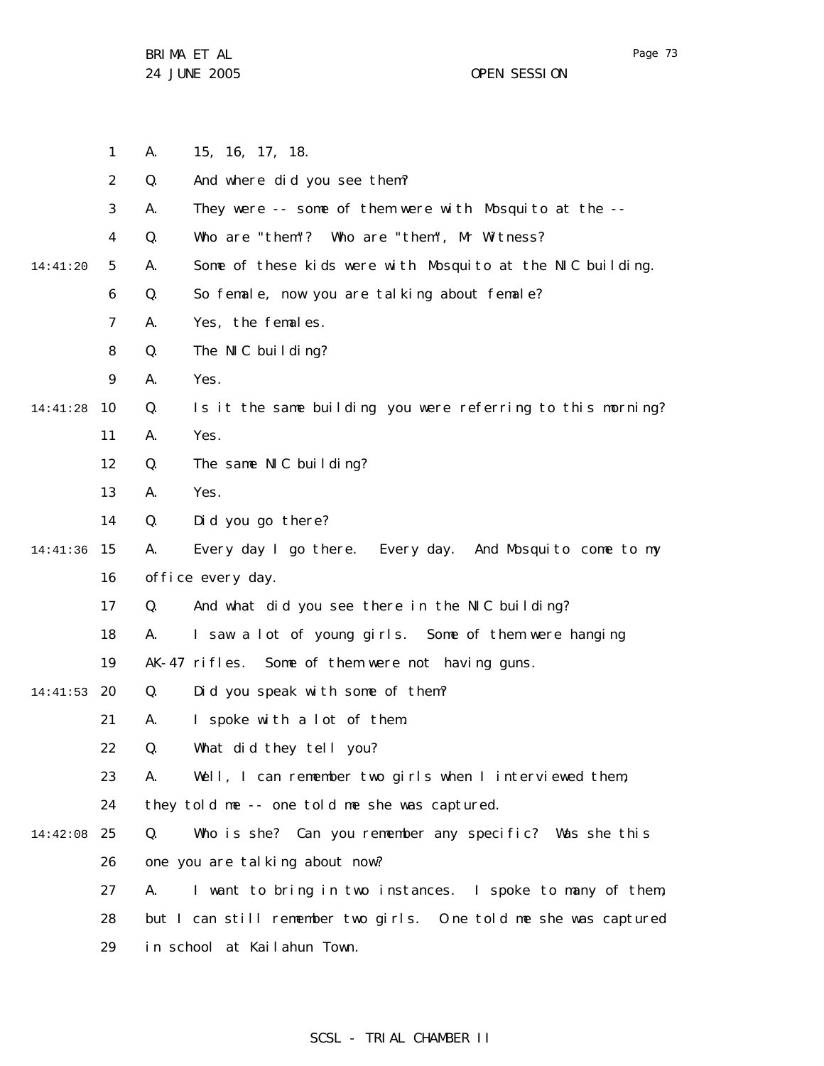A. 15, 16, 17, 18.

Q. And where did you see them?

A. They were -- some of them were with Mosquito at the --

Q. Who are "them"? Who are "them", Mr Witness?

A. Some of these kids were with Mosquito at the NIC building.

Q. So female, now you are talking about female?

A. Yes, the females.

Q. The NIC building?

A. Yes.

Q. Is it the same building you were referring to this morning?

A. Yes.

Q. The same NIC building?

A. Yes.

Q. Did you go there?

A. Every day I go there. Every day. And Mosquito come to my office every day.

Q. And what did you see there in the NIC building?

A. I saw a lot of young girls. Some of them were hanging AK-47 rifles. Some of them were not having guns.

Q. Did you speak with some of them?

A. I spoke with a lot of them.

Q. What did they tell you?

A. Well, I can remember two girls when I interviewed them, they told me -- one told me she was captured.

Q. Who is she? Can you remember any specific? Was she this one you are talking about now?

A. I want to bring in two instances. I spoke to many of them, but I can still remember two girls. One told me she was captured in school at Kailahun Town.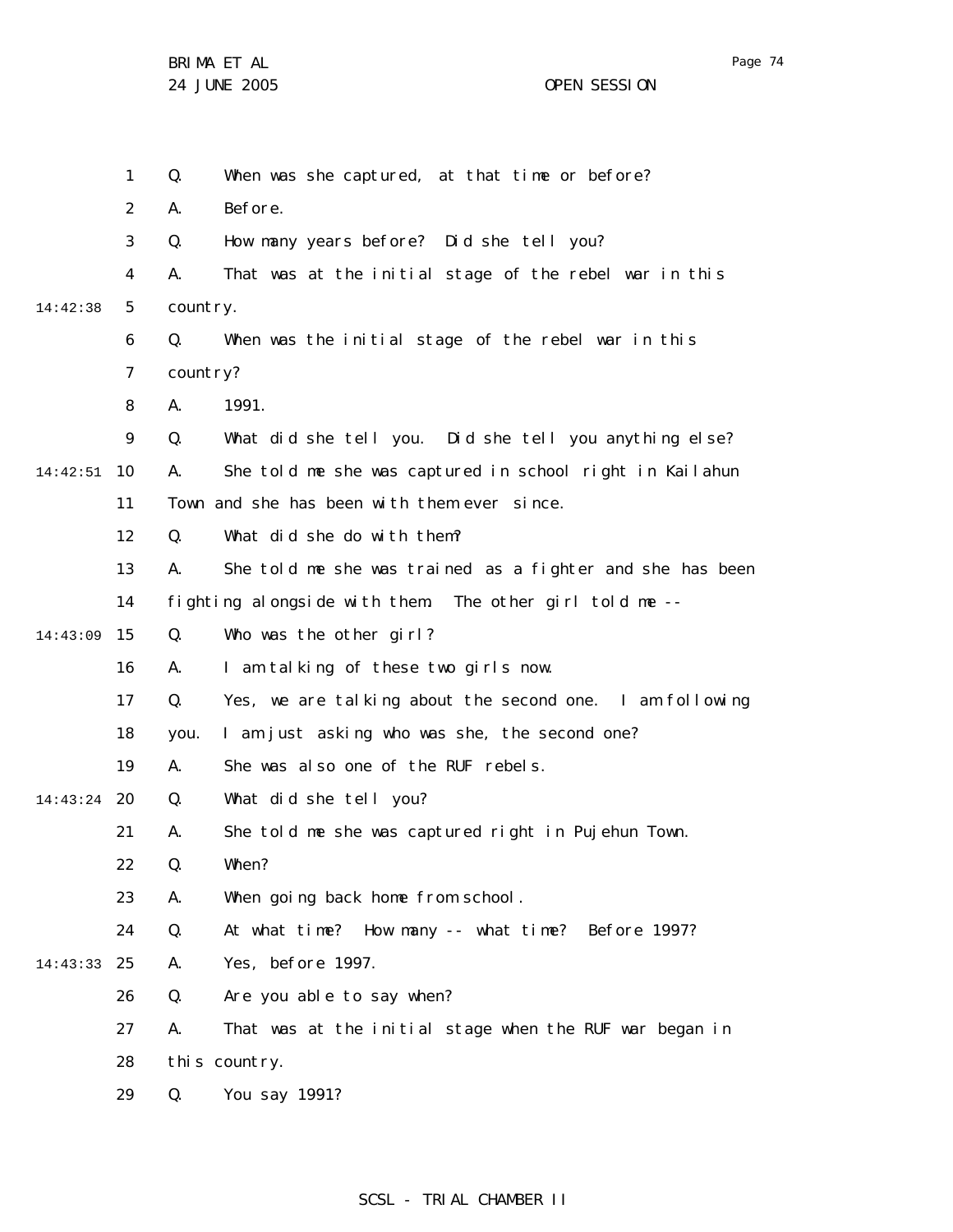1 Q. When was she captured, at that time or before?

2 A. Before.

3 Q. How many years before? Did she tell you?

4 A. That was at the initial stage of the rebel war in this

14:42:38 5 country.

6 Q. When was the initial stage of the rebel war in this

7 country?

8 A. 1991.

9 Q. What did she tell you. Did she tell you anything else?

14:42:51 10 A. She told me she was captured in school right in Kailahun

11 Town and she has been with them ever since.

12 Q. What did she do with them?

13 A. She told me she was trained as a fighter and she has been

14 fighting alongside with them. The other girl told me --

14:43:09 15 Q. Who was the other girl?

16 A. I am talking of these two girls now.

17 Q. Yes, we are talking about the second one. I am following

18 you. I am just asking who was she, the second one?

19 A. She was also one of the RUF rebels.

14:43:24 20 Q. What did she tell you?

21 A. She told me she was captured right in Pujehun Town.

22 Q. When?

23 A. When going back home from school.

24 Q. At what time? How many -- what time? Before 1997?

14:43:33 25 A. Yes, before 1997.

26 Q. Are you able to say when?

27 A. That was at the initial stage when the RUF war began in

28 this country.

29 Q. You say 1991?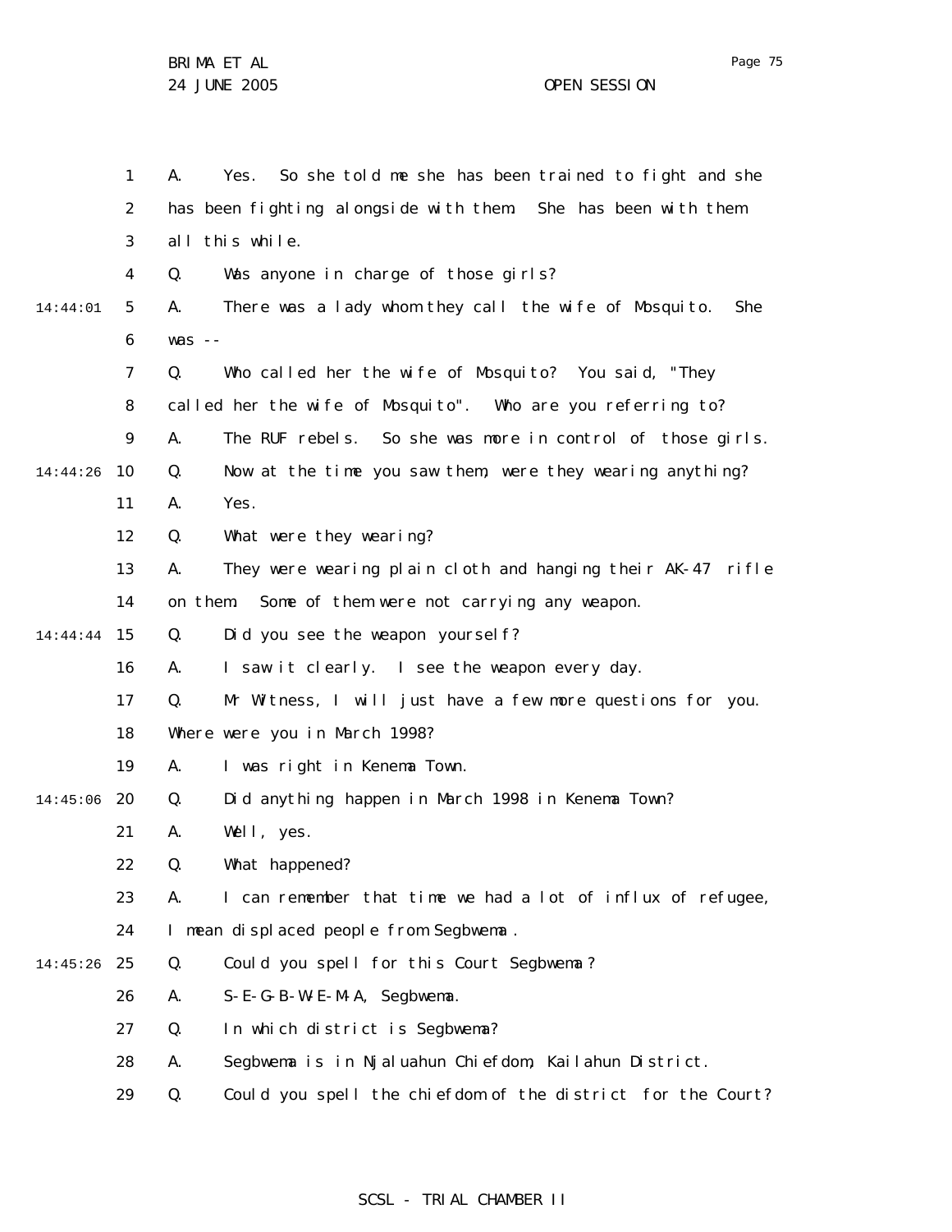1 A. Yes. So she told me she has been trained to fight and she
2 has been fighting alongside with them. She has been with them
3 all this while.
4 Q. Was anyone in charge of those girls?
14:44:01 5 A. There was a lady whom they call the wife of Mosquito. She
6 was --
7 Q. Who called her the wife of Mosquito? You said, "They
8 called her the wife of Mosquito". Who are you referring to?
9 A. The RUF rebels. So she was more in control of those girls.
14:44:26 10 Q. Now at the time you saw them, were they wearing anything?
11 A. Yes.
12 Q. What were they wearing?
13 A. They were wearing plain cloth and hanging their AK-47 rifle
14 on them. Some of them were not carrying any weapon.
14:44:44 15 Q. Did you see the weapon yourself?
16 A. I saw it clearly. I see the weapon every day.
17 Q. Mr Witness, I will just have a few more questions for you.
18 Where were you in March 1998?
19 A. I was right in Kenema Town.
14:45:06 20 Q. Did anything happen in March 1998 in Kenema Town?
21 A. Well, yes.
22 Q. What happened?
23 A. I can remember that time we had a lot of influx of refugee,
24 I mean displaced people from Segbwema.
14:45:26 25 Q. Could you spell for this Court Segbwema?
26 A. S-E-G-B-W-E-M-A, Segbwema.
27 Q. In which district is Segbwema?
28 A. Segbwema is in Njaluahun Chiefdom, Kailahun District.
29 Q. Could you spell the chiefdom of the district for the Court?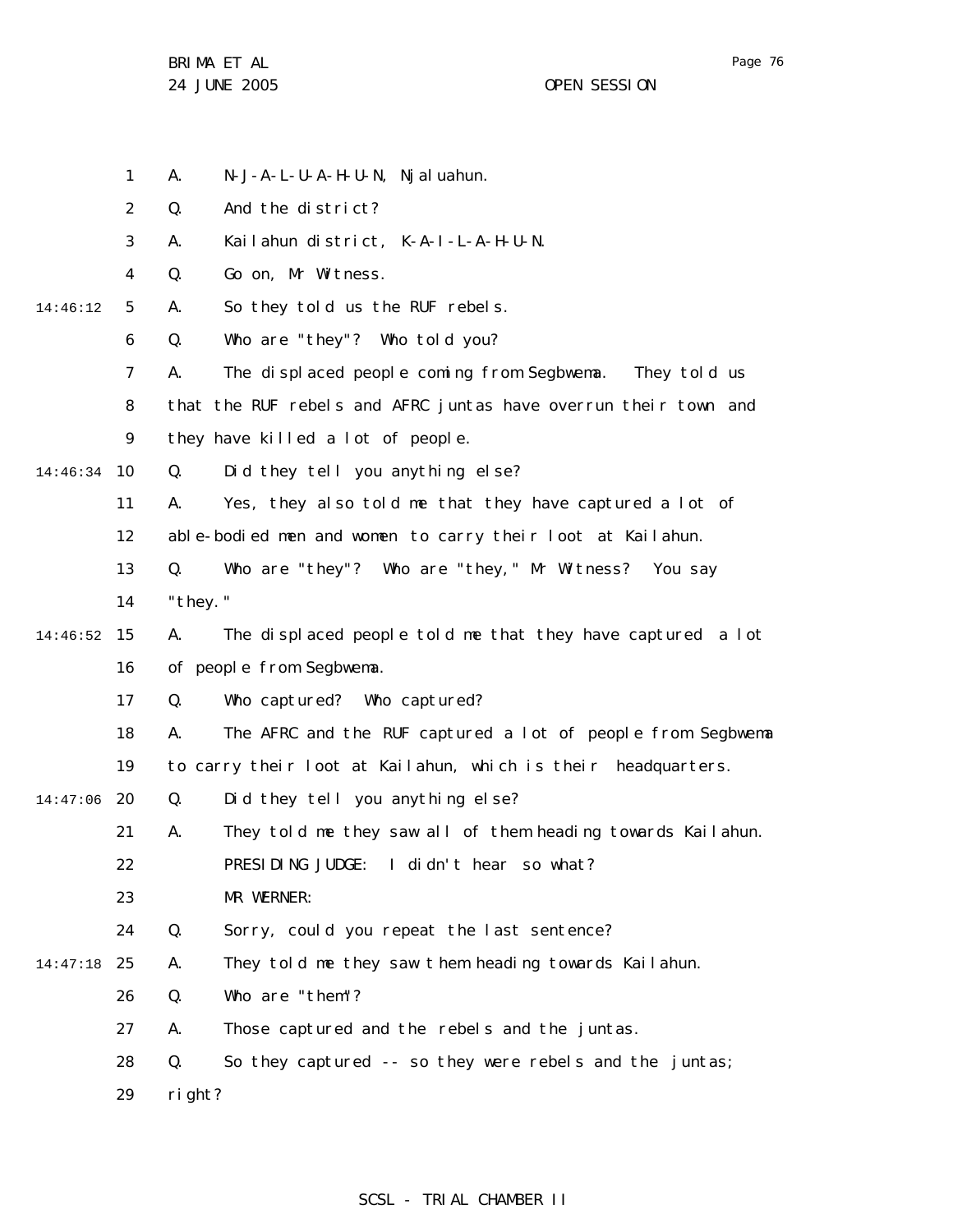A. N-J-A-L-U-A-H-U-N, Njaluahun.

Q. And the district?

A. Kailahun district, K-A-I-L-A-H-U-N.

Q. Go on, Mr Witness.

A. So they told us the RUF rebels.

Q. Who are "they"? Who told you?

A. The displaced people coming from Segbwema. They told us that the RUF rebels and AFRC juntas have overrun their town and they have killed a lot of people.

Q. Did they tell you anything else?

A. Yes, they also told me that they have captured a lot of able-bodied men and women to carry their loot at Kailahun.

Q. Who are "they"? Who are "they," Mr Witness? You say "they."

A. The displaced people told me that they have captured a lot of people from Segbwema.

Q. Who captured? Who captured?

A. The AFRC and the RUF captured a lot of people from Segbwema to carry their loot at Kailahun, which is their headquarters.

Q. Did they tell you anything else?

A. They told me they saw all of them heading towards Kailahun.

PRESIDING JUDGE: I didn't hear so what?

MR WERNER:

Q. Sorry, could you repeat the last sentence?

A. They told me they saw them heading towards Kailahun.

Q. Who are "them"?

A. Those captured and the rebels and the juntas.

Q. So they captured -- so they were rebels and the juntas; right?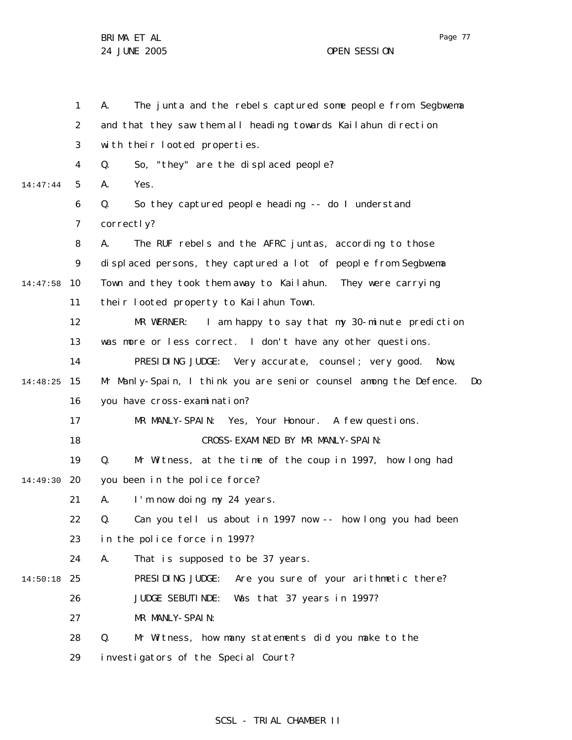A. The junta and the rebels captured some people from Segbwema and that they saw them all heading towards Kailahun direction with their looted properties.

Q. So, "they" are the displaced people?

A. Yes.

Q. So they captured people heading -- do I understand correctly?

A. The RUF rebels and the AFRC juntas, according to those displaced persons, they captured a lot of people from Segbwema Town and they took them away to Kailahun. They were carrying their looted property to Kailahun Town.

MR WERNER: I am happy to say that my 30-minute prediction was more or less correct. I don't have any other questions.

PRESIDING JUDGE: Very accurate, counsel; very good. Now, Mr Manly-Spain, I think you are senior counsel among the Defence. Do you have cross-examination?

MR MANLY-SPAIN: Yes, Your Honour. A few questions.

CROSS-EXAMINED BY MR MANLY-SPAIN:

Q. Mr Witness, at the time of the coup in 1997, how long had you been in the police force?

A. I'm now doing my 24 years.

Q. Can you tell us about in 1997 now -- how long you had been in the police force in 1997?

A. That is supposed to be 37 years.

PRESIDING JUDGE: Are you sure of your arithmetic there?

JUDGE SEBUTINDE: Was that 37 years in 1997?

MR MANLY-SPAIN:

Q. Mr Witness, how many statements did you make to the investigators of the Special Court?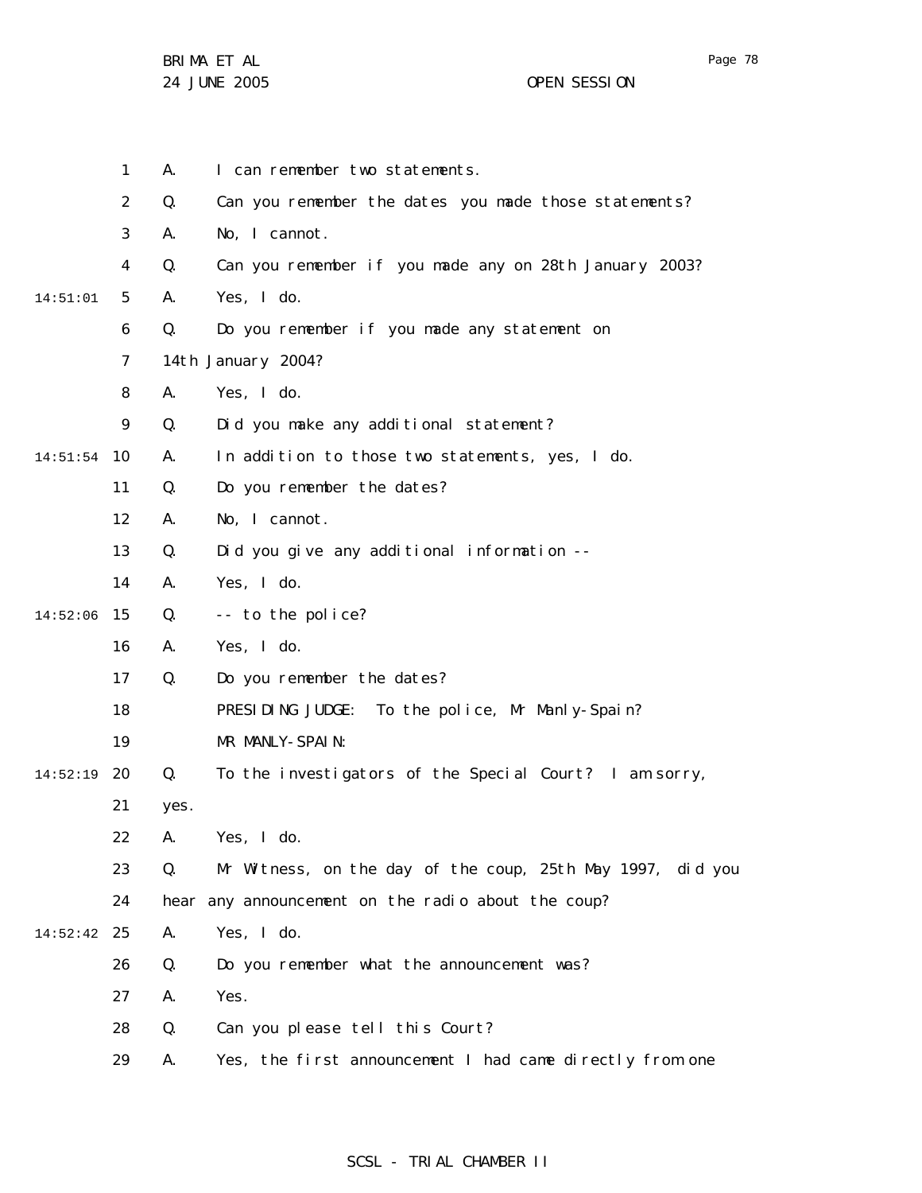A. I can remember two statements.

Q. Can you remember the dates you made those statements?

A. No, I cannot.

Q. Can you remember if you made any on 28th January 2003?

A. Yes, I do.

Q. Do you remember if you made any statement on 14th January 2004?

A. Yes, I do.

Q. Did you make any additional statement?

A. In addition to those two statements, yes, I do.

Q. Do you remember the dates?

A. No, I cannot.

Q. Did you give any additional information --

A. Yes, I do.

Q. -- to the police?

A. Yes, I do.

Q. Do you remember the dates?

PRESIDING JUDGE: To the police, Mr Manly-Spain?

MR MANLY-SPAIN:

Q. To the investigators of the Special Court? I am sorry, yes.

A. Yes, I do.

Q. Mr Witness, on the day of the coup, 25th May 1997, did you hear any announcement on the radio about the coup?

A. Yes, I do.

Q. Do you remember what the announcement was?

A. Yes.

Q. Can you please tell this Court?

A. Yes, the first announcement I had came directly from one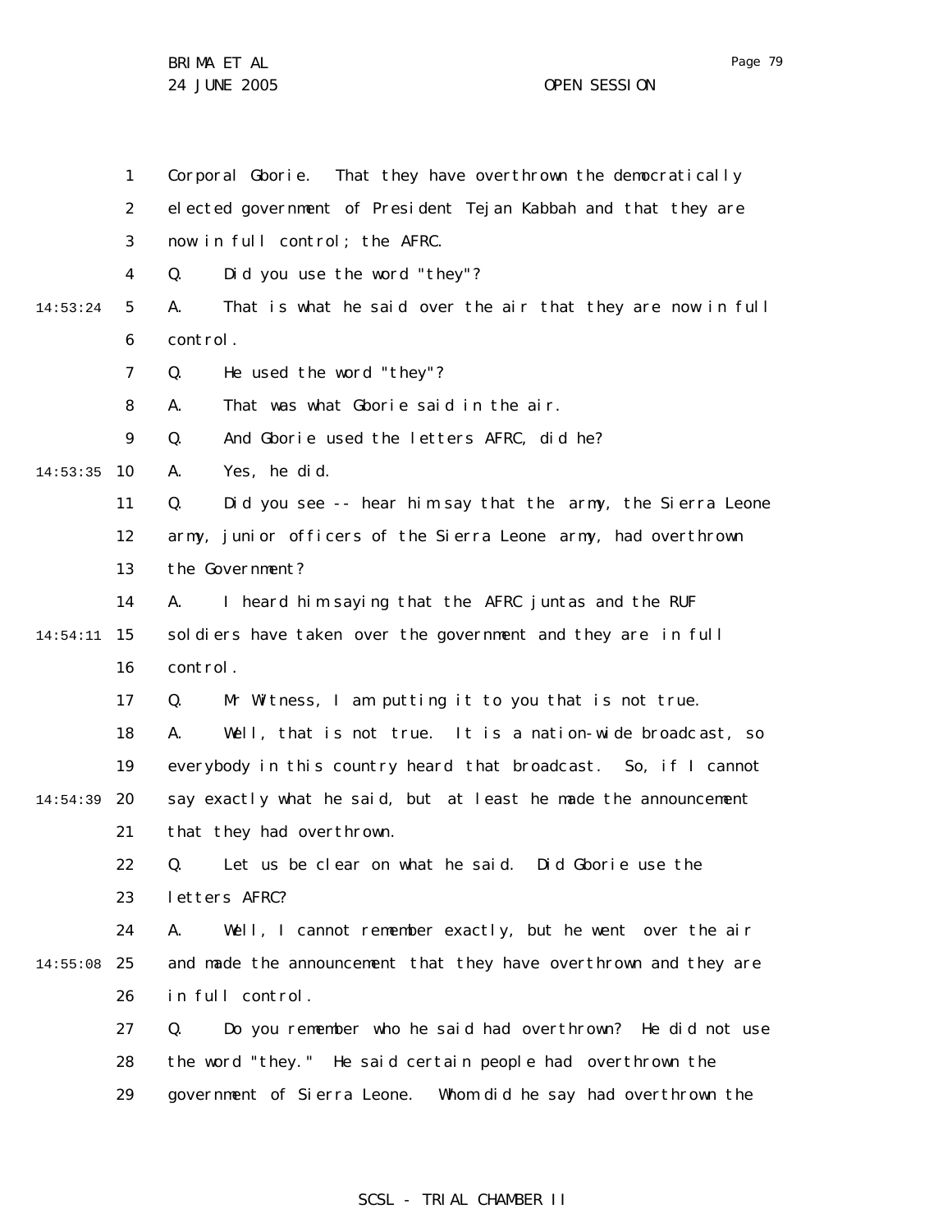Corporal Gborie. That they have overthrown the democratically elected government of President Tejan Kabbah and that they are now in full control; the AFRC.

Q. Did you use the word "they"?

A. That is what he said over the air that they are now in full control.

Q. He used the word "they"?

A. That was what Gborie said in the air.

Q. And Gborie used the letters AFRC, did he?

A. Yes, he did.

Q. Did you see -- hear him say that the army, the Sierra Leone army, junior officers of the Sierra Leone army, had overthrown the Government?

A. I heard him saying that the AFRC juntas and the RUF soldiers have taken over the government and they are in full control.

Q. Mr Witness, I am putting it to you that is not true.

A. Well, that is not true. It is a nation-wide broadcast, so everybody in this country heard that broadcast. So, if I cannot say exactly what he said, but at least he made the announcement that they had overthrown.

Q. Let us be clear on what he said. Did Gborie use the letters AFRC?

A. Well, I cannot remember exactly, but he went over the air and made the announcement that they have overthrown and they are in full control.

Q. Do you remember who he said had overthrown? He did not use the word "they." He said certain people had overthrown the government of Sierra Leone. Whom did he say had overthrown the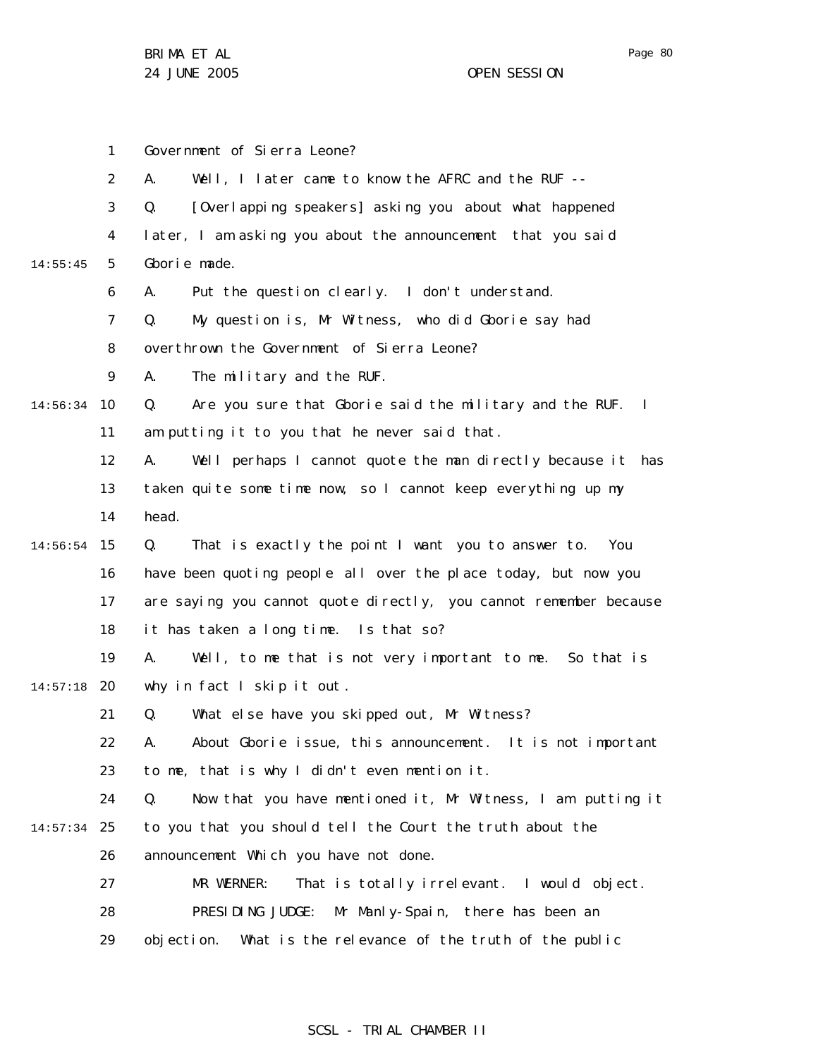Government of Sierra Leone?

A. Well, I later came to know the AFRC and the RUF --

Q. [Overlapping speakers] asking you about what happened later, I am asking you about the announcement that you said Gborie made.

A. Put the question clearly. I don't understand.

Q. My question is, Mr Witness, who did Gborie say had overthrown the Government of Sierra Leone?

A. The military and the RUF.

Q. Are you sure that Gborie said the military and the RUF. I am putting it to you that he never said that.

A. Well perhaps I cannot quote the man directly because it has taken quite some time now, so I cannot keep everything up my head.

Q. That is exactly the point I want you to answer to. You have been quoting people all over the place today, but now you are saying you cannot quote directly, you cannot remember because it has taken a long time. Is that so?

A. Well, to me that is not very important to me. So that is why in fact I skip it out.

Q. What else have you skipped out, Mr Witness?

A. About Gborie issue, this announcement. It is not important to me, that is why I didn't even mention it.

Q. Now that you have mentioned it, Mr Witness, I am putting it to you that you should tell the Court the truth about the announcement Which you have not done.

MR WERNER: That is totally irrelevant. I would object.

PRESIDING JUDGE: Mr Manly-Spain, there has been an objection. What is the relevance of the truth of the public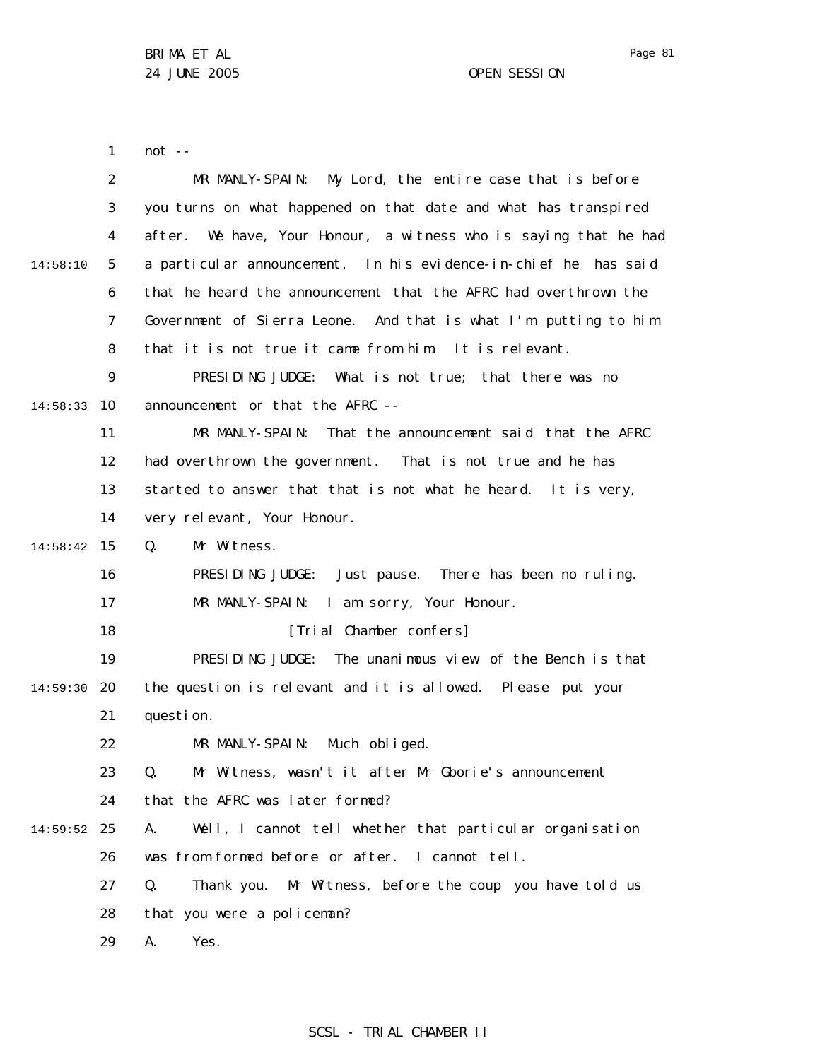not --

MR MANLY-SPAIN: My Lord, the entire case that is before you turns on what happened on that date and what has transpired after. We have, Your Honour, a witness who is saying that he had a particular announcement. In his evidence-in-chief he has said that he heard the announcement that the AFRC had overthrown the Government of Sierra Leone. And that is what I'm putting to him that it is not true it came from him. It is relevant.

PRESIDING JUDGE: What is not true; that there was no announcement or that the AFRC --

MR MANLY-SPAIN: That the announcement said that the AFRC had overthrown the government. That is not true and he has started to answer that that is not what he heard. It is very, very relevant, Your Honour.

Q. Mr Witness.

PRESIDING JUDGE: Just pause. There has been no ruling.

MR MANLY-SPAIN: I am sorry, Your Honour.

[Trial Chamber confers]

PRESIDING JUDGE: The unanimous view of the Bench is that the question is relevant and it is allowed. Please put your question.

MR MANLY-SPAIN: Much obliged.

Q. Mr Witness, wasn't it after Mr Gborie's announcement that the AFRC was later formed?

A. Well, I cannot tell whether that particular organisation was from formed before or after. I cannot tell.

Q. Thank you. Mr Witness, before the coup you have told us that you were a policeman?

A. Yes.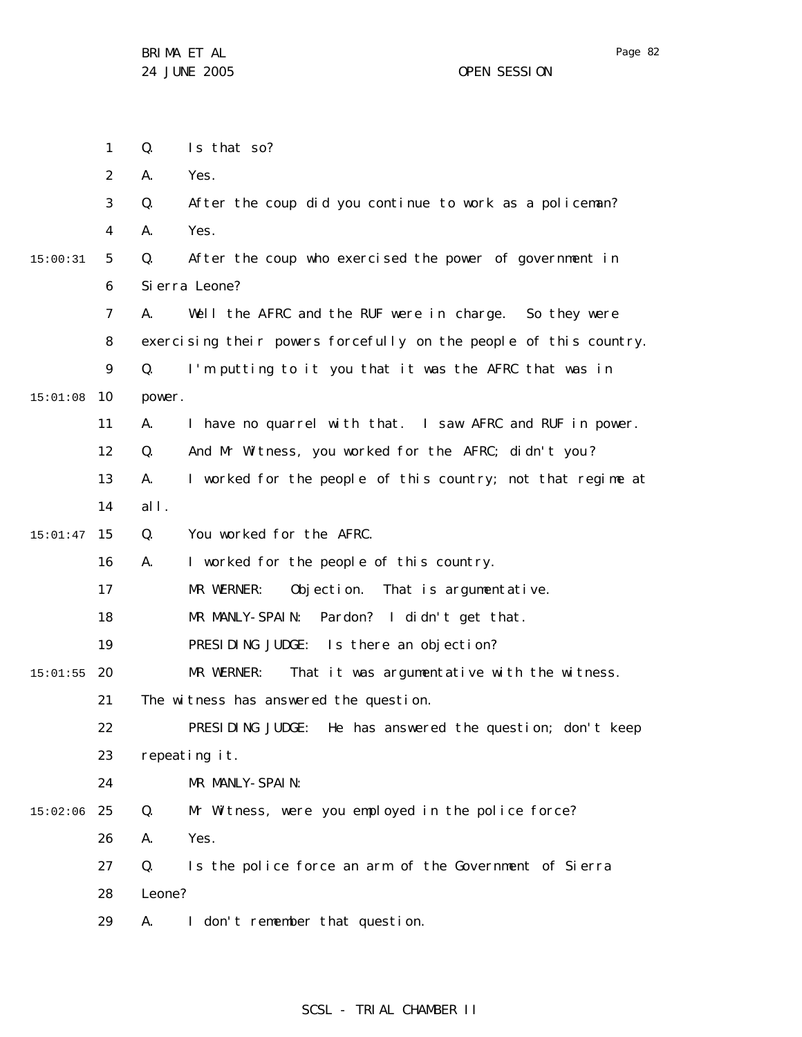Q. Is that so?

A. Yes.

Q. After the coup did you continue to work as a policeman?

A. Yes.

Q. After the coup who exercised the power of government in Sierra Leone?

A. Well the AFRC and the RUF were in charge. So they were exercising their powers forcefully on the people of this country.

Q. I'm putting to it you that it was the AFRC that was in power.

A. I have no quarrel with that. I saw AFRC and RUF in power.

Q. And Mr Witness, you worked for the AFRC; didn't you?

A. I worked for the people of this country; not that regime at all.

Q. You worked for the AFRC.

A. I worked for the people of this country.

MR WERNER: Objection. That is argumentative.

MR MANLY-SPAIN: Pardon? I didn't get that.

PRESIDING JUDGE: Is there an objection?

MR WERNER: That it was argumentative with the witness. The witness has answered the question.

PRESIDING JUDGE: He has answered the question; don't keep repeating it.

MR MANLY-SPAIN:

Q. Mr Witness, were you employed in the police force?

A. Yes.

Q. Is the police force an arm of the Government of Sierra Leone?

A. I don't remember that question.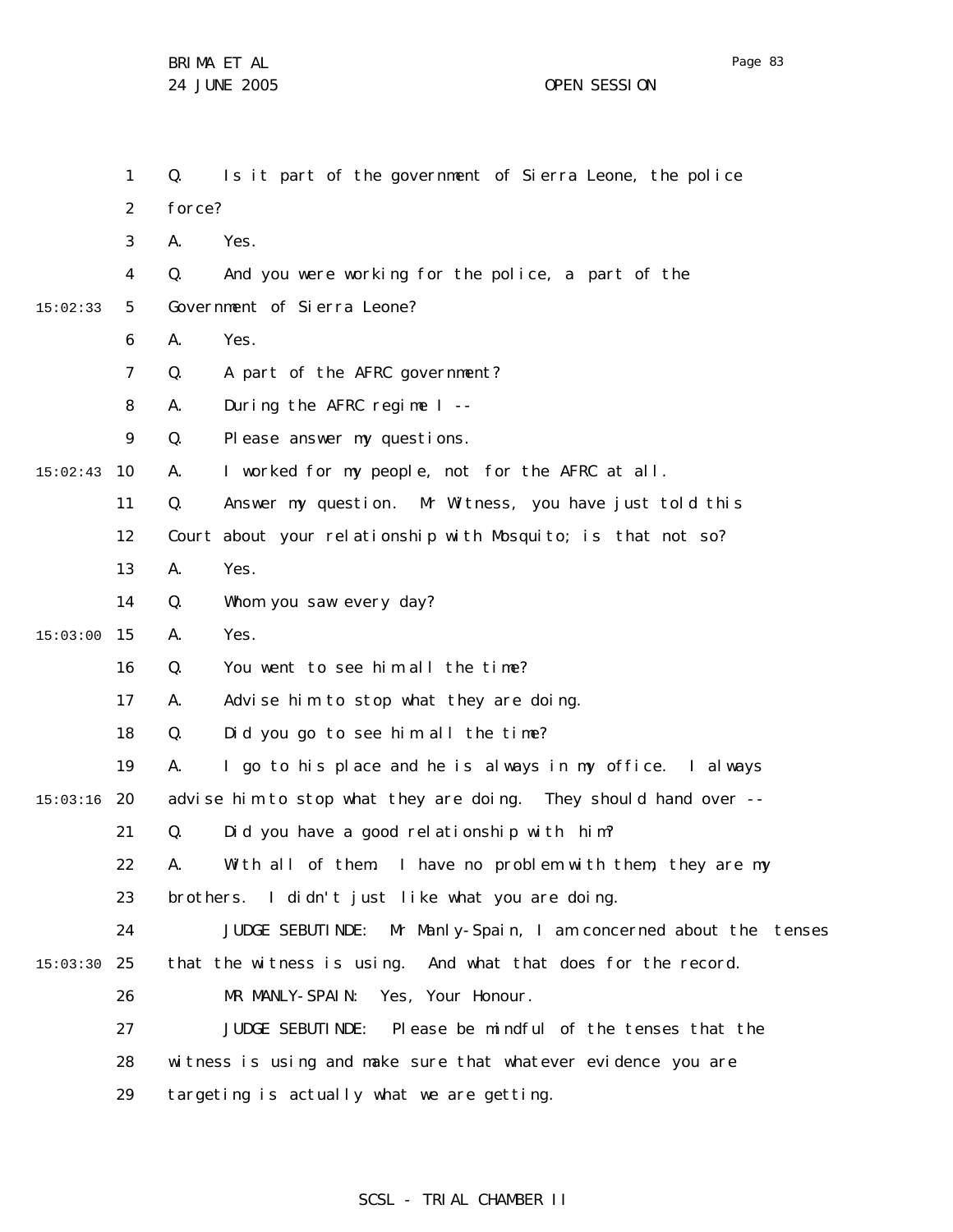Q. Is it part of the government of Sierra Leone, the police force?

A. Yes.

Q. And you were working for the police, a part of the Government of Sierra Leone?

A. Yes.

Q. A part of the AFRC government?

A. During the AFRC regime I --

Q. Please answer my questions.

A. I worked for my people, not for the AFRC at all.

Q. Answer my question. Mr Witness, you have just told this Court about your relationship with Mosquito; is that not so?

A. Yes.

Q. Whom you saw every day?

A. Yes.

Q. You went to see him all the time?

A. Advise him to stop what they are doing.

Q. Did you go to see him all the time?

A. I go to his place and he is always in my office. I always advise him to stop what they are doing. They should hand over --

Q. Did you have a good relationship with him?

A. With all of them. I have no problem with them, they are my brothers. I didn't just like what you are doing.

JUDGE SEBUTINDE: Mr Manly-Spain, I am concerned about the tenses that the witness is using. And what that does for the record.

MR MANLY-SPAIN: Yes, Your Honour.

JUDGE SEBUTINDE: Please be mindful of the tenses that the witness is using and make sure that whatever evidence you are targeting is actually what we are getting.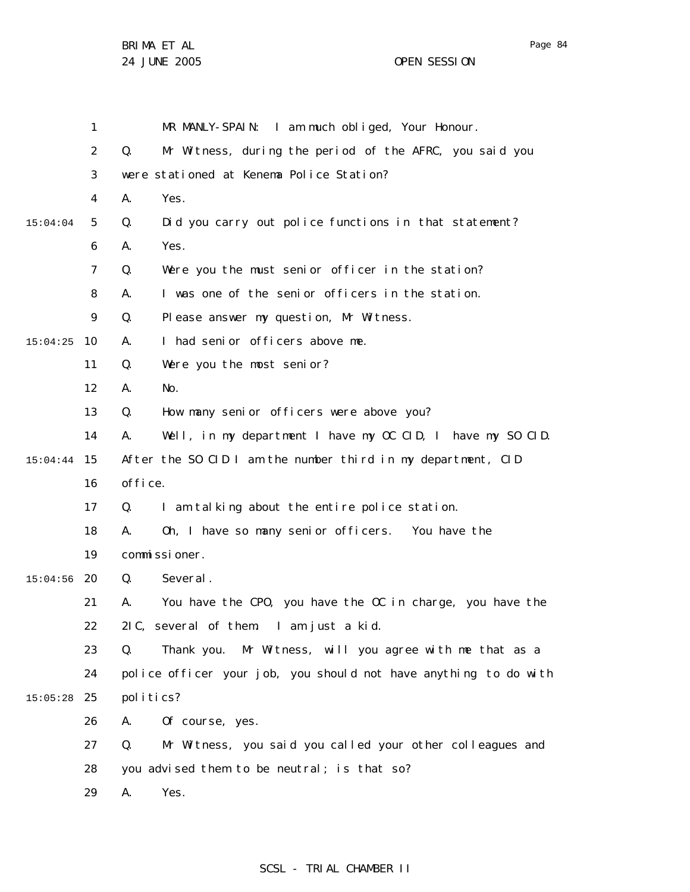MR MANLY-SPAIN: I am much obliged, Your Honour.

Q. Mr Witness, during the period of the AFRC, you said you were stationed at Kenema Police Station?

A. Yes.

Q. Did you carry out police functions in that statement?

A. Yes.

Q. Were you the must senior officer in the station?

A. I was one of the senior officers in the station.

Q. Please answer my question, Mr Witness.

A. I had senior officers above me.

Q. Were you the most senior?

A. No.

Q. How many senior officers were above you?

A. Well, in my department I have my OC CID, I have my SO CID. After the SO CID I am the number third in my department, CID office.

Q. I am talking about the entire police station.

A. Oh, I have so many senior officers. You have the commissioner.

Q. Several.

A. You have the CPO, you have the OC in charge, you have the 2IC, several of them. I am just a kid.

Q. Thank you. Mr Witness, will you agree with me that as a police officer your job, you should not have anything to do with politics?

A. Of course, yes.

Q. Mr Witness, you said you called your other colleagues and you advised them to be neutral; is that so?

A. Yes.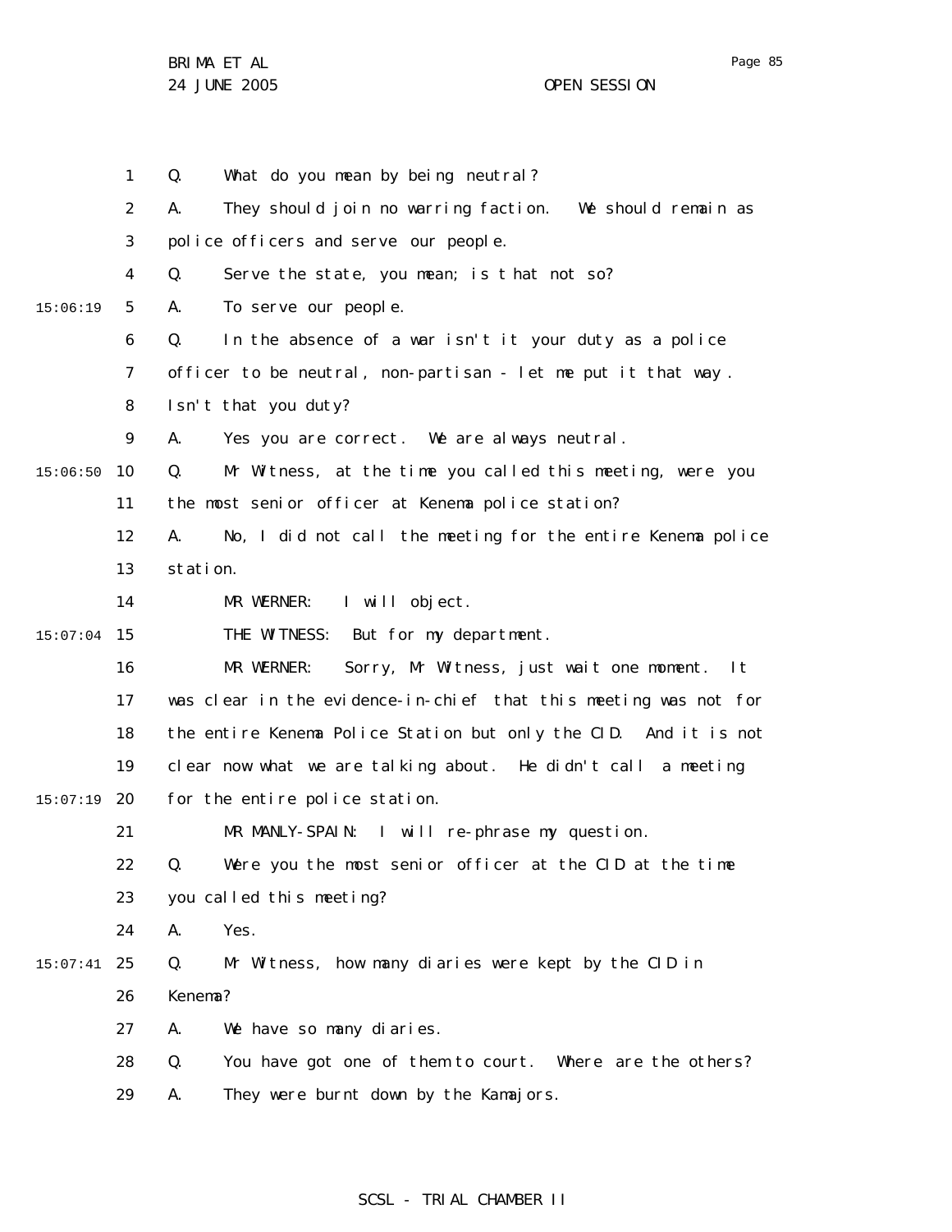Q. What do you mean by being neutral?

A. They should join no warring faction. We should remain as police officers and serve our people.

Q. Serve the state, you mean; is that not so?

A. To serve our people.

Q. In the absence of a war isn't it your duty as a police officer to be neutral, non-partisan - let me put it that way. Isn't that you duty?

A. Yes you are correct. We are always neutral.

Q. Mr Witness, at the time you called this meeting, were you the most senior officer at Kenema police station?

A. No, I did not call the meeting for the entire Kenema police station.

MR WERNER: I will object.

THE WITNESS: But for my department.

MR WERNER: Sorry, Mr Witness, just wait one moment. It was clear in the evidence-in-chief that this meeting was not for the entire Kenema Police Station but only the CID. And it is not clear now what we are talking about. He didn't call a meeting for the entire police station.

MR MANLY-SPAIN: I will re-phrase my question.

Q. Were you the most senior officer at the CID at the time you called this meeting?

A. Yes.

Q. Mr Witness, how many diaries were kept by the CID in Kenema?

A. We have so many diaries.

Q. You have got one of them to court. Where are the others?

A. They were burnt down by the Kamajors.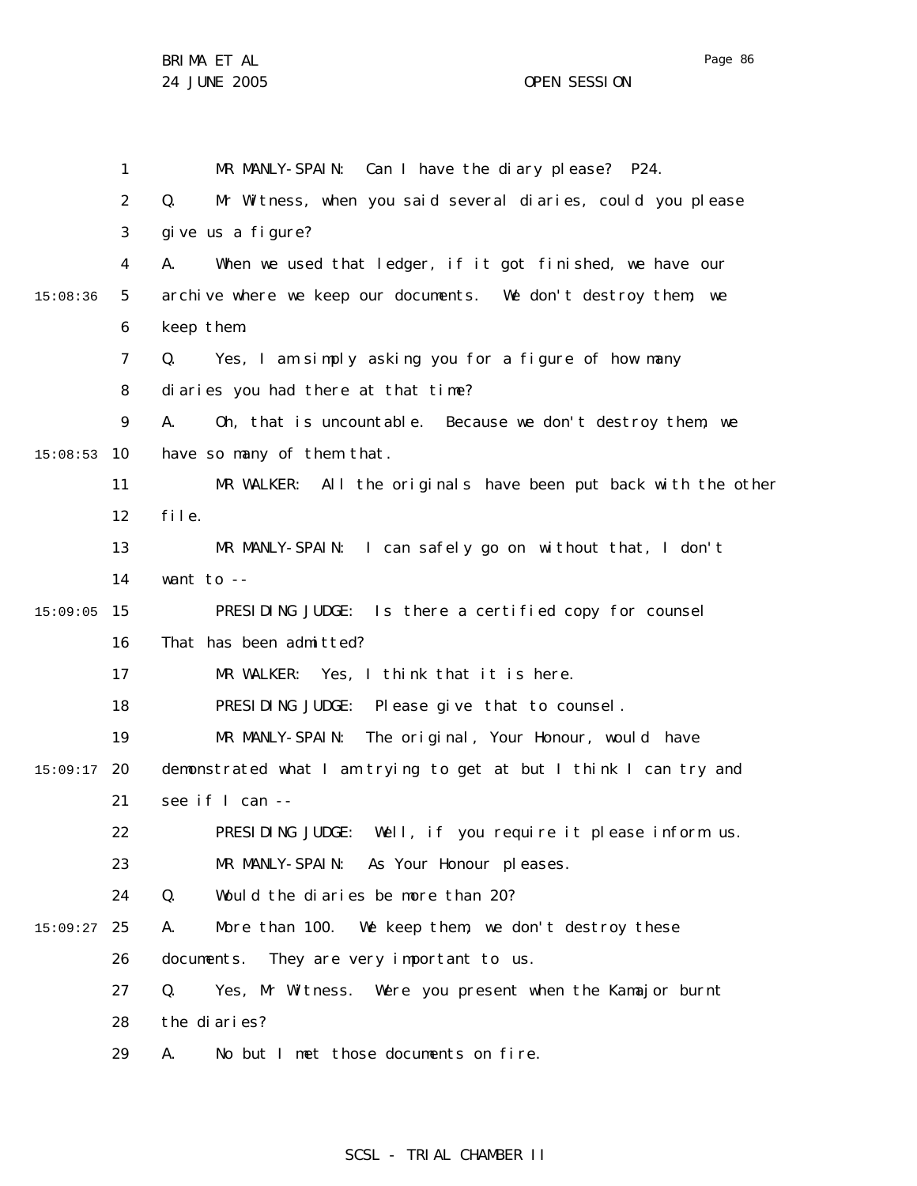MR MANLY-SPAIN: Can I have the diary please? P24.

Q. Mr Witness, when you said several diaries, could you please give us a figure?

A. When we used that ledger, if it got finished, we have our archive where we keep our documents. We don't destroy them; we keep them.

Q. Yes, I am simply asking you for a figure of how many diaries you had there at that time?

A. Oh, that is uncountable. Because we don't destroy them, we have so many of them that.

MR WALKER: All the originals have been put back with the other file.

MR MANLY-SPAIN: I can safely go on without that, I don't want to --

PRESIDING JUDGE: Is there a certified copy for counsel That has been admitted?

MR WALKER: Yes, I think that it is here.

PRESIDING JUDGE: Please give that to counsel.

MR MANLY-SPAIN: The original, Your Honour, would have demonstrated what I am trying to get at but I think I can try and see if I can --

PRESIDING JUDGE: Well, if you require it please inform us.

MR MANLY-SPAIN: As Your Honour pleases.

Q. Would the diaries be more than 20?

A. More than 100. We keep them, we don't destroy these documents. They are very important to us.

Q. Yes, Mr Witness. Were you present when the Kamajor burnt the diaries?

A. No but I met those documents on fire.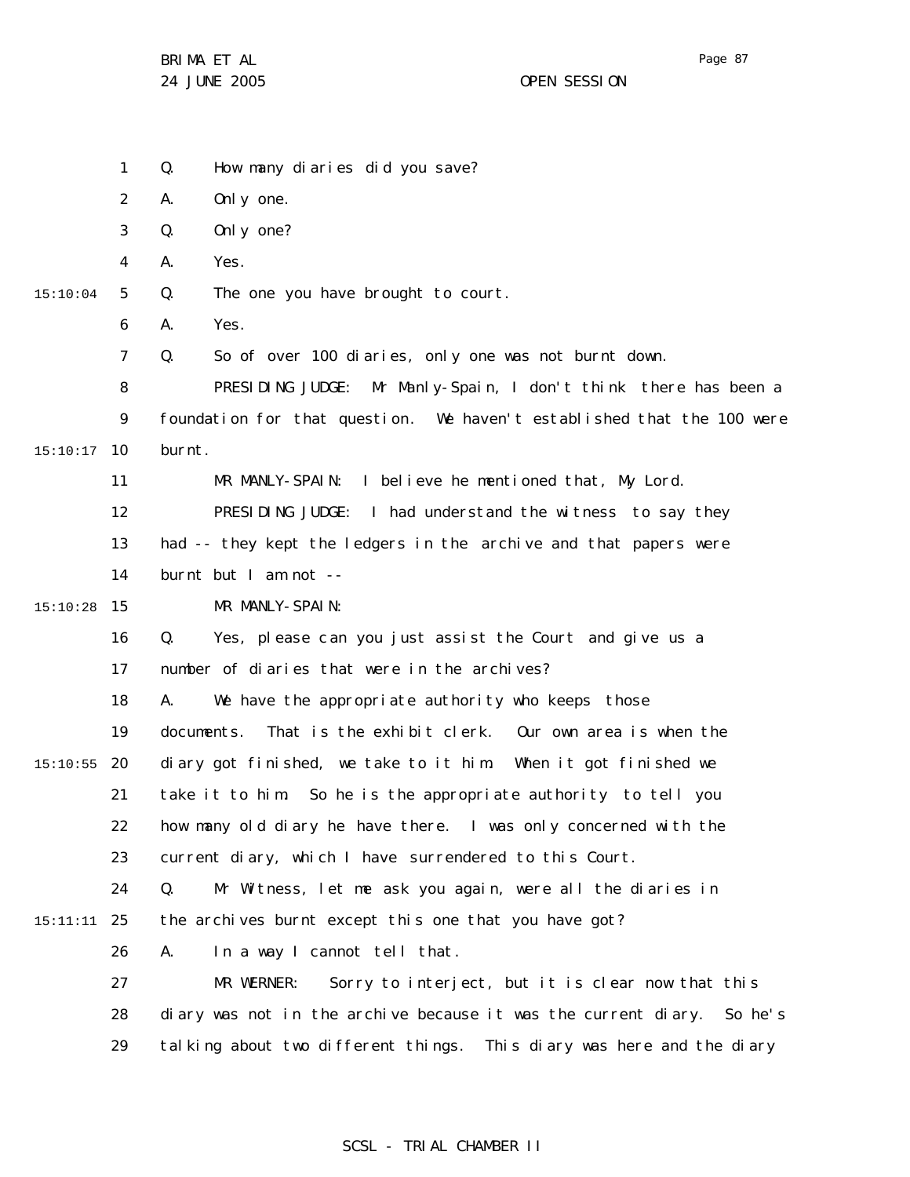Q. How many diaries did you save?

A. Only one.

Q. Only one?

A. Yes.

Q. The one you have brought to court.

A. Yes.

Q. So of over 100 diaries, only one was not burnt down.

PRESIDING JUDGE: Mr Manly-Spain, I don't think there has been a foundation for that question. We haven't established that the 100 were burnt.

MR MANLY-SPAIN: I believe he mentioned that, My Lord.

PRESIDING JUDGE: I had understand the witness to say they had -- they kept the ledgers in the archive and that papers were burnt but I am not --

MR MANLY-SPAIN:

Q. Yes, please can you just assist the Court and give us a number of diaries that were in the archives?

A. We have the appropriate authority who keeps those documents. That is the exhibit clerk. Our own area is when the diary got finished, we take to it him. When it got finished we take it to him. So he is the appropriate authority to tell you how many old diary he have there. I was only concerned with the current diary, which I have surrendered to this Court.

Q. Mr Witness, let me ask you again, were all the diaries in the archives burnt except this one that you have got?

A. In a way I cannot tell that.

MR WERNER: Sorry to interject, but it is clear now that this diary was not in the archive because it was the current diary. So he's talking about two different things. This diary was here and the diary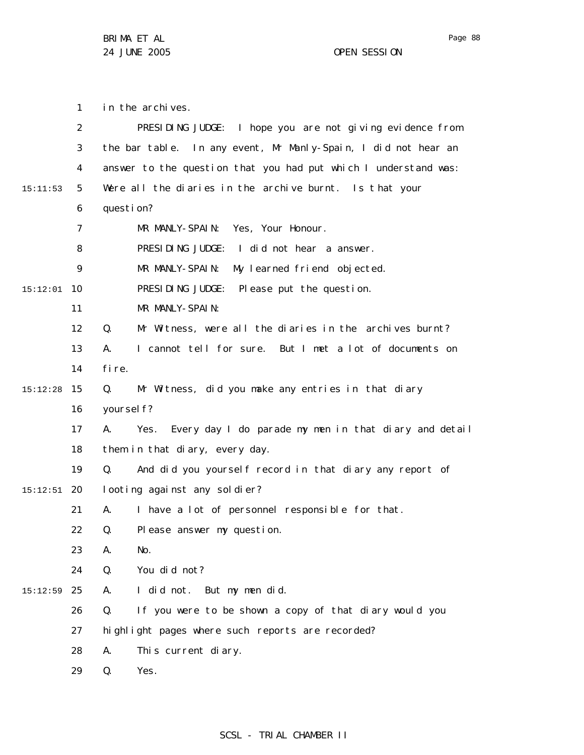in the archives.

PRESIDING JUDGE: I hope you are not giving evidence from the bar table. In any event, Mr Manly-Spain, I did not hear an answer to the question that you had put which I understand was: Were all the diaries in the archive burnt. Is that your question?

MR MANLY-SPAIN: Yes, Your Honour.

PRESIDING JUDGE: I did not hear a answer.

MR MANLY-SPAIN: My learned friend objected.

PRESIDING JUDGE: Please put the question.

MR MANLY-SPAIN:

Q. Mr Witness, were all the diaries in the archives burnt?

A. I cannot tell for sure. But I met a lot of documents on fire.

Q. Mr Witness, did you make any entries in that diary yourself?

A. Yes. Every day I do parade my men in that diary and detail them in that diary, every day.

Q. And did you yourself record in that diary any report of looting against any soldier?

A. I have a lot of personnel responsible for that.

Q. Please answer my question.

A. No.

Q. You did not?

A. I did not. But my men did.

Q. If you were to be shown a copy of that diary would you highlight pages where such reports are recorded?

A. This current diary.

Q. Yes.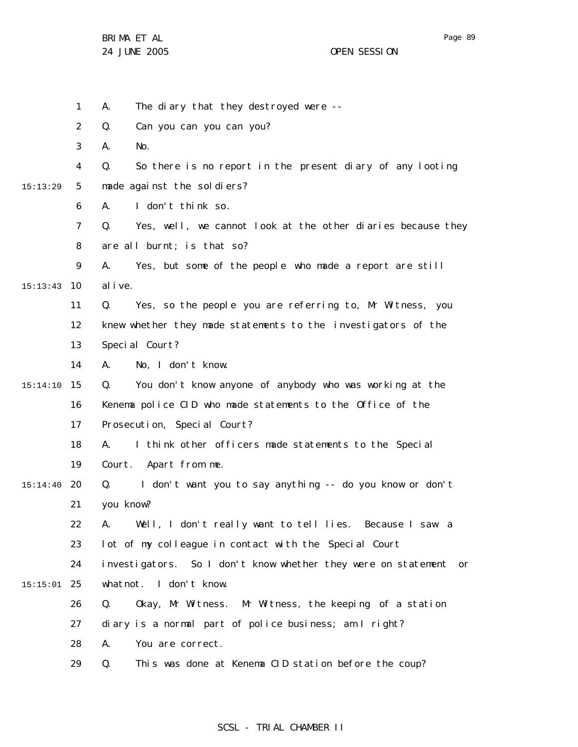1 A. The diary that they destroyed were --

2 Q. Can you can you can you?

3 A. No.

4 Q. So there is no report in the present diary of any looting

15:13:29 5 made against the soldiers?

6 A. I don't think so.

7 Q. Yes, well, we cannot look at the other diaries because they

8 are all burnt; is that so?

9 A. Yes, but some of the people who made a report are still

15:13:43 10 alive.

11 Q. Yes, so the people you are referring to, Mr Witness, you

12 knew whether they made statements to the investigators of the

13 Special Court?

14 A. No, I don't know.

15:14:10 15 Q. You don't know anyone of anybody who was working at the

16 Kenema police CID who made statements to the Office of the

17 Prosecution, Special Court?

18 A. I think other officers made statements to the Special

19 Court. Apart from me.

15:14:40 20 Q. I don't want you to say anything -- do you know or don't

21 you know?

22 A. Well, I don't really want to tell lies. Because I saw a

23 lot of my colleague in contact with the Special Court

24 investigators. So I don't know whether they were on statement or

15:15:01 25 whatnot. I don't know.

26 Q. Okay, Mr Witness. Mr Witness, the keeping of a station

27 diary is a normal part of police business; am I right?

28 A. You are correct.

29 Q. This was done at Kenema CID station before the coup?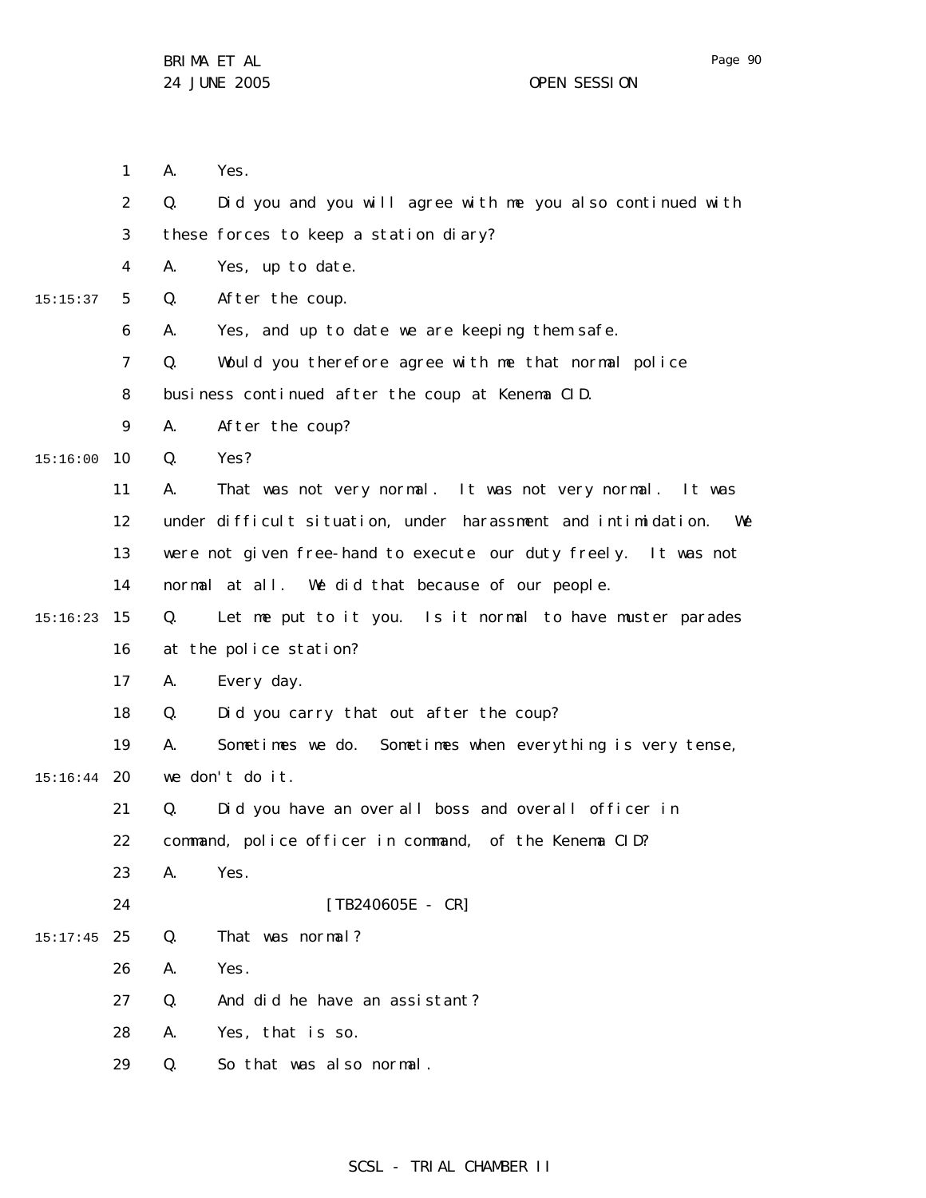A. Yes.

Q. Did you and you will agree with me you also continued with these forces to keep a station diary?

A. Yes, up to date.

Q. After the coup.

A. Yes, and up to date we are keeping them safe.

Q. Would you therefore agree with me that normal police business continued after the coup at Kenema CID.

A. After the coup?

Q. Yes?

A. That was not very normal. It was not very normal. It was under difficult situation, under harassment and intimidation. We were not given free-hand to execute our duty freely. It was not normal at all. We did that because of our people.

Q. Let me put to it you. Is it normal to have muster parades at the police station?

A. Every day.

Q. Did you carry that out after the coup?

A. Sometimes we do. Sometimes when everything is very tense, we don't do it.

Q. Did you have an overall boss and overall officer in command, police officer in command, of the Kenema CID?

A. Yes.

[TB240605E - CR]

Q. That was normal?

A. Yes.

Q. And did he have an assistant?

A. Yes, that is so.

Q. So that was also normal.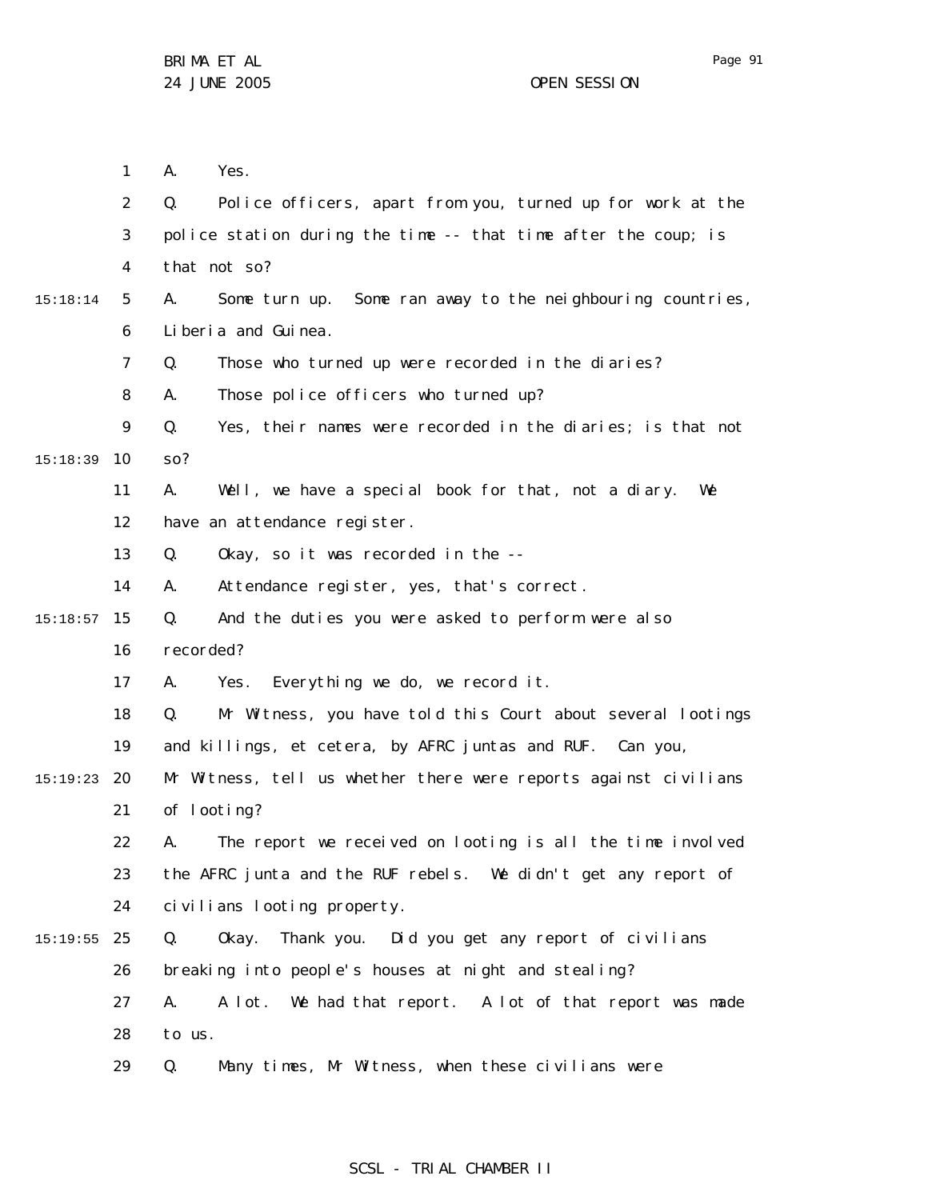A. Yes.

Q. Police officers, apart from you, turned up for work at the police station during the time -- that time after the coup; is that not so?

A. Some turn up. Some ran away to the neighbouring countries, Liberia and Guinea.

Q. Those who turned up were recorded in the diaries?

A. Those police officers who turned up?

Q. Yes, their names were recorded in the diaries; is that not so?

A. Well, we have a special book for that, not a diary. We have an attendance register.

Q. Okay, so it was recorded in the --

A. Attendance register, yes, that's correct.

Q. And the duties you were asked to perform were also recorded?

A. Yes. Everything we do, we record it.

Q. Mr Witness, you have told this Court about several lootings and killings, et cetera, by AFRC juntas and RUF. Can you, Mr Witness, tell us whether there were reports against civilians of looting?

A. The report we received on looting is all the time involved the AFRC junta and the RUF rebels. We didn't get any report of civilians looting property.

Q. Okay. Thank you. Did you get any report of civilians breaking into people's houses at night and stealing?

A. A lot. We had that report. A lot of that report was made to us.

Q. Many times, Mr Witness, when these civilians were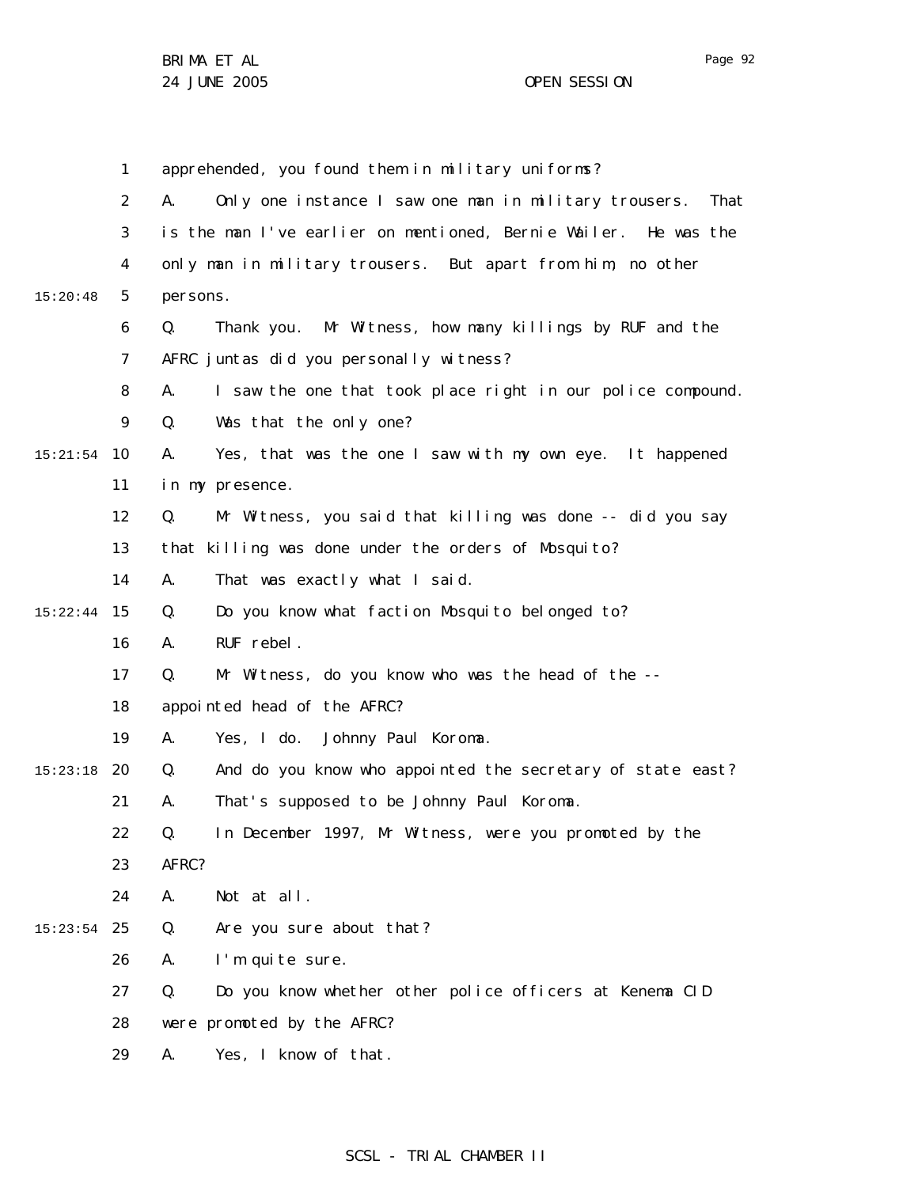apprehended, you found them in military uniforms?

A. Only one instance I saw one man in military trousers. That is the man I've earlier on mentioned, Bernie Wailer. He was the only man in military trousers. But apart from him, no other persons.

Q. Thank you. Mr Witness, how many killings by RUF and the AFRC juntas did you personally witness?

A. I saw the one that took place right in our police compound.

Q. Was that the only one?

A. Yes, that was the one I saw with my own eye. It happened in my presence.

Q. Mr Witness, you said that killing was done -- did you say that killing was done under the orders of Mosquito?

A. That was exactly what I said.

Q. Do you know what faction Mosquito belonged to?

A. RUF rebel.

Q. Mr Witness, do you know who was the head of the -- appointed head of the AFRC?

A. Yes, I do. Johnny Paul Koroma.

Q. And do you know who appointed the secretary of state east?

A. That's supposed to be Johnny Paul Koroma.

Q. In December 1997, Mr Witness, were you promoted by the AFRC?

A. Not at all.

Q. Are you sure about that?

A. I'm quite sure.

Q. Do you know whether other police officers at Kenema CID were promoted by the AFRC?

A. Yes, I know of that.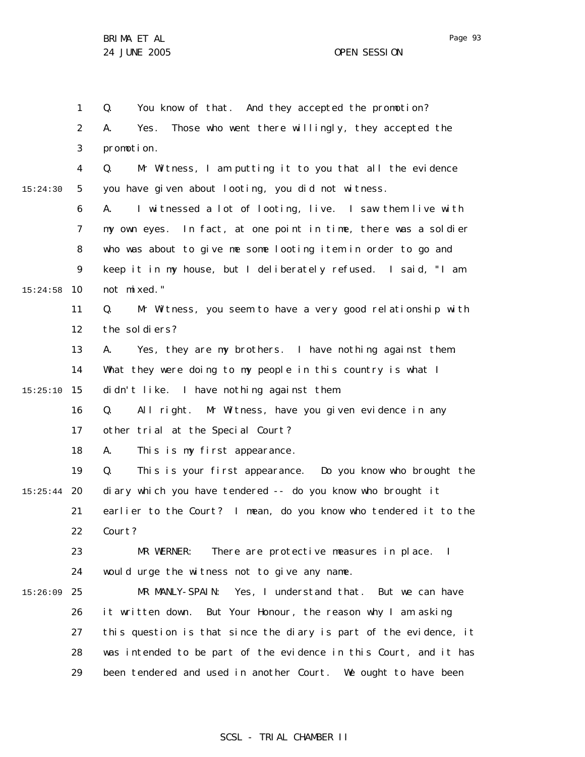Q. You know of that. And they accepted the promotion?

A. Yes. Those who went there willingly, they accepted the promotion.

Q. Mr Witness, I am putting it to you that all the evidence you have given about looting, you did not witness.

A. I witnessed a lot of looting, live. I saw them live with my own eyes. In fact, at one point in time, there was a soldier who was about to give me some looting item in order to go and keep it in my house, but I deliberately refused. I said, "I am not mixed."

Q. Mr Witness, you seem to have a very good relationship with the soldiers?

A. Yes, they are my brothers. I have nothing against them. What they were doing to my people in this country is what I didn't like. I have nothing against them.

Q. All right. Mr Witness, have you given evidence in any other trial at the Special Court?

A. This is my first appearance.

Q. This is your first appearance. Do you know who brought the diary which you have tendered -- do you know who brought it earlier to the Court? I mean, do you know who tendered it to the Court?

MR WERNER: There are protective measures in place. I would urge the witness not to give any name.

MR MANLY-SPAIN: Yes, I understand that. But we can have it written down. But Your Honour, the reason why I am asking this question is that since the diary is part of the evidence, it was intended to be part of the evidence in this Court, and it has been tendered and used in another Court. We ought to have been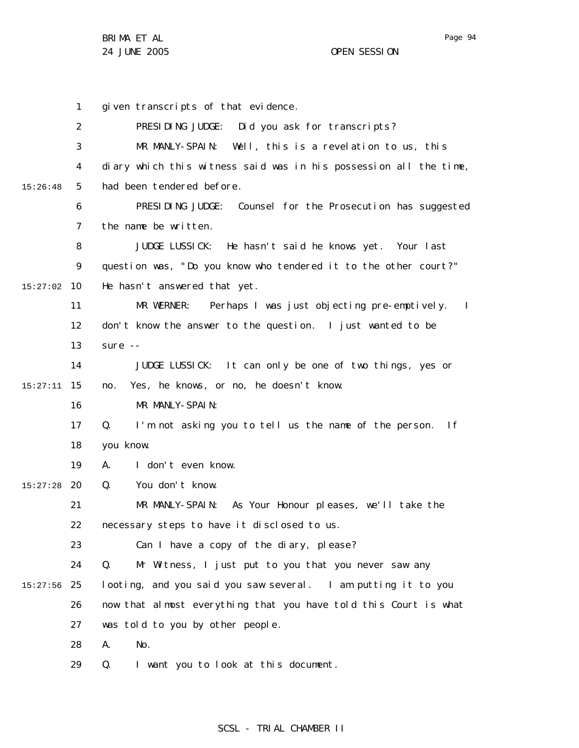given transcripts of that evidence.

PRESIDING JUDGE: Did you ask for transcripts?

MR MANLY-SPAIN: Well, this is a revelation to us, this diary which this witness said was in his possession all the time, had been tendered before.

PRESIDING JUDGE: Counsel for the Prosecution has suggested the name be written.

JUDGE LUSSICK: He hasn't said he knows yet. Your last question was, "Do you know who tendered it to the other court?" He hasn't answered that yet.

MR WERNER: Perhaps I was just objecting pre-emptively. I don't know the answer to the question. I just wanted to be sure --

JUDGE LUSSICK: It can only be one of two things, yes or no. Yes, he knows, or no, he doesn't know.

MR MANLY-SPAIN:

Q. I'm not asking you to tell us the name of the person. If you know.

A. I don't even know.

Q. You don't know.

MR MANLY-SPAIN: As Your Honour pleases, we'll take the necessary steps to have it disclosed to us.

Can I have a copy of the diary, please?

Q. Mr Witness, I just put to you that you never saw any looting, and you said you saw several. I am putting it to you now that almost everything that you have told this Court is what was told to you by other people.

A. No.

Q. I want you to look at this document.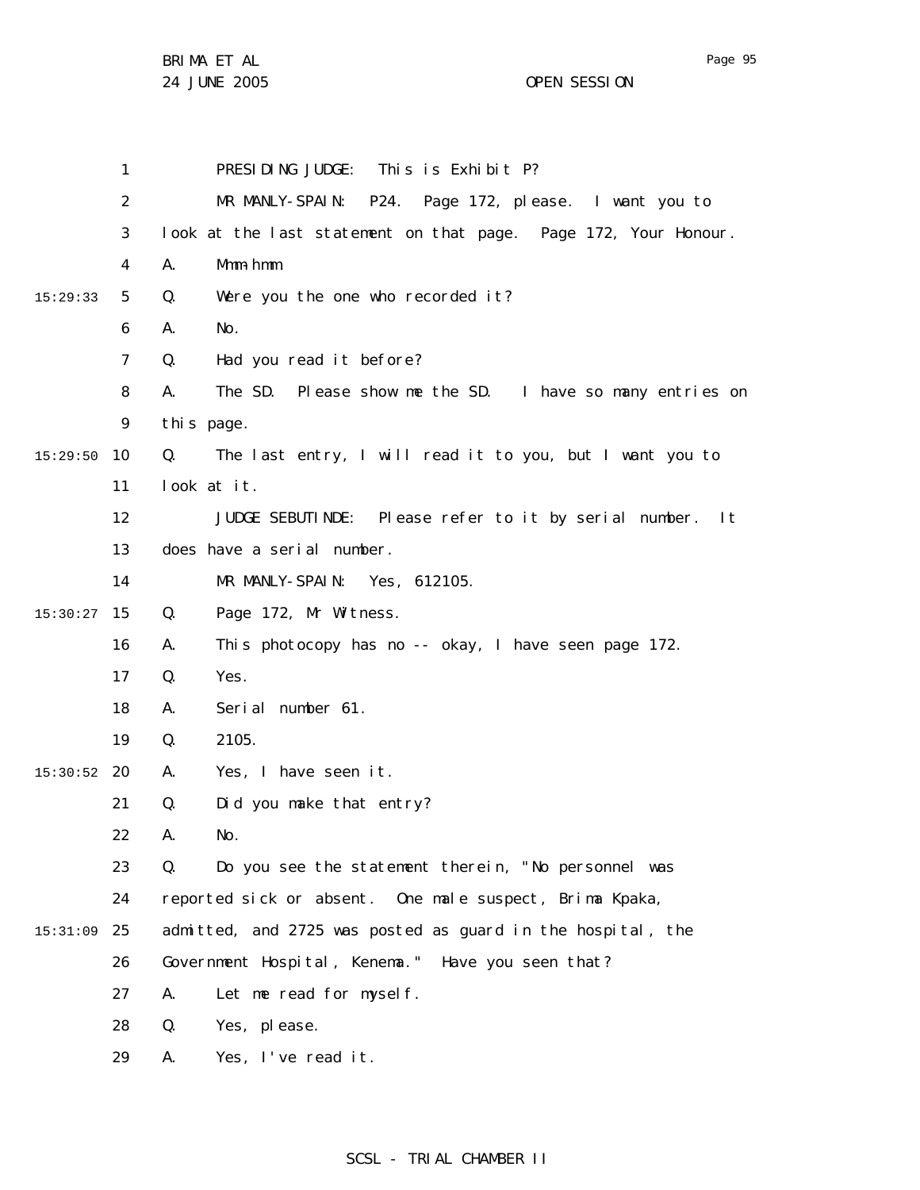PRESIDING JUDGE: This is Exhibit P?

MR MANLY-SPAIN: P24. Page 172, please. I want you to look at the last statement on that page. Page 172, Your Honour.

A. Mmm-hmm.

Q. Were you the one who recorded it?

A. No.

Q. Had you read it before?

A. The SD. Please show me the SD. I have so many entries on this page.

Q. The last entry, I will read it to you, but I want you to look at it.

JUDGE SEBUTINDE: Please refer to it by serial number. It does have a serial number.

MR MANLY-SPAIN: Yes, 612105.

Q. Page 172, Mr Witness.

A. This photocopy has no -- okay, I have seen page 172.

Q. Yes.

A. Serial number 61.

Q. 2105.

A. Yes, I have seen it.

Q. Did you make that entry?

A. No.

Q. Do you see the statement therein, "No personnel was reported sick or absent. One male suspect, Brima Kpaka, admitted, and 2725 was posted as guard in the hospital, the Government Hospital, Kenema." Have you seen that?

A. Let me read for myself.

Q. Yes, please.

A. Yes, I've read it.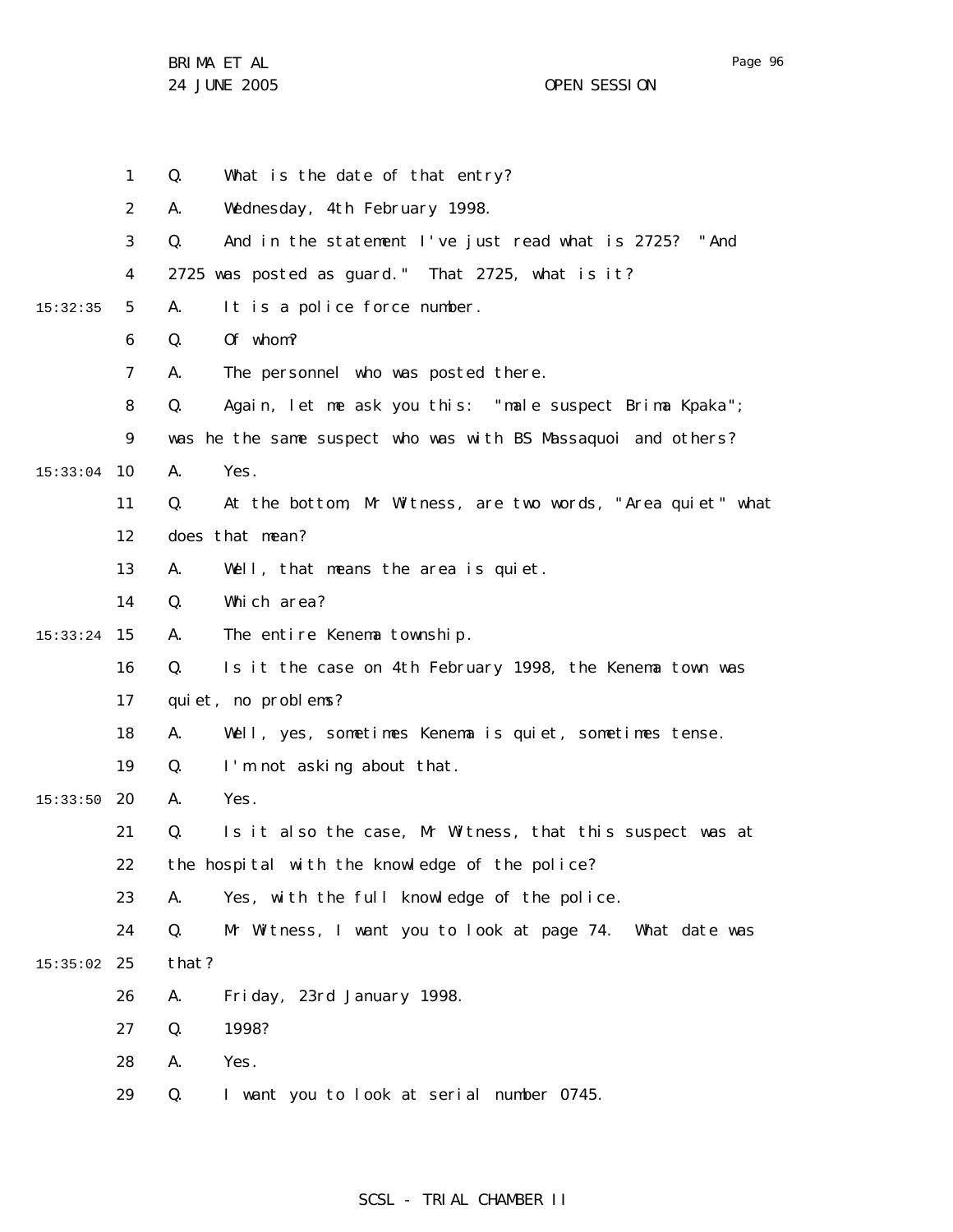Q. What is the date of that entry?

A. Wednesday, 4th February 1998.

Q. And in the statement I've just read what is 2725? "And 2725 was posted as guard." That 2725, what is it?

A. It is a police force number.

Q. Of whom?

A. The personnel who was posted there.

Q. Again, let me ask you this: "male suspect Brima Kpaka"; was he the same suspect who was with BS Massaquoi and others?

A. Yes.

Q. At the bottom, Mr Witness, are two words, "Area quiet" what does that mean?

A. Well, that means the area is quiet.

Q. Which area?

A. The entire Kenema township.

Q. Is it the case on 4th February 1998, the Kenema town was quiet, no problems?

A. Well, yes, sometimes Kenema is quiet, sometimes tense.

Q. I'm not asking about that.

A. Yes.

Q. Is it also the case, Mr Witness, that this suspect was at the hospital with the knowledge of the police?

A. Yes, with the full knowledge of the police.

Q. Mr Witness, I want you to look at page 74. What date was that?

A. Friday, 23rd January 1998.

Q. 1998?

A. Yes.

Q. I want you to look at serial number 0745.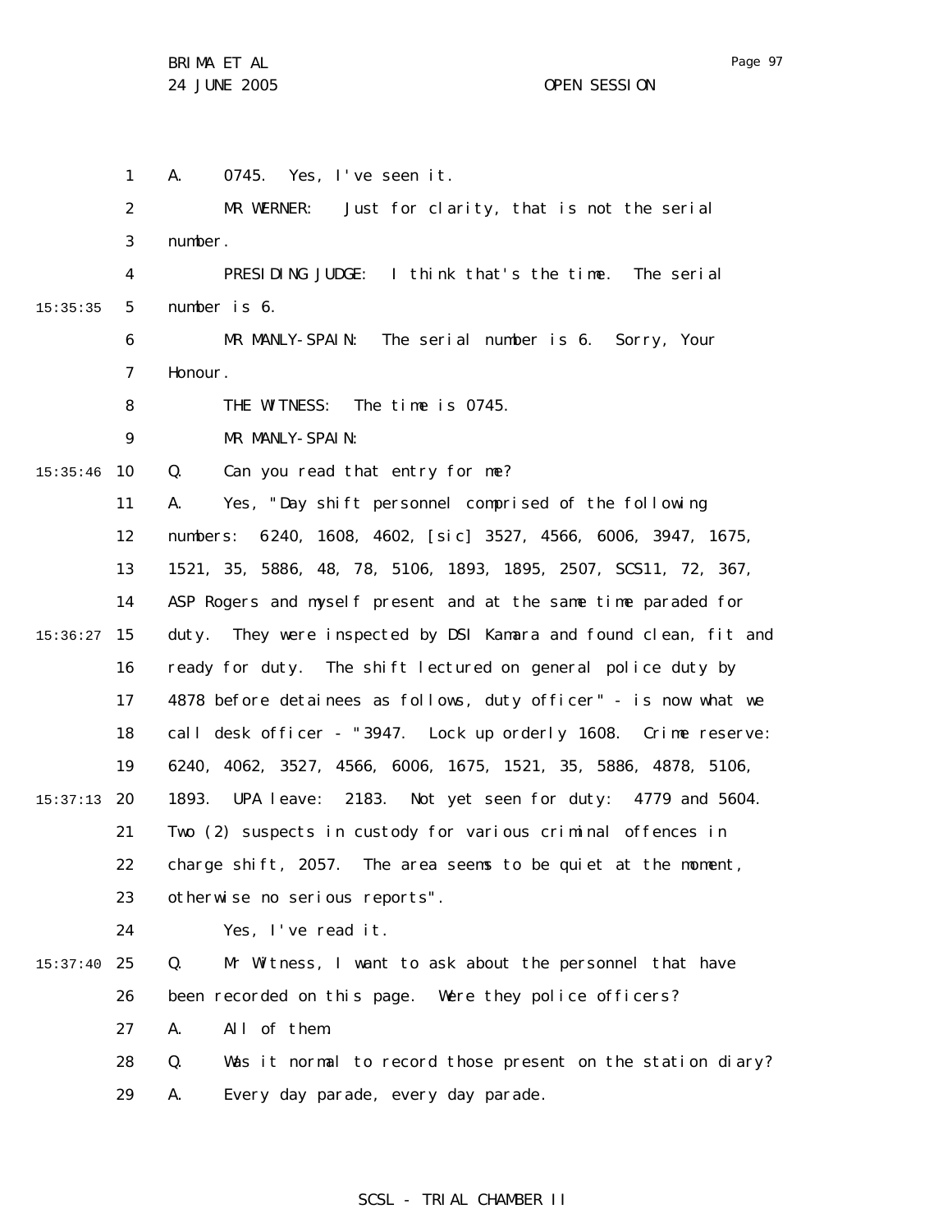A. 0745. Yes, I've seen it.

MR WERNER: Just for clarity, that is not the serial number.

PRESIDING JUDGE: I think that's the time. The serial number is 6.

MR MANLY-SPAIN: The serial number is 6. Sorry, Your Honour.

THE WITNESS: The time is 0745.

MR MANLY-SPAIN:

Q. Can you read that entry for me?

A. Yes, "Day shift personnel comprised of the following numbers: 6240, 1608, 4602, [sic] 3527, 4566, 6006, 3947, 1675, 1521, 35, 5886, 48, 78, 5106, 1893, 1895, 2507, SCS11, 72, 367, ASP Rogers and myself present and at the same time paraded for duty. They were inspected by DSI Kamara and found clean, fit and ready for duty. The shift lectured on general police duty by 4878 before detainees as follows, duty officer" - is now what we call desk officer - "3947. Lock up orderly 1608. Crime reserve: 6240, 4062, 3527, 4566, 6006, 1675, 1521, 35, 5886, 4878, 5106, 1893. UPA leave: 2183. Not yet seen for duty: 4779 and 5604. Two (2) suspects in custody for various criminal offences in charge shift, 2057. The area seems to be quiet at the moment, otherwise no serious reports".

Yes, I've read it.

Q. Mr Witness, I want to ask about the personnel that have been recorded on this page. Were they police officers?

A. All of them.

Q. Was it normal to record those present on the station diary?

A. Every day parade, every day parade.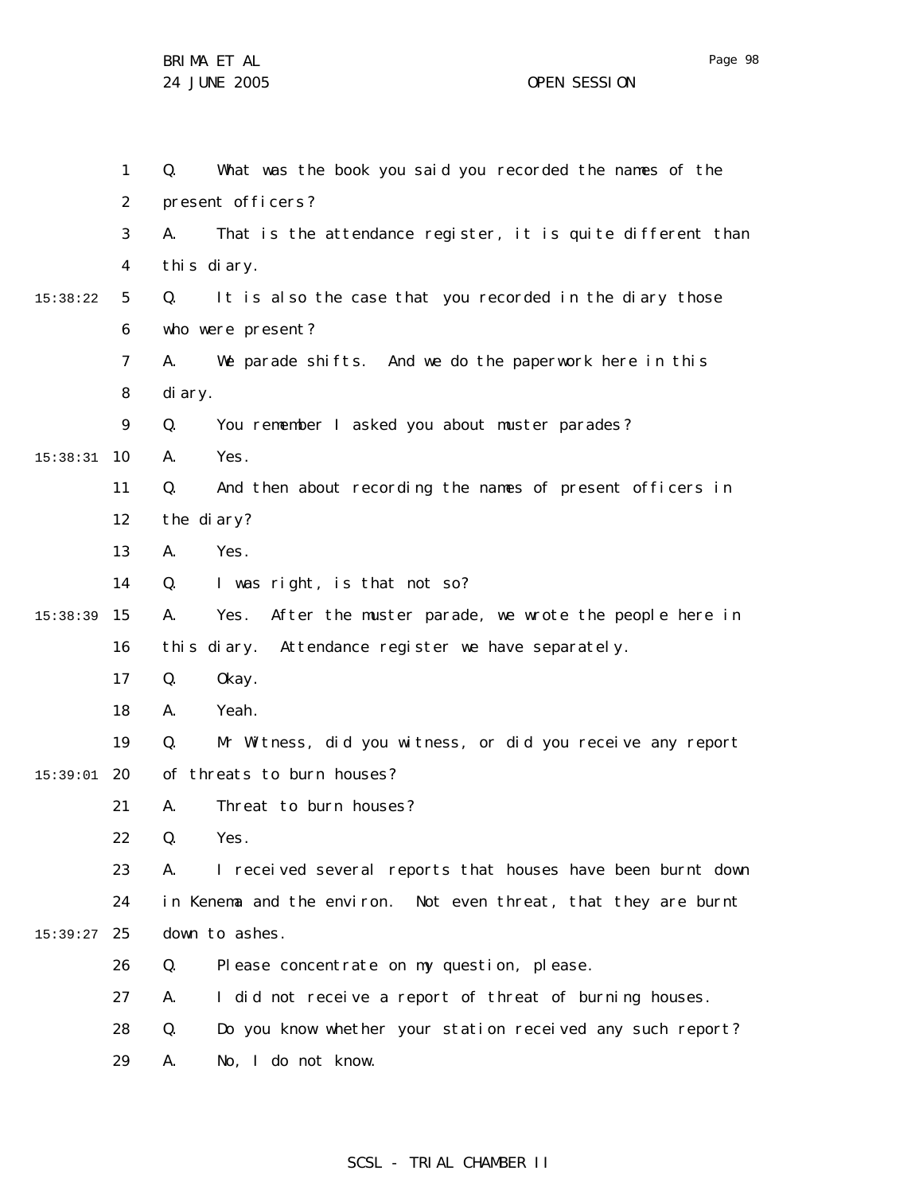Q. What was the book you said you recorded the names of the present officers?

A. That is the attendance register, it is quite different than this diary.

Q. It is also the case that you recorded in the diary those who were present?

A. We parade shifts. And we do the paperwork here in this diary.

Q. You remember I asked you about muster parades?

A. Yes.

Q. And then about recording the names of present officers in the diary?

A. Yes.

Q. I was right, is that not so?

A. Yes. After the muster parade, we wrote the people here in this diary. Attendance register we have separately.

Q. Okay.

A. Yeah.

Q. Mr Witness, did you witness, or did you receive any report of threats to burn houses?

A. Threat to burn houses?

Q. Yes.

A. I received several reports that houses have been burnt down in Kenema and the environ. Not even threat, that they are burnt down to ashes.

Q. Please concentrate on my question, please.

A. I did not receive a report of threat of burning houses.

Q. Do you know whether your station received any such report?

A. No, I do not know.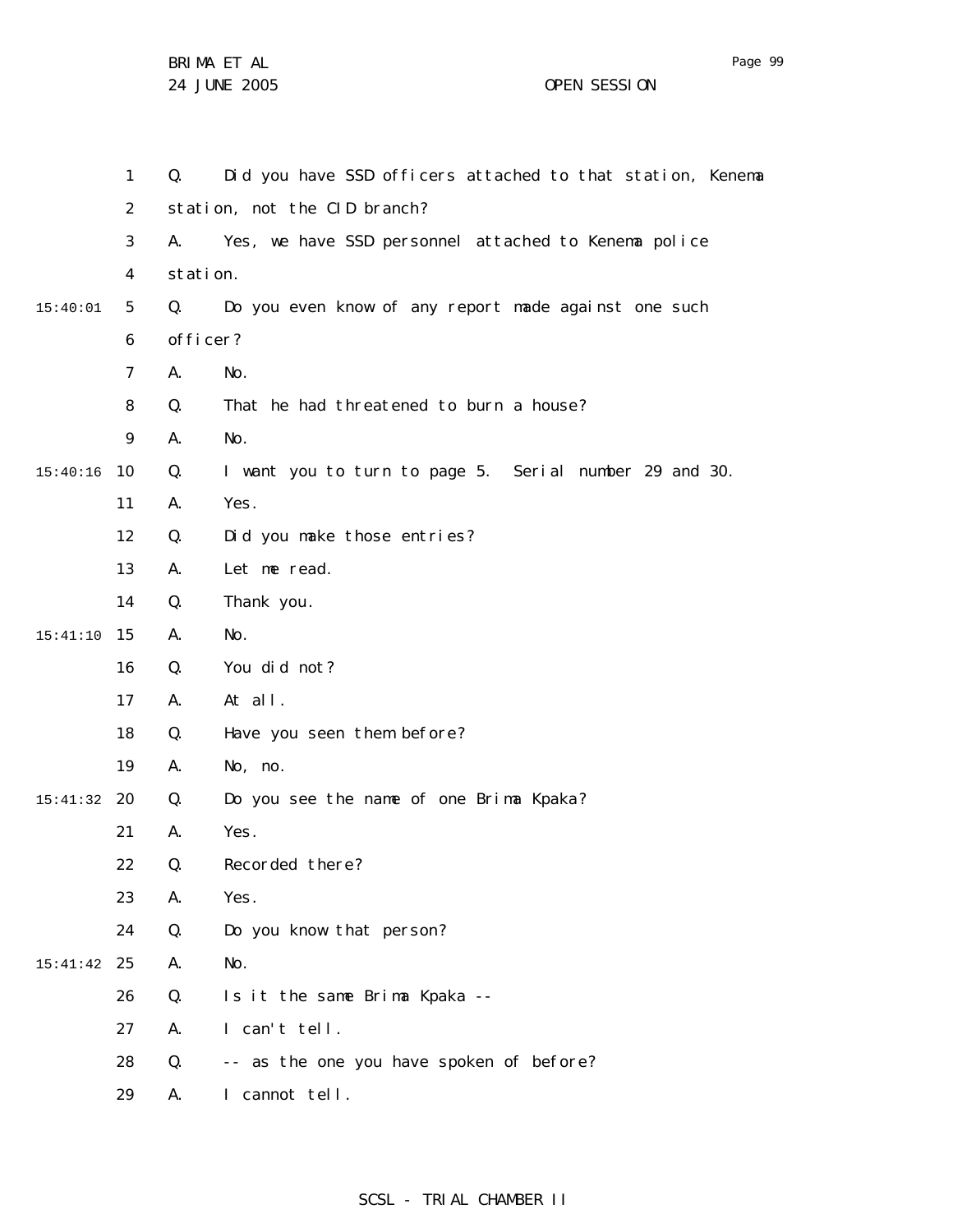1 Q. Did you have SSD officers attached to that station, Kenema
2 station, not the CID branch?
3 A. Yes, we have SSD personnel attached to Kenema police
4 station.
15:40:01 5 Q. Do you even know of any report made against one such
6 officer?
7 A. No.
8 Q. That he had threatened to burn a house?
9 A. No.
15:40:16 10 Q. I want you to turn to page 5. Serial number 29 and 30.
11 A. Yes.
12 Q. Did you make those entries?
13 A. Let me read.
14 Q. Thank you.
15:41:10 15 A. No.
16 Q. You did not?
17 A. At all.
18 Q. Have you seen them before?
19 A. No, no.
15:41:32 20 Q. Do you see the name of one Brima Kpaka?
21 A. Yes.
22 Q. Recorded there?
23 A. Yes.
24 Q. Do you know that person?
15:41:42 25 A. No.
26 Q. Is it the same Brima Kpaka --
27 A. I can't tell.
28 Q. -- as the one you have spoken of before?
29 A. I cannot tell.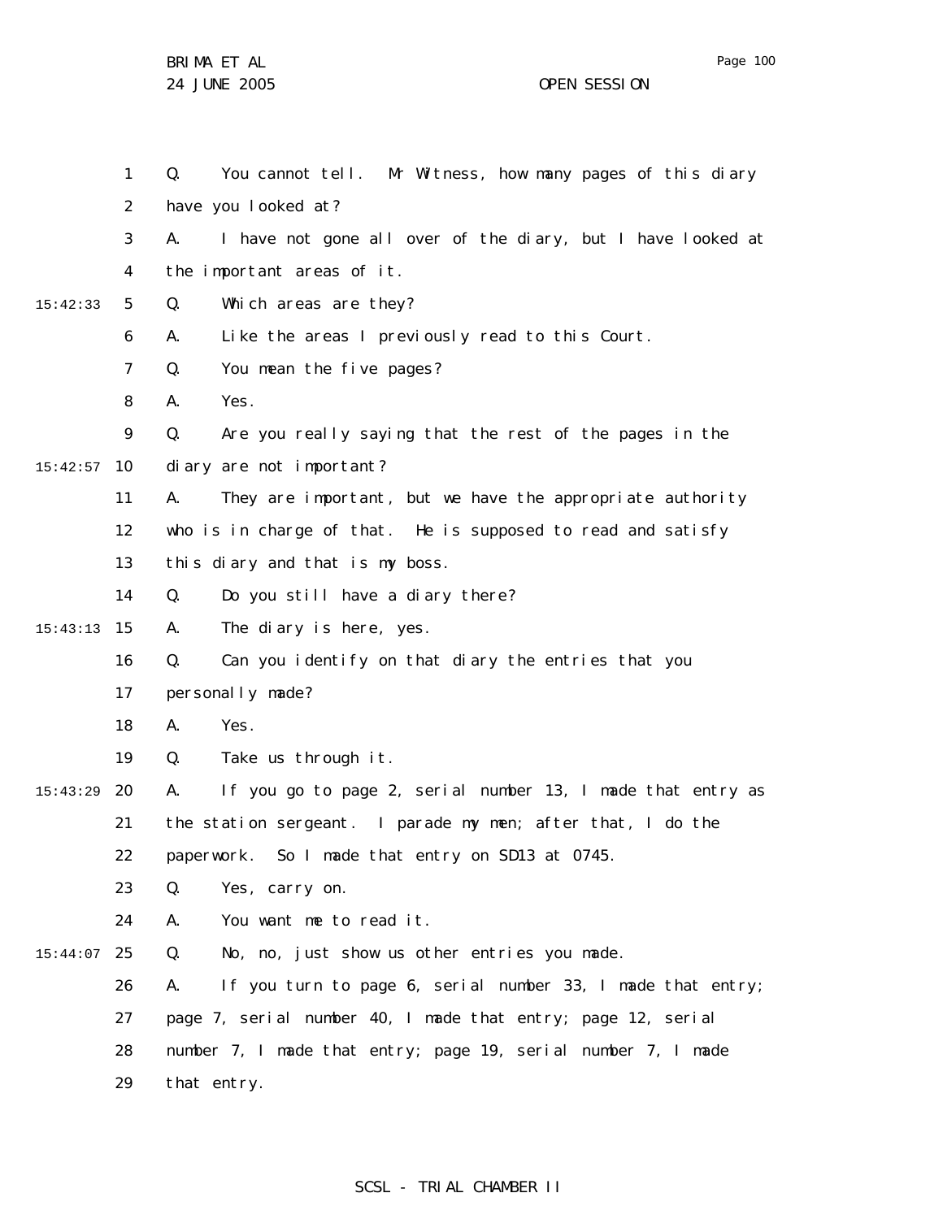Q. You cannot tell. Mr Witness, how many pages of this diary have you looked at?

A. I have not gone all over of the diary, but I have looked at the important areas of it.

Q. Which areas are they?

A. Like the areas I previously read to this Court.

Q. You mean the five pages?

A. Yes.

Q. Are you really saying that the rest of the pages in the diary are not important?

A. They are important, but we have the appropriate authority who is in charge of that. He is supposed to read and satisfy this diary and that is my boss.

Q. Do you still have a diary there?

A. The diary is here, yes.

Q. Can you identify on that diary the entries that you personally made?

A. Yes.

Q. Take us through it.

A. If you go to page 2, serial number 13, I made that entry as the station sergeant. I parade my men; after that, I do the paperwork. So I made that entry on SD13 at 0745.

Q. Yes, carry on.

A. You want me to read it.

Q. No, no, just show us other entries you made.

A. If you turn to page 6, serial number 33, I made that entry; page 7, serial number 40, I made that entry; page 12, serial number 7, I made that entry; page 19, serial number 7, I made that entry.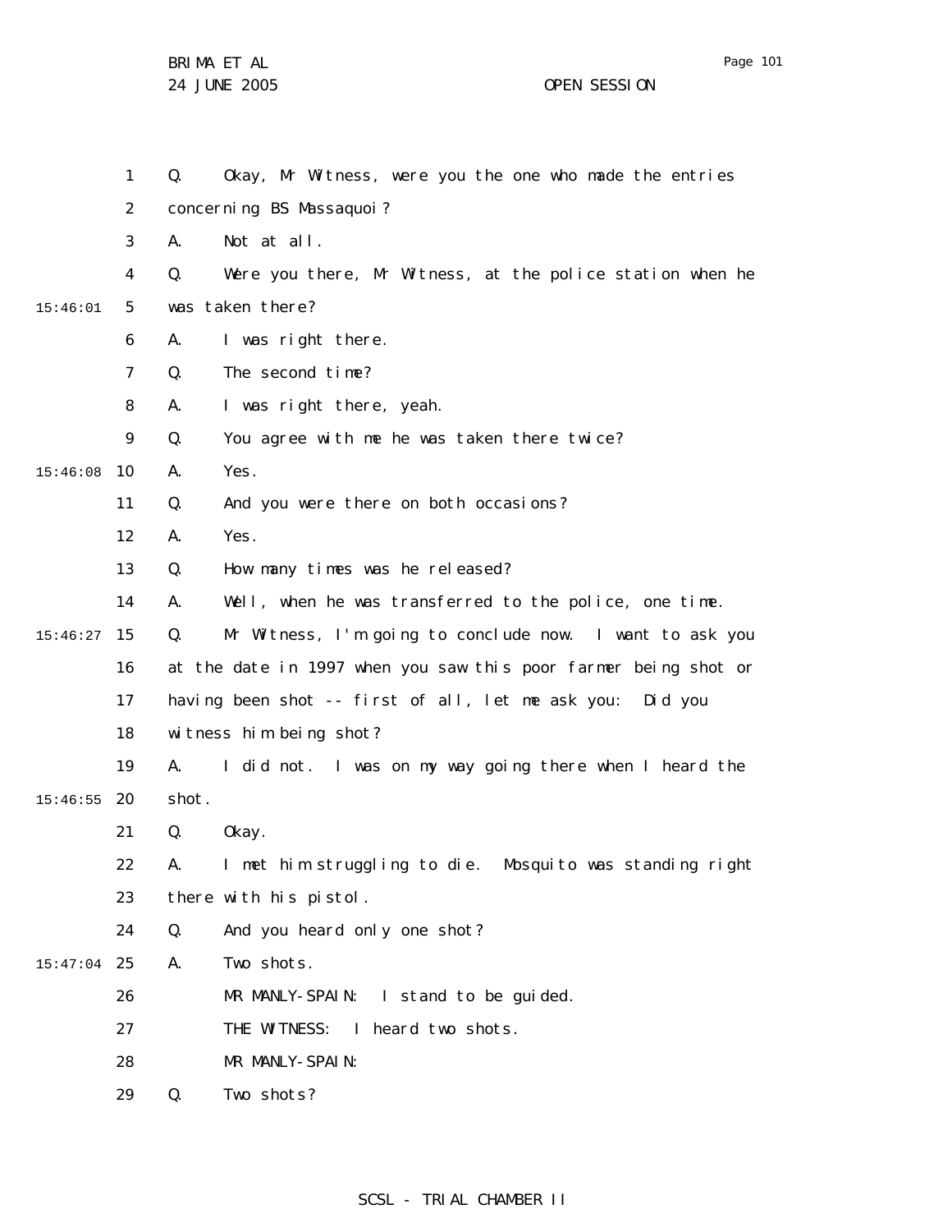Q. Okay, Mr Witness, were you the one who made the entries concerning BS Massaquoi?

A. Not at all.

Q. Were you there, Mr Witness, at the police station when he was taken there?

A. I was right there.

Q. The second time?

A. I was right there, yeah.

Q. You agree with me he was taken there twice?

A. Yes.

Q. And you were there on both occasions?

A. Yes.

Q. How many times was he released?

A. Well, when he was transferred to the police, one time.

Q. Mr Witness, I'm going to conclude now. I want to ask you at the date in 1997 when you saw this poor farmer being shot or having been shot -- first of all, let me ask you: Did you witness him being shot?

A. I did not. I was on my way going there when I heard the shot.

Q. Okay.

A. I met him struggling to die. Mosquito was standing right there with his pistol.

Q. And you heard only one shot?

A. Two shots.

MR MANLY-SPAIN: I stand to be guided.

THE WITNESS: I heard two shots.

MR MANLY-SPAIN:

Q. Two shots?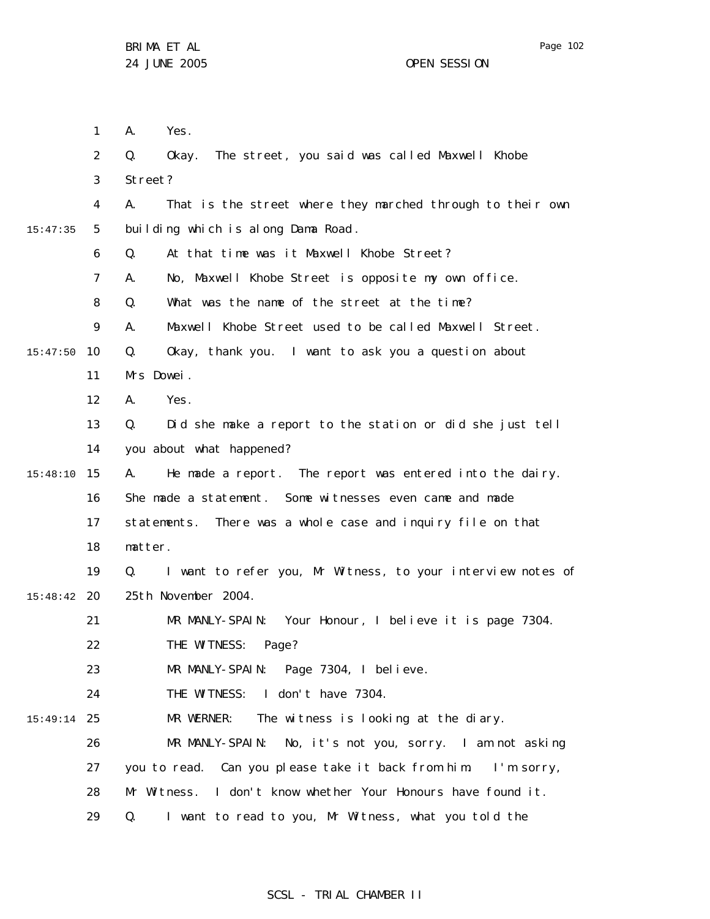A. Yes.

Q. Okay. The street, you said was called Maxwell Khobe Street?

A. That is the street where they marched through to their own building which is along Dama Road.

Q. At that time was it Maxwell Khobe Street?

A. No, Maxwell Khobe Street is opposite my own office.

Q. What was the name of the street at the time?

A. Maxwell Khobe Street used to be called Maxwell Street.

Q. Okay, thank you. I want to ask you a question about Mrs Dowei.

A. Yes.

Q. Did she make a report to the station or did she just tell you about what happened?

A. He made a report. The report was entered into the dairy. She made a statement. Some witnesses even came and made statements. There was a whole case and inquiry file on that matter.

Q. I want to refer you, Mr Witness, to your interview notes of 25th November 2004.

MR MANLY-SPAIN: Your Honour, I believe it is page 7304.

THE WITNESS: Page?

MR MANLY-SPAIN: Page 7304, I believe.

THE WITNESS: I don't have 7304.

MR WERNER: The witness is looking at the diary.

MR MANLY-SPAIN: No, it's not you, sorry. I am not asking you to read. Can you please take it back from him. I'm sorry, Mr Witness. I don't know whether Your Honours have found it.

Q. I want to read to you, Mr Witness, what you told the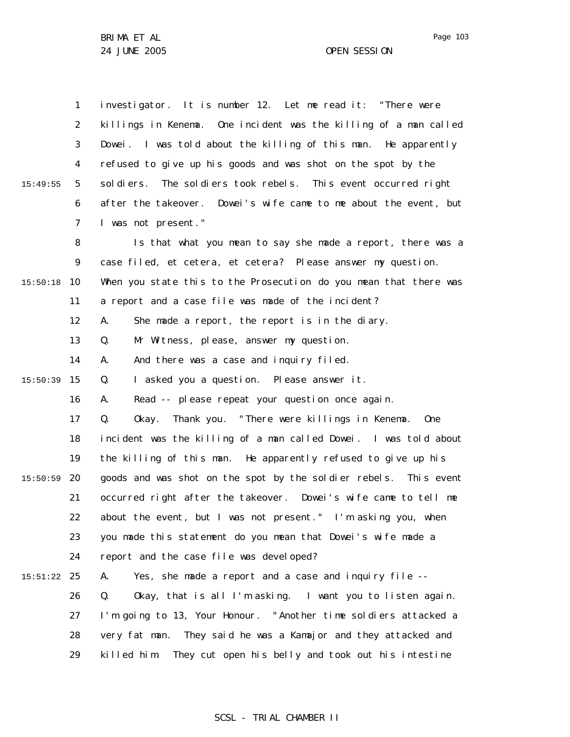investigator. It is number 12. Let me read it: "There were killings in Kenema. One incident was the killing of a man called Dowei. I was told about the killing of this man. He apparently refused to give up his goods and was shot on the spot by the soldiers. The soldiers took rebels. This event occurred right after the takeover. Dowei's wife came to me about the event, but I was not present."

Is that what you mean to say she made a report, there was a case filed, et cetera, et cetera? Please answer my question. When you state this to the Prosecution do you mean that there was a report and a case file was made of the incident?

A. She made a report, the report is in the diary.

Q. Mr Witness, please, answer my question.

A. And there was a case and inquiry filed.

Q. I asked you a question. Please answer it.

A. Read -- please repeat your question once again.

Q. Okay. Thank you. "There were killings in Kenema. One incident was the killing of a man called Dowei. I was told about the killing of this man. He apparently refused to give up his goods and was shot on the spot by the soldier rebels. This event occurred right after the takeover. Dowei's wife came to tell me about the event, but I was not present." I'm asking you, when you made this statement do you mean that Dowei's wife made a report and the case file was developed?

A. Yes, she made a report and a case and inquiry file --

Q. Okay, that is all I'm asking. I want you to listen again. I'm going to 13, Your Honour. "Another time soldiers attacked a very fat man. They said he was a Kamajor and they attacked and killed him. They cut open his belly and took out his intestine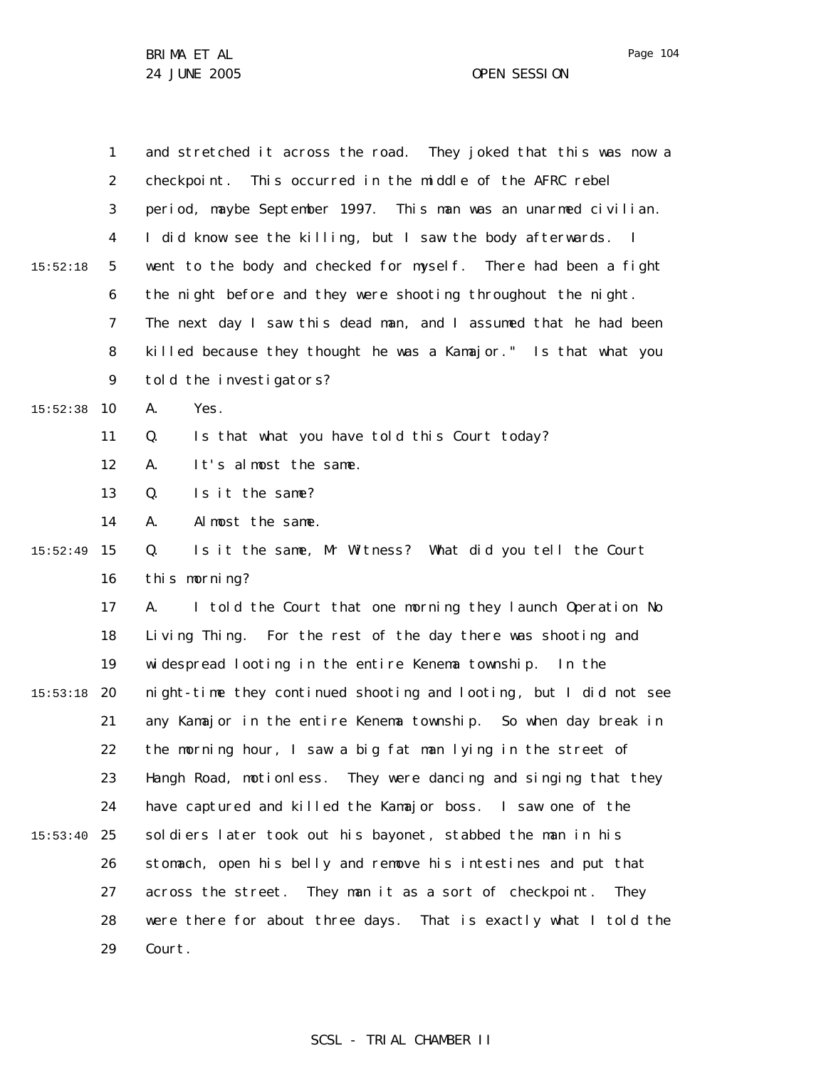and stretched it across the road. They joked that this was now a checkpoint. This occurred in the middle of the AFRC rebel period, maybe September 1997. This man was an unarmed civilian. I did know see the killing, but I saw the body afterwards. I went to the body and checked for myself. There had been a fight the night before and they were shooting throughout the night. The next day I saw this dead man, and I assumed that he had been killed because they thought he was a Kamajor." Is that what you told the investigators?

A. Yes.

Q. Is that what you have told this Court today?

A. It's almost the same.

Q. Is it the same?

A. Almost the same.

Q. Is it the same, Mr Witness? What did you tell the Court this morning?

A. I told the Court that one morning they launch Operation No Living Thing. For the rest of the day there was shooting and widespread looting in the entire Kenema township. In the night-time they continued shooting and looting, but I did not see any Kamajor in the entire Kenema township. So when day break in the morning hour, I saw a big fat man lying in the street of Hangh Road, motionless. They were dancing and singing that they have captured and killed the Kamajor boss. I saw one of the soldiers later took out his bayonet, stabbed the man in his stomach, open his belly and remove his intestines and put that across the street. They man it as a sort of checkpoint. They were there for about three days. That is exactly what I told the Court.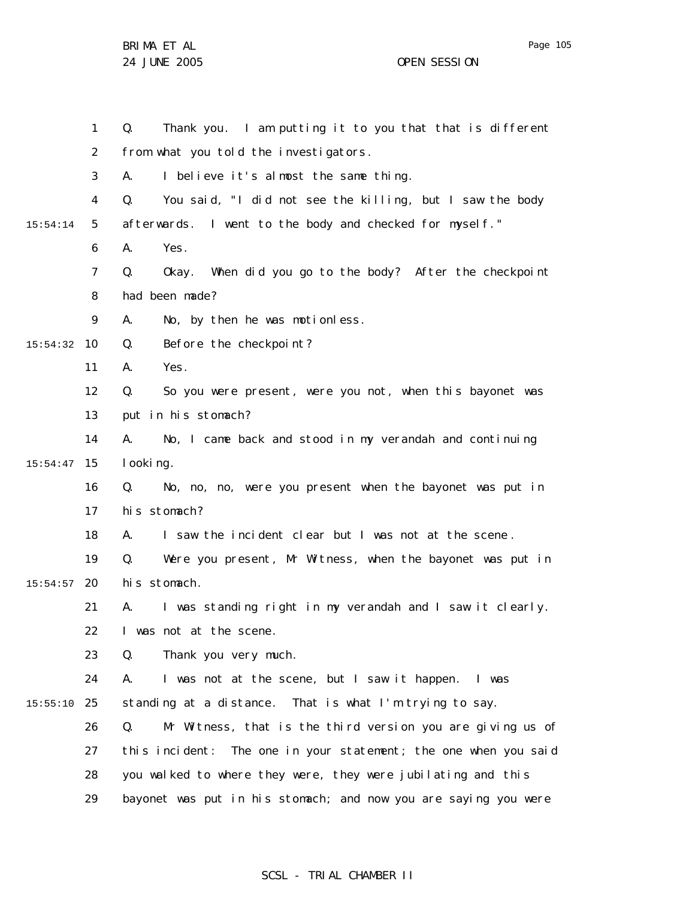Q. Thank you. I am putting it to you that that is different from what you told the investigators.

A. I believe it's almost the same thing.

Q. You said, "I did not see the killing, but I saw the body afterwards. I went to the body and checked for myself."

A. Yes.

Q. Okay. When did you go to the body? After the checkpoint had been made?

A. No, by then he was motionless.

Q. Before the checkpoint?

A. Yes.

Q. So you were present, were you not, when this bayonet was put in his stomach?

A. No, I came back and stood in my verandah and continuing looking.

Q. No, no, no, were you present when the bayonet was put in his stomach?

A. I saw the incident clear but I was not at the scene.

Q. Were you present, Mr Witness, when the bayonet was put in his stomach.

A. I was standing right in my verandah and I saw it clearly. I was not at the scene.

Q. Thank you very much.

A. I was not at the scene, but I saw it happen. I was standing at a distance. That is what I'm trying to say.

Q. Mr Witness, that is the third version you are giving us of this incident: The one in your statement; the one when you said you walked to where they were, they were jubilating and this bayonet was put in his stomach; and now you are saying you were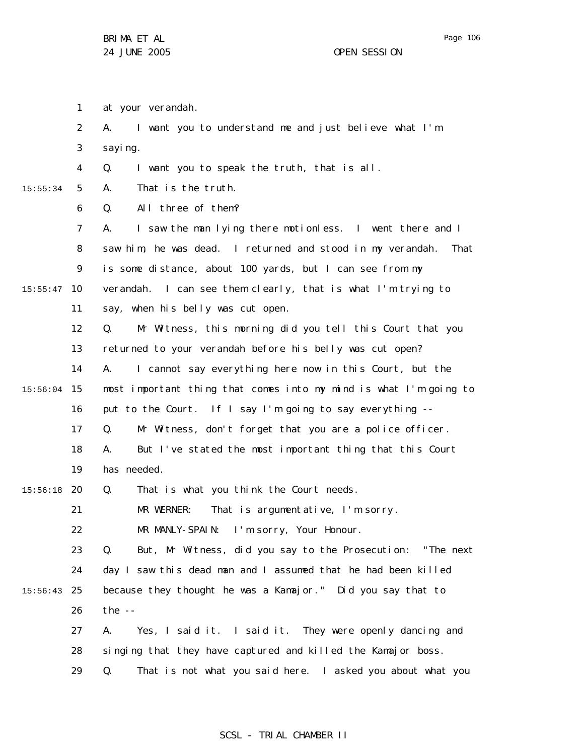at your verandah.

A. I want you to understand me and just believe what I'm saying.

Q. I want you to speak the truth, that is all.

A. That is the truth.

Q. All three of them?

A. I saw the man lying there motionless. I went there and I saw him, he was dead. I returned and stood in my verandah. That is some distance, about 100 yards, but I can see from my verandah. I can see them clearly, that is what I'm trying to say, when his belly was cut open.

Q. Mr Witness, this morning did you tell this Court that you returned to your verandah before his belly was cut open?

A. I cannot say everything here now in this Court, but the most important thing that comes into my mind is what I'm going to put to the Court. If I say I'm going to say everything --

Q. Mr Witness, don't forget that you are a police officer.

A. But I've stated the most important thing that this Court has needed.

Q. That is what you think the Court needs.

MR WERNER: That is argumentative, I'm sorry.

MR MANLY-SPAIN: I'm sorry, Your Honour.

Q. But, Mr Witness, did you say to the Prosecution: "The next day I saw this dead man and I assumed that he had been killed because they thought he was a Kamajor." Did you say that to the --

A. Yes, I said it. I said it. They were openly dancing and singing that they have captured and killed the Kamajor boss.

Q. That is not what you said here. I asked you about what you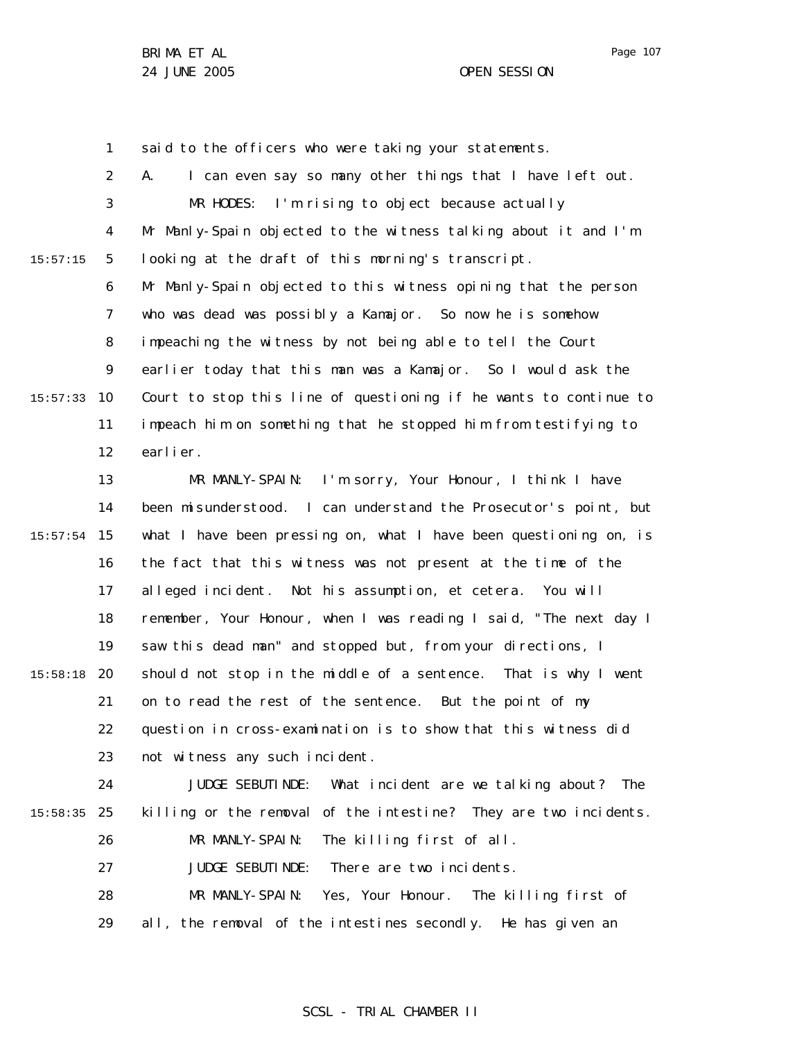said to the officers who were taking your statements.

A. I can even say so many other things that I have left out.

MR HODES: I'm rising to object because actually Mr Manly-Spain objected to the witness talking about it and I'm looking at the draft of this morning's transcript. Mr Manly-Spain objected to this witness opining that the person who was dead was possibly a Kamajor. So now he is somehow impeaching the witness by not being able to tell the Court earlier today that this man was a Kamajor. So I would ask the Court to stop this line of questioning if he wants to continue to impeach him on something that he stopped him from testifying to earlier.

MR MANLY-SPAIN: I'm sorry, Your Honour, I think I have been misunderstood. I can understand the Prosecutor's point, but what I have been pressing on, what I have been questioning on, is the fact that this witness was not present at the time of the alleged incident. Not his assumption, et cetera. You will remember, Your Honour, when I was reading I said, "The next day I saw this dead man" and stopped but, from your directions, I should not stop in the middle of a sentence. That is why I went on to read the rest of the sentence. But the point of my question in cross-examination is to show that this witness did not witness any such incident.

JUDGE SEBUTINDE: What incident are we talking about? The killing or the removal of the intestine? They are two incidents.

MR MANLY-SPAIN: The killing first of all.

JUDGE SEBUTINDE: There are two incidents.

MR MANLY-SPAIN: Yes, Your Honour. The killing first of all, the removal of the intestines secondly. He has given an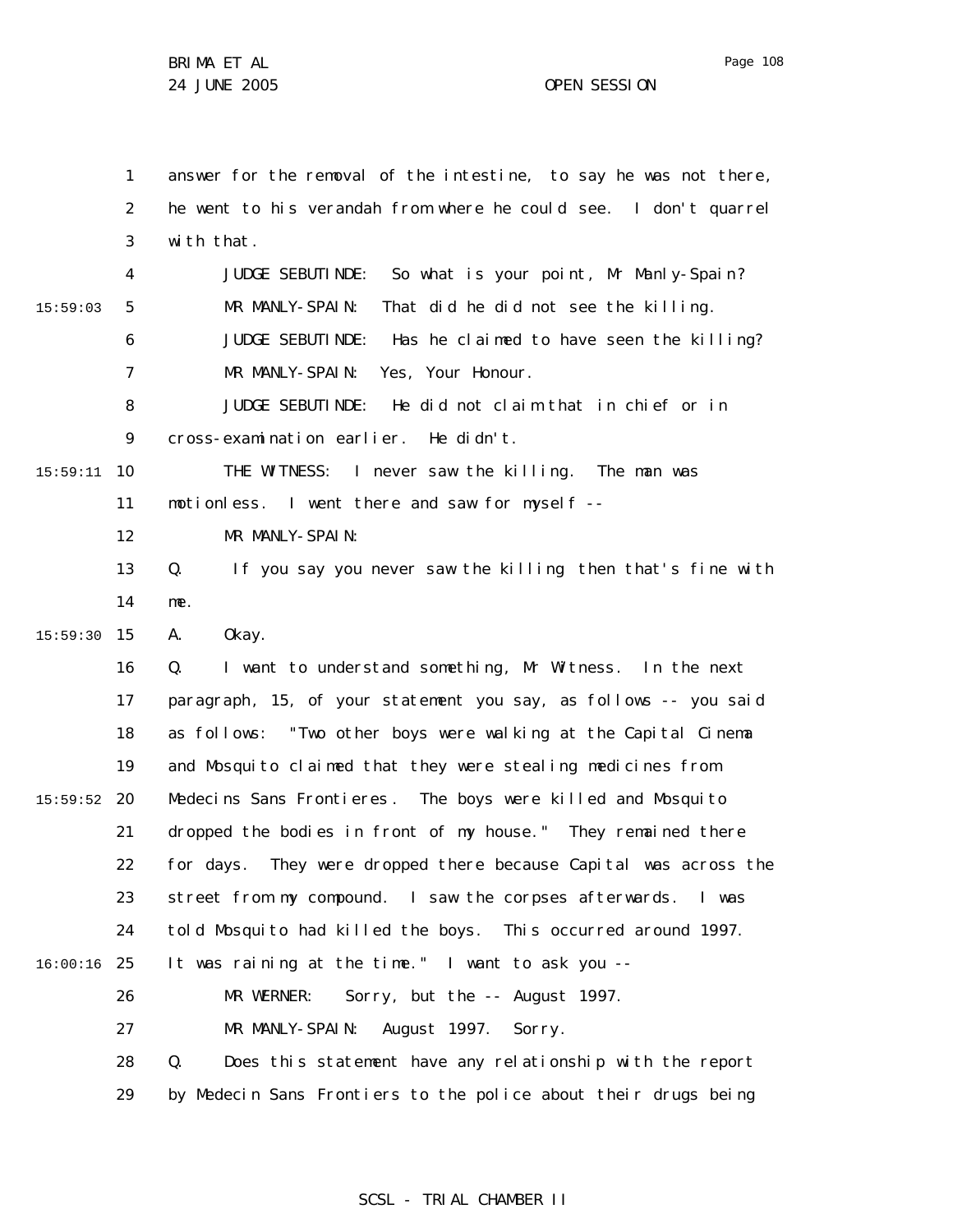answer for the removal of the intestine, to say he was not there, he went to his verandah from where he could see. I don't quarrel with that.

JUDGE SEBUTINDE: So what is your point, Mr Manly-Spain?

MR MANLY-SPAIN: That did he did not see the killing.

JUDGE SEBUTINDE: Has he claimed to have seen the killing?

MR MANLY-SPAIN: Yes, Your Honour.

JUDGE SEBUTINDE: He did not claim that in chief or in cross-examination earlier. He didn't.

THE WITNESS: I never saw the killing. The man was motionless. I went there and saw for myself --

MR MANLY-SPAIN:

Q. If you say you never saw the killing then that's fine with me.

A. Okay.

Q. I want to understand something, Mr Witness. In the next paragraph, 15, of your statement you say, as follows -- you said as follows: "Two other boys were walking at the Capital Cinema and Mosquito claimed that they were stealing medicines from Medecins Sans Frontieres. The boys were killed and Mosquito dropped the bodies in front of my house." They remained there for days. They were dropped there because Capital was across the street from my compound. I saw the corpses afterwards. I was told Mosquito had killed the boys. This occurred around 1997. It was raining at the time." I want to ask you --

MR WERNER: Sorry, but the -- August 1997.

MR MANLY-SPAIN: August 1997. Sorry.

Q. Does this statement have any relationship with the report by Medecin Sans Frontiers to the police about their drugs being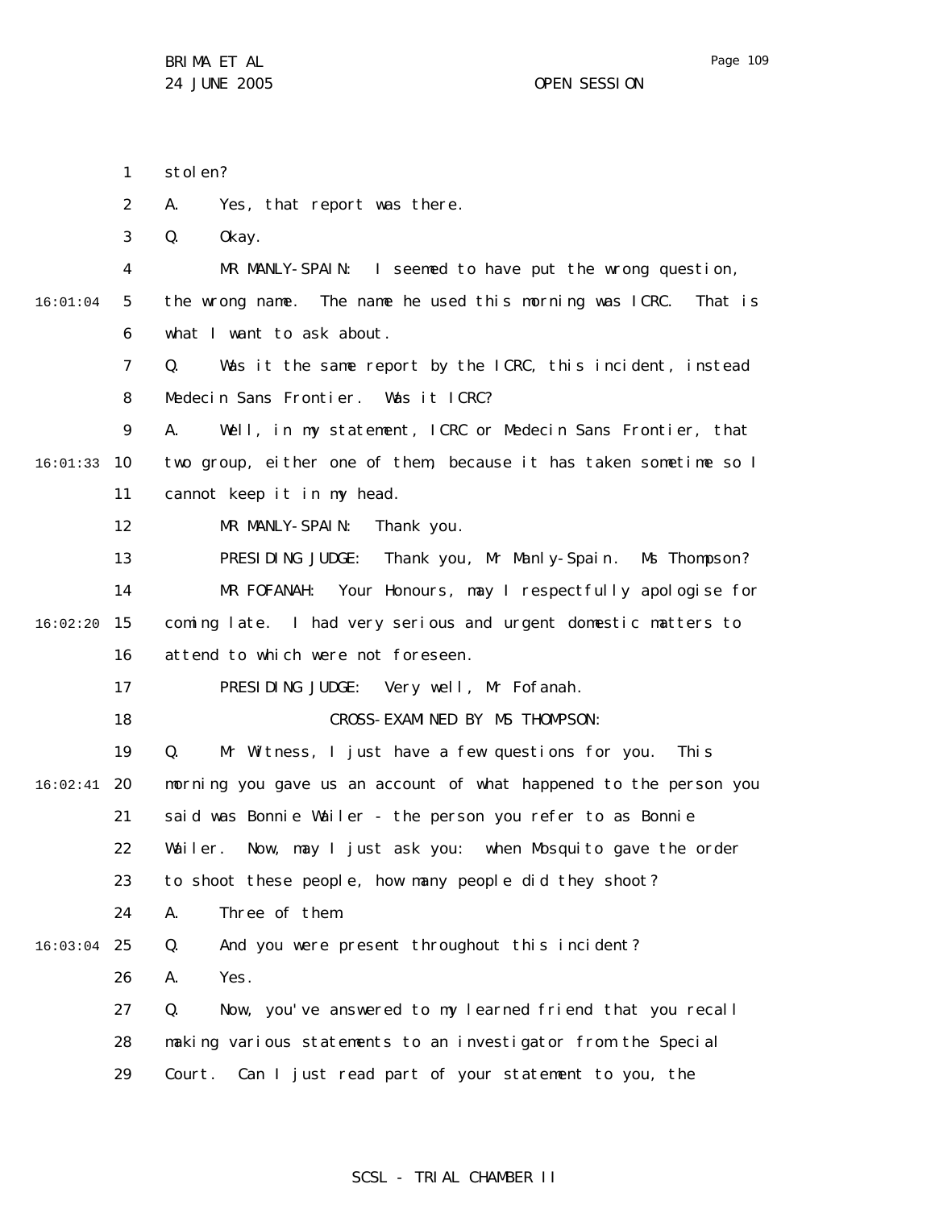stolen?

A. Yes, that report was there.

Q. Okay.

MR MANLY-SPAIN: I seemed to have put the wrong question, the wrong name. The name he used this morning was ICRC. That is what I want to ask about.

Q. Was it the same report by the ICRC, this incident, instead Medecin Sans Frontier. Was it ICRC?

A. Well, in my statement, ICRC or Medecin Sans Frontier, that two group, either one of them, because it has taken sometime so I cannot keep it in my head.

MR MANLY-SPAIN: Thank you.

PRESIDING JUDGE: Thank you, Mr Manly-Spain. Ms Thompson?

MR FOFANAH: Your Honours, may I respectfully apologise for coming late. I had very serious and urgent domestic matters to attend to which were not foreseen.

PRESIDING JUDGE: Very well, Mr Fofanah.

CROSS-EXAMINED BY MS THOMPSON:

Q. Mr Witness, I just have a few questions for you. This morning you gave us an account of what happened to the person you said was Bonnie Wailer - the person you refer to as Bonnie Wailer. Now, may I just ask you: when Mosquito gave the order to shoot these people, how many people did they shoot?

A. Three of them.

Q. And you were present throughout this incident?

A. Yes.

Q. Now, you've answered to my learned friend that you recall making various statements to an investigator from the Special Court. Can I just read part of your statement to you, the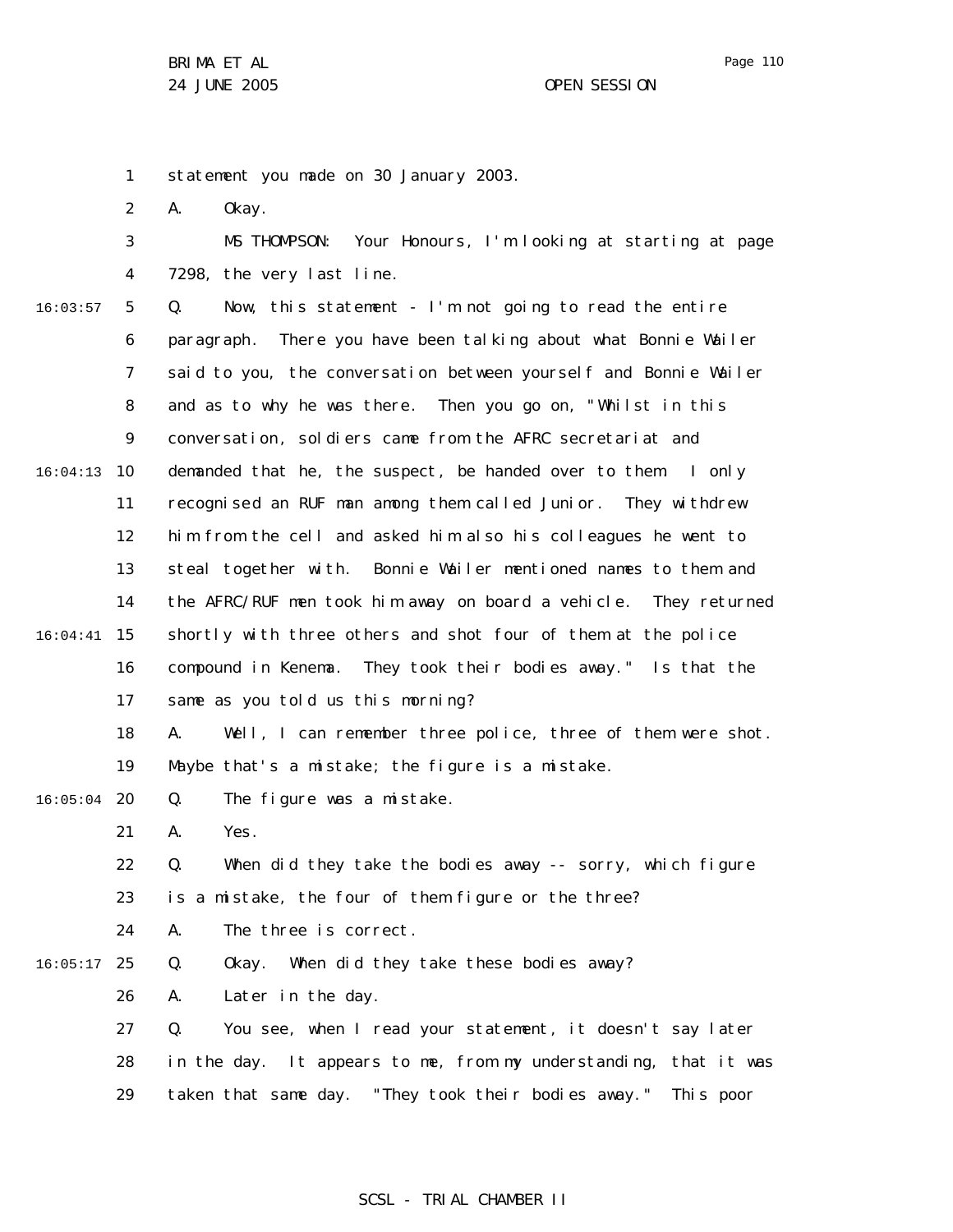statement you made on 30 January 2003.

A. Okay.

MS THOMPSON: Your Honours, I'm looking at starting at page 7298, the very last line.

Q. Now, this statement - I'm not going to read the entire paragraph. There you have been talking about what Bonnie Wailer said to you, the conversation between yourself and Bonnie Wailer and as to why he was there. Then you go on, "Whilst in this conversation, soldiers came from the AFRC secretariat and demanded that he, the suspect, be handed over to them. I only recognised an RUF man among them called Junior. They withdrew him from the cell and asked him also his colleagues he went to steal together with. Bonnie Wailer mentioned names to them and the AFRC/RUF men took him away on board a vehicle. They returned shortly with three others and shot four of them at the police compound in Kenema. They took their bodies away." Is that the same as you told us this morning?

A. Well, I can remember three police, three of them were shot. Maybe that's a mistake; the figure is a mistake.

Q. The figure was a mistake.

A. Yes.

Q. When did they take the bodies away -- sorry, which figure is a mistake, the four of them figure or the three?

A. The three is correct.

Q. Okay. When did they take these bodies away?

A. Later in the day.

Q. You see, when I read your statement, it doesn't say later in the day. It appears to me, from my understanding, that it was taken that same day. "They took their bodies away." This poor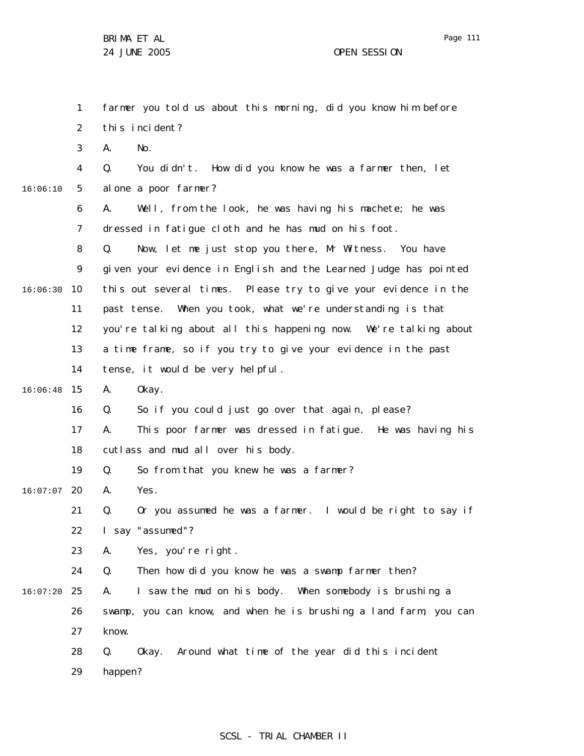farmer you told us about this morning, did you know him before this incident?

A. No.

Q. You didn't. How did you know he was a farmer then, let alone a poor farmer?

A. Well, from the look, he was having his machete; he was dressed in fatigue cloth and he has mud on his foot.

Q. Now, let me just stop you there, Mr Witness. You have given your evidence in English and the Learned Judge has pointed this out several times. Please try to give your evidence in the past tense. When you took, what we're understanding is that you're talking about all this happening now. We're talking about a time frame, so if you try to give your evidence in the past tense, it would be very helpful.

A. Okay.

Q. So if you could just go over that again, please?

A. This poor farmer was dressed in fatigue. He was having his cutlass and mud all over his body.

Q. So from that you knew he was a farmer?

A. Yes.

Q. Or you assumed he was a farmer. I would be right to say if I say "assumed"?

A. Yes, you're right.

Q. Then how did you know he was a swamp farmer then?

A. I saw the mud on his body. When somebody is brushing a swamp, you can know, and when he is brushing a land farm, you can know.

Q. Okay. Around what time of the year did this incident happen?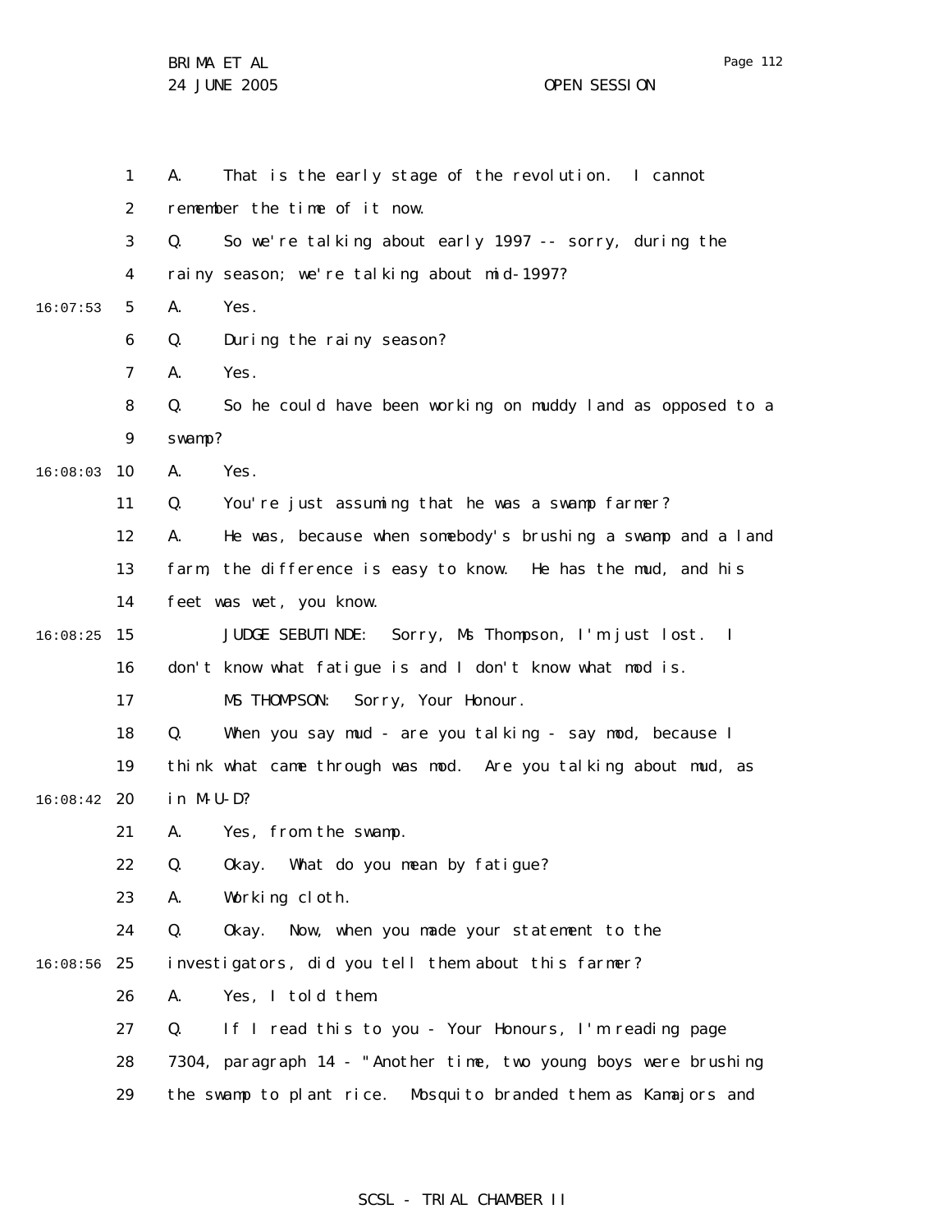A. That is the early stage of the revolution. I cannot remember the time of it now.

Q. So we're talking about early 1997 -- sorry, during the rainy season; we're talking about mid-1997?

A. Yes.

Q. During the rainy season?

A. Yes.

Q. So he could have been working on muddy land as opposed to a swamp?

A. Yes.

Q. You're just assuming that he was a swamp farmer?

A. He was, because when somebody's brushing a swamp and a land farm, the difference is easy to know. He has the mud, and his feet was wet, you know.

JUDGE SEBUTINDE: Sorry, Ms Thompson, I'm just lost. I don't know what fatigue is and I don't know what mod is.

MS THOMPSON: Sorry, Your Honour.

Q. When you say mud - are you talking - say mod, because I think what came through was mod. Are you talking about mud, as in M-U-D?

A. Yes, from the swamp.

Q. Okay. What do you mean by fatigue?

A. Working cloth.

Q. Okay. Now, when you made your statement to the investigators, did you tell them about this farmer?

A. Yes, I told them.

Q. If I read this to you - Your Honours, I'm reading page 7304, paragraph 14 - "Another time, two young boys were brushing the swamp to plant rice. Mosquito branded them as Kamajors and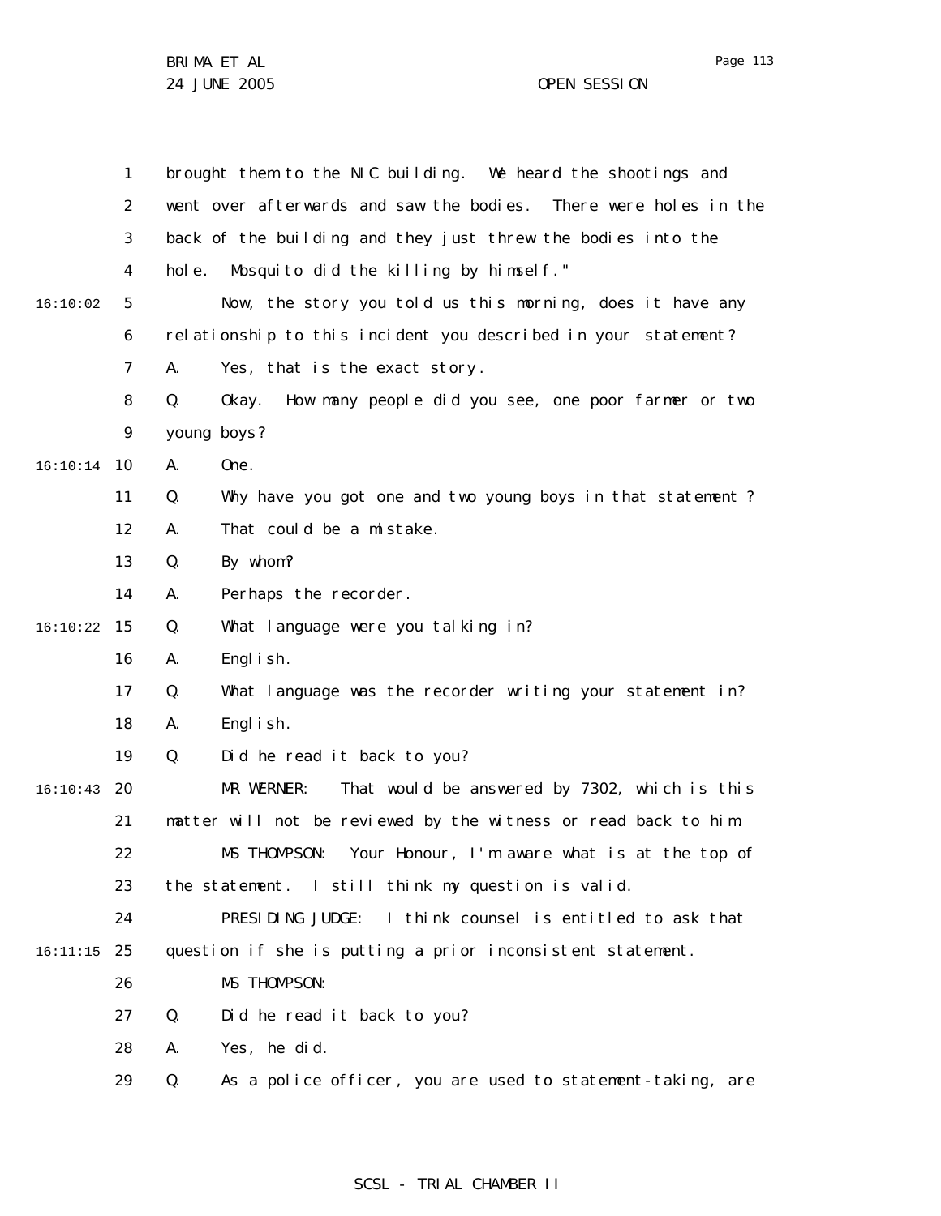brought them to the NIC building. We heard the shootings and went over afterwards and saw the bodies. There were holes in the back of the building and they just threw the bodies into the hole. Mosquito did the killing by himself."

Now, the story you told us this morning, does it have any relationship to this incident you described in your statement?

A. Yes, that is the exact story.

Q. Okay. How many people did you see, one poor farmer or two young boys?

A. One.

Q. Why have you got one and two young boys in that statement ?

A. That could be a mistake.

Q. By whom?

A. Perhaps the recorder.

Q. What language were you talking in?

A. English.

Q. What language was the recorder writing your statement in?

A. English.

Q. Did he read it back to you?

MR WERNER: That would be answered by 7302, which is this matter will not be reviewed by the witness or read back to him.

MS THOMPSON: Your Honour, I'm aware what is at the top of the statement. I still think my question is valid.

PRESIDING JUDGE: I think counsel is entitled to ask that question if she is putting a prior inconsistent statement.

MS THOMPSON:

Q. Did he read it back to you?

A. Yes, he did.

Q. As a police officer, you are used to statement-taking, are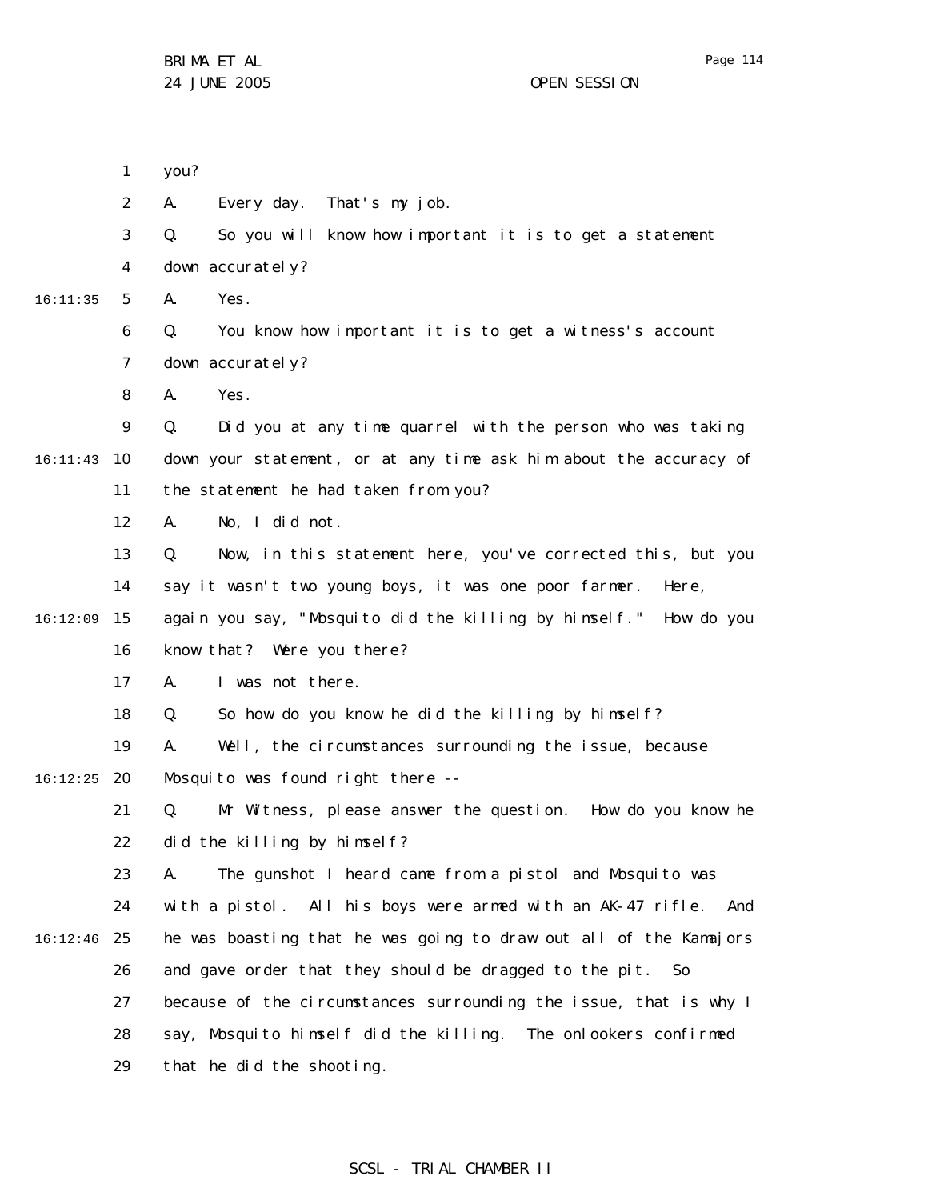you?

A. Every day. That's my job.

Q. So you will know how important it is to get a statement down accurately?

A. Yes.

Q. You know how important it is to get a witness's account down accurately?

A. Yes.

Q. Did you at any time quarrel with the person who was taking down your statement, or at any time ask him about the accuracy of the statement he had taken from you?

A. No, I did not.

Q. Now, in this statement here, you've corrected this, but you say it wasn't two young boys, it was one poor farmer. Here, again you say, "Mosquito did the killing by himself." How do you know that? Were you there?

A. I was not there.

Q. So how do you know he did the killing by himself?

A. Well, the circumstances surrounding the issue, because Mosquito was found right there --

Q. Mr Witness, please answer the question. How do you know he did the killing by himself?

A. The gunshot I heard came from a pistol and Mosquito was with a pistol. All his boys were armed with an AK-47 rifle. And he was boasting that he was going to draw out all of the Kamajors and gave order that they should be dragged to the pit. So because of the circumstances surrounding the issue, that is why I say, Mosquito himself did the killing. The onlookers confirmed that he did the shooting.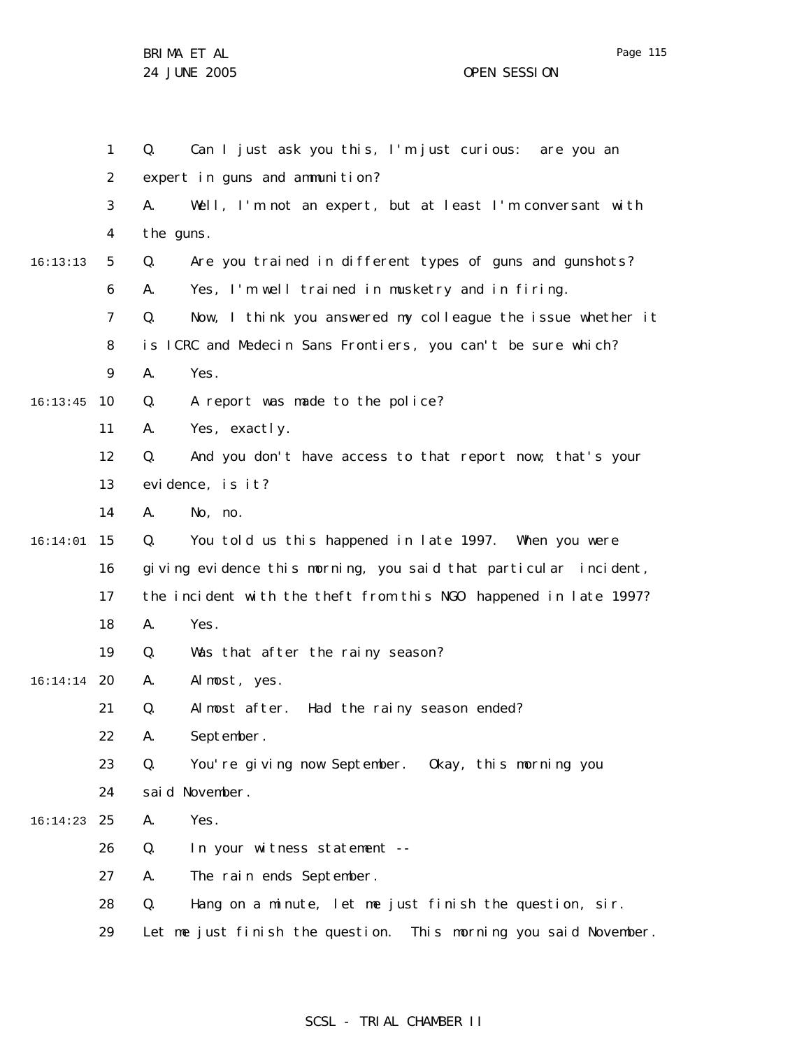Q. Can I just ask you this, I'm just curious: are you an expert in guns and ammunition?

A. Well, I'm not an expert, but at least I'm conversant with the guns.

Q. Are you trained in different types of guns and gunshots?

A. Yes, I'm well trained in musketry and in firing.

Q. Now, I think you answered my colleague the issue whether it is ICRC and Medecin Sans Frontiers, you can't be sure which?

A. Yes.

Q. A report was made to the police?

A. Yes, exactly.

Q. And you don't have access to that report now; that's your evidence, is it?

A. No, no.

Q. You told us this happened in late 1997. When you were giving evidence this morning, you said that particular incident, the incident with the theft from this NGO happened in late 1997?

A. Yes.

Q. Was that after the rainy season?

A. Almost, yes.

Q. Almost after. Had the rainy season ended?

A. September.

Q. You're giving now September. Okay, this morning you said November.

A. Yes.

Q. In your witness statement --

A. The rain ends September.

Q. Hang on a minute, let me just finish the question, sir. Let me just finish the question. This morning you said November.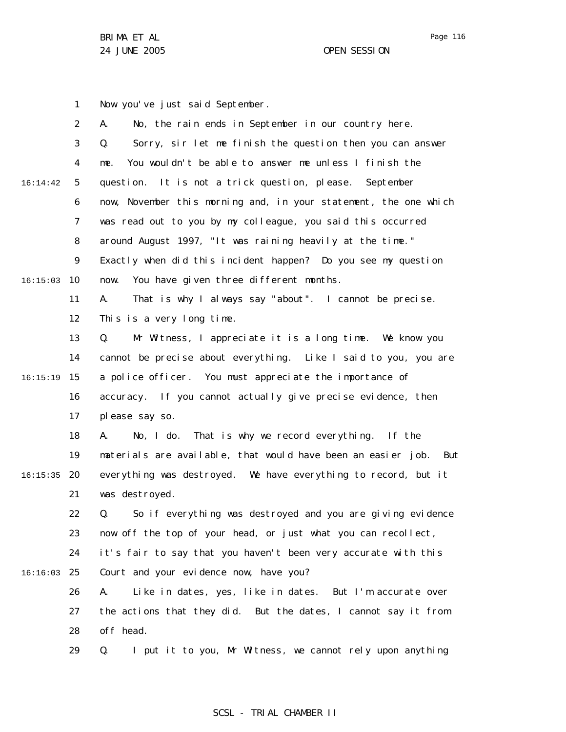Now you've just said September.

A. No, the rain ends in September in our country here.

Q. Sorry, sir let me finish the question then you can answer me. You wouldn't be able to answer me unless I finish the question. It is not a trick question, please. September now, November this morning and, in your statement, the one which was read out to you by my colleague, you said this occurred around August 1997, "It was raining heavily at the time." Exactly when did this incident happen? Do you see my question now. You have given three different months.

A. That is why I always say "about". I cannot be precise. This is a very long time.

Q. Mr Witness, I appreciate it is a long time. We know you cannot be precise about everything. Like I said to you, you are a police officer. You must appreciate the importance of accuracy. If you cannot actually give precise evidence, then please say so.

A. No, I do. That is why we record everything. If the materials are available, that would have been an easier job. But everything was destroyed. We have everything to record, but it was destroyed.

Q. So if everything was destroyed and you are giving evidence now off the top of your head, or just what you can recollect, it's fair to say that you haven't been very accurate with this Court and your evidence now, have you?

A. Like in dates, yes, like in dates. But I'm accurate over the actions that they did. But the dates, I cannot say it from off head.

Q. I put it to you, Mr Witness, we cannot rely upon anything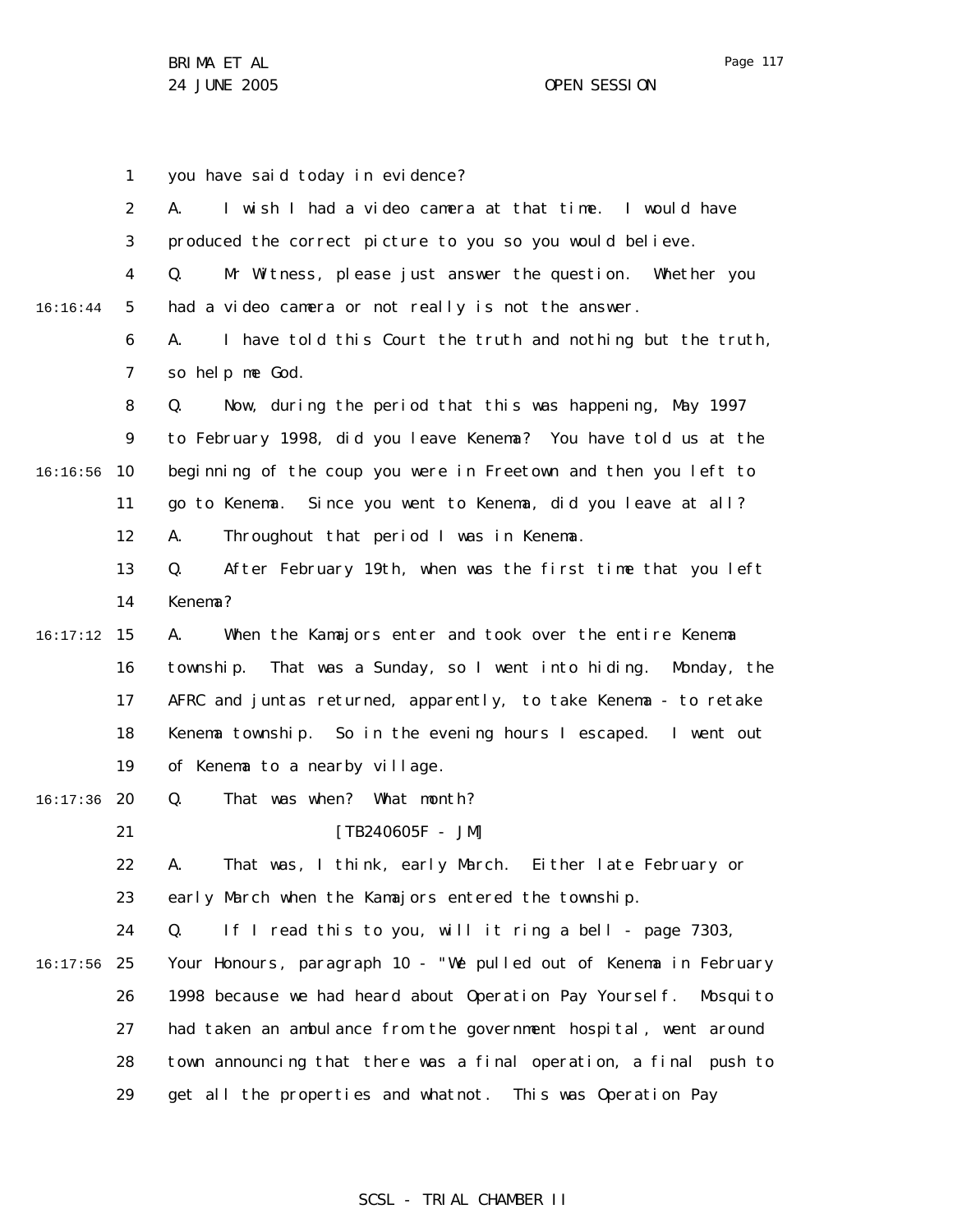you have said today in evidence?

A. I wish I had a video camera at that time. I would have produced the correct picture to you so you would believe.

Q. Mr Witness, please just answer the question. Whether you had a video camera or not really is not the answer.

A. I have told this Court the truth and nothing but the truth, so help me God.

Q. Now, during the period that this was happening, May 1997 to February 1998, did you leave Kenema? You have told us at the beginning of the coup you were in Freetown and then you left to go to Kenema. Since you went to Kenema, did you leave at all?

A. Throughout that period I was in Kenema.

Q. After February 19th, when was the first time that you left Kenema?

A. When the Kamajors enter and took over the entire Kenema township. That was a Sunday, so I went into hiding. Monday, the AFRC and juntas returned, apparently, to take Kenema - to retake Kenema township. So in the evening hours I escaped. I went out of Kenema to a nearby village.

Q. That was when? What month?

[TB240605F - JM]

A. That was, I think, early March. Either late February or early March when the Kamajors entered the township.

Q. If I read this to you, will it ring a bell - page 7303, Your Honours, paragraph 10 - "We pulled out of Kenema in February 1998 because we had heard about Operation Pay Yourself. Mosquito had taken an ambulance from the government hospital, went around town announcing that there was a final operation, a final push to get all the properties and whatnot. This was Operation Pay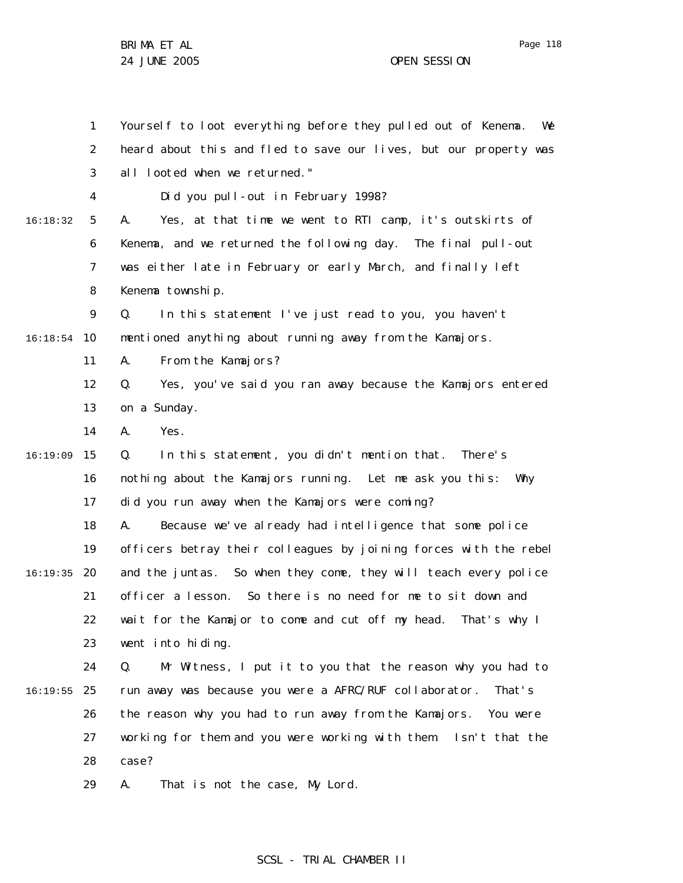1 Yourself to loot everything before they pulled out of Kenema. We
2 heard about this and fled to save our lives, but our property was
3 all looted when we returned."

4 Did you pull-out in February 1998?

16:18:32 5 A. Yes, at that time we went to RTI camp, it's outskirts of
6 Kenema, and we returned the following day. The final pull-out
7 was either late in February or early March, and finally left
8 Kenema township.

9 Q. In this statement I've just read to you, you haven't
16:18:54 10 mentioned anything about running away from the Kamajors.

11 A. From the Kamajors?

12 Q. Yes, you've said you ran away because the Kamajors entered
13 on a Sunday.

14 A. Yes.

16:19:09 15 Q. In this statement, you didn't mention that. There's
16 nothing about the Kamajors running. Let me ask you this: Why
17 did you run away when the Kamajors were coming?

18 A. Because we've already had intelligence that some police
19 officers betray their colleagues by joining forces with the rebel
16:19:35 20 and the juntas. So when they come, they will teach every police
21 officer a lesson. So there is no need for me to sit down and
22 wait for the Kamajor to come and cut off my head. That's why I
23 went into hiding.

24 Q. Mr Witness, I put it to you that the reason why you had to
16:19:55 25 run away was because you were a AFRC/RUF collaborator. That's
26 the reason why you had to run away from the Kamajors. You were
27 working for them and you were working with them. Isn't that the
28 case?

29 A. That is not the case, My Lord.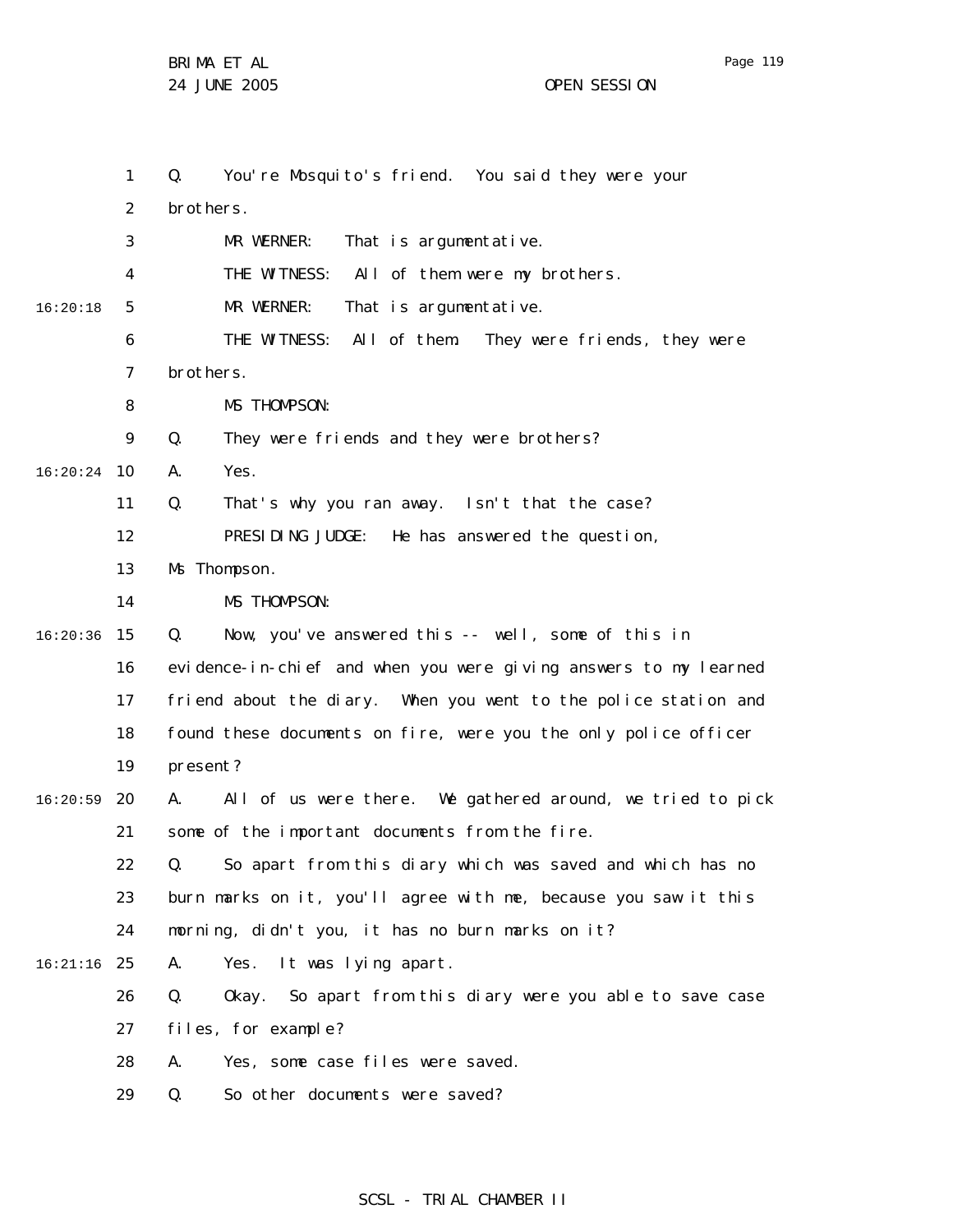Q. You're Mosquito's friend. You said they were your brothers.

MR WERNER: That is argumentative.

THE WITNESS: All of them were my brothers.

MR WERNER: That is argumentative.

THE WITNESS: All of them. They were friends, they were brothers.

MS THOMPSON:

Q. They were friends and they were brothers?

A. Yes.

Q. That's why you ran away. Isn't that the case?

PRESIDING JUDGE: He has answered the question, Ms Thompson.

MS THOMPSON:

Q. Now, you've answered this -- well, some of this in evidence-in-chief and when you were giving answers to my learned friend about the diary. When you went to the police station and found these documents on fire, were you the only police officer present?

A. All of us were there. We gathered around, we tried to pick some of the important documents from the fire.

Q. So apart from this diary which was saved and which has no burn marks on it, you'll agree with me, because you saw it this morning, didn't you, it has no burn marks on it?

A. Yes. It was lying apart.

Q. Okay. So apart from this diary were you able to save case files, for example?

A. Yes, some case files were saved.

Q. So other documents were saved?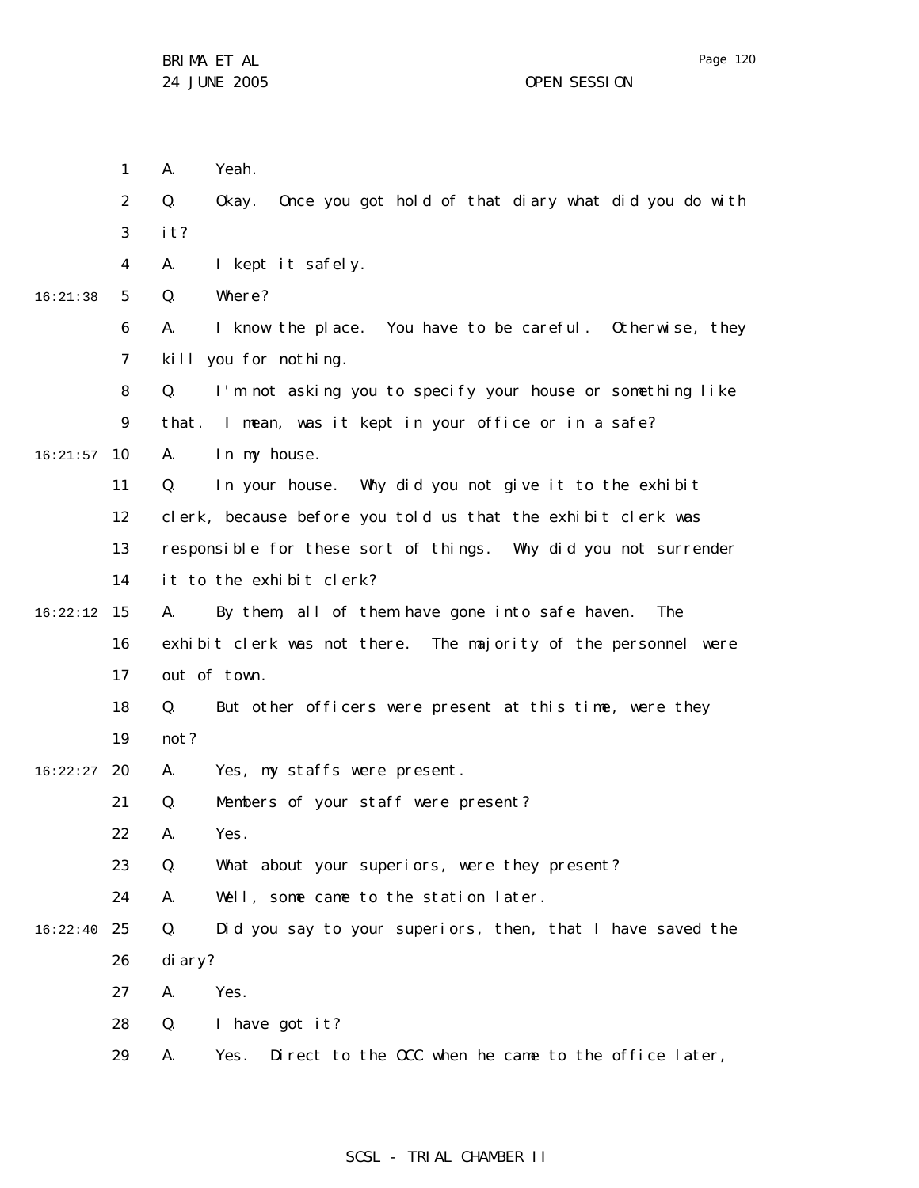A. Yeah.

Q. Okay. Once you got hold of that diary what did you do with it?

A. I kept it safely.

Q. Where?

A. I know the place. You have to be careful. Otherwise, they kill you for nothing.

Q. I'm not asking you to specify your house or something like that. I mean, was it kept in your office or in a safe?

A. In my house.

Q. In your house. Why did you not give it to the exhibit clerk, because before you told us that the exhibit clerk was responsible for these sort of things. Why did you not surrender it to the exhibit clerk?

A. By them, all of them have gone into safe haven. The exhibit clerk was not there. The majority of the personnel were out of town.

Q. But other officers were present at this time, were they not?

A. Yes, my staffs were present.

Q. Members of your staff were present?

A. Yes.

Q. What about your superiors, were they present?

A. Well, some came to the station later.

Q. Did you say to your superiors, then, that I have saved the diary?

A. Yes.

Q. I have got it?

A. Yes. Direct to the OCC when he came to the office later,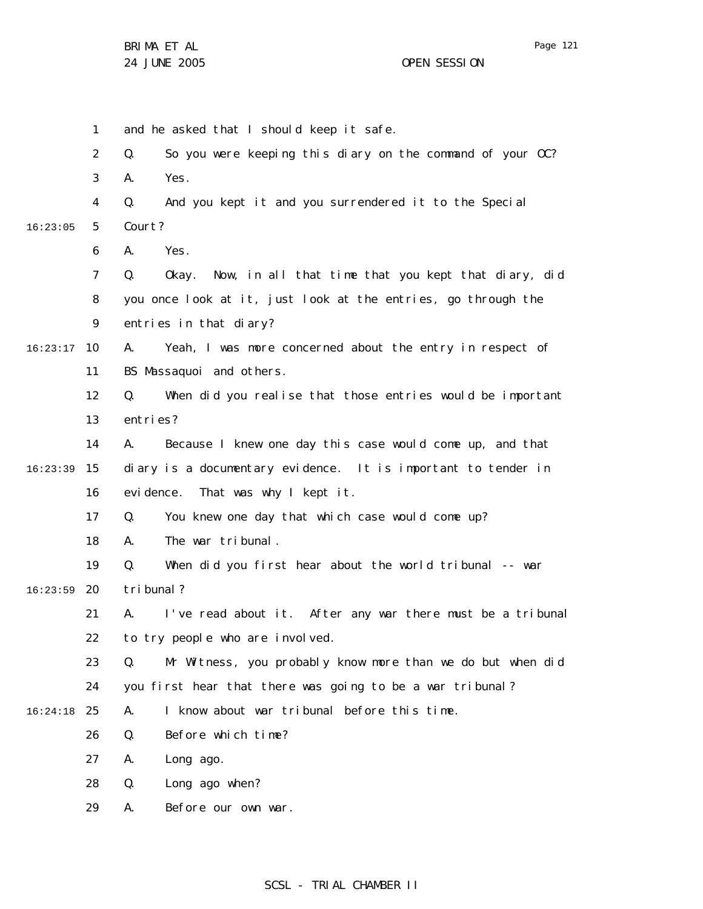and he asked that I should keep it safe.

Q. So you were keeping this diary on the command of your OC?

A. Yes.

Q. And you kept it and you surrendered it to the Special Court?

A. Yes.

Q. Okay. Now, in all that time that you kept that diary, did you once look at it, just look at the entries, go through the entries in that diary?

A. Yeah, I was more concerned about the entry in respect of BS Massaquoi and others.

Q. When did you realise that those entries would be important entries?

A. Because I knew one day this case would come up, and that diary is a documentary evidence. It is important to tender in evidence. That was why I kept it.

Q. You knew one day that which case would come up?

A. The war tribunal.

Q. When did you first hear about the world tribunal -- war tribunal?

A. I've read about it. After any war there must be a tribunal to try people who are involved.

Q. Mr Witness, you probably know more than we do but when did you first hear that there was going to be a war tribunal?

A. I know about war tribunal before this time.

Q. Before which time?

A. Long ago.

Q. Long ago when?

A. Before our own war.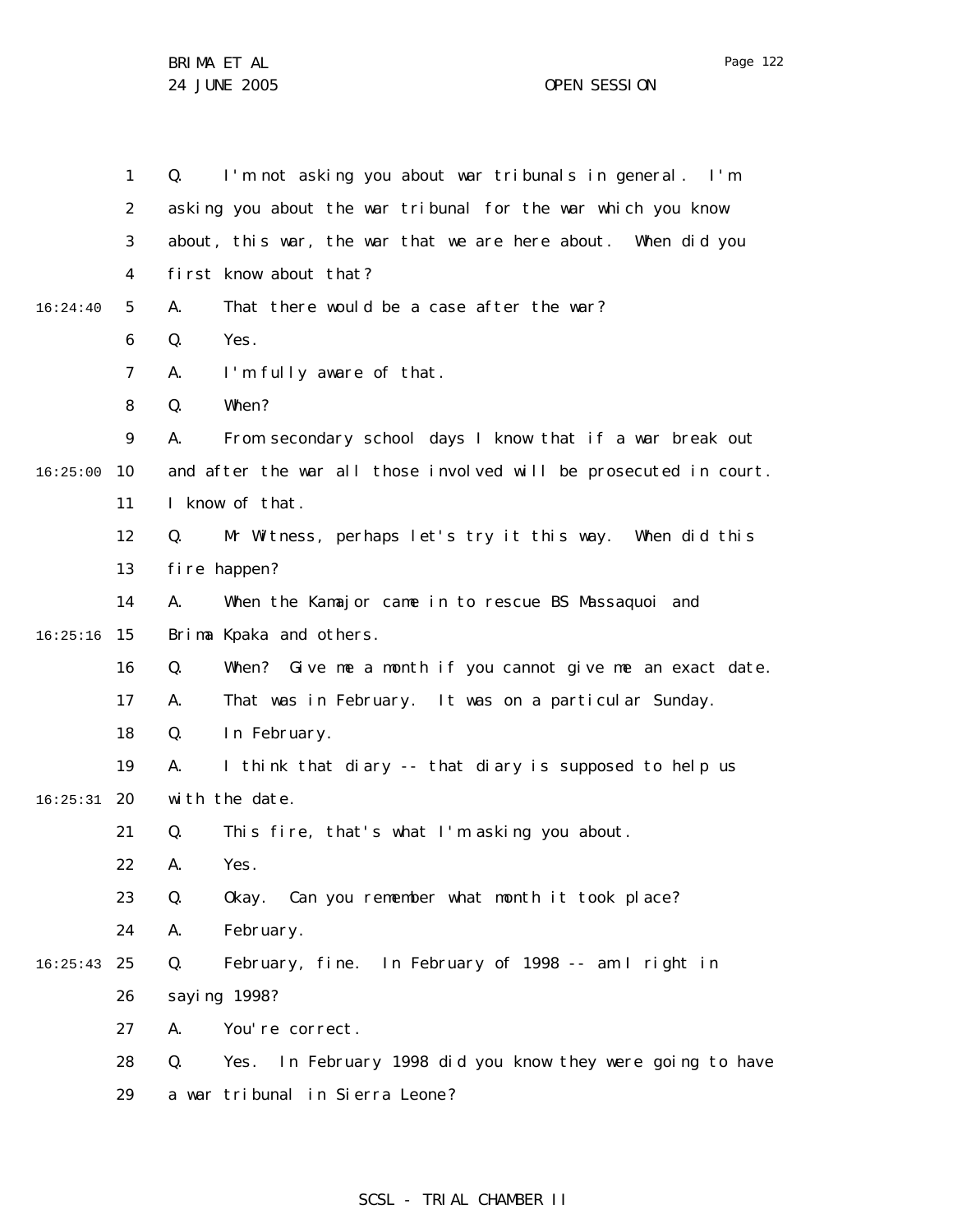Q. I'm not asking you about war tribunals in general. I'm asking you about the war tribunal for the war which you know about, this war, the war that we are here about. When did you first know about that?

A. That there would be a case after the war?

Q. Yes.

A. I'm fully aware of that.

Q. When?

A. From secondary school days I know that if a war break out and after the war all those involved will be prosecuted in court. I know of that.

Q. Mr Witness, perhaps let's try it this way. When did this fire happen?

A. When the Kamajor came in to rescue BS Massaquoi and Brima Kpaka and others.

Q. When? Give me a month if you cannot give me an exact date.

A. That was in February. It was on a particular Sunday.

Q. In February.

A. I think that diary -- that diary is supposed to help us with the date.

Q. This fire, that's what I'm asking you about.

A. Yes.

Q. Okay. Can you remember what month it took place?

A. February.

Q. February, fine. In February of 1998 -- am I right in saying 1998?

A. You're correct.

Q. Yes. In February 1998 did you know they were going to have a war tribunal in Sierra Leone?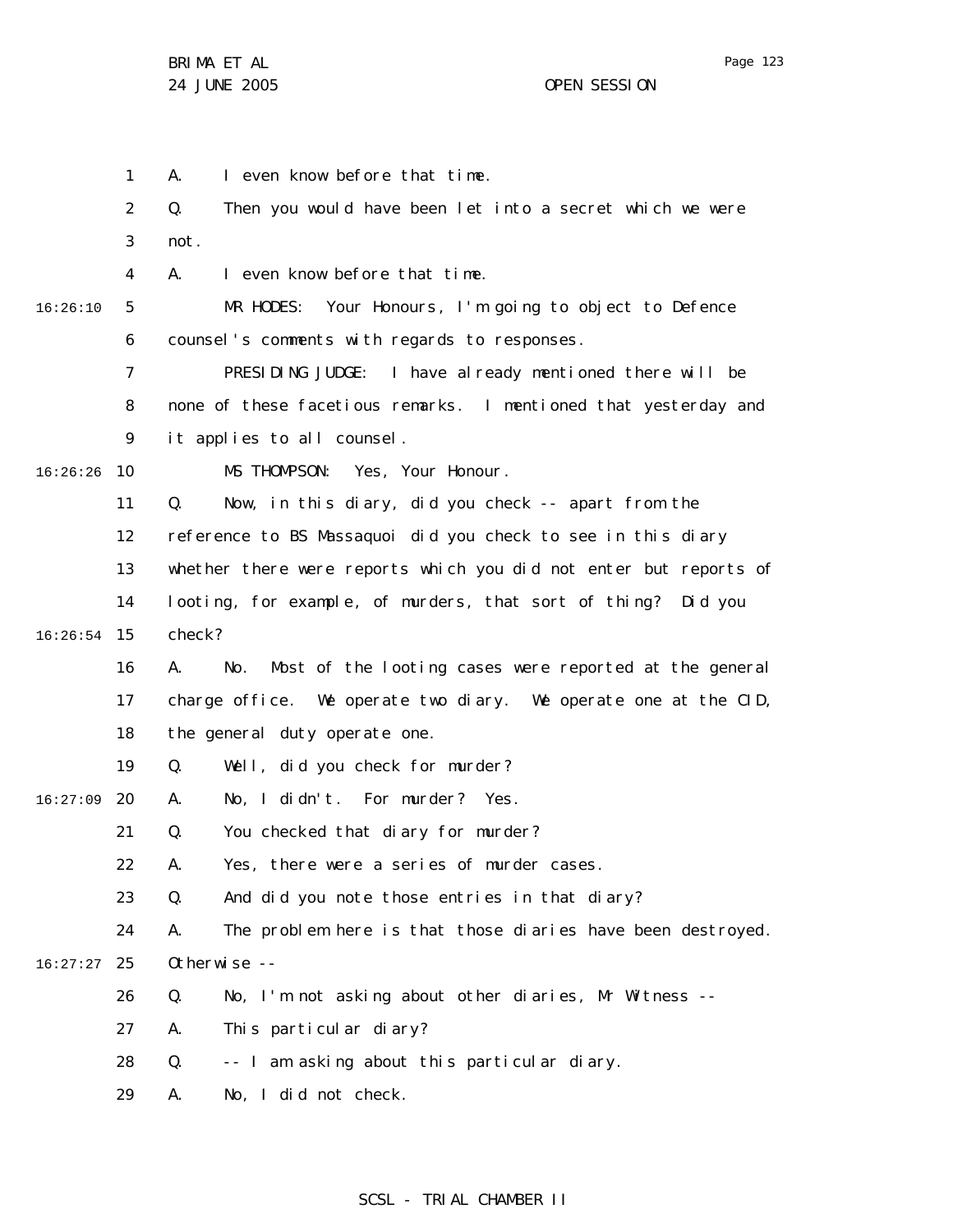A. I even know before that time.

Q. Then you would have been let into a secret which we were not.

A. I even know before that time.

MR HODES: Your Honours, I'm going to object to Defence counsel's comments with regards to responses.

PRESIDING JUDGE: I have already mentioned there will be none of these facetious remarks. I mentioned that yesterday and it applies to all counsel.

MS THOMPSON: Yes, Your Honour.

Q. Now, in this diary, did you check -- apart from the reference to BS Massaquoi did you check to see in this diary whether there were reports which you did not enter but reports of looting, for example, of murders, that sort of thing? Did you check?

A. No. Most of the looting cases were reported at the general charge office. We operate two diary. We operate one at the CID, the general duty operate one.

Q. Well, did you check for murder?

A. No, I didn't. For murder? Yes.

Q. You checked that diary for murder?

A. Yes, there were a series of murder cases.

Q. And did you note those entries in that diary?

A. The problem here is that those diaries have been destroyed. Otherwise --

Q. No, I'm not asking about other diaries, Mr Witness --

A. This particular diary?

Q. -- I am asking about this particular diary.

A. No, I did not check.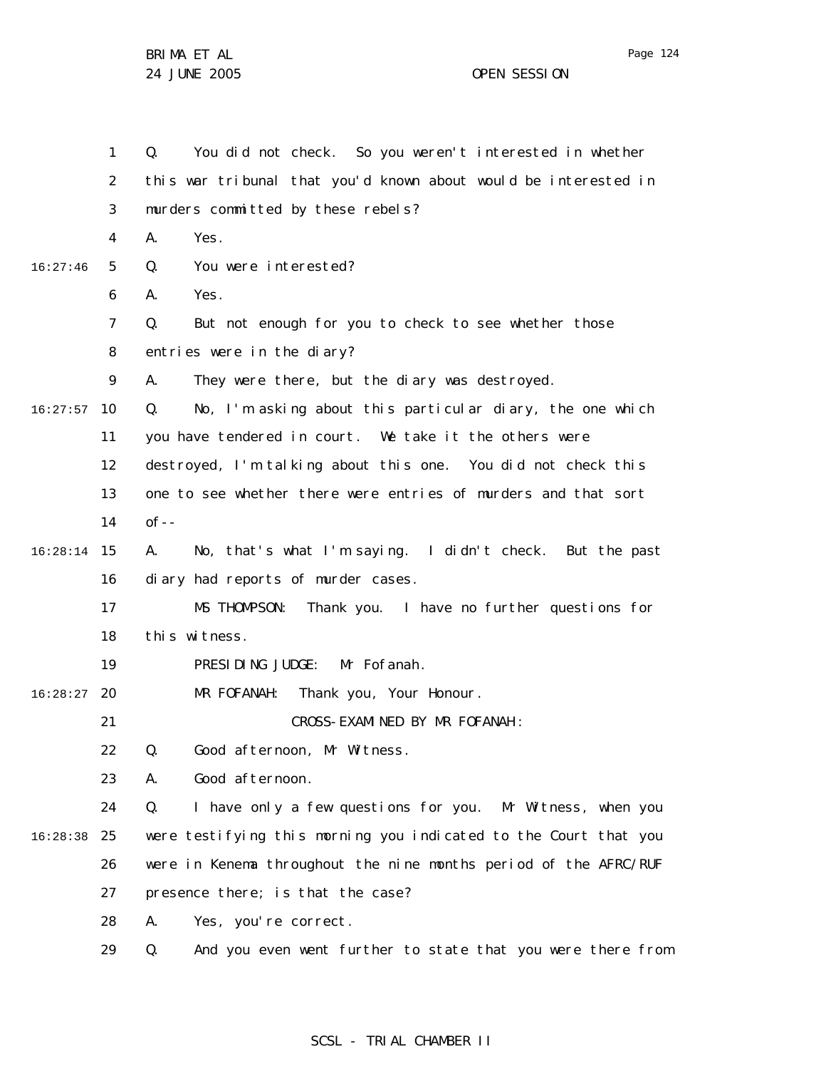Q. You did not check. So you weren't interested in whether this war tribunal that you'd known about would be interested in murders committed by these rebels?

A. Yes.

Q. You were interested?

A. Yes.

Q. But not enough for you to check to see whether those entries were in the diary?

A. They were there, but the diary was destroyed.

Q. No, I'm asking about this particular diary, the one which you have tendered in court. We take it the others were destroyed, I'm talking about this one. You did not check this one to see whether there were entries of murders and that sort of--

A. No, that's what I'm saying. I didn't check. But the past diary had reports of murder cases.

MS THOMPSON: Thank you. I have no further questions for this witness.

PRESIDING JUDGE: Mr Fofanah.

MR FOFANAH: Thank you, Your Honour.

CROSS-EXAMINED BY MR FOFANAH:

Q. Good afternoon, Mr Witness.

A. Good afternoon.

Q. I have only a few questions for you. Mr Witness, when you were testifying this morning you indicated to the Court that you were in Kenema throughout the nine months period of the AFRC/RUF presence there; is that the case?

A. Yes, you're correct.

Q. And you even went further to state that you were there from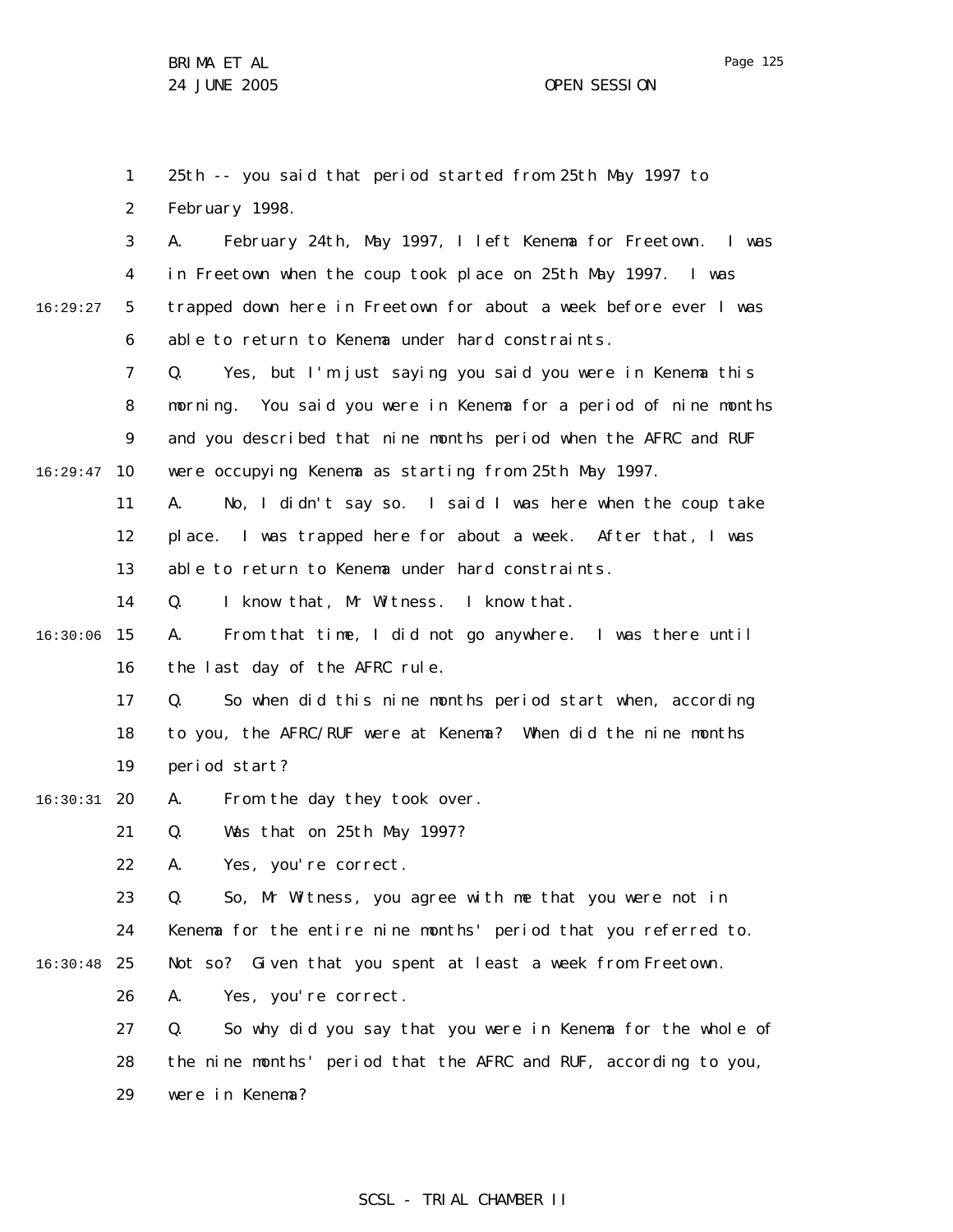25th -- you said that period started from 25th May 1997 to February 1998.

A. February 24th, May 1997, I left Kenema for Freetown. I was in Freetown when the coup took place on 25th May 1997. I was trapped down here in Freetown for about a week before ever I was able to return to Kenema under hard constraints.

Q. Yes, but I'm just saying you said you were in Kenema this morning. You said you were in Kenema for a period of nine months and you described that nine months period when the AFRC and RUF were occupying Kenema as starting from 25th May 1997.

A. No, I didn't say so. I said I was here when the coup take place. I was trapped here for about a week. After that, I was able to return to Kenema under hard constraints.

Q. I know that, Mr Witness. I know that.

A. From that time, I did not go anywhere. I was there until the last day of the AFRC rule.

Q. So when did this nine months period start when, according to you, the AFRC/RUF were at Kenema? When did the nine months period start?

A. From the day they took over.

Q. Was that on 25th May 1997?

A. Yes, you're correct.

Q. So, Mr Witness, you agree with me that you were not in Kenema for the entire nine months' period that you referred to. Not so? Given that you spent at least a week from Freetown.

A. Yes, you're correct.

Q. So why did you say that you were in Kenema for the whole of the nine months' period that the AFRC and RUF, according to you, were in Kenema?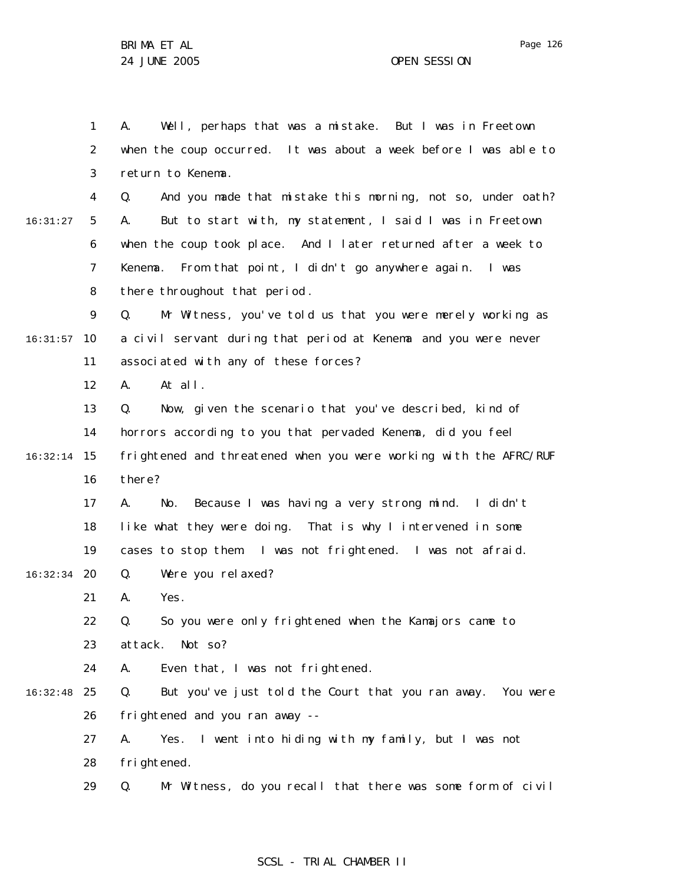A. Well, perhaps that was a mistake. But I was in Freetown when the coup occurred. It was about a week before I was able to return to Kenema.

Q. And you made that mistake this morning, not so, under oath?

A. But to start with, my statement, I said I was in Freetown when the coup took place. And I later returned after a week to Kenema. From that point, I didn't go anywhere again. I was there throughout that period.

Q. Mr Witness, you've told us that you were merely working as a civil servant during that period at Kenema and you were never associated with any of these forces?

A. At all.

Q. Now, given the scenario that you've described, kind of horrors according to you that pervaded Kenema, did you feel frightened and threatened when you were working with the AFRC/RUF there?

A. No. Because I was having a very strong mind. I didn't like what they were doing. That is why I intervened in some cases to stop them. I was not frightened. I was not afraid.

Q. Were you relaxed?

A. Yes.

Q. So you were only frightened when the Kamajors came to attack. Not so?

A. Even that, I was not frightened.

Q. But you've just told the Court that you ran away. You were frightened and you ran away --

A. Yes. I went into hiding with my family, but I was not frightened.

Q. Mr Witness, do you recall that there was some form of civil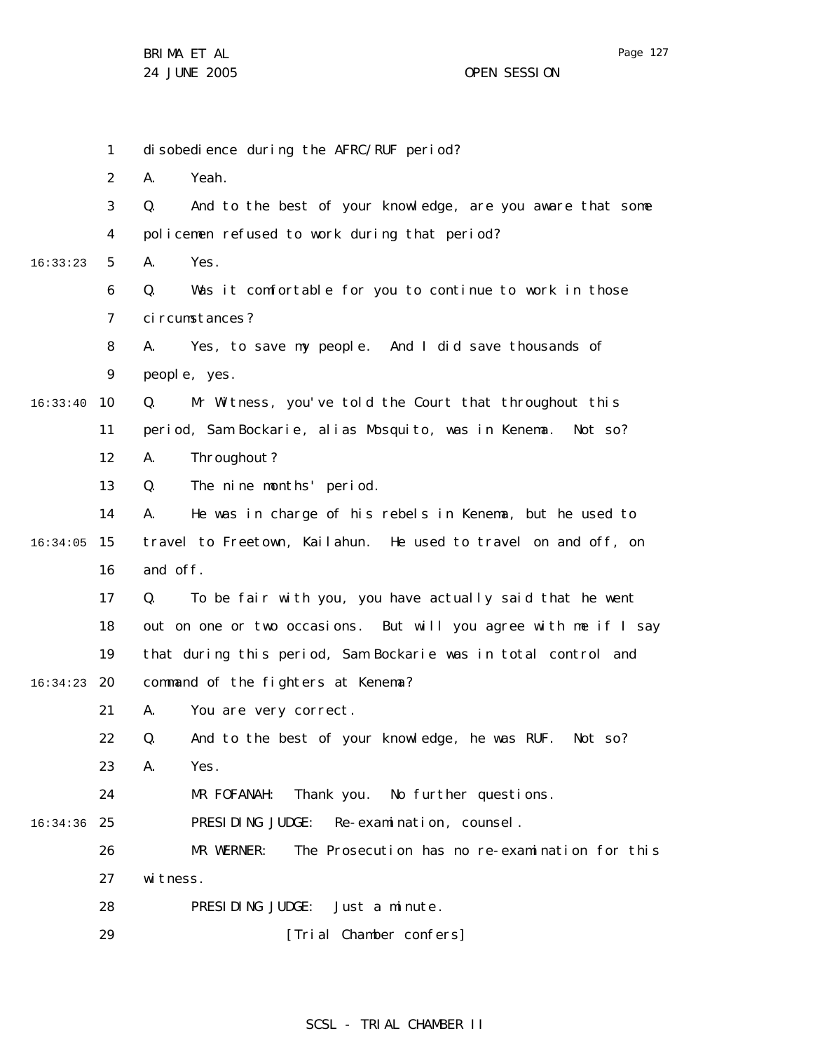disobedience during the AFRC/RUF period?

A. Yeah.

Q. And to the best of your knowledge, are you aware that some policemen refused to work during that period?

A. Yes.

Q. Was it comfortable for you to continue to work in those circumstances?

A. Yes, to save my people. And I did save thousands of people, yes.

Q. Mr Witness, you've told the Court that throughout this period, Sam Bockarie, alias Mosquito, was in Kenema. Not so?

A. Throughout?

Q. The nine months' period.

A. He was in charge of his rebels in Kenema, but he used to travel to Freetown, Kailahun. He used to travel on and off, on and off.

Q. To be fair with you, you have actually said that he went out on one or two occasions. But will you agree with me if I say that during this period, Sam Bockarie was in total control and command of the fighters at Kenema?

A. You are very correct.

Q. And to the best of your knowledge, he was RUF. Not so?

A. Yes.

MR FOFANAH: Thank you. No further questions.

PRESIDING JUDGE: Re-examination, counsel.

MR WERNER: The Prosecution has no re-examination for this witness.

PRESIDING JUDGE: Just a minute.

[Trial Chamber confers]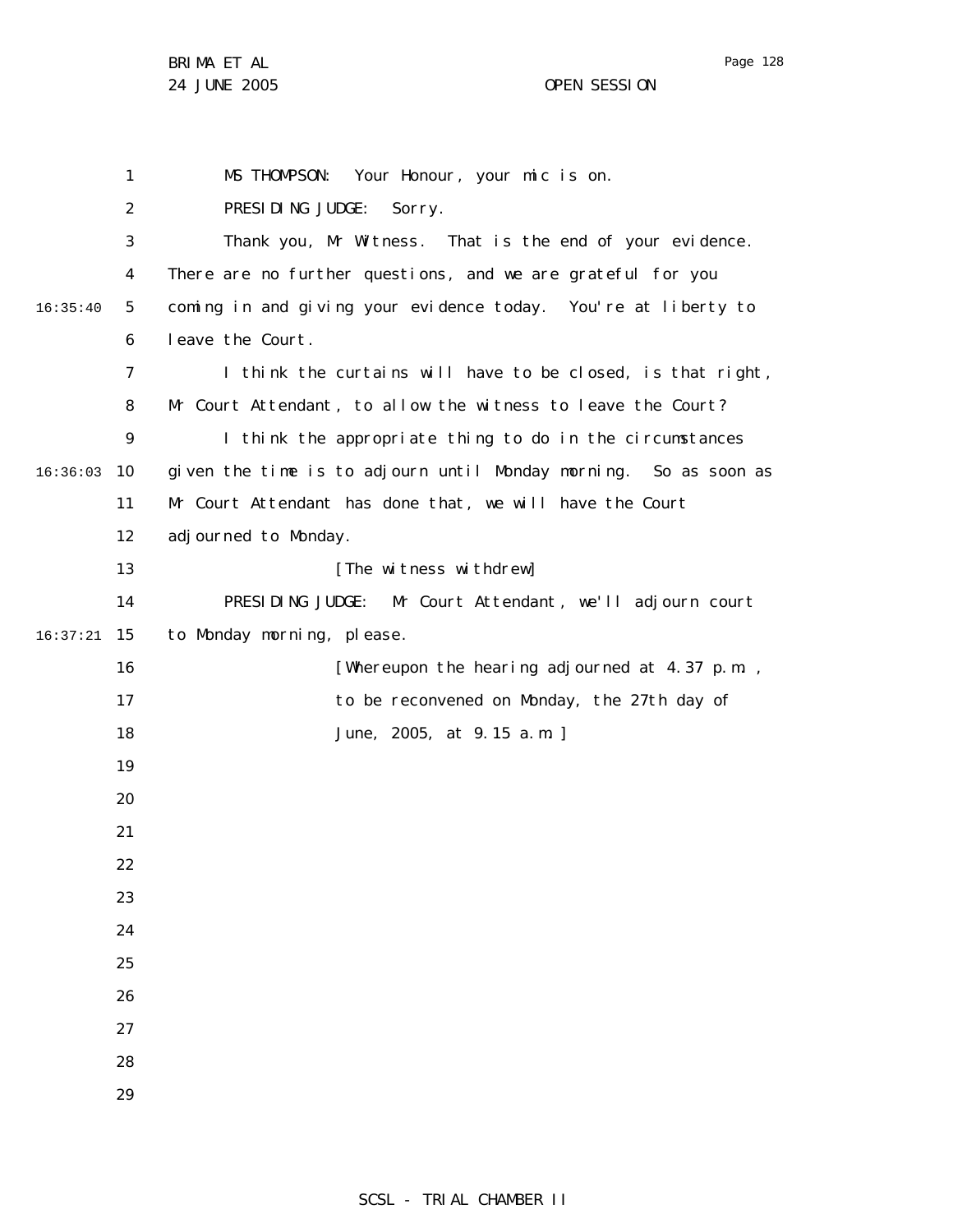MS THOMPSON: Your Honour, your mic is on.

PRESIDING JUDGE: Sorry.

Thank you, Mr Witness. That is the end of your evidence. There are no further questions, and we are grateful for you coming in and giving your evidence today. You're at liberty to leave the Court.

I think the curtains will have to be closed, is that right, Mr Court Attendant, to allow the witness to leave the Court?

I think the appropriate thing to do in the circumstances given the time is to adjourn until Monday morning. So as soon as Mr Court Attendant has done that, we will have the Court adjourned to Monday.

[The witness withdrew]

PRESIDING JUDGE: Mr Court Attendant, we'll adjourn court to Monday morning, please.

[Whereupon the hearing adjourned at 4.37 p.m., to be reconvened on Monday, the 27th day of June, 2005, at 9.15 a.m.]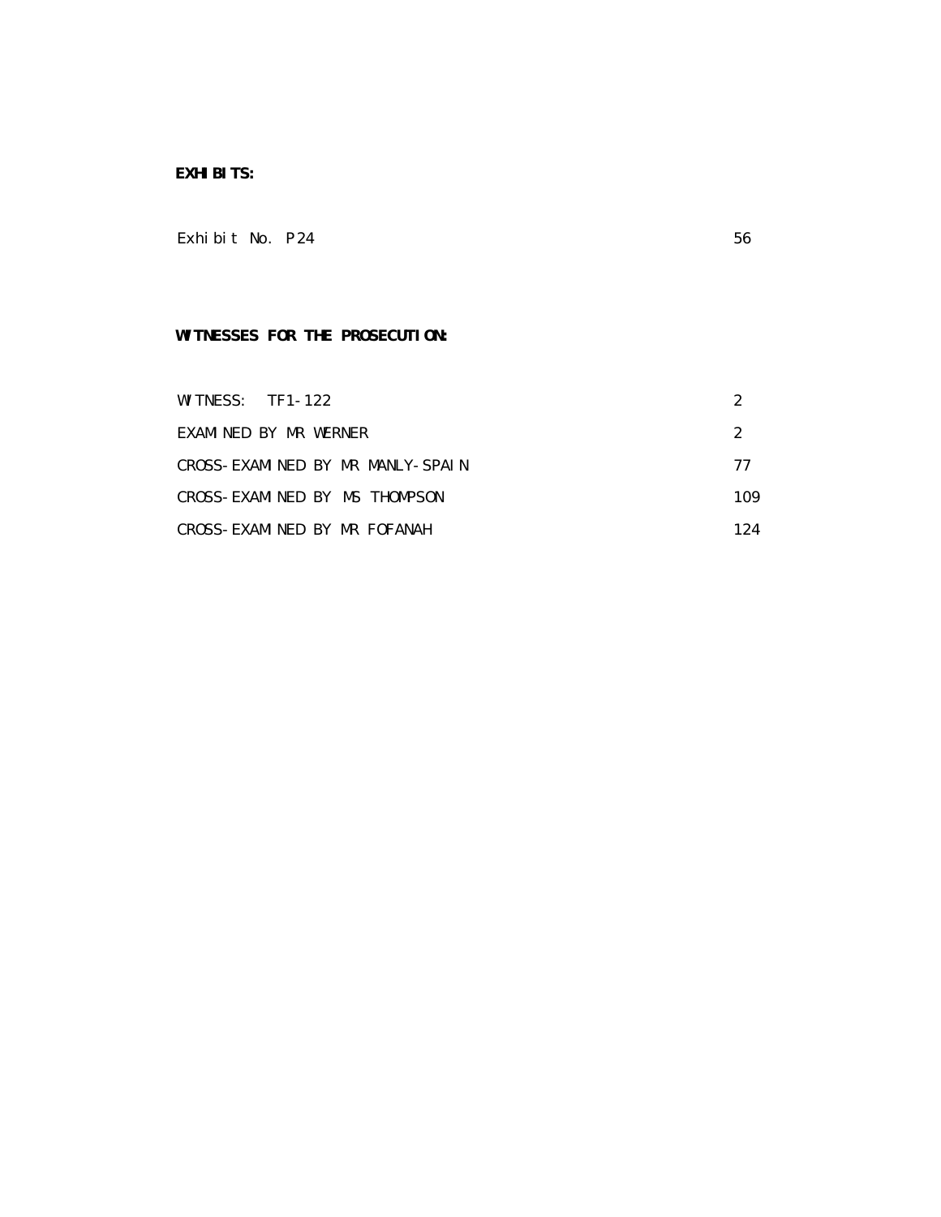**EXHIBITS:**

| | |
|---|---|
| Exhibit No. P24 | 56 |

**WITNESSES FOR THE PROSECUTION:**

| | |
|---|---|
| WITNESS: TF1-122 | 2 |
| EXAMINED BY MR WERNER | 2 |
| CROSS-EXAMINED BY MR MANLY-SPAIN | 77 |
| CROSS-EXAMINED BY MS THOMPSON | 109 |
| CROSS-EXAMINED BY MR FOFANAH | 124 |